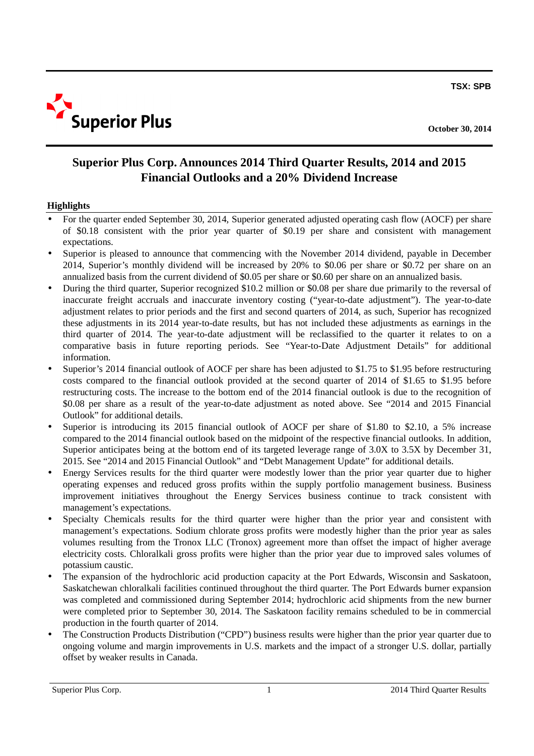TSX: SPB

Superior Plus

October 30, 2014

# Superior Plus Corp. Announces 2014 Third Quarter Results, 2014 and 2015 Financial Outlooks and a 20% Dividend Increase

## Highlights

- For the quarter ended September 30, 2014, Superior generated adjusted operating cash flow (AOCF) per share of $0.18 consistent with the prior year quarter of $0.19 per share and consistent with management expectations.
- Superior is pleased to announce that commencing with the November 2014 dividend, payable in December 2014, Superior's monthly dividend will be increased by 20% to $0.06 per share or $0.72 per share on an annualized basis from the current dividend of $0.05 per share or $0.60 per share on an annualized basis.
- During the third quarter, Superior recognized $10.2 million or $0.08 per share due primarily to the reversal of inaccurate freight accruals and inaccurate inventory costing ("year-to-date adjustment"). The year-to-date adjustment relates to prior periods and the first and second quarters of 2014, as such, Superior has recognized these adjustments in its 2014 year-to-date results, but has not included these adjustments as earnings in the third quarter of 2014. The year-to-date adjustment will be reclassified to the quarter it relates to on a comparative basis in future reporting periods. See "Year-to-Date Adjustment Details" for additional information.
- Superior's 2014 financial outlook of AOCF per share has been adjusted to $1.75 to $1.95 before restructuring costs compared to the financial outlook provided at the second quarter of 2014 of $1.65 to $1.95 before restructuring costs. The increase to the bottom end of the 2014 financial outlook is due to the recognition of $0.08 per share as a result of the year-to-date adjustment as noted above. See "2014 and 2015 Financial Outlook" for additional details.
- Superior is introducing its 2015 financial outlook of AOCF per share of $1.80 to $2.10, a 5% increase compared to the 2014 financial outlook based on the midpoint of the respective financial outlooks. In addition, Superior anticipates being at the bottom end of its targeted leverage range of 3.0X to 3.5X by December 31, 2015. See "2014 and 2015 Financial Outlook" and "Debt Management Update" for additional details.
- Energy Services results for the third quarter were modestly lower than the prior year quarter due to higher operating expenses and reduced gross profits within the supply portfolio management business. Business improvement initiatives throughout the Energy Services business continue to track consistent with management's expectations.
- Specialty Chemicals results for the third quarter were higher than the prior year and consistent with management's expectations. Sodium chlorate gross profits were modestly higher than the prior year as sales volumes resulting from the Tronox LLC (Tronox) agreement more than offset the impact of higher average electricity costs. Chloralkali gross profits were higher than the prior year due to improved sales volumes of potassium caustic.
- The expansion of the hydrochloric acid production capacity at the Port Edwards, Wisconsin and Saskatoon, Saskatchewan chloralkali facilities continued throughout the third quarter. The Port Edwards burner expansion was completed and commissioned during September 2014; hydrochloric acid shipments from the new burner were completed prior to September 30, 2014. The Saskatoon facility remains scheduled to be in commercial production in the fourth quarter of 2014.
- The Construction Products Distribution ("CPD") business results were higher than the prior year quarter due to ongoing volume and margin improvements in U.S. markets and the impact of a stronger U.S. dollar, partially offset by weaker results in Canada.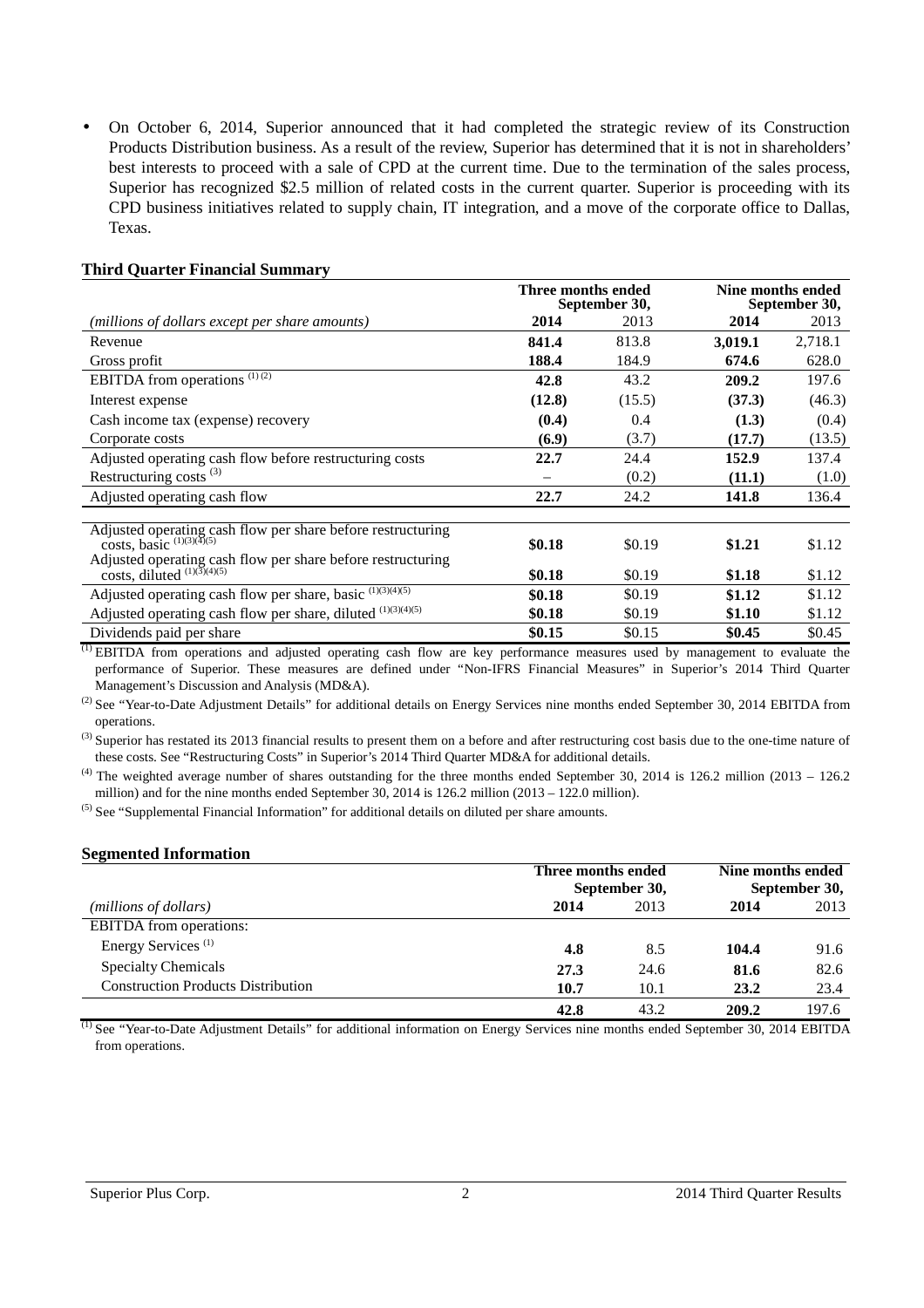- On October 6, 2014, Superior announced that it had completed the strategic review of its Construction Products Distribution business. As a result of the review, Superior has determined that it is not in shareholders' best interests to proceed with a sale of CPD at the current time. Due to the termination of the sales process, Superior has recognized $2.5 million of related costs in the current quarter. Superior is proceeding with its CPD business initiatives related to supply chain, IT integration, and a move of the corporate office to Dallas, Texas.

**Third Quarter Financial Summary**

| | Three months ended September 30, | | Nine months ended September 30, | |
|---|---|---|---|---|
| *(millions of dollars except per share amounts)* | **2014** | 2013 | **2014** | 2013 |
| Revenue | **841.4** | 813.8 | **3,019.1** | 2,718.1 |
| Gross profit | **188.4** | 184.9 | **674.6** | 628.0 |
| EBITDA from operations [(1) (2)] | **42.8** | 43.2 | **209.2** | 197.6 |
| Interest expense | **(12.8)** | (15.5) | **(37.3)** | (46.3) |
| Cash income tax (expense) recovery | **(0.4)** | 0.4 | **(1.3)** | (0.4) |
| Corporate costs | **(6.9)** | (3.7) | **(17.7)** | (13.5) |
| Adjusted operating cash flow before restructuring costs | **22.7** | 24.4 | **152.9** | 137.4 |
| Restructuring costs [(3)] | – | (0.2) | **(11.1)** | (1.0) |
| Adjusted operating cash flow | **22.7** | 24.2 | **141.8** | 136.4 |
| Adjusted operating cash flow per share before restructuring costs, basic [(1)(3)(4)(5)] | **$0.18** | $0.19 | **$1.21** | $1.12 |
| Adjusted operating cash flow per share before restructuring costs, diluted [(1)(3)(4)(5)] | **$0.18** | $0.19 | **$1.18** | $1.12 |
| Adjusted operating cash flow per share, basic [(1)(3)(4)(5)] | **$0.18** | $0.19 | **$1.12** | $1.12 |
| Adjusted operating cash flow per share, diluted [(1)(3)(4)(5)] | **$0.18** | $0.19 | **$1.10** | $1.12 |
| Dividends paid per share | **$0.15** | $0.15 | **$0.45** | $0.45 |

(1) EBITDA from operations and adjusted operating cash flow are key performance measures used by management to evaluate the performance of Superior. These measures are defined under "Non-IFRS Financial Measures" in Superior's 2014 Third Quarter Management's Discussion and Analysis (MD&A).

(2) See "Year-to-Date Adjustment Details" for additional details on Energy Services nine months ended September 30, 2014 EBITDA from operations.

(3) Superior has restated its 2013 financial results to present them on a before and after restructuring cost basis due to the one-time nature of these costs. See "Restructuring Costs" in Superior's 2014 Third Quarter MD&A for additional details.

(4) The weighted average number of shares outstanding for the three months ended September 30, 2014 is 126.2 million (2013 – 126.2 million) and for the nine months ended September 30, 2014 is 126.2 million (2013 – 122.0 million).

(5) See "Supplemental Financial Information" for additional details on diluted per share amounts.

**Segmented Information**

| | Three months ended September 30, | | Nine months ended September 30, | |
|---|---|---|---|---|
| *(millions of dollars)* | **2014** | 2013 | **2014** | 2013 |
| EBITDA from operations: | | | | |
| Energy Services [(1)] | **4.8** | 8.5 | **104.4** | 91.6 |
| Specialty Chemicals | **27.3** | 24.6 | **81.6** | 82.6 |
| Construction Products Distribution | **10.7** | 10.1 | **23.2** | 23.4 |
| | **42.8** | 43.2 | **209.2** | 197.6 |

(1) See "Year-to-Date Adjustment Details" for additional information on Energy Services nine months ended September 30, 2014 EBITDA from operations.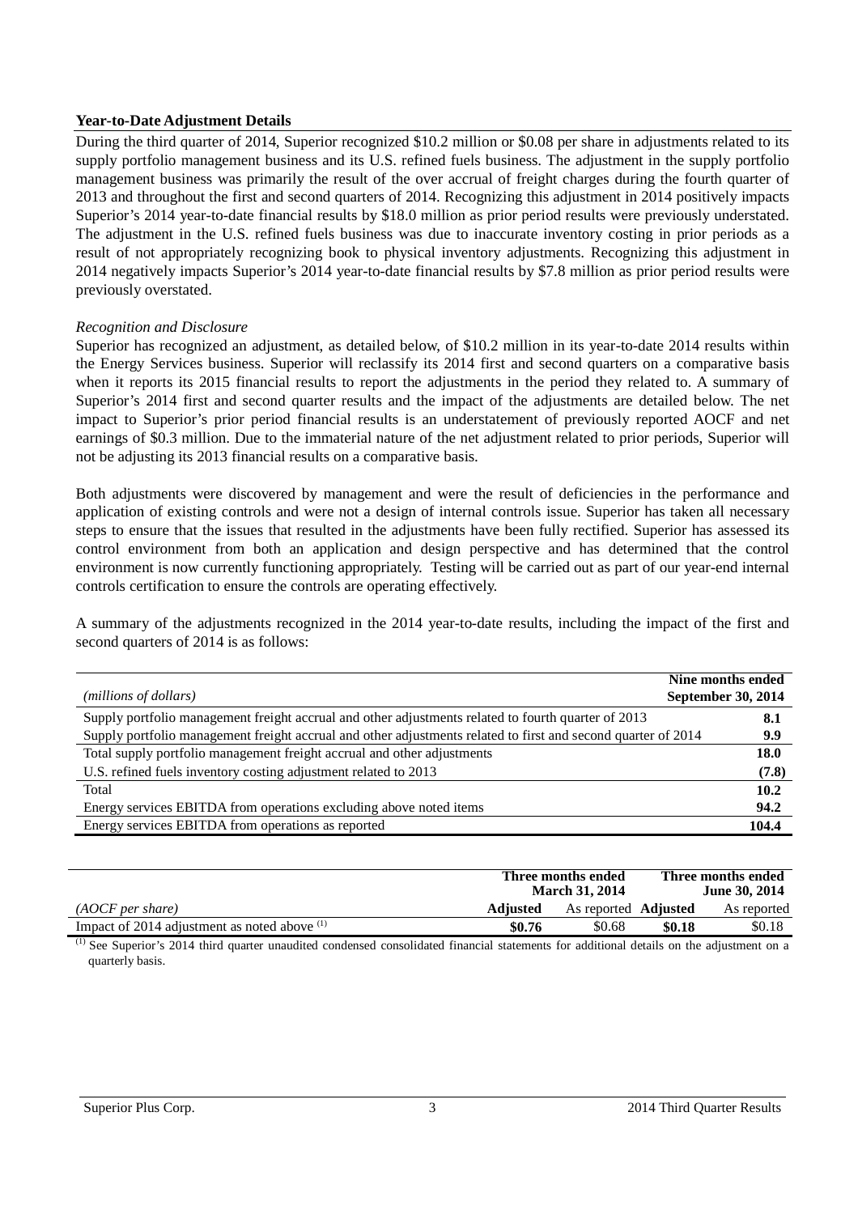**Year-to-Date Adjustment Details**

During the third quarter of 2014, Superior recognized $10.2 million or $0.08 per share in adjustments related to its supply portfolio management business and its U.S. refined fuels business. The adjustment in the supply portfolio management business was primarily the result of the over accrual of freight charges during the fourth quarter of 2013 and throughout the first and second quarters of 2014. Recognizing this adjustment in 2014 positively impacts Superior's 2014 year-to-date financial results by $18.0 million as prior period results were previously understated. The adjustment in the U.S. refined fuels business was due to inaccurate inventory costing in prior periods as a result of not appropriately recognizing book to physical inventory adjustments. Recognizing this adjustment in 2014 negatively impacts Superior's 2014 year-to-date financial results by $7.8 million as prior period results were previously overstated.

*Recognition and Disclosure*

Superior has recognized an adjustment, as detailed below, of $10.2 million in its year-to-date 2014 results within the Energy Services business. Superior will reclassify its 2014 first and second quarters on a comparative basis when it reports its 2015 financial results to report the adjustments in the period they related to. A summary of Superior's 2014 first and second quarter results and the impact of the adjustments are detailed below. The net impact to Superior's prior period financial results is an understatement of previously reported AOCF and net earnings of $0.3 million. Due to the immaterial nature of the net adjustment related to prior periods, Superior will not be adjusting its 2013 financial results on a comparative basis.

Both adjustments were discovered by management and were the result of deficiencies in the performance and application of existing controls and were not a design of internal controls issue. Superior has taken all necessary steps to ensure that the issues that resulted in the adjustments have been fully rectified. Superior has assessed its control environment from both an application and design perspective and has determined that the control environment is now currently functioning appropriately. Testing will be carried out as part of our year-end internal controls certification to ensure the controls are operating effectively.

A summary of the adjustments recognized in the 2014 year-to-date results, including the impact of the first and second quarters of 2014 is as follows:

| *(millions of dollars)* | **Nine months ended September 30, 2014** |
|---|---|
| Supply portfolio management freight accrual and other adjustments related to fourth quarter of 2013 | **8.1** |
| Supply portfolio management freight accrual and other adjustments related to first and second quarter of 2014 | **9.9** |
| Total supply portfolio management freight accrual and other adjustments | **18.0** |
| U.S. refined fuels inventory costing adjustment related to 2013 | **(7.8)** |
| Total | **10.2** |
| Energy services EBITDA from operations excluding above noted items | **94.2** |
| Energy services EBITDA from operations as reported | **104.4** |

| | **Three months ended March 31, 2014** | | **Three months ended June 30, 2014** | |
|---|---|---|---|---|
| *(AOCF per share)* | **Adjusted** | As reported | **Adjusted** | As reported |
| Impact of 2014 adjustment as noted above [(1)] | **$0.76** | $0.68 | **$0.18** | $0.18 |

[(1)] See Superior's 2014 third quarter unaudited condensed consolidated financial statements for additional details on the adjustment on a quarterly basis.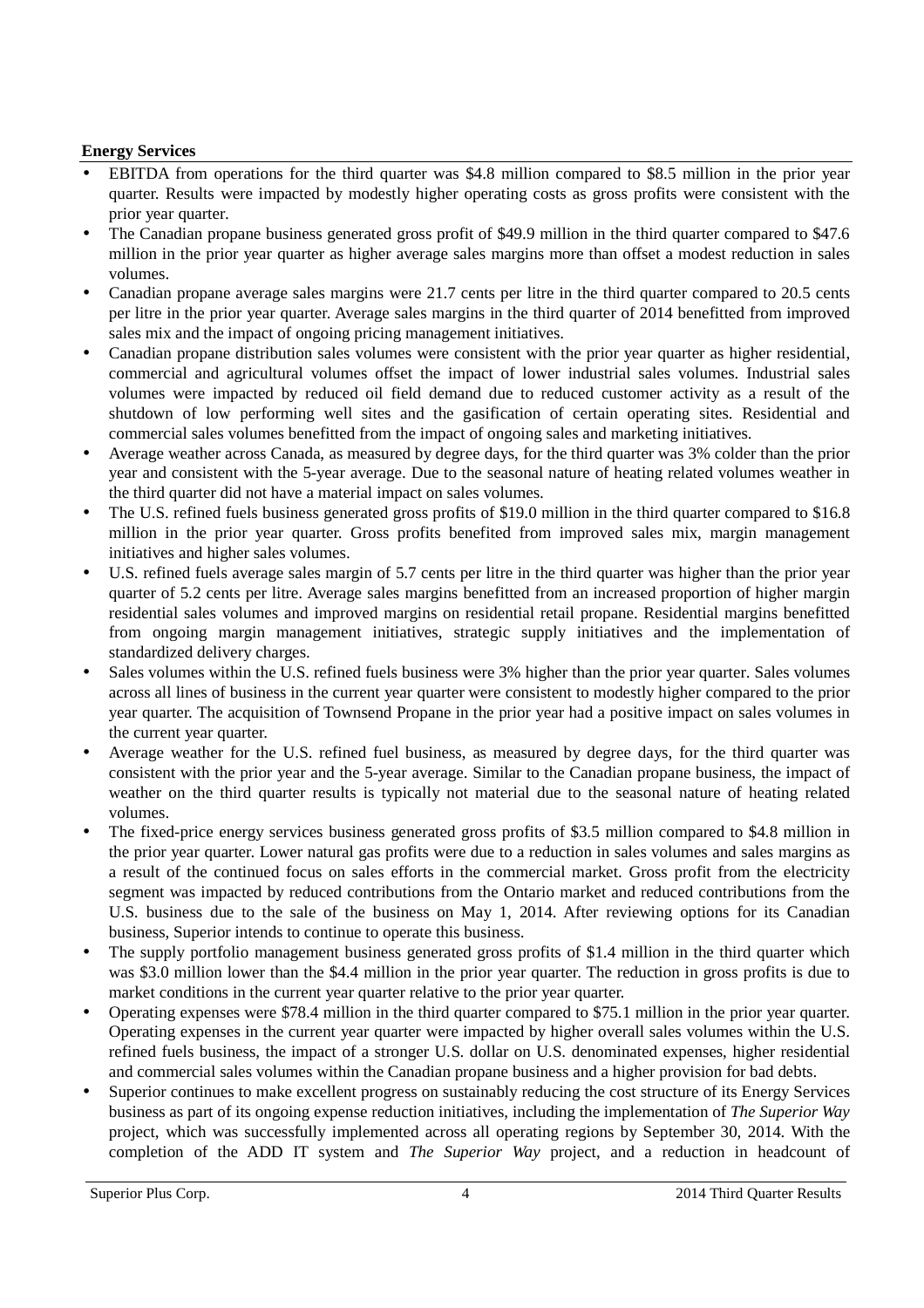**Energy Services**

- EBITDA from operations for the third quarter was $4.8 million compared to $8.5 million in the prior year quarter. Results were impacted by modestly higher operating costs as gross profits were consistent with the prior year quarter.
- The Canadian propane business generated gross profit of $49.9 million in the third quarter compared to $47.6 million in the prior year quarter as higher average sales margins more than offset a modest reduction in sales volumes.
- Canadian propane average sales margins were 21.7 cents per litre in the third quarter compared to 20.5 cents per litre in the prior year quarter. Average sales margins in the third quarter of 2014 benefitted from improved sales mix and the impact of ongoing pricing management initiatives.
- Canadian propane distribution sales volumes were consistent with the prior year quarter as higher residential, commercial and agricultural volumes offset the impact of lower industrial sales volumes. Industrial sales volumes were impacted by reduced oil field demand due to reduced customer activity as a result of the shutdown of low performing well sites and the gasification of certain operating sites. Residential and commercial sales volumes benefitted from the impact of ongoing sales and marketing initiatives.
- Average weather across Canada, as measured by degree days, for the third quarter was 3% colder than the prior year and consistent with the 5-year average. Due to the seasonal nature of heating related volumes weather in the third quarter did not have a material impact on sales volumes.
- The U.S. refined fuels business generated gross profits of $19.0 million in the third quarter compared to $16.8 million in the prior year quarter. Gross profits benefited from improved sales mix, margin management initiatives and higher sales volumes.
- U.S. refined fuels average sales margin of 5.7 cents per litre in the third quarter was higher than the prior year quarter of 5.2 cents per litre. Average sales margins benefitted from an increased proportion of higher margin residential sales volumes and improved margins on residential retail propane. Residential margins benefitted from ongoing margin management initiatives, strategic supply initiatives and the implementation of standardized delivery charges.
- Sales volumes within the U.S. refined fuels business were 3% higher than the prior year quarter. Sales volumes across all lines of business in the current year quarter were consistent to modestly higher compared to the prior year quarter. The acquisition of Townsend Propane in the prior year had a positive impact on sales volumes in the current year quarter.
- Average weather for the U.S. refined fuel business, as measured by degree days, for the third quarter was consistent with the prior year and the 5-year average. Similar to the Canadian propane business, the impact of weather on the third quarter results is typically not material due to the seasonal nature of heating related volumes.
- The fixed-price energy services business generated gross profits of $3.5 million compared to $4.8 million in the prior year quarter. Lower natural gas profits were due to a reduction in sales volumes and sales margins as a result of the continued focus on sales efforts in the commercial market. Gross profit from the electricity segment was impacted by reduced contributions from the Ontario market and reduced contributions from the U.S. business due to the sale of the business on May 1, 2014. After reviewing options for its Canadian business, Superior intends to continue to operate this business.
- The supply portfolio management business generated gross profits of $1.4 million in the third quarter which was $3.0 million lower than the $4.4 million in the prior year quarter. The reduction in gross profits is due to market conditions in the current year quarter relative to the prior year quarter.
- Operating expenses were $78.4 million in the third quarter compared to $75.1 million in the prior year quarter. Operating expenses in the current year quarter were impacted by higher overall sales volumes within the U.S. refined fuels business, the impact of a stronger U.S. dollar on U.S. denominated expenses, higher residential and commercial sales volumes within the Canadian propane business and a higher provision for bad debts.
- Superior continues to make excellent progress on sustainably reducing the cost structure of its Energy Services business as part of its ongoing expense reduction initiatives, including the implementation of *The Superior Way* project, which was successfully implemented across all operating regions by September 30, 2014. With the completion of the ADD IT system and *The Superior Way* project, and a reduction in headcount of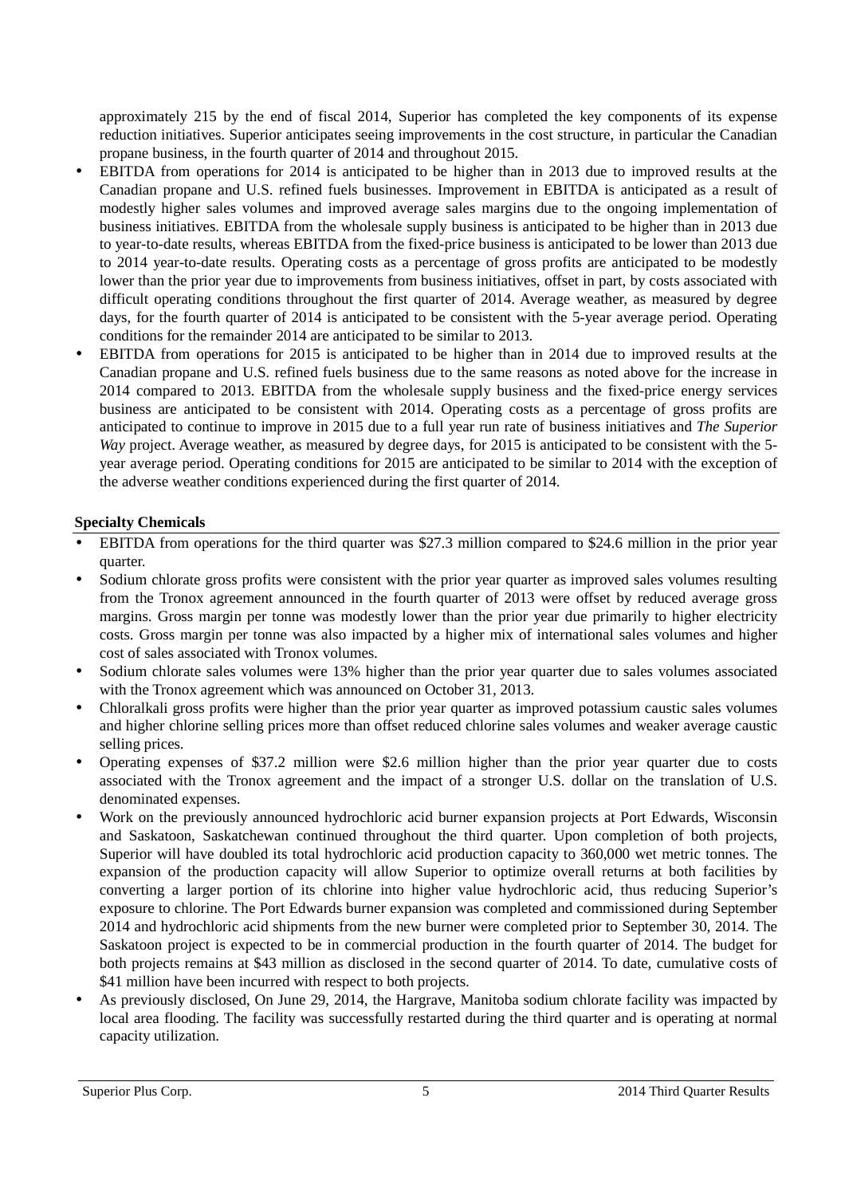approximately 215 by the end of fiscal 2014, Superior has completed the key components of its expense reduction initiatives. Superior anticipates seeing improvements in the cost structure, in particular the Canadian propane business, in the fourth quarter of 2014 and throughout 2015.

- EBITDA from operations for 2014 is anticipated to be higher than in 2013 due to improved results at the Canadian propane and U.S. refined fuels businesses. Improvement in EBITDA is anticipated as a result of modestly higher sales volumes and improved average sales margins due to the ongoing implementation of business initiatives. EBITDA from the wholesale supply business is anticipated to be higher than in 2013 due to year-to-date results, whereas EBITDA from the fixed-price business is anticipated to be lower than 2013 due to 2014 year-to-date results. Operating costs as a percentage of gross profits are anticipated to be modestly lower than the prior year due to improvements from business initiatives, offset in part, by costs associated with difficult operating conditions throughout the first quarter of 2014. Average weather, as measured by degree days, for the fourth quarter of 2014 is anticipated to be consistent with the 5-year average period. Operating conditions for the remainder 2014 are anticipated to be similar to 2013.
- EBITDA from operations for 2015 is anticipated to be higher than in 2014 due to improved results at the Canadian propane and U.S. refined fuels business due to the same reasons as noted above for the increase in 2014 compared to 2013. EBITDA from the wholesale supply business and the fixed-price energy services business are anticipated to be consistent with 2014. Operating costs as a percentage of gross profits are anticipated to continue to improve in 2015 due to a full year run rate of business initiatives and *The Superior Way* project. Average weather, as measured by degree days, for 2015 is anticipated to be consistent with the 5-year average period. Operating conditions for 2015 are anticipated to be similar to 2014 with the exception of the adverse weather conditions experienced during the first quarter of 2014.

**Specialty Chemicals**

- EBITDA from operations for the third quarter was $27.3 million compared to $24.6 million in the prior year quarter.
- Sodium chlorate gross profits were consistent with the prior year quarter as improved sales volumes resulting from the Tronox agreement announced in the fourth quarter of 2013 were offset by reduced average gross margins. Gross margin per tonne was modestly lower than the prior year due primarily to higher electricity costs. Gross margin per tonne was also impacted by a higher mix of international sales volumes and higher cost of sales associated with Tronox volumes.
- Sodium chlorate sales volumes were 13% higher than the prior year quarter due to sales volumes associated with the Tronox agreement which was announced on October 31, 2013.
- Chloralkali gross profits were higher than the prior year quarter as improved potassium caustic sales volumes and higher chlorine selling prices more than offset reduced chlorine sales volumes and weaker average caustic selling prices.
- Operating expenses of $37.2 million were $2.6 million higher than the prior year quarter due to costs associated with the Tronox agreement and the impact of a stronger U.S. dollar on the translation of U.S. denominated expenses.
- Work on the previously announced hydrochloric acid burner expansion projects at Port Edwards, Wisconsin and Saskatoon, Saskatchewan continued throughout the third quarter. Upon completion of both projects, Superior will have doubled its total hydrochloric acid production capacity to 360,000 wet metric tonnes. The expansion of the production capacity will allow Superior to optimize overall returns at both facilities by converting a larger portion of its chlorine into higher value hydrochloric acid, thus reducing Superior's exposure to chlorine. The Port Edwards burner expansion was completed and commissioned during September 2014 and hydrochloric acid shipments from the new burner were completed prior to September 30, 2014. The Saskatoon project is expected to be in commercial production in the fourth quarter of 2014. The budget for both projects remains at $43 million as disclosed in the second quarter of 2014. To date, cumulative costs of $41 million have been incurred with respect to both projects.
- As previously disclosed, On June 29, 2014, the Hargrave, Manitoba sodium chlorate facility was impacted by local area flooding. The facility was successfully restarted during the third quarter and is operating at normal capacity utilization.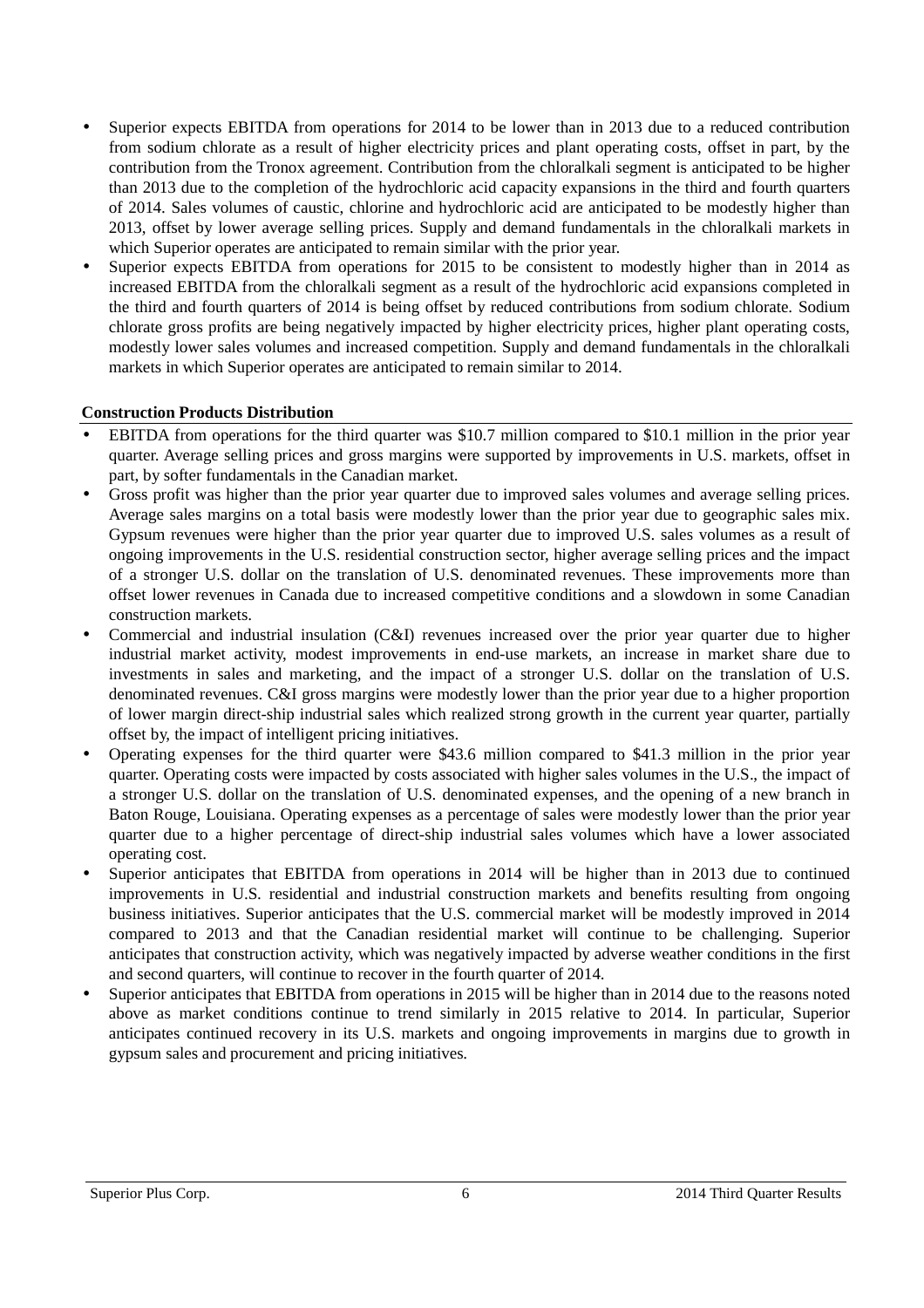- Superior expects EBITDA from operations for 2014 to be lower than in 2013 due to a reduced contribution from sodium chlorate as a result of higher electricity prices and plant operating costs, offset in part, by the contribution from the Tronox agreement. Contribution from the chloralkali segment is anticipated to be higher than 2013 due to the completion of the hydrochloric acid capacity expansions in the third and fourth quarters of 2014. Sales volumes of caustic, chlorine and hydrochloric acid are anticipated to be modestly higher than 2013, offset by lower average selling prices. Supply and demand fundamentals in the chloralkali markets in which Superior operates are anticipated to remain similar with the prior year.
- Superior expects EBITDA from operations for 2015 to be consistent to modestly higher than in 2014 as increased EBITDA from the chloralkali segment as a result of the hydrochloric acid expansions completed in the third and fourth quarters of 2014 is being offset by reduced contributions from sodium chlorate. Sodium chlorate gross profits are being negatively impacted by higher electricity prices, higher plant operating costs, modestly lower sales volumes and increased competition. Supply and demand fundamentals in the chloralkali markets in which Superior operates are anticipated to remain similar to 2014.

**Construction Products Distribution**

- EBITDA from operations for the third quarter was $10.7 million compared to $10.1 million in the prior year quarter. Average selling prices and gross margins were supported by improvements in U.S. markets, offset in part, by softer fundamentals in the Canadian market.
- Gross profit was higher than the prior year quarter due to improved sales volumes and average selling prices. Average sales margins on a total basis were modestly lower than the prior year due to geographic sales mix. Gypsum revenues were higher than the prior year quarter due to improved U.S. sales volumes as a result of ongoing improvements in the U.S. residential construction sector, higher average selling prices and the impact of a stronger U.S. dollar on the translation of U.S. denominated revenues. These improvements more than offset lower revenues in Canada due to increased competitive conditions and a slowdown in some Canadian construction markets.
- Commercial and industrial insulation (C&I) revenues increased over the prior year quarter due to higher industrial market activity, modest improvements in end-use markets, an increase in market share due to investments in sales and marketing, and the impact of a stronger U.S. dollar on the translation of U.S. denominated revenues. C&I gross margins were modestly lower than the prior year due to a higher proportion of lower margin direct-ship industrial sales which realized strong growth in the current year quarter, partially offset by, the impact of intelligent pricing initiatives.
- Operating expenses for the third quarter were $43.6 million compared to $41.3 million in the prior year quarter. Operating costs were impacted by costs associated with higher sales volumes in the U.S., the impact of a stronger U.S. dollar on the translation of U.S. denominated expenses, and the opening of a new branch in Baton Rouge, Louisiana. Operating expenses as a percentage of sales were modestly lower than the prior year quarter due to a higher percentage of direct-ship industrial sales volumes which have a lower associated operating cost.
- Superior anticipates that EBITDA from operations in 2014 will be higher than in 2013 due to continued improvements in U.S. residential and industrial construction markets and benefits resulting from ongoing business initiatives. Superior anticipates that the U.S. commercial market will be modestly improved in 2014 compared to 2013 and that the Canadian residential market will continue to be challenging. Superior anticipates that construction activity, which was negatively impacted by adverse weather conditions in the first and second quarters, will continue to recover in the fourth quarter of 2014.
- Superior anticipates that EBITDA from operations in 2015 will be higher than in 2014 due to the reasons noted above as market conditions continue to trend similarly in 2015 relative to 2014. In particular, Superior anticipates continued recovery in its U.S. markets and ongoing improvements in margins due to growth in gypsum sales and procurement and pricing initiatives.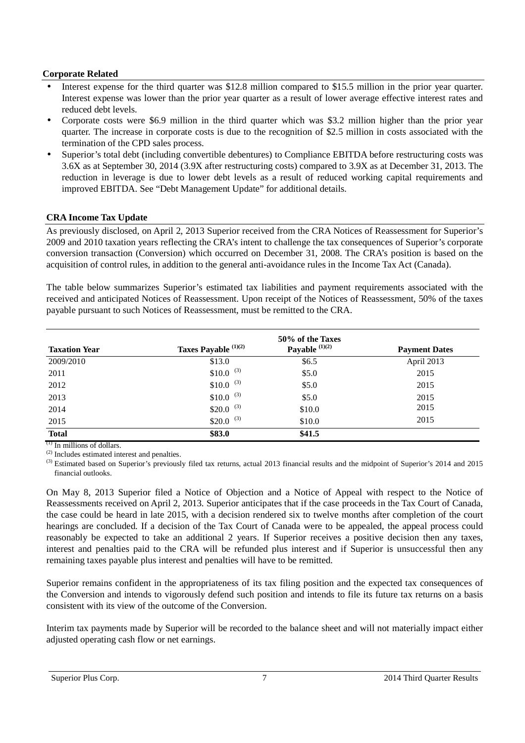### Corporate Related

- Interest expense for the third quarter was $12.8 million compared to $15.5 million in the prior year quarter. Interest expense was lower than the prior year quarter as a result of lower average effective interest rates and reduced debt levels.
- Corporate costs were $6.9 million in the third quarter which was $3.2 million higher than the prior year quarter. The increase in corporate costs is due to the recognition of $2.5 million in costs associated with the termination of the CPD sales process.
- Superior's total debt (including convertible debentures) to Compliance EBITDA before restructuring costs was 3.6X as at September 30, 2014 (3.9X after restructuring costs) compared to 3.9X as at December 31, 2013. The reduction in leverage is due to lower debt levels as a result of reduced working capital requirements and improved EBITDA. See "Debt Management Update" for additional details.

### CRA Income Tax Update

As previously disclosed, on April 2, 2013 Superior received from the CRA Notices of Reassessment for Superior's 2009 and 2010 taxation years reflecting the CRA's intent to challenge the tax consequences of Superior's corporate conversion transaction (Conversion) which occurred on December 31, 2008. The CRA's position is based on the acquisition of control rules, in addition to the general anti-avoidance rules in the Income Tax Act (Canada).

The table below summarizes Superior's estimated tax liabilities and payment requirements associated with the received and anticipated Notices of Reassessment. Upon receipt of the Notices of Reassessment, 50% of the taxes payable pursuant to such Notices of Reassessment, must be remitted to the CRA.

| Taxation Year | Taxes Payable (1)(2) | 50% of the Taxes Payable (1)(2) | Payment Dates |
|---|---|---|---|
| 2009/2010 | $13.0 | $6.5 | April 2013 |
| 2011 | $10.0 (3) | $5.0 | 2015 |
| 2012 | $10.0 (3) | $5.0 | 2015 |
| 2013 | $10.0 (3) | $5.0 | 2015 |
| 2014 | $20.0 (3) | $10.0 | 2015 |
| 2015 | $20.0 (3) | $10.0 | 2015 |
| **Total** | **$83.0** | **$41.5** | |

(1) In millions of dollars.

(2) Includes estimated interest and penalties.

(3) Estimated based on Superior's previously filed tax returns, actual 2013 financial results and the midpoint of Superior's 2014 and 2015 financial outlooks.

On May 8, 2013 Superior filed a Notice of Objection and a Notice of Appeal with respect to the Notice of Reassessments received on April 2, 2013. Superior anticipates that if the case proceeds in the Tax Court of Canada, the case could be heard in late 2015, with a decision rendered six to twelve months after completion of the court hearings are concluded. If a decision of the Tax Court of Canada were to be appealed, the appeal process could reasonably be expected to take an additional 2 years. If Superior receives a positive decision then any taxes, interest and penalties paid to the CRA will be refunded plus interest and if Superior is unsuccessful then any remaining taxes payable plus interest and penalties will have to be remitted.

Superior remains confident in the appropriateness of its tax filing position and the expected tax consequences of the Conversion and intends to vigorously defend such position and intends to file its future tax returns on a basis consistent with its view of the outcome of the Conversion.

Interim tax payments made by Superior will be recorded to the balance sheet and will not materially impact either adjusted operating cash flow or net earnings.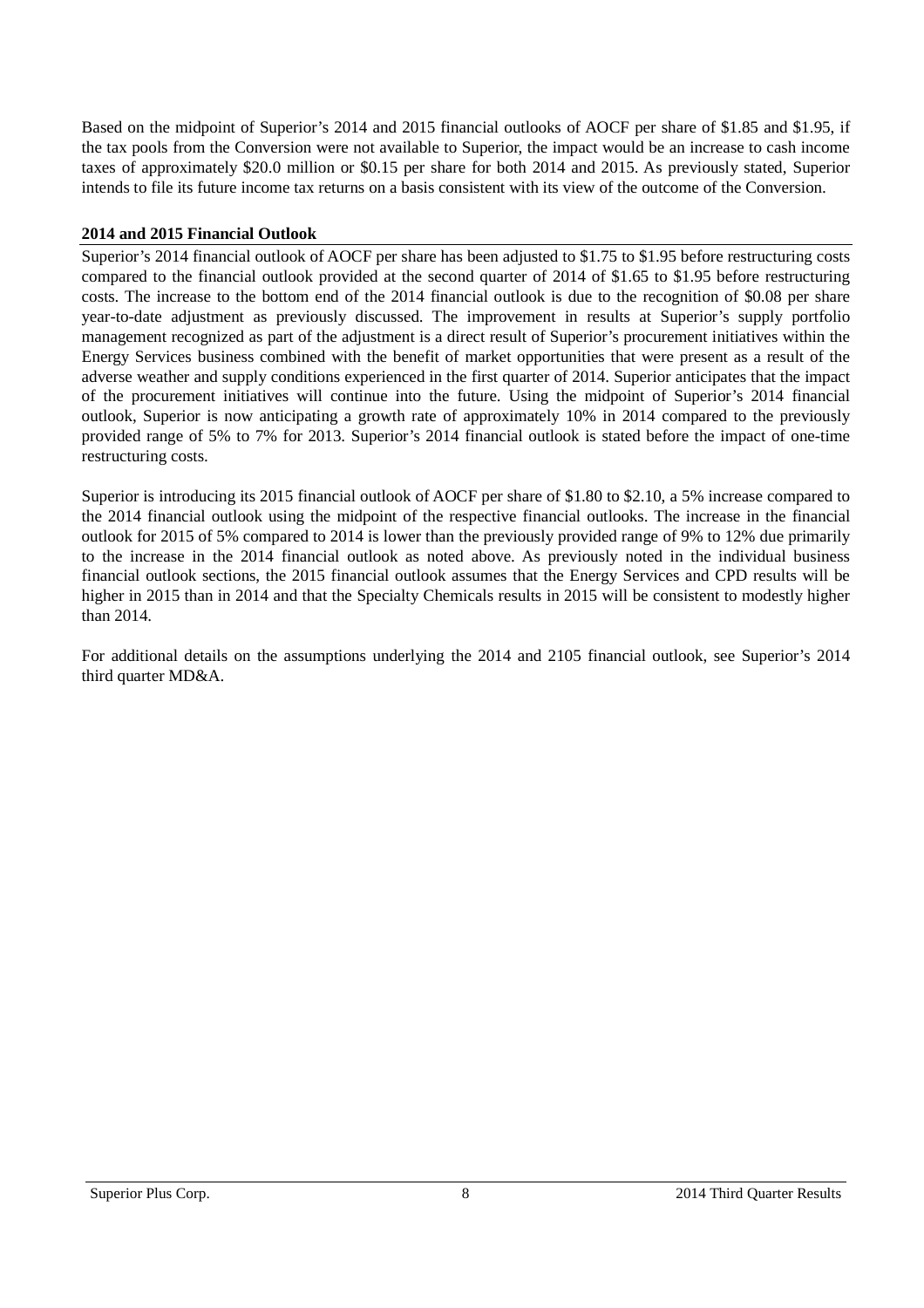Based on the midpoint of Superior's 2014 and 2015 financial outlooks of AOCF per share of $1.85 and $1.95, if the tax pools from the Conversion were not available to Superior, the impact would be an increase to cash income taxes of approximately $20.0 million or $0.15 per share for both 2014 and 2015. As previously stated, Superior intends to file its future income tax returns on a basis consistent with its view of the outcome of the Conversion.

**2014 and 2015 Financial Outlook**

Superior's 2014 financial outlook of AOCF per share has been adjusted to $1.75 to $1.95 before restructuring costs compared to the financial outlook provided at the second quarter of 2014 of $1.65 to $1.95 before restructuring costs. The increase to the bottom end of the 2014 financial outlook is due to the recognition of $0.08 per share year-to-date adjustment as previously discussed. The improvement in results at Superior's supply portfolio management recognized as part of the adjustment is a direct result of Superior's procurement initiatives within the Energy Services business combined with the benefit of market opportunities that were present as a result of the adverse weather and supply conditions experienced in the first quarter of 2014. Superior anticipates that the impact of the procurement initiatives will continue into the future. Using the midpoint of Superior's 2014 financial outlook, Superior is now anticipating a growth rate of approximately 10% in 2014 compared to the previously provided range of 5% to 7% for 2013. Superior's 2014 financial outlook is stated before the impact of one-time restructuring costs.

Superior is introducing its 2015 financial outlook of AOCF per share of $1.80 to $2.10, a 5% increase compared to the 2014 financial outlook using the midpoint of the respective financial outlooks. The increase in the financial outlook for 2015 of 5% compared to 2014 is lower than the previously provided range of 9% to 12% due primarily to the increase in the 2014 financial outlook as noted above. As previously noted in the individual business financial outlook sections, the 2015 financial outlook assumes that the Energy Services and CPD results will be higher in 2015 than in 2014 and that the Specialty Chemicals results in 2015 will be consistent to modestly higher than 2014.

For additional details on the assumptions underlying the 2014 and 2105 financial outlook, see Superior's 2014 third quarter MD&A.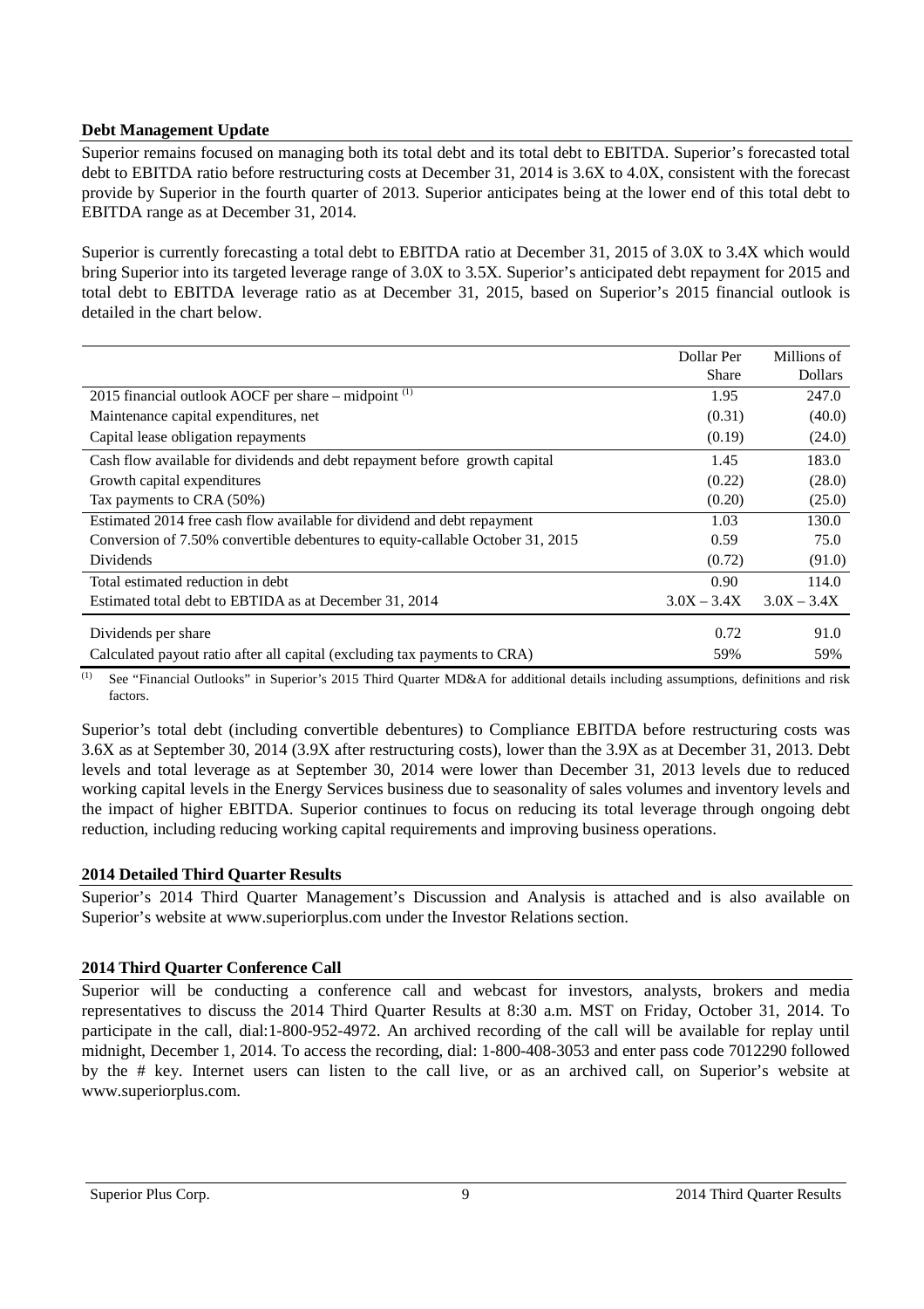**Debt Management Update**

Superior remains focused on managing both its total debt and its total debt to EBITDA. Superior's forecasted total debt to EBITDA ratio before restructuring costs at December 31, 2014 is 3.6X to 4.0X, consistent with the forecast provide by Superior in the fourth quarter of 2013. Superior anticipates being at the lower end of this total debt to EBITDA range as at December 31, 2014.

Superior is currently forecasting a total debt to EBITDA ratio at December 31, 2015 of 3.0X to 3.4X which would bring Superior into its targeted leverage range of 3.0X to 3.5X. Superior's anticipated debt repayment for 2015 and total debt to EBITDA leverage ratio as at December 31, 2015, based on Superior's 2015 financial outlook is detailed in the chart below.

| | Dollar Per Share | Millions of Dollars |
|---|---|---|
| 2015 financial outlook AOCF per share – midpoint [(1)] | 1.95 | 247.0 |
| Maintenance capital expenditures, net | (0.31) | (40.0) |
| Capital lease obligation repayments | (0.19) | (24.0) |
| Cash flow available for dividends and debt repayment before growth capital | 1.45 | 183.0 |
| Growth capital expenditures | (0.22) | (28.0) |
| Tax payments to CRA (50%) | (0.20) | (25.0) |
| Estimated 2014 free cash flow available for dividend and debt repayment | 1.03 | 130.0 |
| Conversion of 7.50% convertible debentures to equity-callable October 31, 2015 | 0.59 | 75.0 |
| Dividends | (0.72) | (91.0) |
| Total estimated reduction in debt | 0.90 | 114.0 |
| Estimated total debt to EBTIDA as at December 31, 2014 | 3.0X – 3.4X | 3.0X – 3.4X |
| Dividends per share | 0.72 | 91.0 |
| Calculated payout ratio after all capital (excluding tax payments to CRA) | 59% | 59% |

(1) See "Financial Outlooks" in Superior's 2015 Third Quarter MD&A for additional details including assumptions, definitions and risk factors.

Superior's total debt (including convertible debentures) to Compliance EBITDA before restructuring costs was 3.6X as at September 30, 2014 (3.9X after restructuring costs), lower than the 3.9X as at December 31, 2013. Debt levels and total leverage as at September 30, 2014 were lower than December 31, 2013 levels due to reduced working capital levels in the Energy Services business due to seasonality of sales volumes and inventory levels and the impact of higher EBITDA. Superior continues to focus on reducing its total leverage through ongoing debt reduction, including reducing working capital requirements and improving business operations.

**2014 Detailed Third Quarter Results**

Superior's 2014 Third Quarter Management's Discussion and Analysis is attached and is also available on Superior's website at www.superiorplus.com under the Investor Relations section.

**2014 Third Quarter Conference Call**

Superior will be conducting a conference call and webcast for investors, analysts, brokers and media representatives to discuss the 2014 Third Quarter Results at 8:30 a.m. MST on Friday, October 31, 2014. To participate in the call, dial:1-800-952-4972. An archived recording of the call will be available for replay until midnight, December 1, 2014. To access the recording, dial: 1-800-408-3053 and enter pass code 7012290 followed by the # key. Internet users can listen to the call live, or as an archived call, on Superior's website at www.superiorplus.com.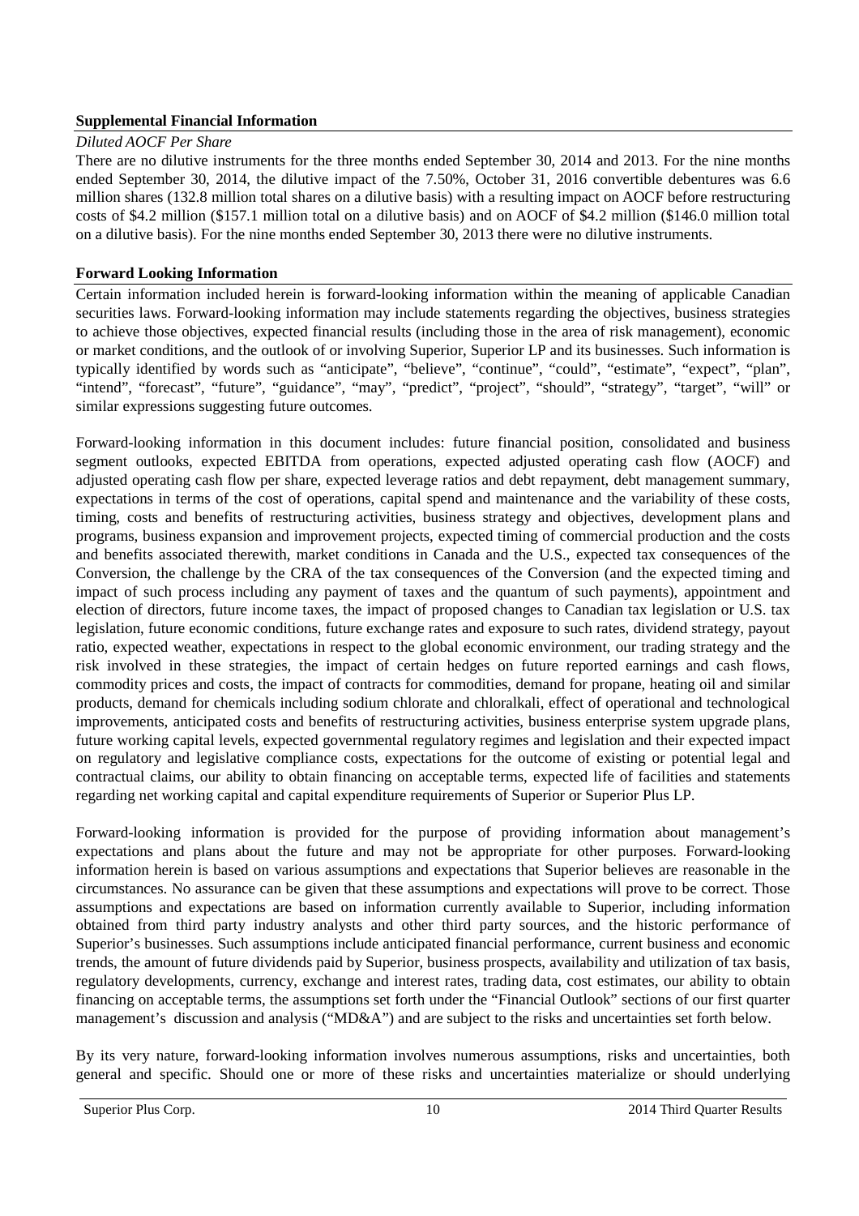**Supplemental Financial Information**

*Diluted AOCF Per Share*

There are no dilutive instruments for the three months ended September 30, 2014 and 2013. For the nine months ended September 30, 2014, the dilutive impact of the 7.50%, October 31, 2016 convertible debentures was 6.6 million shares (132.8 million total shares on a dilutive basis) with a resulting impact on AOCF before restructuring costs of $4.2 million ($157.1 million total on a dilutive basis) and on AOCF of $4.2 million ($146.0 million total on a dilutive basis). For the nine months ended September 30, 2013 there were no dilutive instruments.

**Forward Looking Information**

Certain information included herein is forward-looking information within the meaning of applicable Canadian securities laws. Forward-looking information may include statements regarding the objectives, business strategies to achieve those objectives, expected financial results (including those in the area of risk management), economic or market conditions, and the outlook of or involving Superior, Superior LP and its businesses. Such information is typically identified by words such as "anticipate", "believe", "continue", "could", "estimate", "expect", "plan", "intend", "forecast", "future", "guidance", "may", "predict", "project", "should", "strategy", "target", "will" or similar expressions suggesting future outcomes.

Forward-looking information in this document includes: future financial position, consolidated and business segment outlooks, expected EBITDA from operations, expected adjusted operating cash flow (AOCF) and adjusted operating cash flow per share, expected leverage ratios and debt repayment, debt management summary, expectations in terms of the cost of operations, capital spend and maintenance and the variability of these costs, timing, costs and benefits of restructuring activities, business strategy and objectives, development plans and programs, business expansion and improvement projects, expected timing of commercial production and the costs and benefits associated therewith, market conditions in Canada and the U.S., expected tax consequences of the Conversion, the challenge by the CRA of the tax consequences of the Conversion (and the expected timing and impact of such process including any payment of taxes and the quantum of such payments), appointment and election of directors, future income taxes, the impact of proposed changes to Canadian tax legislation or U.S. tax legislation, future economic conditions, future exchange rates and exposure to such rates, dividend strategy, payout ratio, expected weather, expectations in respect to the global economic environment, our trading strategy and the risk involved in these strategies, the impact of certain hedges on future reported earnings and cash flows, commodity prices and costs, the impact of contracts for commodities, demand for propane, heating oil and similar products, demand for chemicals including sodium chlorate and chloralkali, effect of operational and technological improvements, anticipated costs and benefits of restructuring activities, business enterprise system upgrade plans, future working capital levels, expected governmental regulatory regimes and legislation and their expected impact on regulatory and legislative compliance costs, expectations for the outcome of existing or potential legal and contractual claims, our ability to obtain financing on acceptable terms, expected life of facilities and statements regarding net working capital and capital expenditure requirements of Superior or Superior Plus LP.

Forward-looking information is provided for the purpose of providing information about management's expectations and plans about the future and may not be appropriate for other purposes. Forward-looking information herein is based on various assumptions and expectations that Superior believes are reasonable in the circumstances. No assurance can be given that these assumptions and expectations will prove to be correct. Those assumptions and expectations are based on information currently available to Superior, including information obtained from third party industry analysts and other third party sources, and the historic performance of Superior's businesses. Such assumptions include anticipated financial performance, current business and economic trends, the amount of future dividends paid by Superior, business prospects, availability and utilization of tax basis, regulatory developments, currency, exchange and interest rates, trading data, cost estimates, our ability to obtain financing on acceptable terms, the assumptions set forth under the "Financial Outlook" sections of our first quarter management's discussion and analysis ("MD&A") and are subject to the risks and uncertainties set forth below.

By its very nature, forward-looking information involves numerous assumptions, risks and uncertainties, both general and specific. Should one or more of these risks and uncertainties materialize or should underlying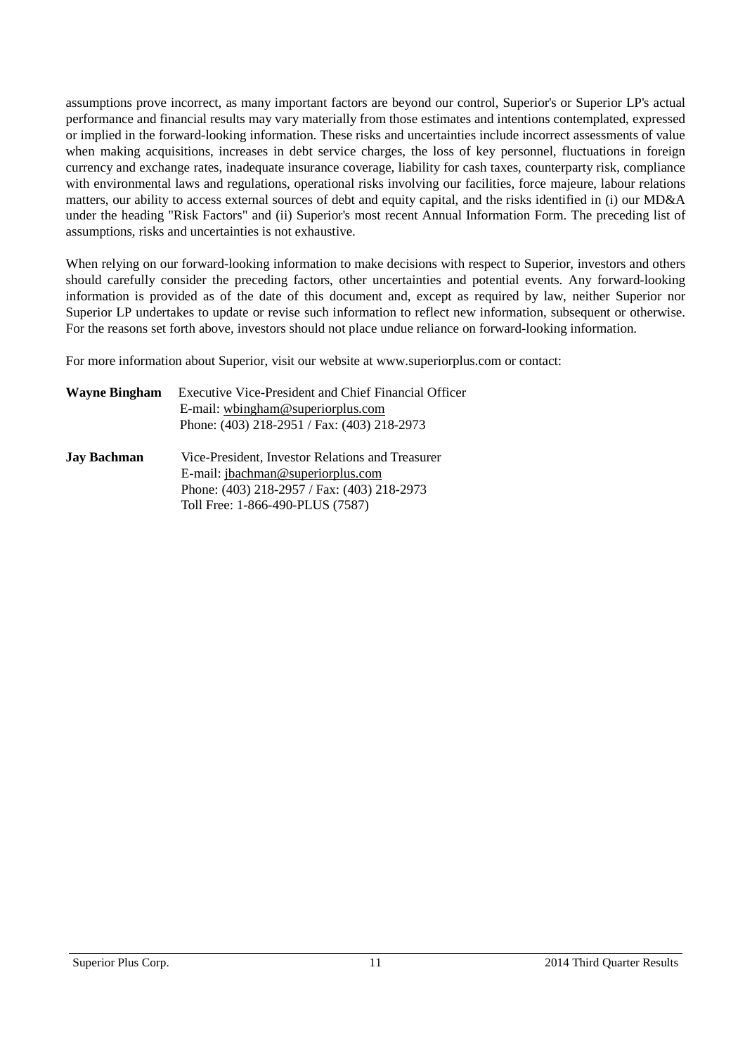assumptions prove incorrect, as many important factors are beyond our control, Superior's or Superior LP's actual performance and financial results may vary materially from those estimates and intentions contemplated, expressed or implied in the forward-looking information. These risks and uncertainties include incorrect assessments of value when making acquisitions, increases in debt service charges, the loss of key personnel, fluctuations in foreign currency and exchange rates, inadequate insurance coverage, liability for cash taxes, counterparty risk, compliance with environmental laws and regulations, operational risks involving our facilities, force majeure, labour relations matters, our ability to access external sources of debt and equity capital, and the risks identified in (i) our MD&A under the heading "Risk Factors" and (ii) Superior's most recent Annual Information Form. The preceding list of assumptions, risks and uncertainties is not exhaustive.

When relying on our forward-looking information to make decisions with respect to Superior, investors and others should carefully consider the preceding factors, other uncertainties and potential events. Any forward-looking information is provided as of the date of this document and, except as required by law, neither Superior nor Superior LP undertakes to update or revise such information to reflect new information, subsequent or otherwise. For the reasons set forth above, investors should not place undue reliance on forward-looking information.

For more information about Superior, visit our website at www.superiorplus.com or contact:

**Wayne Bingham** Executive Vice-President and Chief Financial Officer
E-mail: wbingham@superiorplus.com
Phone: (403) 218-2951 / Fax: (403) 218-2973

**Jay Bachman** Vice-President, Investor Relations and Treasurer
E-mail: jbachman@superiorplus.com
Phone: (403) 218-2957 / Fax: (403) 218-2973
Toll Free: 1-866-490-PLUS (7587)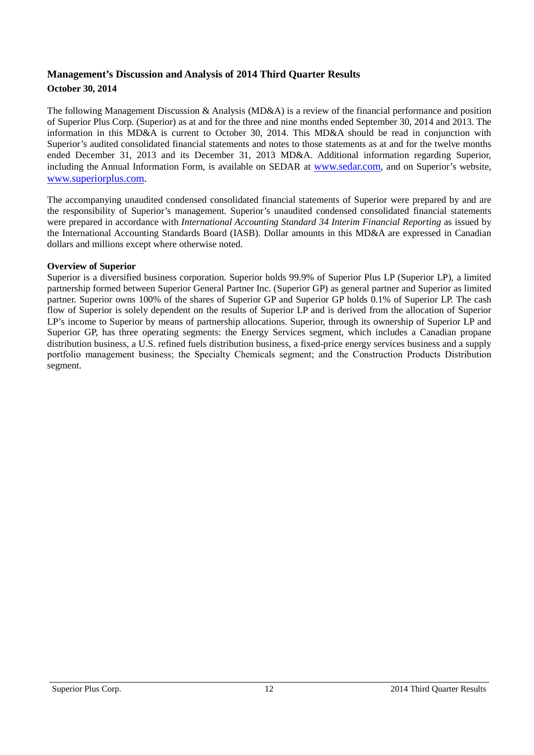## Management's Discussion and Analysis of 2014 Third Quarter Results

**October 30, 2014**

The following Management Discussion & Analysis (MD&A) is a review of the financial performance and position of Superior Plus Corp. (Superior) as at and for the three and nine months ended September 30, 2014 and 2013. The information in this MD&A is current to October 30, 2014. This MD&A should be read in conjunction with Superior's audited consolidated financial statements and notes to those statements as at and for the twelve months ended December 31, 2013 and its December 31, 2013 MD&A. Additional information regarding Superior, including the Annual Information Form, is available on SEDAR at www.sedar.com, and on Superior's website, www.superiorplus.com.

The accompanying unaudited condensed consolidated financial statements of Superior were prepared by and are the responsibility of Superior's management. Superior's unaudited condensed consolidated financial statements were prepared in accordance with *International Accounting Standard 34 Interim Financial Reporting* as issued by the International Accounting Standards Board (IASB). Dollar amounts in this MD&A are expressed in Canadian dollars and millions except where otherwise noted.

**Overview of Superior**

Superior is a diversified business corporation. Superior holds 99.9% of Superior Plus LP (Superior LP), a limited partnership formed between Superior General Partner Inc. (Superior GP) as general partner and Superior as limited partner. Superior owns 100% of the shares of Superior GP and Superior GP holds 0.1% of Superior LP. The cash flow of Superior is solely dependent on the results of Superior LP and is derived from the allocation of Superior LP's income to Superior by means of partnership allocations. Superior, through its ownership of Superior LP and Superior GP, has three operating segments: the Energy Services segment, which includes a Canadian propane distribution business, a U.S. refined fuels distribution business, a fixed-price energy services business and a supply portfolio management business; the Specialty Chemicals segment; and the Construction Products Distribution segment.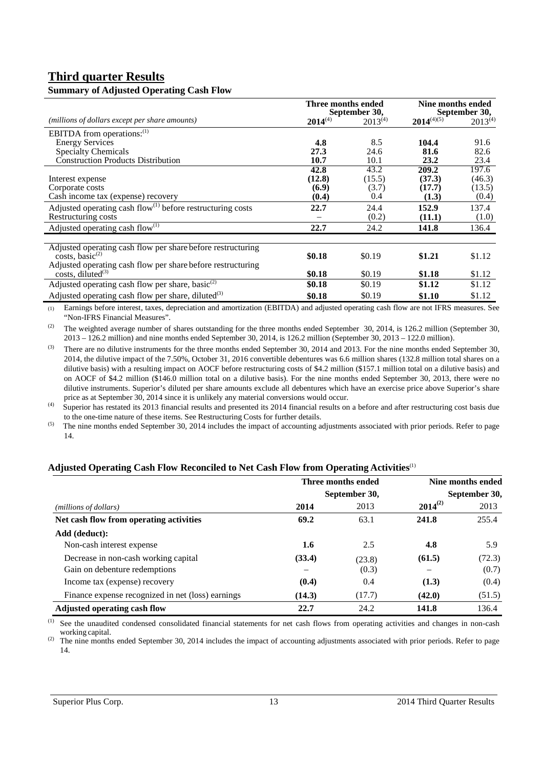# Third quarter Results

### Summary of Adjusted Operating Cash Flow

| *(millions of dollars except per share amounts)* | Three months ended September 30, 2014[4] | 2013[4] | Nine months ended September 30, 2014[4][5] | 2013[4] |
|---|---|---|---|---|
| EBITDA from operations:[1] | | | | |
| Energy Services | **4.8** | 8.5 | **104.4** | 91.6 |
| Specialty Chemicals | **27.3** | 24.6 | **81.6** | 82.6 |
| Construction Products Distribution | **10.7** | 10.1 | **23.2** | 23.4 |
| | **42.8** | 43.2 | **209.2** | 197.6 |
| Interest expense | **(12.8)** | (15.5) | **(37.3)** | (46.3) |
| Corporate costs | **(6.9)** | (3.7) | **(17.7)** | (13.5) |
| Cash income tax (expense) recovery | **(0.4)** | 0.4 | **(1.3)** | (0.4) |
| Adjusted operating cash flow[1] before restructuring costs | **22.7** | 24.4 | **152.9** | 137.4 |
| Restructuring costs | – | (0.2) | **(11.1)** | (1.0) |
| Adjusted operating cash flow[1] | **22.7** | 24.2 | **141.8** | 136.4 |
| Adjusted operating cash flow per share before restructuring costs, basic[2] | **$0.18** | $0.19 | **$1.21** | $1.12 |
| Adjusted operating cash flow per share before restructuring costs, diluted[3] | **$0.18** | $0.19 | **$1.18** | $1.12 |
| Adjusted operating cash flow per share, basic[2] | **$0.18** | $0.19 | **$1.12** | $1.12 |
| Adjusted operating cash flow per share, diluted[3] | **$0.18** | $0.19 | **$1.10** | $1.12 |

(1) Earnings before interest, taxes, depreciation and amortization (EBITDA) and adjusted operating cash flow are not IFRS measures. See "Non-IFRS Financial Measures".

(2) The weighted average number of shares outstanding for the three months ended September 30, 2014, is 126.2 million (September 30, 2013 – 126.2 million) and nine months ended September 30, 2014, is 126.2 million (September 30, 2013 – 122.0 million).

(3) There are no dilutive instruments for the three months ended September 30, 2014 and 2013. For the nine months ended September 30, 2014, the dilutive impact of the 7.50%, October 31, 2016 convertible debentures was 6.6 million shares (132.8 million total shares on a dilutive basis) with a resulting impact on AOCF before restructuring costs of $4.2 million ($157.1 million total on a dilutive basis) and on AOCF of $4.2 million ($146.0 million total on a dilutive basis). For the nine months ended September 30, 2013, there were no dilutive instruments. Superior's diluted per share amounts exclude all debentures which have an exercise price above Superior's share price as at September 30, 2014 since it is unlikely any material conversions would occur.

(4) Superior has restated its 2013 financial results and presented its 2014 financial results on a before and after restructuring cost basis due to the one-time nature of these items. See Restructuring Costs for further details.

(5) The nine months ended September 30, 2014 includes the impact of accounting adjustments associated with prior periods. Refer to page 14.

### Adjusted Operating Cash Flow Reconciled to Net Cash Flow from Operating Activities[1]

| *(millions of dollars)* | Three months ended September 30, 2014 | 2013 | Nine months ended September 30, 2014[2] | 2013 |
|---|---|---|---|---|
| **Net cash flow from operating activities** | **69.2** | 63.1 | **241.8** | 255.4 |
| **Add (deduct):** | | | | |
| Non-cash interest expense | **1.6** | 2.5 | **4.8** | 5.9 |
| Decrease in non-cash working capital | **(33.4)** | (23.8) | **(61.5)** | (72.3) |
| Gain on debenture redemptions | – | (0.3) | – | (0.7) |
| Income tax (expense) recovery | **(0.4)** | 0.4 | **(1.3)** | (0.4) |
| Finance expense recognized in net (loss) earnings | **(14.3)** | (17.7) | **(42.0)** | (51.5) |
| **Adjusted operating cash flow** | **22.7** | 24.2 | **141.8** | 136.4 |

(1) See the unaudited condensed consolidated financial statements for net cash flows from operating activities and changes in non-cash working capital.

(2) The nine months ended September 30, 2014 includes the impact of accounting adjustments associated with prior periods. Refer to page 14.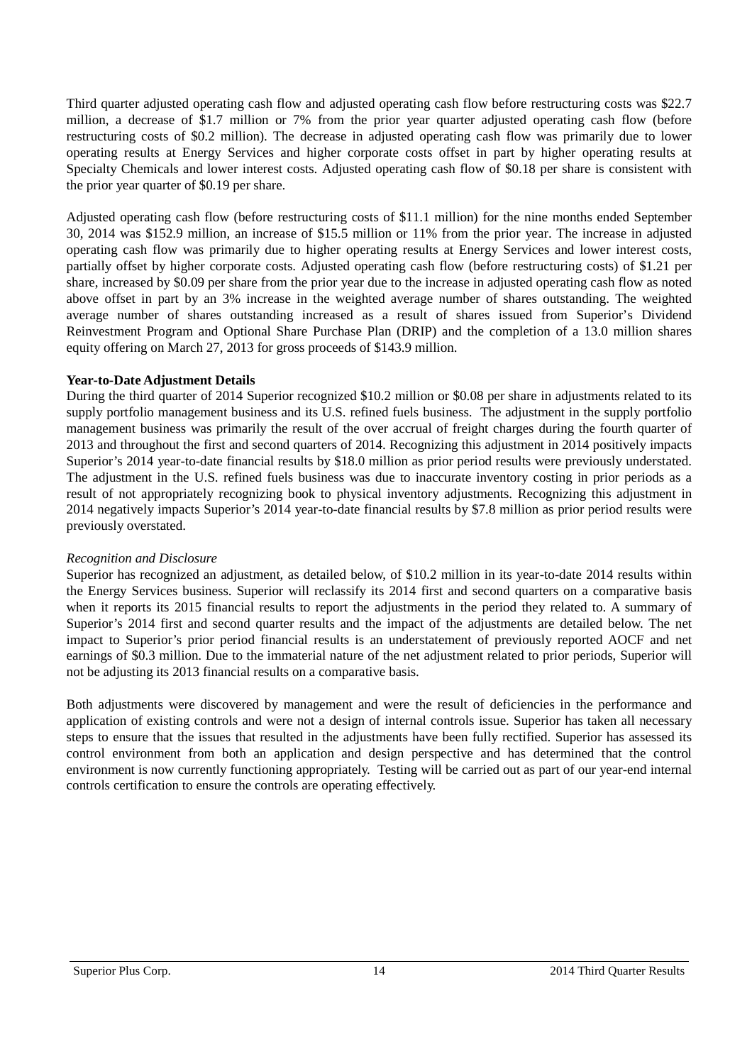Third quarter adjusted operating cash flow and adjusted operating cash flow before restructuring costs was $22.7 million, a decrease of $1.7 million or 7% from the prior year quarter adjusted operating cash flow (before restructuring costs of $0.2 million). The decrease in adjusted operating cash flow was primarily due to lower operating results at Energy Services and higher corporate costs offset in part by higher operating results at Specialty Chemicals and lower interest costs. Adjusted operating cash flow of $0.18 per share is consistent with the prior year quarter of $0.19 per share.

Adjusted operating cash flow (before restructuring costs of $11.1 million) for the nine months ended September 30, 2014 was $152.9 million, an increase of $15.5 million or 11% from the prior year. The increase in adjusted operating cash flow was primarily due to higher operating results at Energy Services and lower interest costs, partially offset by higher corporate costs. Adjusted operating cash flow (before restructuring costs) of $1.21 per share, increased by $0.09 per share from the prior year due to the increase in adjusted operating cash flow as noted above offset in part by an 3% increase in the weighted average number of shares outstanding. The weighted average number of shares outstanding increased as a result of shares issued from Superior's Dividend Reinvestment Program and Optional Share Purchase Plan (DRIP) and the completion of a 13.0 million shares equity offering on March 27, 2013 for gross proceeds of $143.9 million.

**Year-to-Date Adjustment Details**

During the third quarter of 2014 Superior recognized $10.2 million or $0.08 per share in adjustments related to its supply portfolio management business and its U.S. refined fuels business. The adjustment in the supply portfolio management business was primarily the result of the over accrual of freight charges during the fourth quarter of 2013 and throughout the first and second quarters of 2014. Recognizing this adjustment in 2014 positively impacts Superior's 2014 year-to-date financial results by $18.0 million as prior period results were previously understated. The adjustment in the U.S. refined fuels business was due to inaccurate inventory costing in prior periods as a result of not appropriately recognizing book to physical inventory adjustments. Recognizing this adjustment in 2014 negatively impacts Superior's 2014 year-to-date financial results by $7.8 million as prior period results were previously overstated.

*Recognition and Disclosure*

Superior has recognized an adjustment, as detailed below, of $10.2 million in its year-to-date 2014 results within the Energy Services business. Superior will reclassify its 2014 first and second quarters on a comparative basis when it reports its 2015 financial results to report the adjustments in the period they related to. A summary of Superior's 2014 first and second quarter results and the impact of the adjustments are detailed below. The net impact to Superior's prior period financial results is an understatement of previously reported AOCF and net earnings of $0.3 million. Due to the immaterial nature of the net adjustment related to prior periods, Superior will not be adjusting its 2013 financial results on a comparative basis.

Both adjustments were discovered by management and were the result of deficiencies in the performance and application of existing controls and were not a design of internal controls issue. Superior has taken all necessary steps to ensure that the issues that resulted in the adjustments have been fully rectified. Superior has assessed its control environment from both an application and design perspective and has determined that the control environment is now currently functioning appropriately. Testing will be carried out as part of our year-end internal controls certification to ensure the controls are operating effectively.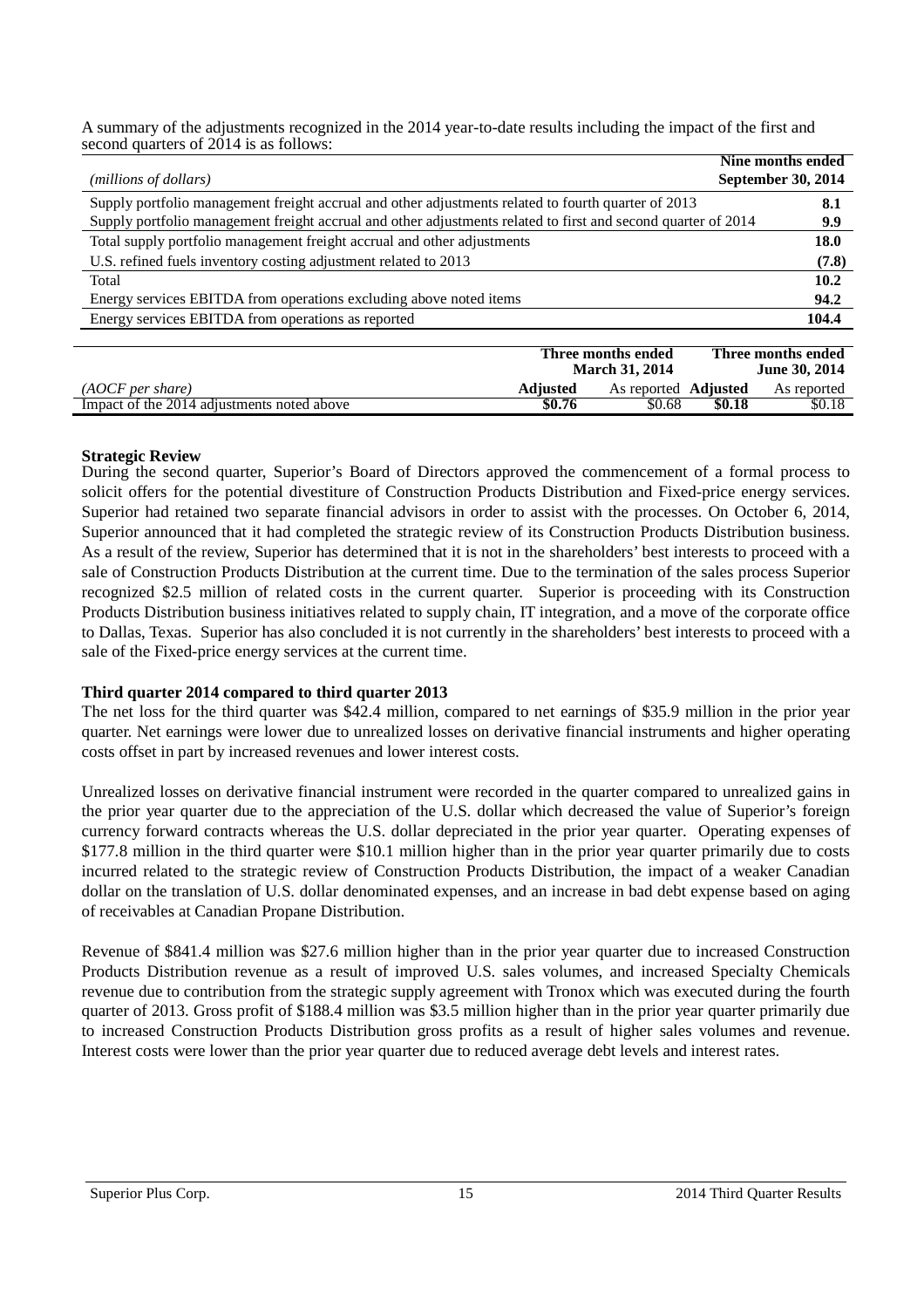A summary of the adjustments recognized in the 2014 year-to-date results including the impact of the first and second quarters of 2014 is as follows:

| *(millions of dollars)* | **Nine months ended September 30, 2014** |
|---|---|
| Supply portfolio management freight accrual and other adjustments related to fourth quarter of 2013 | **8.1** |
| Supply portfolio management freight accrual and other adjustments related to first and second quarter of 2014 | **9.9** |
| Total supply portfolio management freight accrual and other adjustments | **18.0** |
| U.S. refined fuels inventory costing adjustment related to 2013 | **(7.8)** |
| Total | **10.2** |
| Energy services EBITDA from operations excluding above noted items | **94.2** |
| Energy services EBITDA from operations as reported | **104.4** |

| | **Three months ended March 31, 2014** | | **Three months ended June 30, 2014** | |
|---|---|---|---|---|
| *(AOCF per share)* | **Adjusted** | As reported | **Adjusted** | As reported |
| Impact of the 2014 adjustments noted above | **$0.76** | $0.68 | **$0.18** | $0.18 |

**Strategic Review**

During the second quarter, Superior's Board of Directors approved the commencement of a formal process to solicit offers for the potential divestiture of Construction Products Distribution and Fixed-price energy services. Superior had retained two separate financial advisors in order to assist with the processes. On October 6, 2014, Superior announced that it had completed the strategic review of its Construction Products Distribution business. As a result of the review, Superior has determined that it is not in the shareholders' best interests to proceed with a sale of Construction Products Distribution at the current time. Due to the termination of the sales process Superior recognized $2.5 million of related costs in the current quarter. Superior is proceeding with its Construction Products Distribution business initiatives related to supply chain, IT integration, and a move of the corporate office to Dallas, Texas. Superior has also concluded it is not currently in the shareholders' best interests to proceed with a sale of the Fixed-price energy services at the current time.

**Third quarter 2014 compared to third quarter 2013**

The net loss for the third quarter was $42.4 million, compared to net earnings of $35.9 million in the prior year quarter. Net earnings were lower due to unrealized losses on derivative financial instruments and higher operating costs offset in part by increased revenues and lower interest costs.

Unrealized losses on derivative financial instrument were recorded in the quarter compared to unrealized gains in the prior year quarter due to the appreciation of the U.S. dollar which decreased the value of Superior's foreign currency forward contracts whereas the U.S. dollar depreciated in the prior year quarter. Operating expenses of $177.8 million in the third quarter were $10.1 million higher than in the prior year quarter primarily due to costs incurred related to the strategic review of Construction Products Distribution, the impact of a weaker Canadian dollar on the translation of U.S. dollar denominated expenses, and an increase in bad debt expense based on aging of receivables at Canadian Propane Distribution.

Revenue of $841.4 million was $27.6 million higher than in the prior year quarter due to increased Construction Products Distribution revenue as a result of improved U.S. sales volumes, and increased Specialty Chemicals revenue due to contribution from the strategic supply agreement with Tronox which was executed during the fourth quarter of 2013. Gross profit of $188.4 million was $3.5 million higher than in the prior year quarter primarily due to increased Construction Products Distribution gross profits as a result of higher sales volumes and revenue. Interest costs were lower than the prior year quarter due to reduced average debt levels and interest rates.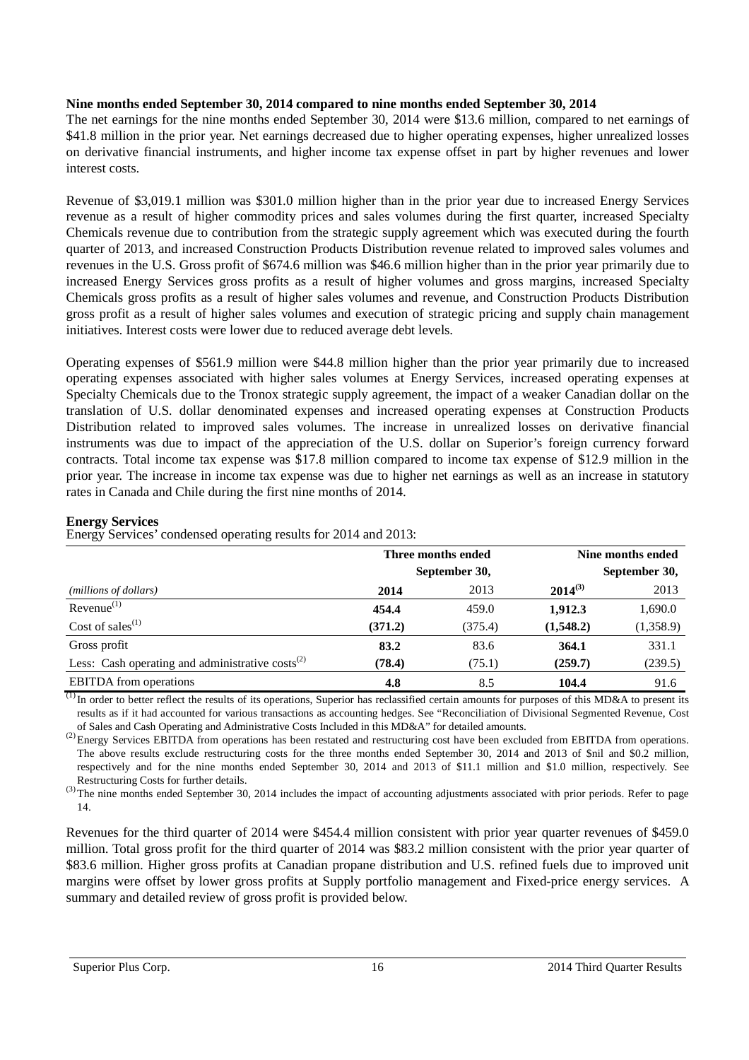**Nine months ended September 30, 2014 compared to nine months ended September 30, 2014**

The net earnings for the nine months ended September 30, 2014 were $13.6 million, compared to net earnings of $41.8 million in the prior year. Net earnings decreased due to higher operating expenses, higher unrealized losses on derivative financial instruments, and higher income tax expense offset in part by higher revenues and lower interest costs.

Revenue of $3,019.1 million was $301.0 million higher than in the prior year due to increased Energy Services revenue as a result of higher commodity prices and sales volumes during the first quarter, increased Specialty Chemicals revenue due to contribution from the strategic supply agreement which was executed during the fourth quarter of 2013, and increased Construction Products Distribution revenue related to improved sales volumes and revenues in the U.S. Gross profit of $674.6 million was $46.6 million higher than in the prior year primarily due to increased Energy Services gross profits as a result of higher volumes and gross margins, increased Specialty Chemicals gross profits as a result of higher sales volumes and revenue, and Construction Products Distribution gross profit as a result of higher sales volumes and execution of strategic pricing and supply chain management initiatives. Interest costs were lower due to reduced average debt levels.

Operating expenses of $561.9 million were $44.8 million higher than the prior year primarily due to increased operating expenses associated with higher sales volumes at Energy Services, increased operating expenses at Specialty Chemicals due to the Tronox strategic supply agreement, the impact of a weaker Canadian dollar on the translation of U.S. dollar denominated expenses and increased operating expenses at Construction Products Distribution related to improved sales volumes. The increase in unrealized losses on derivative financial instruments was due to impact of the appreciation of the U.S. dollar on Superior's foreign currency forward contracts. Total income tax expense was $17.8 million compared to income tax expense of $12.9 million in the prior year. The increase in income tax expense was due to higher net earnings as well as an increase in statutory rates in Canada and Chile during the first nine months of 2014.

**Energy Services**

Energy Services' condensed operating results for 2014 and 2013:

| | Three months ended September 30, | | Nine months ended September 30, | |
|---|---|---|---|---|
| *(millions of dollars)* | **2014** | 2013 | **2014[3]** | 2013 |
| Revenue[1] | **454.4** | 459.0 | **1,912.3** | 1,690.0 |
| Cost of sales[1] | **(371.2)** | (375.4) | **(1,548.2)** | (1,358.9) |
| Gross profit | **83.2** | 83.6 | **364.1** | 331.1 |
| Less: Cash operating and administrative costs[2] | **(78.4)** | (75.1) | **(259.7)** | (239.5) |
| EBITDA from operations | **4.8** | 8.5 | **104.4** | 91.6 |

[1] In order to better reflect the results of its operations, Superior has reclassified certain amounts for purposes of this MD&A to present its results as if it had accounted for various transactions as accounting hedges. See "Reconciliation of Divisional Segmented Revenue, Cost of Sales and Cash Operating and Administrative Costs Included in this MD&A" for detailed amounts.

[2] Energy Services EBITDA from operations has been restated and restructuring cost have been excluded from EBITDA from operations. The above results exclude restructuring costs for the three months ended September 30, 2014 and 2013 of $nil and $0.2 million, respectively and for the nine months ended September 30, 2014 and 2013 of $11.1 million and $1.0 million, respectively. See Restructuring Costs for further details.

[3] The nine months ended September 30, 2014 includes the impact of accounting adjustments associated with prior periods. Refer to page 14.

Revenues for the third quarter of 2014 were $454.4 million consistent with prior year quarter revenues of $459.0 million. Total gross profit for the third quarter of 2014 was $83.2 million consistent with the prior year quarter of $83.6 million. Higher gross profits at Canadian propane distribution and U.S. refined fuels due to improved unit margins were offset by lower gross profits at Supply portfolio management and Fixed-price energy services. A summary and detailed review of gross profit is provided below.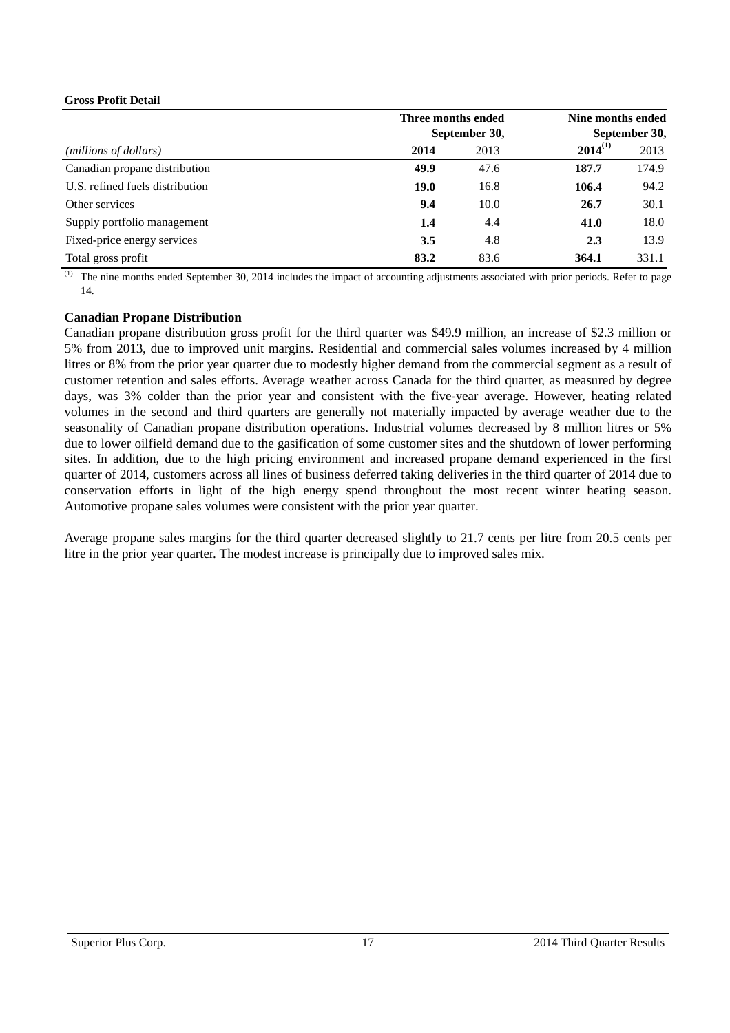**Gross Profit Detail**

| | Three months ended September 30, | | Nine months ended September 30, | |
|---|---|---|---|---|
| *(millions of dollars)* | **2014** | 2013 | **2014[(1)]** | 2013 |
| Canadian propane distribution | **49.9** | 47.6 | **187.7** | 174.9 |
| U.S. refined fuels distribution | **19.0** | 16.8 | **106.4** | 94.2 |
| Other services | **9.4** | 10.0 | **26.7** | 30.1 |
| Supply portfolio management | **1.4** | 4.4 | **41.0** | 18.0 |
| Fixed-price energy services | **3.5** | 4.8 | **2.3** | 13.9 |
| Total gross profit | **83.2** | 83.6 | **364.1** | 331.1 |

(1) The nine months ended September 30, 2014 includes the impact of accounting adjustments associated with prior periods. Refer to page 14.

**Canadian Propane Distribution**

Canadian propane distribution gross profit for the third quarter was $49.9 million, an increase of $2.3 million or 5% from 2013, due to improved unit margins. Residential and commercial sales volumes increased by 4 million litres or 8% from the prior year quarter due to modestly higher demand from the commercial segment as a result of customer retention and sales efforts. Average weather across Canada for the third quarter, as measured by degree days, was 3% colder than the prior year and consistent with the five-year average. However, heating related volumes in the second and third quarters are generally not materially impacted by average weather due to the seasonality of Canadian propane distribution operations. Industrial volumes decreased by 8 million litres or 5% due to lower oilfield demand due to the gasification of some customer sites and the shutdown of lower performing sites. In addition, due to the high pricing environment and increased propane demand experienced in the first quarter of 2014, customers across all lines of business deferred taking deliveries in the third quarter of 2014 due to conservation efforts in light of the high energy spend throughout the most recent winter heating season. Automotive propane sales volumes were consistent with the prior year quarter.

Average propane sales margins for the third quarter decreased slightly to 21.7 cents per litre from 20.5 cents per litre in the prior year quarter. The modest increase is principally due to improved sales mix.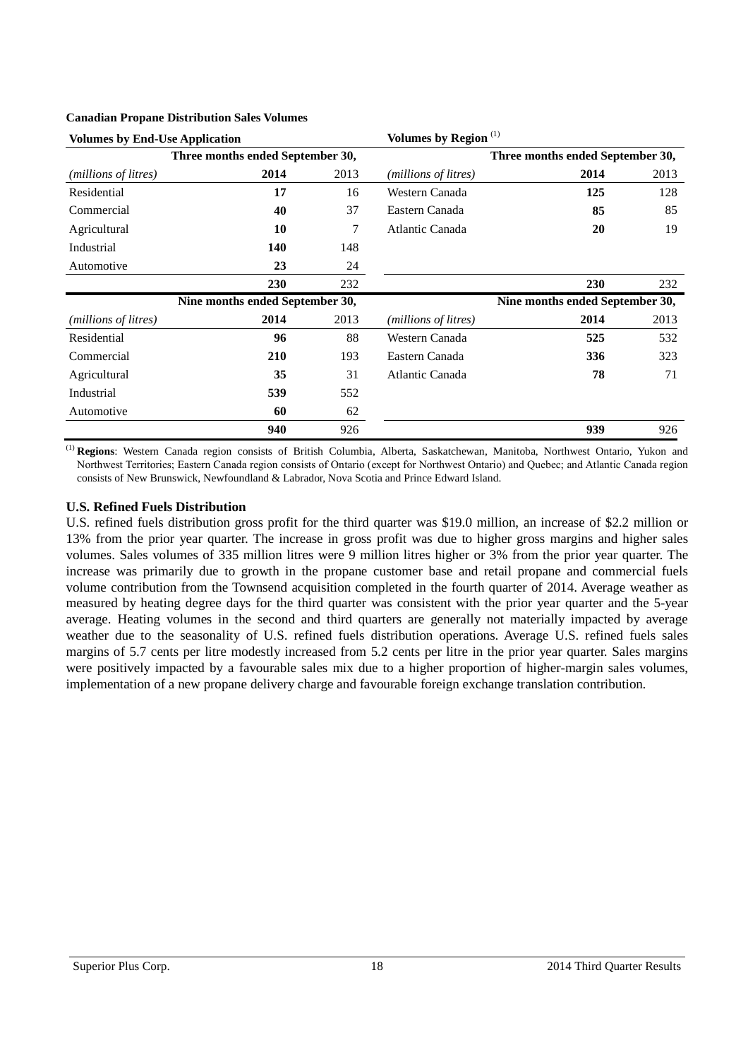**Canadian Propane Distribution Sales Volumes**

| **Volumes by End-Use Application** | | | **Volumes by Region** [(1)] | | |
|---|---|---|---|---|---|
| | **Three months ended September 30,** | | | **Three months ended September 30,** | |
| *(millions of litres)* | **2014** | 2013 | *(millions of litres)* | **2014** | 2013 |
| Residential | **17** | 16 | Western Canada | **125** | 128 |
| Commercial | **40** | 37 | Eastern Canada | **85** | 85 |
| Agricultural | **10** | 7 | Atlantic Canada | **20** | 19 |
| Industrial | **140** | 148 | | | |
| Automotive | **23** | 24 | | | |
| | **230** | 232 | | **230** | 232 |
| | **Nine months ended September 30,** | | | **Nine months ended September 30,** | |
| *(millions of litres)* | **2014** | 2013 | *(millions of litres)* | **2014** | 2013 |
| Residential | **96** | 88 | Western Canada | **525** | 532 |
| Commercial | **210** | 193 | Eastern Canada | **336** | 323 |
| Agricultural | **35** | 31 | Atlantic Canada | **78** | 71 |
| Industrial | **539** | 552 | | | |
| Automotive | **60** | 62 | | | |
| | **940** | 926 | | **939** | 926 |

[(1)] **Regions**: Western Canada region consists of British Columbia, Alberta, Saskatchewan, Manitoba, Northwest Ontario, Yukon and Northwest Territories; Eastern Canada region consists of Ontario (except for Northwest Ontario) and Quebec; and Atlantic Canada region consists of New Brunswick, Newfoundland & Labrador, Nova Scotia and Prince Edward Island.

## U.S. Refined Fuels Distribution

U.S. refined fuels distribution gross profit for the third quarter was $19.0 million, an increase of $2.2 million or 13% from the prior year quarter. The increase in gross profit was due to higher gross margins and higher sales volumes. Sales volumes of 335 million litres were 9 million litres higher or 3% from the prior year quarter. The increase was primarily due to growth in the propane customer base and retail propane and commercial fuels volume contribution from the Townsend acquisition completed in the fourth quarter of 2014. Average weather as measured by heating degree days for the third quarter was consistent with the prior year quarter and the 5-year average. Heating volumes in the second and third quarters are generally not materially impacted by average weather due to the seasonality of U.S. refined fuels distribution operations. Average U.S. refined fuels sales margins of 5.7 cents per litre modestly increased from 5.2 cents per litre in the prior year quarter. Sales margins were positively impacted by a favourable sales mix due to a higher proportion of higher-margin sales volumes, implementation of a new propane delivery charge and favourable foreign exchange translation contribution.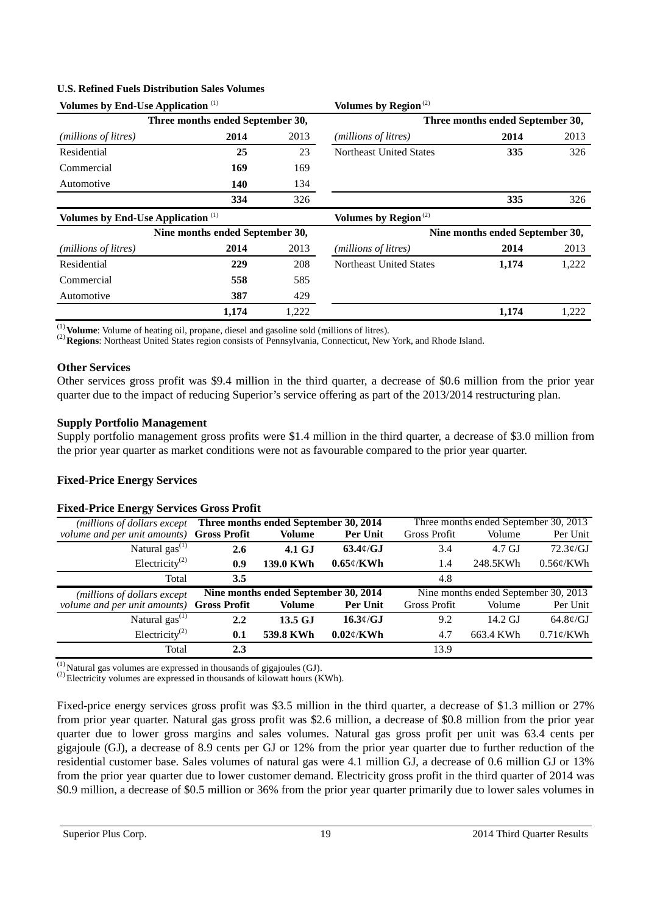**U.S. Refined Fuels Distribution Sales Volumes**

| Volumes by End-Use Application [(1)] | | | Volumes by Region [(2)] | | |
|---|---|---|---|---|---|
| | Three months ended September 30, | | | Three months ended September 30, | |
| *(millions of litres)* | **2014** | 2013 | *(millions of litres)* | **2014** | 2013 |
| Residential | **25** | 23 | Northeast United States | **335** | 326 |
| Commercial | **169** | 169 | | | |
| Automotive | **140** | 134 | | | |
| | **334** | 326 | | **335** | 326 |

| Volumes by End-Use Application [(1)] | | | Volumes by Region [(2)] | | |
|---|---|---|---|---|---|
| | Nine months ended September 30, | | | Nine months ended September 30, | |
| *(millions of litres)* | **2014** | 2013 | *(millions of litres)* | **2014** | 2013 |
| Residential | **229** | 208 | Northeast United States | **1,174** | 1,222 |
| Commercial | **558** | 585 | | | |
| Automotive | **387** | 429 | | | |
| | **1,174** | 1,222 | | **1,174** | 1,222 |

(1) **Volume**: Volume of heating oil, propane, diesel and gasoline sold (millions of litres).
(2) **Regions**: Northeast United States region consists of Pennsylvania, Connecticut, New York, and Rhode Island.

**Other Services**

Other services gross profit was $9.4 million in the third quarter, a decrease of $0.6 million from the prior year quarter due to the impact of reducing Superior's service offering as part of the 2013/2014 restructuring plan.

**Supply Portfolio Management**

Supply portfolio management gross profits were $1.4 million in the third quarter, a decrease of $3.0 million from the prior year quarter as market conditions were not as favourable compared to the prior year quarter.

## Fixed-Price Energy Services

**Fixed-Price Energy Services Gross Profit**

| *(millions of dollars except volume and per unit amounts)* | Three months ended September 30, 2014 | | | Three months ended September 30, 2013 | | |
|---|---|---|---|---|---|---|
| | **Gross Profit** | **Volume** | **Per Unit** | Gross Profit | Volume | Per Unit |
| Natural gas[(1)] | **2.6** | **4.1 GJ** | **63.4¢/GJ** | 3.4 | 4.7 GJ | 72.3¢/GJ |
| Electricity[(2)] | **0.9** | **139.0 KWh** | **0.65¢/KWh** | 1.4 | 248.5KWh | 0.56¢/KWh |
| Total | **3.5** | | | 4.8 | | |

| *(millions of dollars except volume and per unit amounts)* | Nine months ended September 30, 2014 | | | Nine months ended September 30, 2013 | | |
|---|---|---|---|---|---|---|
| | **Gross Profit** | **Volume** | **Per Unit** | Gross Profit | Volume | Per Unit |
| Natural gas[(1)] | **2.2** | **13.5 GJ** | **16.3¢/GJ** | 9.2 | 14.2 GJ | 64.8¢/GJ |
| Electricity[(2)] | **0.1** | **539.8 KWh** | **0.02¢/KWh** | 4.7 | 663.4 KWh | 0.71¢/KWh |
| Total | **2.3** | | | 13.9 | | |

(1) Natural gas volumes are expressed in thousands of gigajoules (GJ).
(2) Electricity volumes are expressed in thousands of kilowatt hours (KWh).

Fixed-price energy services gross profit was $3.5 million in the third quarter, a decrease of $1.3 million or 27% from prior year quarter. Natural gas gross profit was $2.6 million, a decrease of $0.8 million from the prior year quarter due to lower gross margins and sales volumes. Natural gas gross profit per unit was 63.4 cents per gigajoule (GJ), a decrease of 8.9 cents per GJ or 12% from the prior year quarter due to further reduction of the residential customer base. Sales volumes of natural gas were 4.1 million GJ, a decrease of 0.6 million GJ or 13% from the prior year quarter due to lower customer demand. Electricity gross profit in the third quarter of 2014 was $0.9 million, a decrease of $0.5 million or 36% from the prior year quarter primarily due to lower sales volumes in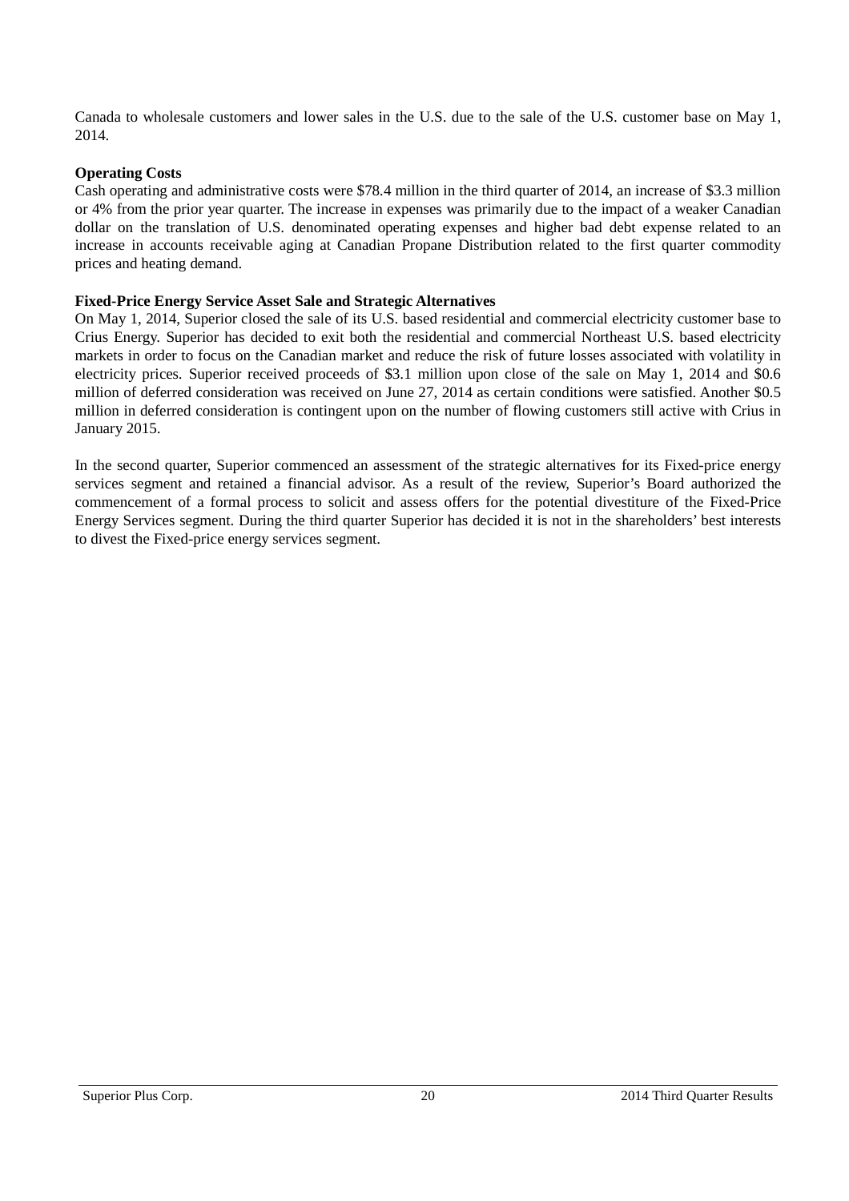Canada to wholesale customers and lower sales in the U.S. due to the sale of the U.S. customer base on May 1, 2014.

**Operating Costs**

Cash operating and administrative costs were $78.4 million in the third quarter of 2014, an increase of $3.3 million or 4% from the prior year quarter. The increase in expenses was primarily due to the impact of a weaker Canadian dollar on the translation of U.S. denominated operating expenses and higher bad debt expense related to an increase in accounts receivable aging at Canadian Propane Distribution related to the first quarter commodity prices and heating demand.

**Fixed-Price Energy Service Asset Sale and Strategic Alternatives**

On May 1, 2014, Superior closed the sale of its U.S. based residential and commercial electricity customer base to Crius Energy. Superior has decided to exit both the residential and commercial Northeast U.S. based electricity markets in order to focus on the Canadian market and reduce the risk of future losses associated with volatility in electricity prices. Superior received proceeds of $3.1 million upon close of the sale on May 1, 2014 and $0.6 million of deferred consideration was received on June 27, 2014 as certain conditions were satisfied. Another $0.5 million in deferred consideration is contingent upon on the number of flowing customers still active with Crius in January 2015.

In the second quarter, Superior commenced an assessment of the strategic alternatives for its Fixed-price energy services segment and retained a financial advisor. As a result of the review, Superior's Board authorized the commencement of a formal process to solicit and assess offers for the potential divestiture of the Fixed-Price Energy Services segment. During the third quarter Superior has decided it is not in the shareholders' best interests to divest the Fixed-price energy services segment.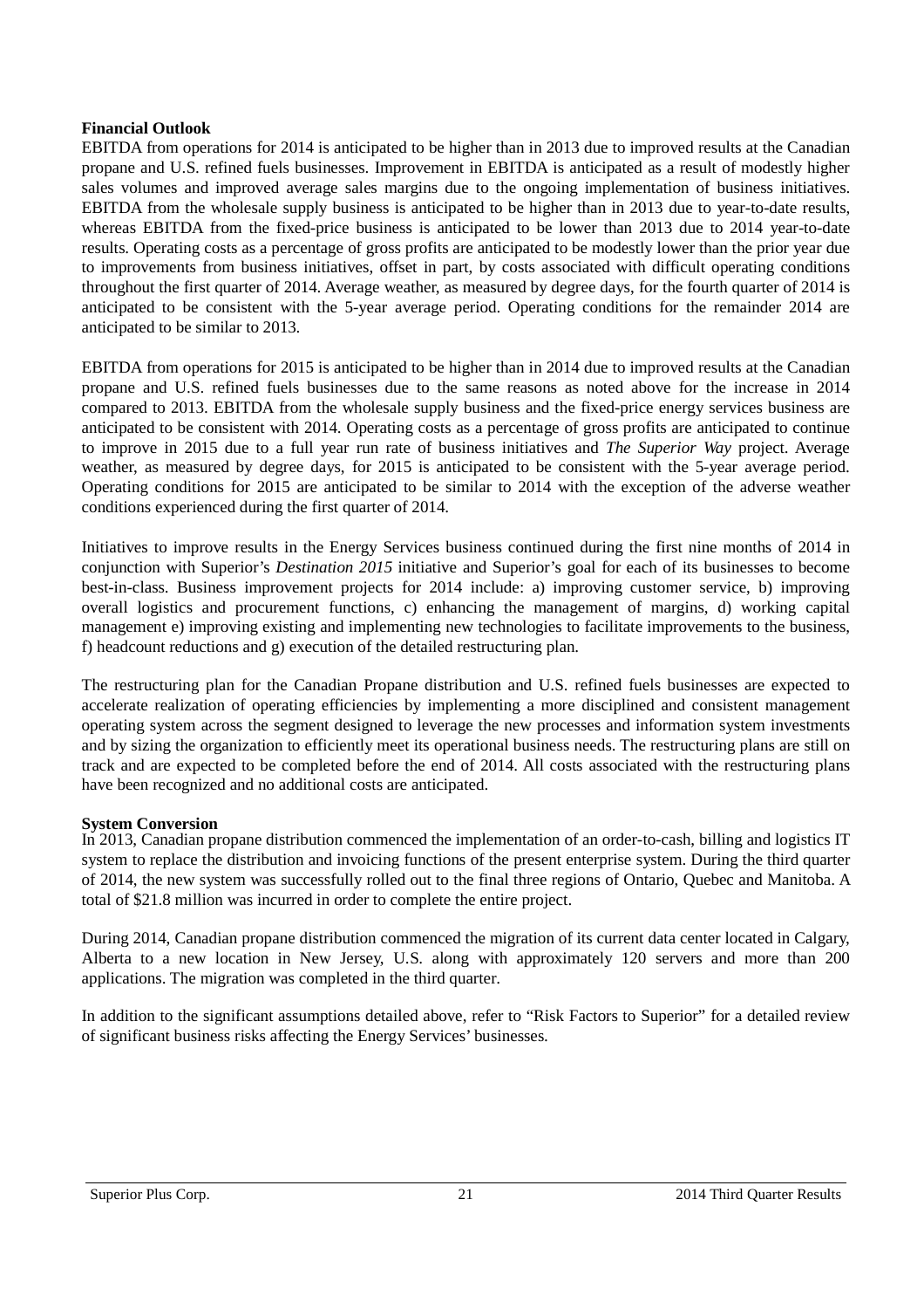**Financial Outlook**

EBITDA from operations for 2014 is anticipated to be higher than in 2013 due to improved results at the Canadian propane and U.S. refined fuels businesses. Improvement in EBITDA is anticipated as a result of modestly higher sales volumes and improved average sales margins due to the ongoing implementation of business initiatives. EBITDA from the wholesale supply business is anticipated to be higher than in 2013 due to year-to-date results, whereas EBITDA from the fixed-price business is anticipated to be lower than 2013 due to 2014 year-to-date results. Operating costs as a percentage of gross profits are anticipated to be modestly lower than the prior year due to improvements from business initiatives, offset in part, by costs associated with difficult operating conditions throughout the first quarter of 2014. Average weather, as measured by degree days, for the fourth quarter of 2014 is anticipated to be consistent with the 5-year average period. Operating conditions for the remainder 2014 are anticipated to be similar to 2013.

EBITDA from operations for 2015 is anticipated to be higher than in 2014 due to improved results at the Canadian propane and U.S. refined fuels businesses due to the same reasons as noted above for the increase in 2014 compared to 2013. EBITDA from the wholesale supply business and the fixed-price energy services business are anticipated to be consistent with 2014. Operating costs as a percentage of gross profits are anticipated to continue to improve in 2015 due to a full year run rate of business initiatives and *The Superior Way* project. Average weather, as measured by degree days, for 2015 is anticipated to be consistent with the 5-year average period. Operating conditions for 2015 are anticipated to be similar to 2014 with the exception of the adverse weather conditions experienced during the first quarter of 2014.

Initiatives to improve results in the Energy Services business continued during the first nine months of 2014 in conjunction with Superior's *Destination 2015* initiative and Superior's goal for each of its businesses to become best-in-class. Business improvement projects for 2014 include: a) improving customer service, b) improving overall logistics and procurement functions, c) enhancing the management of margins, d) working capital management e) improving existing and implementing new technologies to facilitate improvements to the business, f) headcount reductions and g) execution of the detailed restructuring plan.

The restructuring plan for the Canadian Propane distribution and U.S. refined fuels businesses are expected to accelerate realization of operating efficiencies by implementing a more disciplined and consistent management operating system across the segment designed to leverage the new processes and information system investments and by sizing the organization to efficiently meet its operational business needs. The restructuring plans are still on track and are expected to be completed before the end of 2014. All costs associated with the restructuring plans have been recognized and no additional costs are anticipated.

**System Conversion**

In 2013, Canadian propane distribution commenced the implementation of an order-to-cash, billing and logistics IT system to replace the distribution and invoicing functions of the present enterprise system. During the third quarter of 2014, the new system was successfully rolled out to the final three regions of Ontario, Quebec and Manitoba. A total of $21.8 million was incurred in order to complete the entire project.

During 2014, Canadian propane distribution commenced the migration of its current data center located in Calgary, Alberta to a new location in New Jersey, U.S. along with approximately 120 servers and more than 200 applications. The migration was completed in the third quarter.

In addition to the significant assumptions detailed above, refer to "Risk Factors to Superior" for a detailed review of significant business risks affecting the Energy Services' businesses.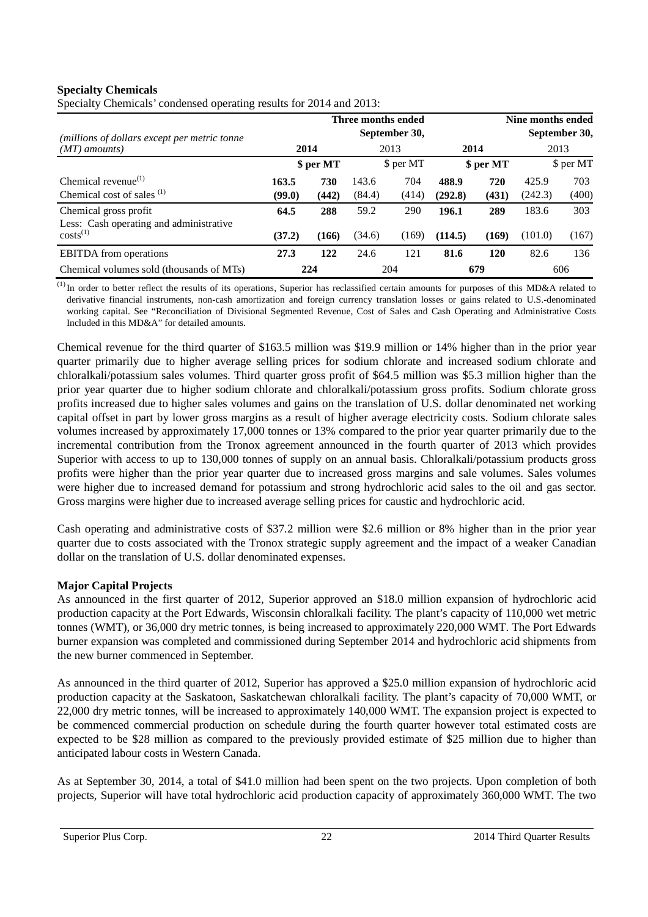**Specialty Chemicals**

Specialty Chemicals' condensed operating results for 2014 and 2013:

| *(millions of dollars except per metric tonne (MT) amounts)* | Three months ended September 30, | | | | Nine months ended September 30, | | | |
|---|---|---|---|---|---|---|---|---|
| | **2014** | | 2013 | | **2014** | | 2013 | |
| | | **$ per MT** | | $ per MT | | **$ per MT** | | $ per MT |
| Chemical revenue(1) | **163.5** | **730** | 143.6 | 704 | **488.9** | **720** | 425.9 | 703 |
| Chemical cost of sales (1) | **(99.0)** | **(442)** | (84.4) | (414) | **(292.8)** | **(431)** | (242.3) | (400) |
| Chemical gross profit | **64.5** | **288** | 59.2 | 290 | **196.1** | **289** | 183.6 | 303 |
| Less: Cash operating and administrative costs(1) | **(37.2)** | **(166)** | (34.6) | (169) | **(114.5)** | **(169)** | (101.0) | (167) |
| EBITDA from operations | **27.3** | **122** | 24.6 | 121 | **81.6** | **120** | 82.6 | 136 |
| Chemical volumes sold (thousands of MTs) | **224** | | 204 | | **679** | | 606 | |

(1) In order to better reflect the results of its operations, Superior has reclassified certain amounts for purposes of this MD&A related to derivative financial instruments, non-cash amortization and foreign currency translation losses or gains related to U.S.-denominated working capital. See "Reconciliation of Divisional Segmented Revenue, Cost of Sales and Cash Operating and Administrative Costs Included in this MD&A" for detailed amounts.

Chemical revenue for the third quarter of $163.5 million was $19.9 million or 14% higher than in the prior year quarter primarily due to higher average selling prices for sodium chlorate and increased sodium chlorate and chloralkali/potassium sales volumes. Third quarter gross profit of $64.5 million was $5.3 million higher than the prior year quarter due to higher sodium chlorate and chloralkali/potassium gross profits. Sodium chlorate gross profits increased due to higher sales volumes and gains on the translation of U.S. dollar denominated net working capital offset in part by lower gross margins as a result of higher average electricity costs. Sodium chlorate sales volumes increased by approximately 17,000 tonnes or 13% compared to the prior year quarter primarily due to the incremental contribution from the Tronox agreement announced in the fourth quarter of 2013 which provides Superior with access to up to 130,000 tonnes of supply on an annual basis. Chloralkali/potassium products gross profits were higher than the prior year quarter due to increased gross margins and sale volumes. Sales volumes were higher due to increased demand for potassium and strong hydrochloric acid sales to the oil and gas sector. Gross margins were higher due to increased average selling prices for caustic and hydrochloric acid.

Cash operating and administrative costs of $37.2 million were $2.6 million or 8% higher than in the prior year quarter due to costs associated with the Tronox strategic supply agreement and the impact of a weaker Canadian dollar on the translation of U.S. dollar denominated expenses.

**Major Capital Projects**

As announced in the first quarter of 2012, Superior approved an $18.0 million expansion of hydrochloric acid production capacity at the Port Edwards, Wisconsin chloralkali facility. The plant's capacity of 110,000 wet metric tonnes (WMT), or 36,000 dry metric tonnes, is being increased to approximately 220,000 WMT. The Port Edwards burner expansion was completed and commissioned during September 2014 and hydrochloric acid shipments from the new burner commenced in September.

As announced in the third quarter of 2012, Superior has approved a $25.0 million expansion of hydrochloric acid production capacity at the Saskatoon, Saskatchewan chloralkali facility. The plant's capacity of 70,000 WMT, or 22,000 dry metric tonnes, will be increased to approximately 140,000 WMT. The expansion project is expected to be commenced commercial production on schedule during the fourth quarter however total estimated costs are expected to be $28 million as compared to the previously provided estimate of $25 million due to higher than anticipated labour costs in Western Canada.

As at September 30, 2014, a total of $41.0 million had been spent on the two projects. Upon completion of both projects, Superior will have total hydrochloric acid production capacity of approximately 360,000 WMT. The two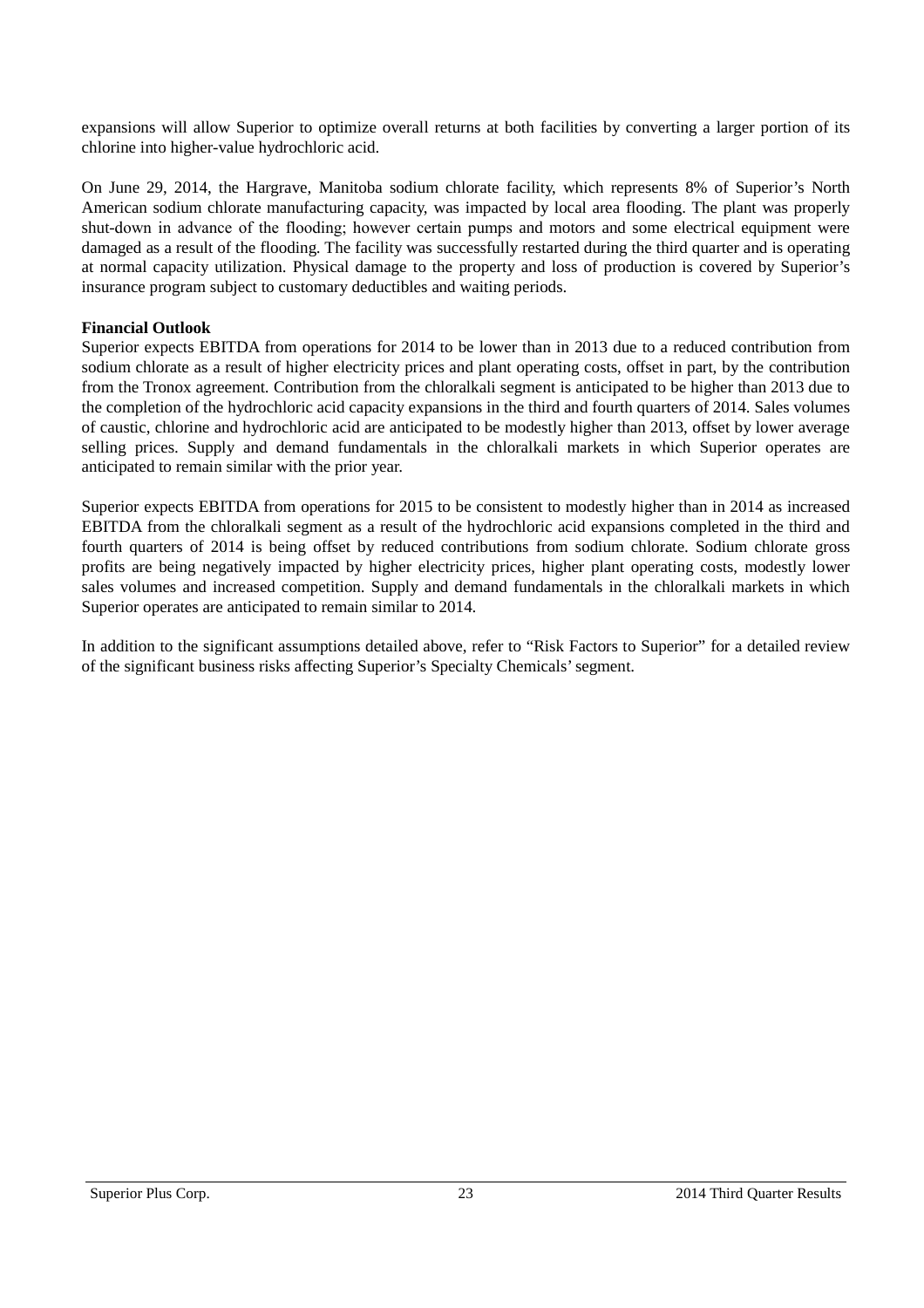expansions will allow Superior to optimize overall returns at both facilities by converting a larger portion of its chlorine into higher-value hydrochloric acid.

On June 29, 2014, the Hargrave, Manitoba sodium chlorate facility, which represents 8% of Superior's North American sodium chlorate manufacturing capacity, was impacted by local area flooding. The plant was properly shut-down in advance of the flooding; however certain pumps and motors and some electrical equipment were damaged as a result of the flooding. The facility was successfully restarted during the third quarter and is operating at normal capacity utilization. Physical damage to the property and loss of production is covered by Superior's insurance program subject to customary deductibles and waiting periods.

**Financial Outlook**

Superior expects EBITDA from operations for 2014 to be lower than in 2013 due to a reduced contribution from sodium chlorate as a result of higher electricity prices and plant operating costs, offset in part, by the contribution from the Tronox agreement. Contribution from the chloralkali segment is anticipated to be higher than 2013 due to the completion of the hydrochloric acid capacity expansions in the third and fourth quarters of 2014. Sales volumes of caustic, chlorine and hydrochloric acid are anticipated to be modestly higher than 2013, offset by lower average selling prices. Supply and demand fundamentals in the chloralkali markets in which Superior operates are anticipated to remain similar with the prior year.

Superior expects EBITDA from operations for 2015 to be consistent to modestly higher than in 2014 as increased EBITDA from the chloralkali segment as a result of the hydrochloric acid expansions completed in the third and fourth quarters of 2014 is being offset by reduced contributions from sodium chlorate. Sodium chlorate gross profits are being negatively impacted by higher electricity prices, higher plant operating costs, modestly lower sales volumes and increased competition. Supply and demand fundamentals in the chloralkali markets in which Superior operates are anticipated to remain similar to 2014.

In addition to the significant assumptions detailed above, refer to "Risk Factors to Superior" for a detailed review of the significant business risks affecting Superior's Specialty Chemicals' segment.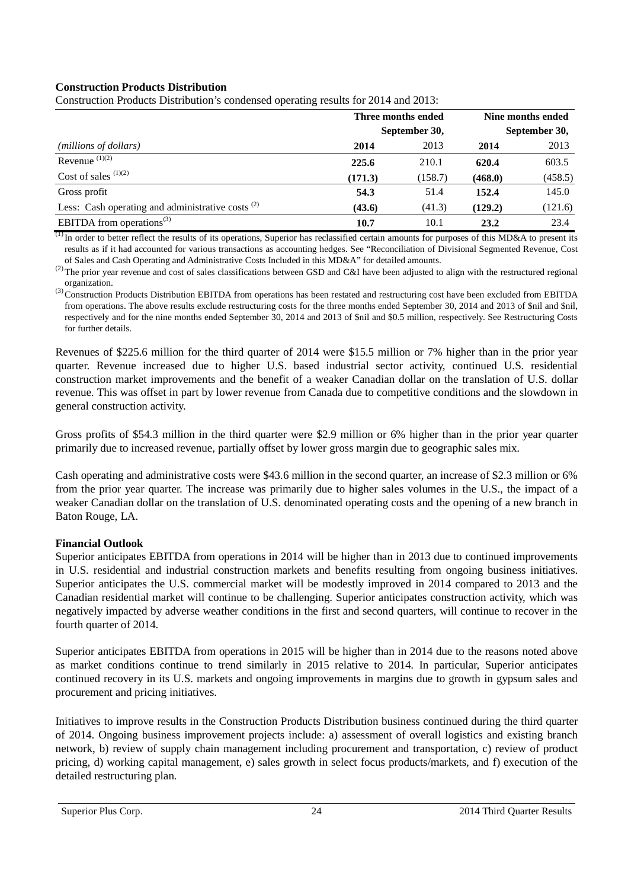**Construction Products Distribution**

Construction Products Distribution's condensed operating results for 2014 and 2013:

| | Three months ended September 30, | | Nine months ended September 30, | |
|---|---|---|---|---|
| *(millions of dollars)* | **2014** | 2013 | **2014** | 2013 |
| Revenue [(1)(2)] | **225.6** | 210.1 | **620.4** | 603.5 |
| Cost of sales [(1)(2)] | **(171.3)** | (158.7) | **(468.0)** | (458.5) |
| Gross profit | **54.3** | 51.4 | **152.4** | 145.0 |
| Less: Cash operating and administrative costs [(2)] | **(43.6)** | (41.3) | **(129.2)** | (121.6) |
| EBITDA from operations[(3)] | **10.7** | 10.1 | **23.2** | 23.4 |

(1) In order to better reflect the results of its operations, Superior has reclassified certain amounts for purposes of this MD&A to present its results as if it had accounted for various transactions as accounting hedges. See "Reconciliation of Divisional Segmented Revenue, Cost of Sales and Cash Operating and Administrative Costs Included in this MD&A" for detailed amounts.

(2) The prior year revenue and cost of sales classifications between GSD and C&I have been adjusted to align with the restructured regional organization.

(3) Construction Products Distribution EBITDA from operations has been restated and restructuring cost have been excluded from EBITDA from operations. The above results exclude restructuring costs for the three months ended September 30, 2014 and 2013 of $nil and $nil, respectively and for the nine months ended September 30, 2014 and 2013 of $nil and $0.5 million, respectively. See Restructuring Costs for further details.

Revenues of $225.6 million for the third quarter of 2014 were $15.5 million or 7% higher than in the prior year quarter. Revenue increased due to higher U.S. based industrial sector activity, continued U.S. residential construction market improvements and the benefit of a weaker Canadian dollar on the translation of U.S. dollar revenue. This was offset in part by lower revenue from Canada due to competitive conditions and the slowdown in general construction activity.

Gross profits of $54.3 million in the third quarter were $2.9 million or 6% higher than in the prior year quarter primarily due to increased revenue, partially offset by lower gross margin due to geographic sales mix.

Cash operating and administrative costs were $43.6 million in the second quarter, an increase of $2.3 million or 6% from the prior year quarter. The increase was primarily due to higher sales volumes in the U.S., the impact of a weaker Canadian dollar on the translation of U.S. denominated operating costs and the opening of a new branch in Baton Rouge, LA.

**Financial Outlook**

Superior anticipates EBITDA from operations in 2014 will be higher than in 2013 due to continued improvements in U.S. residential and industrial construction markets and benefits resulting from ongoing business initiatives. Superior anticipates the U.S. commercial market will be modestly improved in 2014 compared to 2013 and the Canadian residential market will continue to be challenging. Superior anticipates construction activity, which was negatively impacted by adverse weather conditions in the first and second quarters, will continue to recover in the fourth quarter of 2014.

Superior anticipates EBITDA from operations in 2015 will be higher than in 2014 due to the reasons noted above as market conditions continue to trend similarly in 2015 relative to 2014. In particular, Superior anticipates continued recovery in its U.S. markets and ongoing improvements in margins due to growth in gypsum sales and procurement and pricing initiatives.

Initiatives to improve results in the Construction Products Distribution business continued during the third quarter of 2014. Ongoing business improvement projects include: a) assessment of overall logistics and existing branch network, b) review of supply chain management including procurement and transportation, c) review of product pricing, d) working capital management, e) sales growth in select focus products/markets, and f) execution of the detailed restructuring plan.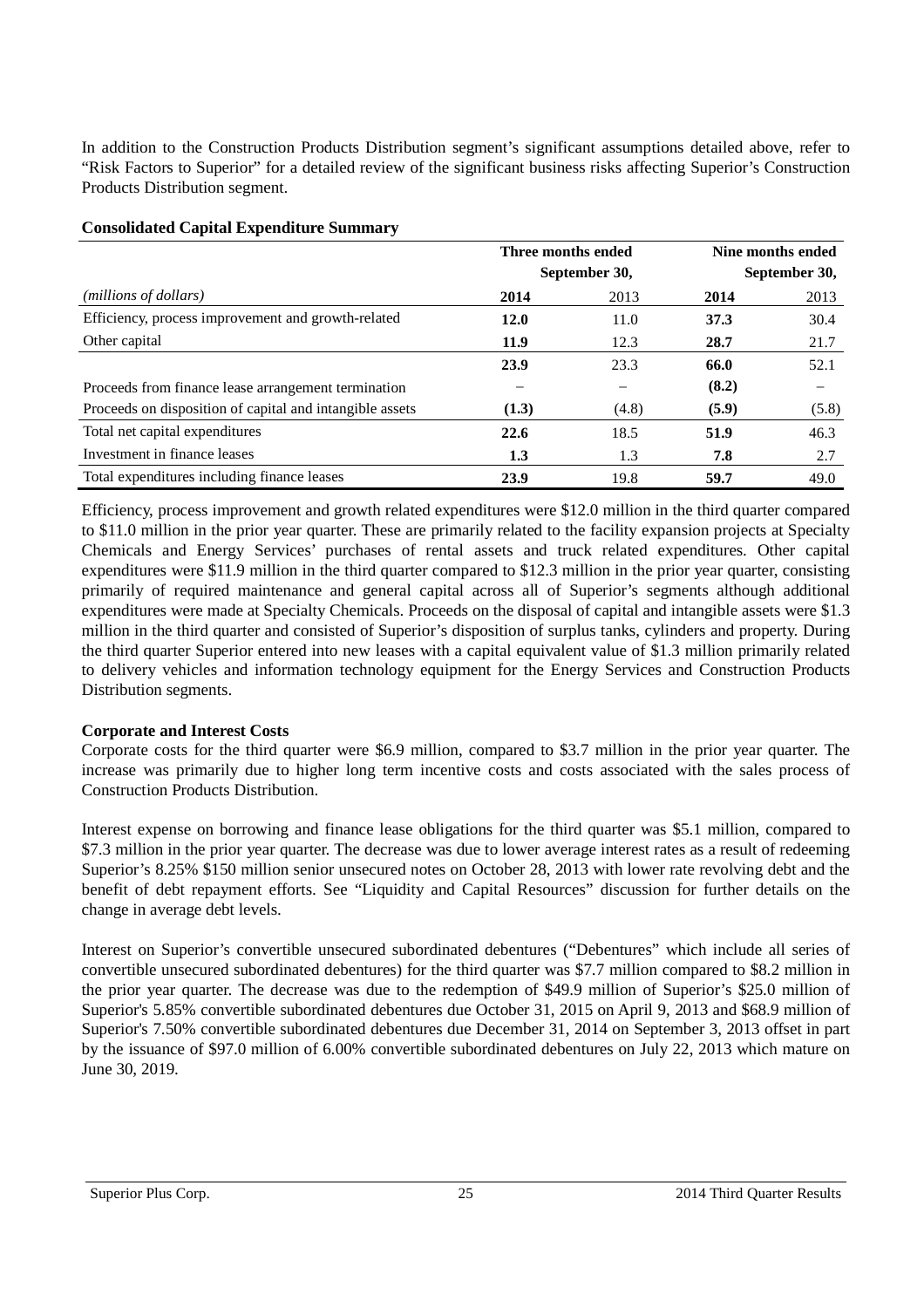In addition to the Construction Products Distribution segment's significant assumptions detailed above, refer to "Risk Factors to Superior" for a detailed review of the significant business risks affecting Superior's Construction Products Distribution segment.

**Consolidated Capital Expenditure Summary**

| | Three months ended September 30, | | Nine months ended September 30, | |
|---|---|---|---|---|
| *(millions of dollars)* | **2014** | 2013 | **2014** | 2013 |
| Efficiency, process improvement and growth-related | **12.0** | 11.0 | **37.3** | 30.4 |
| Other capital | **11.9** | 12.3 | **28.7** | 21.7 |
| | **23.9** | 23.3 | **66.0** | 52.1 |
| Proceeds from finance lease arrangement termination | – | – | **(8.2)** | – |
| Proceeds on disposition of capital and intangible assets | **(1.3)** | (4.8) | **(5.9)** | (5.8) |
| Total net capital expenditures | **22.6** | 18.5 | **51.9** | 46.3 |
| Investment in finance leases | **1.3** | 1.3 | **7.8** | 2.7 |
| Total expenditures including finance leases | **23.9** | 19.8 | **59.7** | 49.0 |

Efficiency, process improvement and growth related expenditures were $12.0 million in the third quarter compared to $11.0 million in the prior year quarter. These are primarily related to the facility expansion projects at Specialty Chemicals and Energy Services' purchases of rental assets and truck related expenditures. Other capital expenditures were $11.9 million in the third quarter compared to $12.3 million in the prior year quarter, consisting primarily of required maintenance and general capital across all of Superior's segments although additional expenditures were made at Specialty Chemicals. Proceeds on the disposal of capital and intangible assets were $1.3 million in the third quarter and consisted of Superior's disposition of surplus tanks, cylinders and property. During the third quarter Superior entered into new leases with a capital equivalent value of $1.3 million primarily related to delivery vehicles and information technology equipment for the Energy Services and Construction Products Distribution segments.

**Corporate and Interest Costs**

Corporate costs for the third quarter were $6.9 million, compared to $3.7 million in the prior year quarter. The increase was primarily due to higher long term incentive costs and costs associated with the sales process of Construction Products Distribution.

Interest expense on borrowing and finance lease obligations for the third quarter was $5.1 million, compared to $7.3 million in the prior year quarter. The decrease was due to lower average interest rates as a result of redeeming Superior's 8.25% $150 million senior unsecured notes on October 28, 2013 with lower rate revolving debt and the benefit of debt repayment efforts. See "Liquidity and Capital Resources" discussion for further details on the change in average debt levels.

Interest on Superior's convertible unsecured subordinated debentures ("Debentures" which include all series of convertible unsecured subordinated debentures) for the third quarter was $7.7 million compared to $8.2 million in the prior year quarter. The decrease was due to the redemption of $49.9 million of Superior's $25.0 million of Superior's 5.85% convertible subordinated debentures due October 31, 2015 on April 9, 2013 and $68.9 million of Superior's 7.50% convertible subordinated debentures due December 31, 2014 on September 3, 2013 offset in part by the issuance of $97.0 million of 6.00% convertible subordinated debentures on July 22, 2013 which mature on June 30, 2019.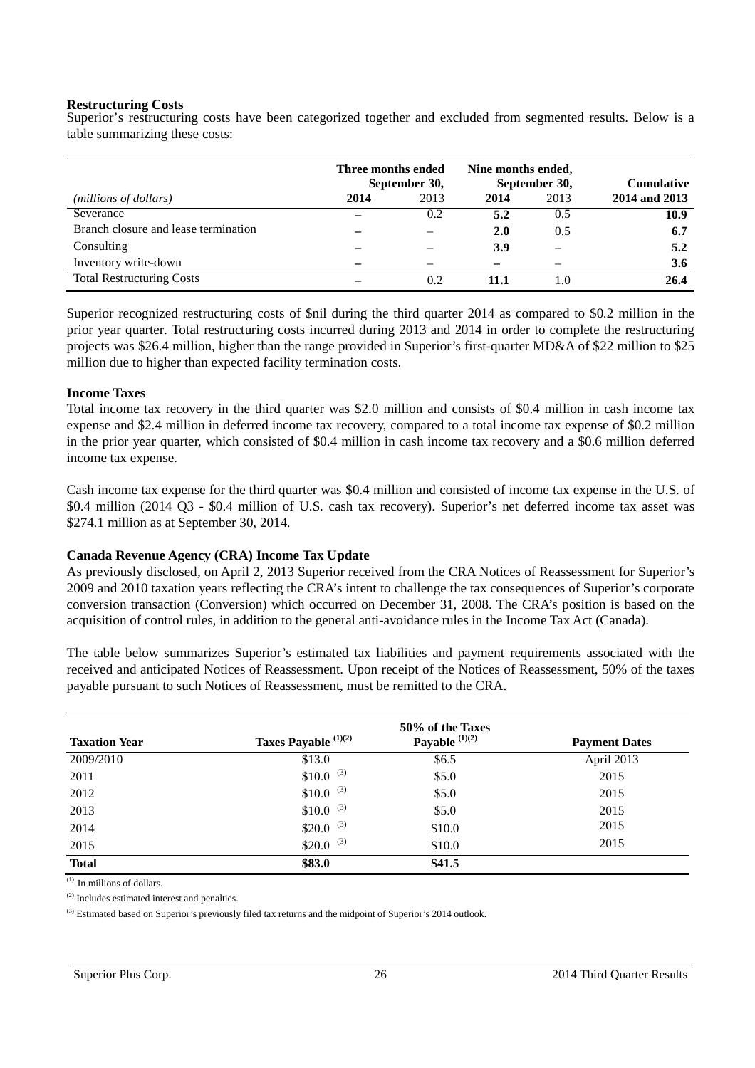**Restructuring Costs**

Superior's restructuring costs have been categorized together and excluded from segmented results. Below is a table summarizing these costs:

| *(millions of dollars)* | Three months ended September 30, | | Nine months ended, September 30, | | Cumulative |
|---|---|---|---|---|---|
| | **2014** | 2013 | **2014** | 2013 | **2014 and 2013** |
| Severance | **–** | 0.2 | **5.2** | 0.5 | **10.9** |
| Branch closure and lease termination | **–** | – | **2.0** | 0.5 | **6.7** |
| Consulting | **–** | – | **3.9** | – | **5.2** |
| Inventory write-down | **–** | – | **–** | – | **3.6** |
| Total Restructuring Costs | **–** | 0.2 | **11.1** | 1.0 | **26.4** |

Superior recognized restructuring costs of $nil during the third quarter 2014 as compared to $0.2 million in the prior year quarter. Total restructuring costs incurred during 2013 and 2014 in order to complete the restructuring projects was $26.4 million, higher than the range provided in Superior's first-quarter MD&A of $22 million to $25 million due to higher than expected facility termination costs.

**Income Taxes**

Total income tax recovery in the third quarter was $2.0 million and consists of $0.4 million in cash income tax expense and $2.4 million in deferred income tax recovery, compared to a total income tax expense of $0.2 million in the prior year quarter, which consisted of $0.4 million in cash income tax recovery and a $0.6 million deferred income tax expense.

Cash income tax expense for the third quarter was $0.4 million and consisted of income tax expense in the U.S. of $0.4 million (2014 Q3 - $0.4 million of U.S. cash tax recovery). Superior's net deferred income tax asset was $274.1 million as at September 30, 2014.

**Canada Revenue Agency (CRA) Income Tax Update**

As previously disclosed, on April 2, 2013 Superior received from the CRA Notices of Reassessment for Superior's 2009 and 2010 taxation years reflecting the CRA's intent to challenge the tax consequences of Superior's corporate conversion transaction (Conversion) which occurred on December 31, 2008. The CRA's position is based on the acquisition of control rules, in addition to the general anti-avoidance rules in the Income Tax Act (Canada).

The table below summarizes Superior's estimated tax liabilities and payment requirements associated with the received and anticipated Notices of Reassessment. Upon receipt of the Notices of Reassessment, 50% of the taxes payable pursuant to such Notices of Reassessment, must be remitted to the CRA.

| **Taxation Year** | **Taxes Payable (1)(2)** | **50% of the Taxes Payable (1)(2)** | **Payment Dates** |
|---|---|---|---|
| 2009/2010 | $13.0 | $6.5 | April 2013 |
| 2011 | $10.0 (3) | $5.0 | 2015 |
| 2012 | $10.0 (3) | $5.0 | 2015 |
| 2013 | $10.0 (3) | $5.0 | 2015 |
| 2014 | $20.0 (3) | $10.0 | 2015 |
| 2015 | $20.0 (3) | $10.0 | 2015 |
| **Total** | **$83.0** | **$41.5** | |

(1) In millions of dollars.

(2) Includes estimated interest and penalties.

(3) Estimated based on Superior's previously filed tax returns and the midpoint of Superior's 2014 outlook.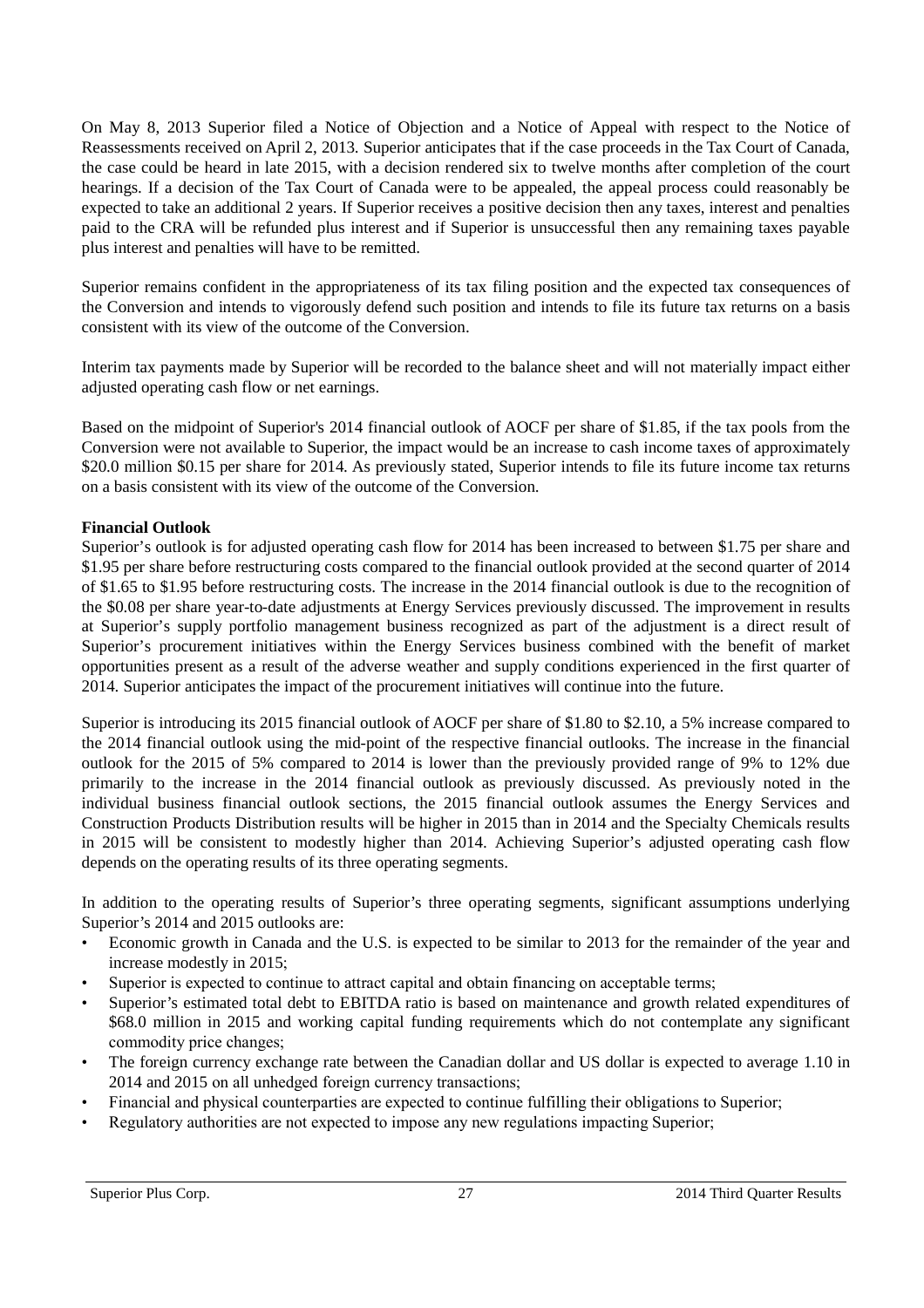On May 8, 2013 Superior filed a Notice of Objection and a Notice of Appeal with respect to the Notice of Reassessments received on April 2, 2013. Superior anticipates that if the case proceeds in the Tax Court of Canada, the case could be heard in late 2015, with a decision rendered six to twelve months after completion of the court hearings. If a decision of the Tax Court of Canada were to be appealed, the appeal process could reasonably be expected to take an additional 2 years. If Superior receives a positive decision then any taxes, interest and penalties paid to the CRA will be refunded plus interest and if Superior is unsuccessful then any remaining taxes payable plus interest and penalties will have to be remitted.

Superior remains confident in the appropriateness of its tax filing position and the expected tax consequences of the Conversion and intends to vigorously defend such position and intends to file its future tax returns on a basis consistent with its view of the outcome of the Conversion.

Interim tax payments made by Superior will be recorded to the balance sheet and will not materially impact either adjusted operating cash flow or net earnings.

Based on the midpoint of Superior's 2014 financial outlook of AOCF per share of $1.85, if the tax pools from the Conversion were not available to Superior, the impact would be an increase to cash income taxes of approximately $20.0 million $0.15 per share for 2014. As previously stated, Superior intends to file its future income tax returns on a basis consistent with its view of the outcome of the Conversion.

**Financial Outlook**

Superior's outlook is for adjusted operating cash flow for 2014 has been increased to between $1.75 per share and $1.95 per share before restructuring costs compared to the financial outlook provided at the second quarter of 2014 of $1.65 to $1.95 before restructuring costs. The increase in the 2014 financial outlook is due to the recognition of the $0.08 per share year-to-date adjustments at Energy Services previously discussed. The improvement in results at Superior's supply portfolio management business recognized as part of the adjustment is a direct result of Superior's procurement initiatives within the Energy Services business combined with the benefit of market opportunities present as a result of the adverse weather and supply conditions experienced in the first quarter of 2014. Superior anticipates the impact of the procurement initiatives will continue into the future.

Superior is introducing its 2015 financial outlook of AOCF per share of $1.80 to $2.10, a 5% increase compared to the 2014 financial outlook using the mid-point of the respective financial outlooks. The increase in the financial outlook for the 2015 of 5% compared to 2014 is lower than the previously provided range of 9% to 12% due primarily to the increase in the 2014 financial outlook as previously discussed. As previously noted in the individual business financial outlook sections, the 2015 financial outlook assumes the Energy Services and Construction Products Distribution results will be higher in 2015 than in 2014 and the Specialty Chemicals results in 2015 will be consistent to modestly higher than 2014. Achieving Superior's adjusted operating cash flow depends on the operating results of its three operating segments.

In addition to the operating results of Superior's three operating segments, significant assumptions underlying Superior's 2014 and 2015 outlooks are:

- Economic growth in Canada and the U.S. is expected to be similar to 2013 for the remainder of the year and increase modestly in 2015;
- Superior is expected to continue to attract capital and obtain financing on acceptable terms;
- Superior's estimated total debt to EBITDA ratio is based on maintenance and growth related expenditures of $68.0 million in 2015 and working capital funding requirements which do not contemplate any significant commodity price changes;
- The foreign currency exchange rate between the Canadian dollar and US dollar is expected to average 1.10 in 2014 and 2015 on all unhedged foreign currency transactions;
- Financial and physical counterparties are expected to continue fulfilling their obligations to Superior;
- Regulatory authorities are not expected to impose any new regulations impacting Superior;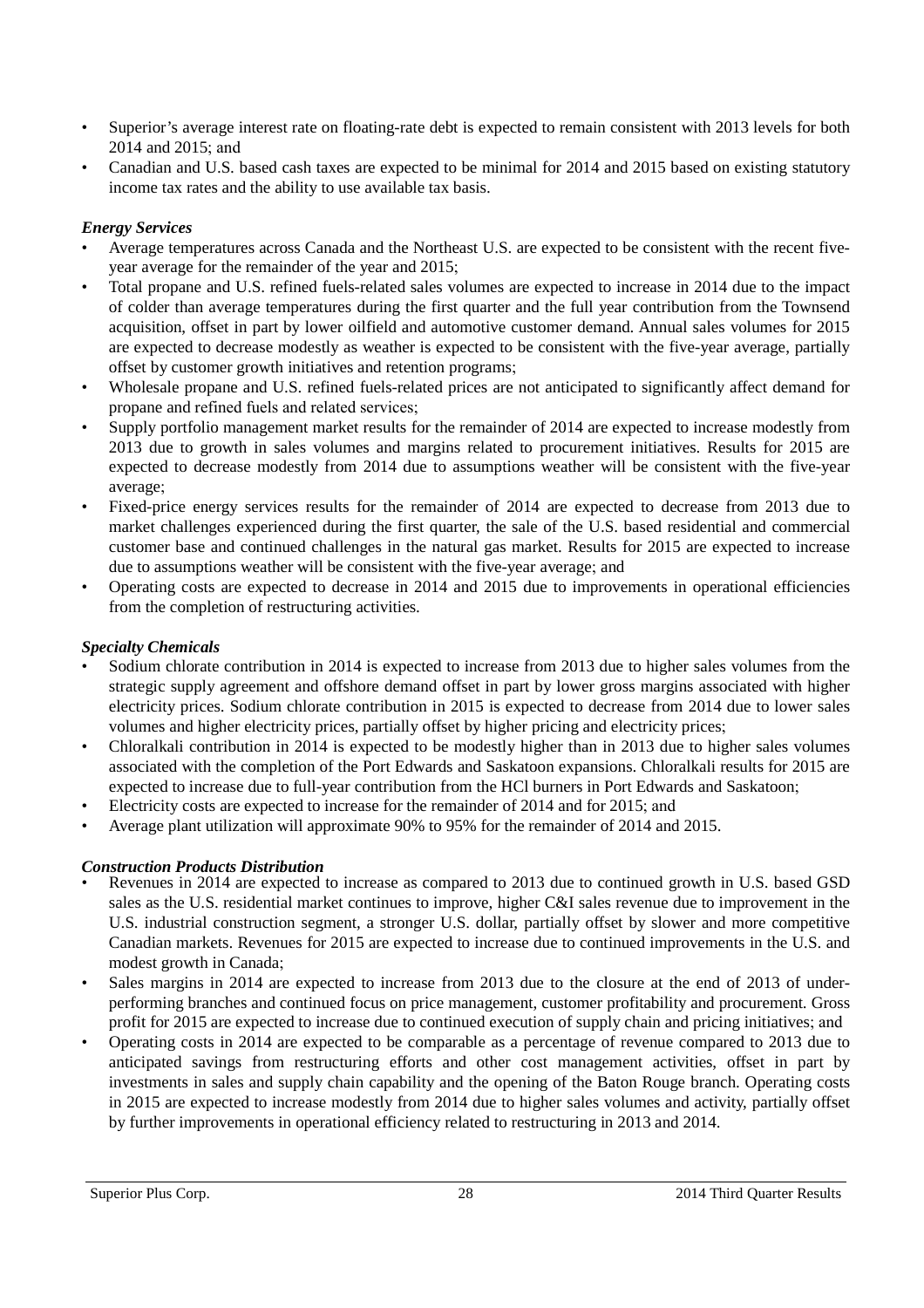- Superior's average interest rate on floating-rate debt is expected to remain consistent with 2013 levels for both 2014 and 2015; and
- Canadian and U.S. based cash taxes are expected to be minimal for 2014 and 2015 based on existing statutory income tax rates and the ability to use available tax basis.

***Energy Services***

- Average temperatures across Canada and the Northeast U.S. are expected to be consistent with the recent five-year average for the remainder of the year and 2015;
- Total propane and U.S. refined fuels-related sales volumes are expected to increase in 2014 due to the impact of colder than average temperatures during the first quarter and the full year contribution from the Townsend acquisition, offset in part by lower oilfield and automotive customer demand. Annual sales volumes for 2015 are expected to decrease modestly as weather is expected to be consistent with the five-year average, partially offset by customer growth initiatives and retention programs;
- Wholesale propane and U.S. refined fuels-related prices are not anticipated to significantly affect demand for propane and refined fuels and related services;
- Supply portfolio management market results for the remainder of 2014 are expected to increase modestly from 2013 due to growth in sales volumes and margins related to procurement initiatives. Results for 2015 are expected to decrease modestly from 2014 due to assumptions weather will be consistent with the five-year average;
- Fixed-price energy services results for the remainder of 2014 are expected to decrease from 2013 due to market challenges experienced during the first quarter, the sale of the U.S. based residential and commercial customer base and continued challenges in the natural gas market. Results for 2015 are expected to increase due to assumptions weather will be consistent with the five-year average; and
- Operating costs are expected to decrease in 2014 and 2015 due to improvements in operational efficiencies from the completion of restructuring activities.

***Specialty Chemicals***

- Sodium chlorate contribution in 2014 is expected to increase from 2013 due to higher sales volumes from the strategic supply agreement and offshore demand offset in part by lower gross margins associated with higher electricity prices. Sodium chlorate contribution in 2015 is expected to decrease from 2014 due to lower sales volumes and higher electricity prices, partially offset by higher pricing and electricity prices;
- Chloralkali contribution in 2014 is expected to be modestly higher than in 2013 due to higher sales volumes associated with the completion of the Port Edwards and Saskatoon expansions. Chloralkali results for 2015 are expected to increase due to full-year contribution from the HCl burners in Port Edwards and Saskatoon;
- Electricity costs are expected to increase for the remainder of 2014 and for 2015; and
- Average plant utilization will approximate 90% to 95% for the remainder of 2014 and 2015.

***Construction Products Distribution***

- Revenues in 2014 are expected to increase as compared to 2013 due to continued growth in U.S. based GSD sales as the U.S. residential market continues to improve, higher C&I sales revenue due to improvement in the U.S. industrial construction segment, a stronger U.S. dollar, partially offset by slower and more competitive Canadian markets. Revenues for 2015 are expected to increase due to continued improvements in the U.S. and modest growth in Canada;
- Sales margins in 2014 are expected to increase from 2013 due to the closure at the end of 2013 of under-performing branches and continued focus on price management, customer profitability and procurement. Gross profit for 2015 are expected to increase due to continued execution of supply chain and pricing initiatives; and
- Operating costs in 2014 are expected to be comparable as a percentage of revenue compared to 2013 due to anticipated savings from restructuring efforts and other cost management activities, offset in part by investments in sales and supply chain capability and the opening of the Baton Rouge branch. Operating costs in 2015 are expected to increase modestly from 2014 due to higher sales volumes and activity, partially offset by further improvements in operational efficiency related to restructuring in 2013 and 2014.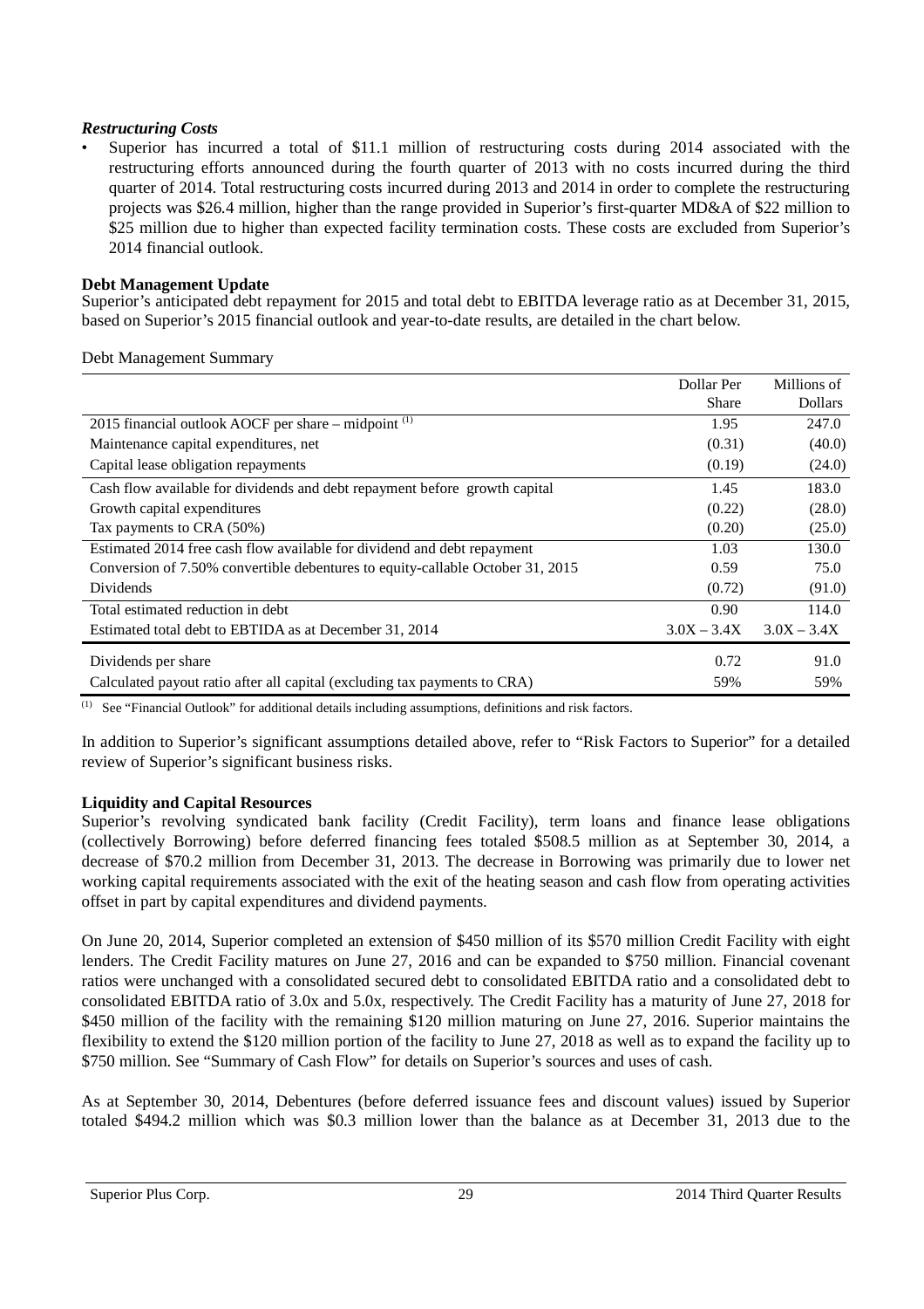***Restructuring Costs***

- Superior has incurred a total of \$11.1 million of restructuring costs during 2014 associated with the restructuring efforts announced during the fourth quarter of 2013 with no costs incurred during the third quarter of 2014. Total restructuring costs incurred during 2013 and 2014 in order to complete the restructuring projects was \$26.4 million, higher than the range provided in Superior's first-quarter MD&A of \$22 million to \$25 million due to higher than expected facility termination costs. These costs are excluded from Superior's 2014 financial outlook.

**Debt Management Update**

Superior's anticipated debt repayment for 2015 and total debt to EBITDA leverage ratio as at December 31, 2015, based on Superior's 2015 financial outlook and year-to-date results, are detailed in the chart below.

Debt Management Summary

| | Dollar Per Share | Millions of Dollars |
|---|---|---|
| 2015 financial outlook AOCF per share – midpoint [(1)] | 1.95 | 247.0 |
| Maintenance capital expenditures, net | (0.31) | (40.0) |
| Capital lease obligation repayments | (0.19) | (24.0) |
| Cash flow available for dividends and debt repayment before growth capital | 1.45 | 183.0 |
| Growth capital expenditures | (0.22) | (28.0) |
| Tax payments to CRA (50%) | (0.20) | (25.0) |
| Estimated 2014 free cash flow available for dividend and debt repayment | 1.03 | 130.0 |
| Conversion of 7.50% convertible debentures to equity-callable October 31, 2015 | 0.59 | 75.0 |
| Dividends | (0.72) | (91.0) |
| Total estimated reduction in debt | 0.90 | 114.0 |
| Estimated total debt to EBTIDA as at December 31, 2014 | 3.0X – 3.4X | 3.0X – 3.4X |
| Dividends per share | 0.72 | 91.0 |
| Calculated payout ratio after all capital (excluding tax payments to CRA) | 59% | 59% |

(1) See "Financial Outlook" for additional details including assumptions, definitions and risk factors.

In addition to Superior's significant assumptions detailed above, refer to "Risk Factors to Superior" for a detailed review of Superior's significant business risks.

**Liquidity and Capital Resources**

Superior's revolving syndicated bank facility (Credit Facility), term loans and finance lease obligations (collectively Borrowing) before deferred financing fees totaled \$508.5 million as at September 30, 2014, a decrease of \$70.2 million from December 31, 2013. The decrease in Borrowing was primarily due to lower net working capital requirements associated with the exit of the heating season and cash flow from operating activities offset in part by capital expenditures and dividend payments.

On June 20, 2014, Superior completed an extension of \$450 million of its \$570 million Credit Facility with eight lenders. The Credit Facility matures on June 27, 2016 and can be expanded to \$750 million. Financial covenant ratios were unchanged with a consolidated secured debt to consolidated EBITDA ratio and a consolidated debt to consolidated EBITDA ratio of 3.0x and 5.0x, respectively. The Credit Facility has a maturity of June 27, 2018 for \$450 million of the facility with the remaining \$120 million maturing on June 27, 2016. Superior maintains the flexibility to extend the \$120 million portion of the facility to June 27, 2018 as well as to expand the facility up to \$750 million. See "Summary of Cash Flow" for details on Superior's sources and uses of cash.

As at September 30, 2014, Debentures (before deferred issuance fees and discount values) issued by Superior totaled \$494.2 million which was \$0.3 million lower than the balance as at December 31, 2013 due to the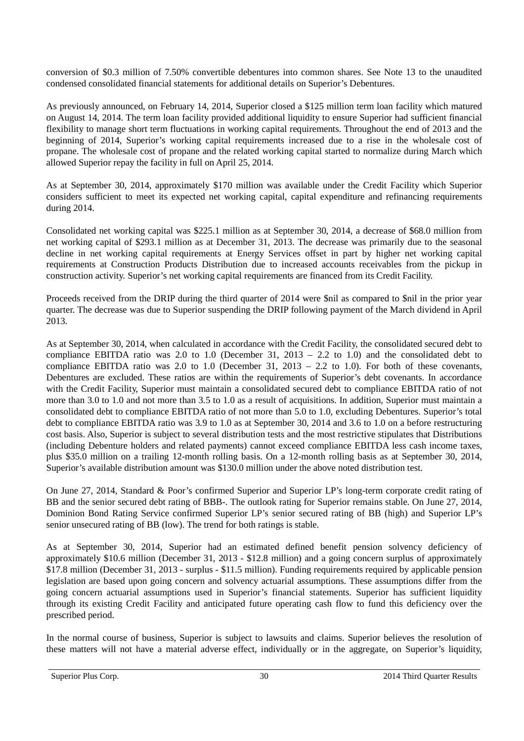conversion of \$0.3 million of 7.50% convertible debentures into common shares. See Note 13 to the unaudited condensed consolidated financial statements for additional details on Superior's Debentures.

As previously announced, on February 14, 2014, Superior closed a \$125 million term loan facility which matured on August 14, 2014. The term loan facility provided additional liquidity to ensure Superior had sufficient financial flexibility to manage short term fluctuations in working capital requirements. Throughout the end of 2013 and the beginning of 2014, Superior's working capital requirements increased due to a rise in the wholesale cost of propane. The wholesale cost of propane and the related working capital started to normalize during March which allowed Superior repay the facility in full on April 25, 2014.

As at September 30, 2014, approximately \$170 million was available under the Credit Facility which Superior considers sufficient to meet its expected net working capital, capital expenditure and refinancing requirements during 2014.

Consolidated net working capital was \$225.1 million as at September 30, 2014, a decrease of \$68.0 million from net working capital of \$293.1 million as at December 31, 2013. The decrease was primarily due to the seasonal decline in net working capital requirements at Energy Services offset in part by higher net working capital requirements at Construction Products Distribution due to increased accounts receivables from the pickup in construction activity. Superior's net working capital requirements are financed from its Credit Facility.

Proceeds received from the DRIP during the third quarter of 2014 were \$nil as compared to \$nil in the prior year quarter. The decrease was due to Superior suspending the DRIP following payment of the March dividend in April 2013.

As at September 30, 2014, when calculated in accordance with the Credit Facility, the consolidated secured debt to compliance EBITDA ratio was 2.0 to 1.0 (December 31, 2013 – 2.2 to 1.0) and the consolidated debt to compliance EBITDA ratio was 2.0 to 1.0 (December 31, 2013 – 2.2 to 1.0). For both of these covenants, Debentures are excluded. These ratios are within the requirements of Superior's debt covenants. In accordance with the Credit Facility, Superior must maintain a consolidated secured debt to compliance EBITDA ratio of not more than 3.0 to 1.0 and not more than 3.5 to 1.0 as a result of acquisitions. In addition, Superior must maintain a consolidated debt to compliance EBITDA ratio of not more than 5.0 to 1.0, excluding Debentures. Superior's total debt to compliance EBITDA ratio was 3.9 to 1.0 as at September 30, 2014 and 3.6 to 1.0 on a before restructuring cost basis. Also, Superior is subject to several distribution tests and the most restrictive stipulates that Distributions (including Debenture holders and related payments) cannot exceed compliance EBITDA less cash income taxes, plus \$35.0 million on a trailing 12-month rolling basis. On a 12-month rolling basis as at September 30, 2014, Superior's available distribution amount was \$130.0 million under the above noted distribution test.

On June 27, 2014, Standard & Poor's confirmed Superior and Superior LP's long-term corporate credit rating of BB and the senior secured debt rating of BBB-. The outlook rating for Superior remains stable. On June 27, 2014, Dominion Bond Rating Service confirmed Superior LP's senior secured rating of BB (high) and Superior LP's senior unsecured rating of BB (low). The trend for both ratings is stable.

As at September 30, 2014, Superior had an estimated defined benefit pension solvency deficiency of approximately \$10.6 million (December 31, 2013 - \$12.8 million) and a going concern surplus of approximately \$17.8 million (December 31, 2013 - surplus - \$11.5 million). Funding requirements required by applicable pension legislation are based upon going concern and solvency actuarial assumptions. These assumptions differ from the going concern actuarial assumptions used in Superior's financial statements. Superior has sufficient liquidity through its existing Credit Facility and anticipated future operating cash flow to fund this deficiency over the prescribed period.

In the normal course of business, Superior is subject to lawsuits and claims. Superior believes the resolution of these matters will not have a material adverse effect, individually or in the aggregate, on Superior's liquidity,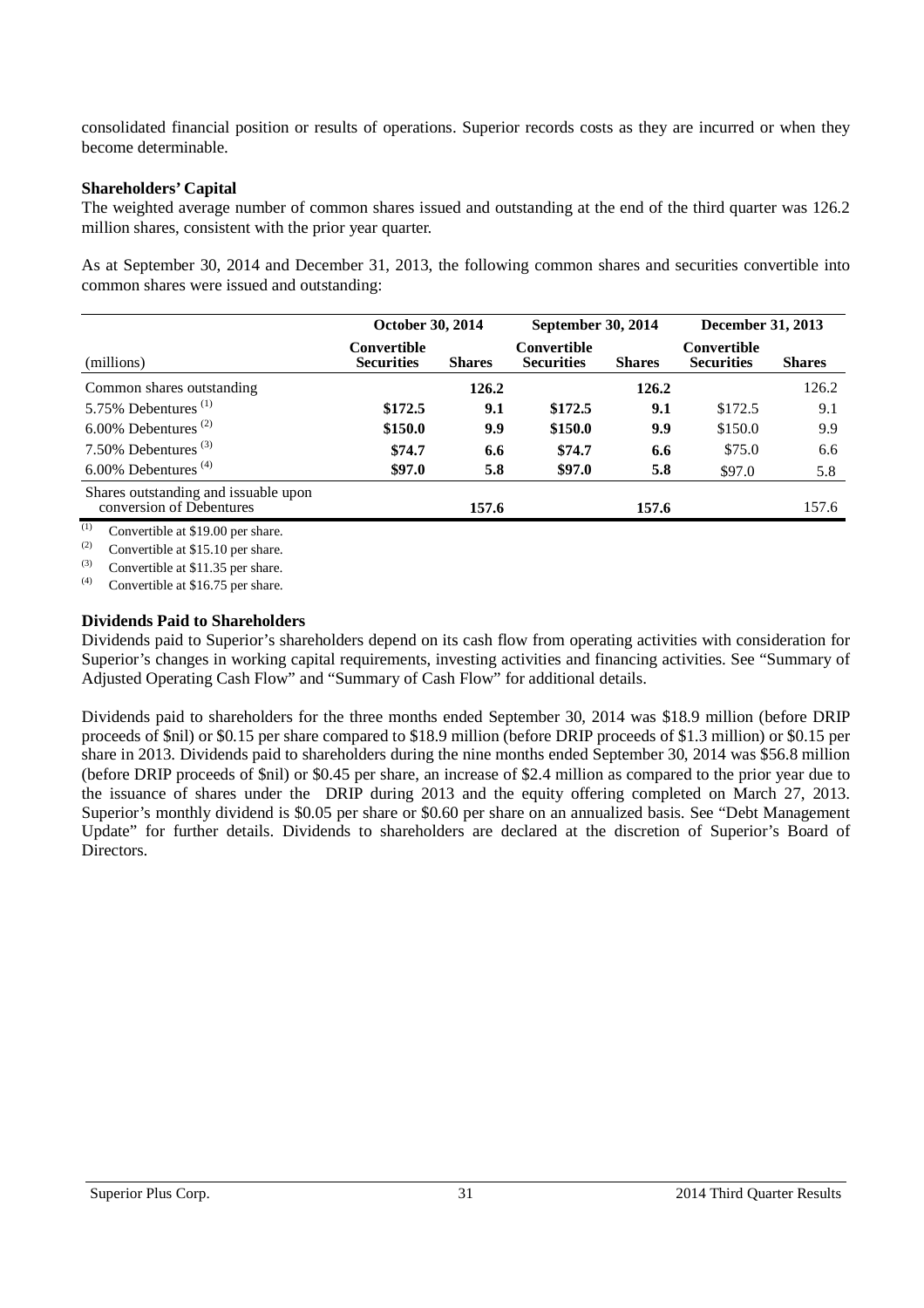consolidated financial position or results of operations. Superior records costs as they are incurred or when they become determinable.

**Shareholders' Capital**

The weighted average number of common shares issued and outstanding at the end of the third quarter was 126.2 million shares, consistent with the prior year quarter.

As at September 30, 2014 and December 31, 2013, the following common shares and securities convertible into common shares were issued and outstanding:

| | October 30, 2014 | | September 30, 2014 | | December 31, 2013 | |
|---|---|---|---|---|---|---|
| (millions) | Convertible Securities | Shares | Convertible Securities | Shares | Convertible Securities | Shares |
| Common shares outstanding | | **126.2** | | **126.2** | | 126.2 |
| 5.75% Debentures [(1)] | **$172.5** | **9.1** | **$172.5** | **9.1** | $172.5 | 9.1 |
| 6.00% Debentures [(2)] | **$150.0** | **9.9** | **$150.0** | **9.9** | $150.0 | 9.9 |
| 7.50% Debentures [(3)] | **$74.7** | **6.6** | **$74.7** | **6.6** | $75.0 | 6.6 |
| 6.00% Debentures [(4)] | **$97.0** | **5.8** | **$97.0** | **5.8** | $97.0 | 5.8 |
| Shares outstanding and issuable upon conversion of Debentures | | **157.6** | | **157.6** | | 157.6 |

(1) Convertible at $19.00 per share.
(2) Convertible at $15.10 per share.
(3) Convertible at $11.35 per share.
(4) Convertible at $16.75 per share.

**Dividends Paid to Shareholders**

Dividends paid to Superior's shareholders depend on its cash flow from operating activities with consideration for Superior's changes in working capital requirements, investing activities and financing activities. See "Summary of Adjusted Operating Cash Flow" and "Summary of Cash Flow" for additional details.

Dividends paid to shareholders for the three months ended September 30, 2014 was $18.9 million (before DRIP proceeds of $nil) or $0.15 per share compared to $18.9 million (before DRIP proceeds of $1.3 million) or $0.15 per share in 2013. Dividends paid to shareholders during the nine months ended September 30, 2014 was $56.8 million (before DRIP proceeds of $nil) or $0.45 per share, an increase of $2.4 million as compared to the prior year due to the issuance of shares under the DRIP during 2013 and the equity offering completed on March 27, 2013. Superior's monthly dividend is $0.05 per share or $0.60 per share on an annualized basis. See "Debt Management Update" for further details. Dividends to shareholders are declared at the discretion of Superior's Board of Directors.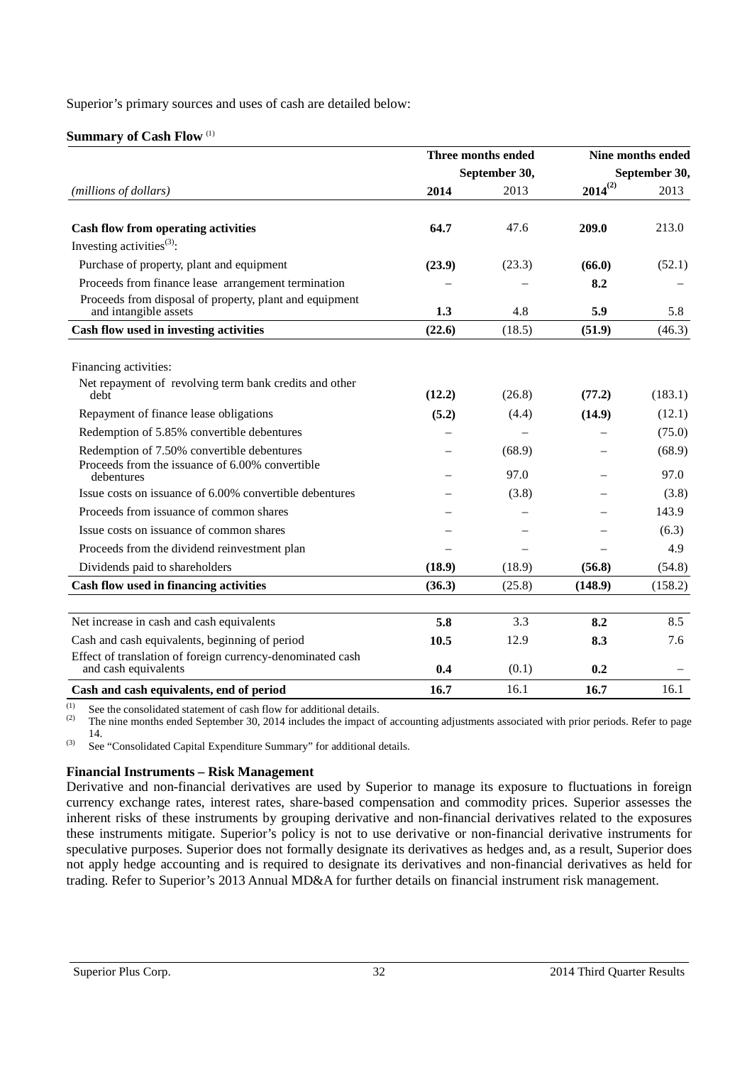Superior's primary sources and uses of cash are detailed below:

**Summary of Cash Flow** [(1)]

| | Three months ended September 30, | | Nine months ended September 30, | |
|---|---|---|---|---|
| *(millions of dollars)* | **2014** | 2013 | **2014**[(2)] | 2013 |
| **Cash flow from operating activities** | **64.7** | 47.6 | **209.0** | 213.0 |
| Investing activities[(3)]: | | | | |
| Purchase of property, plant and equipment | **(23.9)** | (23.3) | **(66.0)** | (52.1) |
| Proceeds from finance lease arrangement termination | – | – | **8.2** | – |
| Proceeds from disposal of property, plant and equipment and intangible assets | **1.3** | 4.8 | **5.9** | 5.8 |
| **Cash flow used in investing activities** | **(22.6)** | (18.5) | **(51.9)** | (46.3) |
| Financing activities: | | | | |
| Net repayment of revolving term bank credits and other debt | **(12.2)** | (26.8) | **(77.2)** | (183.1) |
| Repayment of finance lease obligations | **(5.2)** | (4.4) | **(14.9)** | (12.1) |
| Redemption of 5.85% convertible debentures | – | – | – | (75.0) |
| Redemption of 7.50% convertible debentures | – | (68.9) | – | (68.9) |
| Proceeds from the issuance of 6.00% convertible debentures | – | 97.0 | – | 97.0 |
| Issue costs on issuance of 6.00% convertible debentures | – | (3.8) | – | (3.8) |
| Proceeds from issuance of common shares | – | – | – | 143.9 |
| Issue costs on issuance of common shares | – | – | – | (6.3) |
| Proceeds from the dividend reinvestment plan | – | – | – | 4.9 |
| Dividends paid to shareholders | **(18.9)** | (18.9) | **(56.8)** | (54.8) |
| **Cash flow used in financing activities** | **(36.3)** | (25.8) | **(148.9)** | (158.2) |
| Net increase in cash and cash equivalents | **5.8** | 3.3 | **8.2** | 8.5 |
| Cash and cash equivalents, beginning of period | **10.5** | 12.9 | **8.3** | 7.6 |
| Effect of translation of foreign currency-denominated cash and cash equivalents | **0.4** | (0.1) | **0.2** | – |
| **Cash and cash equivalents, end of period** | **16.7** | 16.1 | **16.7** | 16.1 |

(1) See the consolidated statement of cash flow for additional details.
(2) The nine months ended September 30, 2014 includes the impact of accounting adjustments associated with prior periods. Refer to page 14.
(3) See "Consolidated Capital Expenditure Summary" for additional details.

**Financial Instruments – Risk Management**

Derivative and non-financial derivatives are used by Superior to manage its exposure to fluctuations in foreign currency exchange rates, interest rates, share-based compensation and commodity prices. Superior assesses the inherent risks of these instruments by grouping derivative and non-financial derivatives related to the exposures these instruments mitigate. Superior's policy is not to use derivative or non-financial derivative instruments for speculative purposes. Superior does not formally designate its derivatives as hedges and, as a result, Superior does not apply hedge accounting and is required to designate its derivatives and non-financial derivatives as held for trading. Refer to Superior's 2013 Annual MD&A for further details on financial instrument risk management.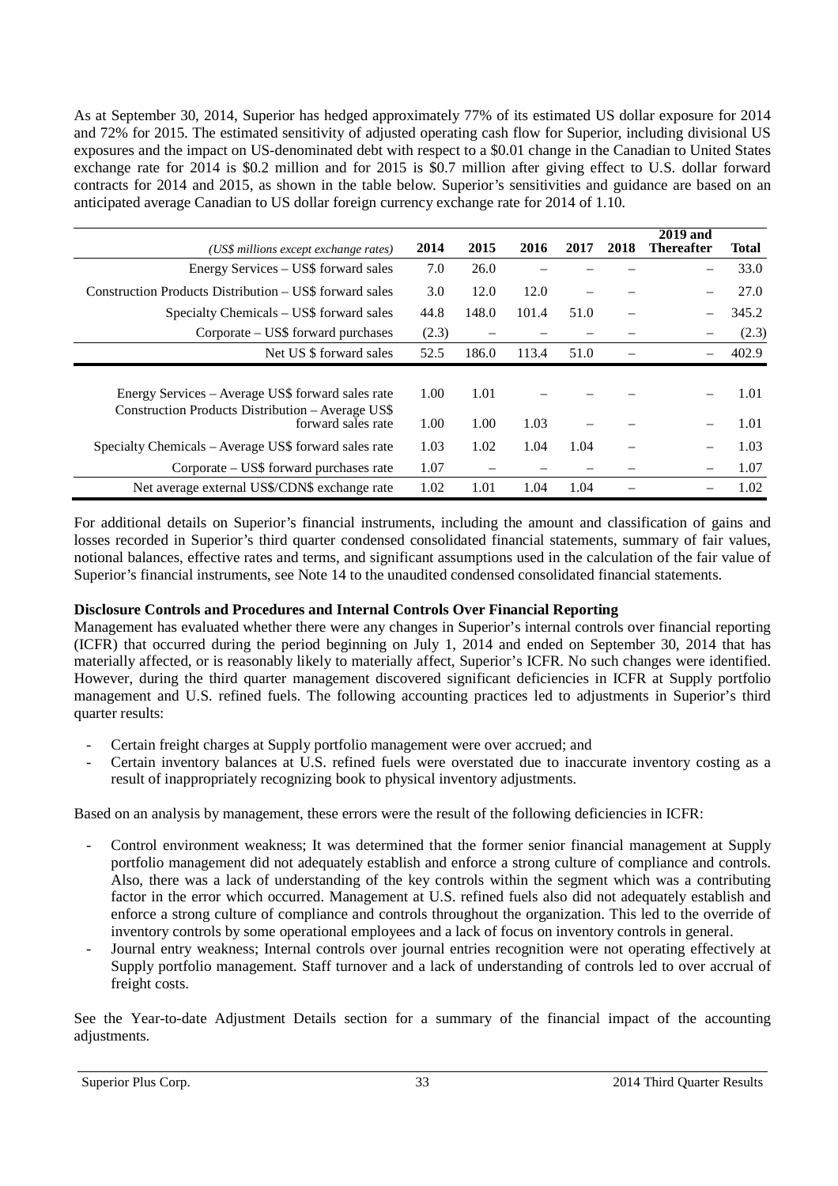As at September 30, 2014, Superior has hedged approximately 77% of its estimated US dollar exposure for 2014 and 72% for 2015. The estimated sensitivity of adjusted operating cash flow for Superior, including divisional US exposures and the impact on US-denominated debt with respect to a $0.01 change in the Canadian to United States exchange rate for 2014 is $0.2 million and for 2015 is $0.7 million after giving effect to U.S. dollar forward contracts for 2014 and 2015, as shown in the table below. Superior's sensitivities and guidance are based on an anticipated average Canadian to US dollar foreign currency exchange rate for 2014 of 1.10.

| *(US$ millions except exchange rates)* | 2014 | 2015 | 2016 | 2017 | 2018 | 2019 and Thereafter | Total |
|---|---|---|---|---|---|---|---|
| Energy Services – US$ forward sales | 7.0 | 26.0 | – | – | – | – | 33.0 |
| Construction Products Distribution – US$ forward sales | 3.0 | 12.0 | 12.0 | – | – | – | 27.0 |
| Specialty Chemicals – US$ forward sales | 44.8 | 148.0 | 101.4 | 51.0 | – | – | 345.2 |
| Corporate – US$ forward purchases | (2.3) | – | – | – | – | – | (2.3) |
| Net US $ forward sales | 52.5 | 186.0 | 113.4 | 51.0 | – | – | 402.9 |
| | | | | | | | |
| Energy Services – Average US$ forward sales rate | 1.00 | 1.01 | – | – | – | – | 1.01 |
| Construction Products Distribution – Average US$ forward sales rate | 1.00 | 1.00 | 1.03 | – | – | – | 1.01 |
| Specialty Chemicals – Average US$ forward sales rate | 1.03 | 1.02 | 1.04 | 1.04 | – | – | 1.03 |
| Corporate – US$ forward purchases rate | 1.07 | – | – | – | – | – | 1.07 |
| Net average external US$/CDN$ exchange rate | 1.02 | 1.01 | 1.04 | 1.04 | – | – | 1.02 |

For additional details on Superior's financial instruments, including the amount and classification of gains and losses recorded in Superior's third quarter condensed consolidated financial statements, summary of fair values, notional balances, effective rates and terms, and significant assumptions used in the calculation of the fair value of Superior's financial instruments, see Note 14 to the unaudited condensed consolidated financial statements.

**Disclosure Controls and Procedures and Internal Controls Over Financial Reporting**

Management has evaluated whether there were any changes in Superior's internal controls over financial reporting (ICFR) that occurred during the period beginning on July 1, 2014 and ended on September 30, 2014 that has materially affected, or is reasonably likely to materially affect, Superior's ICFR. No such changes were identified. However, during the third quarter management discovered significant deficiencies in ICFR at Supply portfolio management and U.S. refined fuels. The following accounting practices led to adjustments in Superior's third quarter results:

- Certain freight charges at Supply portfolio management were over accrued; and
- Certain inventory balances at U.S. refined fuels were overstated due to inaccurate inventory costing as a result of inappropriately recognizing book to physical inventory adjustments.

Based on an analysis by management, these errors were the result of the following deficiencies in ICFR:

- Control environment weakness; It was determined that the former senior financial management at Supply portfolio management did not adequately establish and enforce a strong culture of compliance and controls. Also, there was a lack of understanding of the key controls within the segment which was a contributing factor in the error which occurred. Management at U.S. refined fuels also did not adequately establish and enforce a strong culture of compliance and controls throughout the organization. This led to the override of inventory controls by some operational employees and a lack of focus on inventory controls in general.
- Journal entry weakness; Internal controls over journal entries recognition were not operating effectively at Supply portfolio management. Staff turnover and a lack of understanding of controls led to over accrual of freight costs.

See the Year-to-date Adjustment Details section for a summary of the financial impact of the accounting adjustments.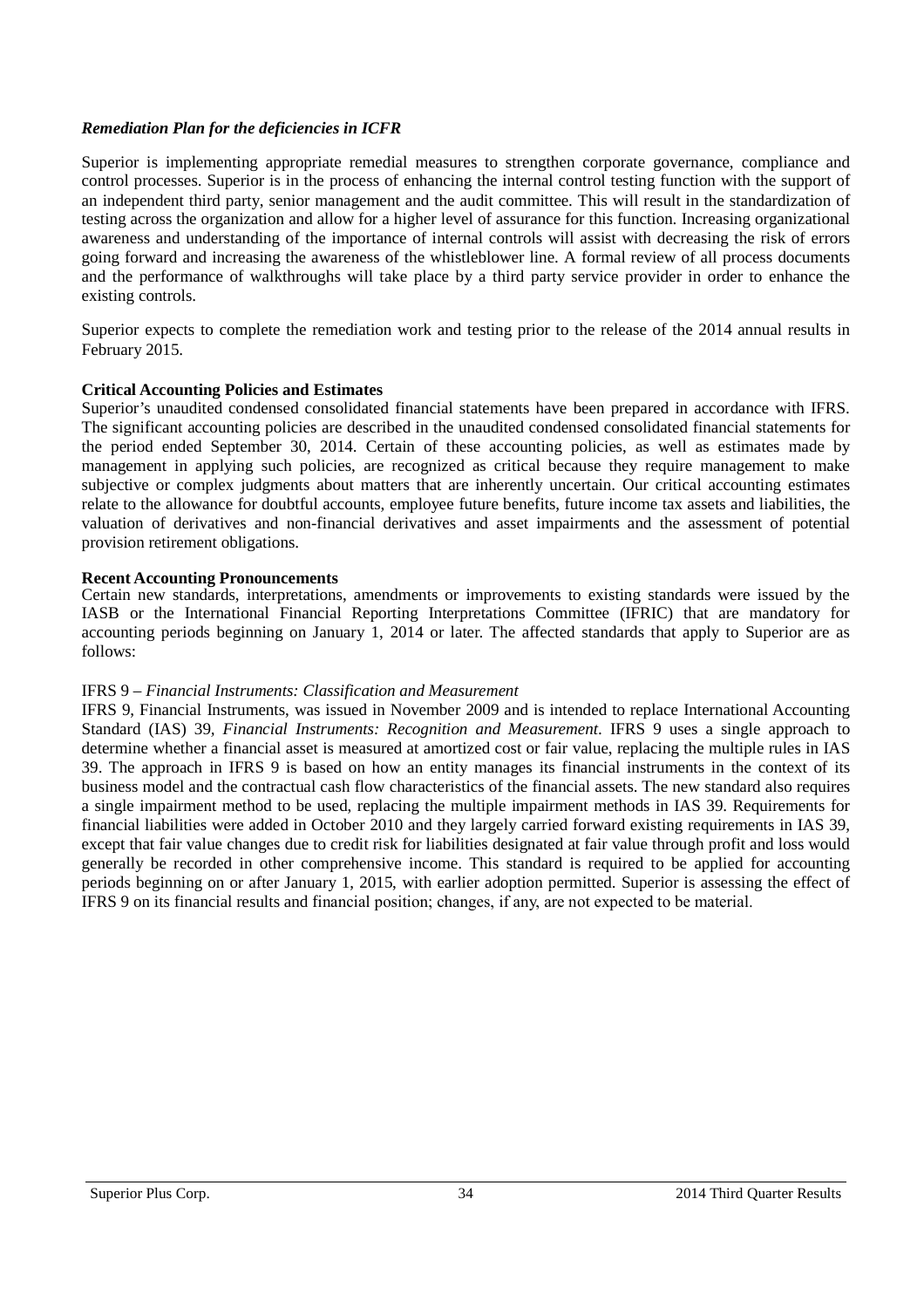***Remediation Plan for the deficiencies in ICFR***

Superior is implementing appropriate remedial measures to strengthen corporate governance, compliance and control processes. Superior is in the process of enhancing the internal control testing function with the support of an independent third party, senior management and the audit committee. This will result in the standardization of testing across the organization and allow for a higher level of assurance for this function. Increasing organizational awareness and understanding of the importance of internal controls will assist with decreasing the risk of errors going forward and increasing the awareness of the whistleblower line. A formal review of all process documents and the performance of walkthroughs will take place by a third party service provider in order to enhance the existing controls.

Superior expects to complete the remediation work and testing prior to the release of the 2014 annual results in February 2015.

**Critical Accounting Policies and Estimates**

Superior's unaudited condensed consolidated financial statements have been prepared in accordance with IFRS. The significant accounting policies are described in the unaudited condensed consolidated financial statements for the period ended September 30, 2014. Certain of these accounting policies, as well as estimates made by management in applying such policies, are recognized as critical because they require management to make subjective or complex judgments about matters that are inherently uncertain. Our critical accounting estimates relate to the allowance for doubtful accounts, employee future benefits, future income tax assets and liabilities, the valuation of derivatives and non-financial derivatives and asset impairments and the assessment of potential provision retirement obligations.

**Recent Accounting Pronouncements**

Certain new standards, interpretations, amendments or improvements to existing standards were issued by the IASB or the International Financial Reporting Interpretations Committee (IFRIC) that are mandatory for accounting periods beginning on January 1, 2014 or later. The affected standards that apply to Superior are as follows:

IFRS 9 – *Financial Instruments: Classification and Measurement*

IFRS 9, Financial Instruments, was issued in November 2009 and is intended to replace International Accounting Standard (IAS) 39, *Financial Instruments: Recognition and Measurement*. IFRS 9 uses a single approach to determine whether a financial asset is measured at amortized cost or fair value, replacing the multiple rules in IAS 39. The approach in IFRS 9 is based on how an entity manages its financial instruments in the context of its business model and the contractual cash flow characteristics of the financial assets. The new standard also requires a single impairment method to be used, replacing the multiple impairment methods in IAS 39. Requirements for financial liabilities were added in October 2010 and they largely carried forward existing requirements in IAS 39, except that fair value changes due to credit risk for liabilities designated at fair value through profit and loss would generally be recorded in other comprehensive income. This standard is required to be applied for accounting periods beginning on or after January 1, 2015, with earlier adoption permitted. Superior is assessing the effect of IFRS 9 on its financial results and financial position; changes, if any, are not expected to be material.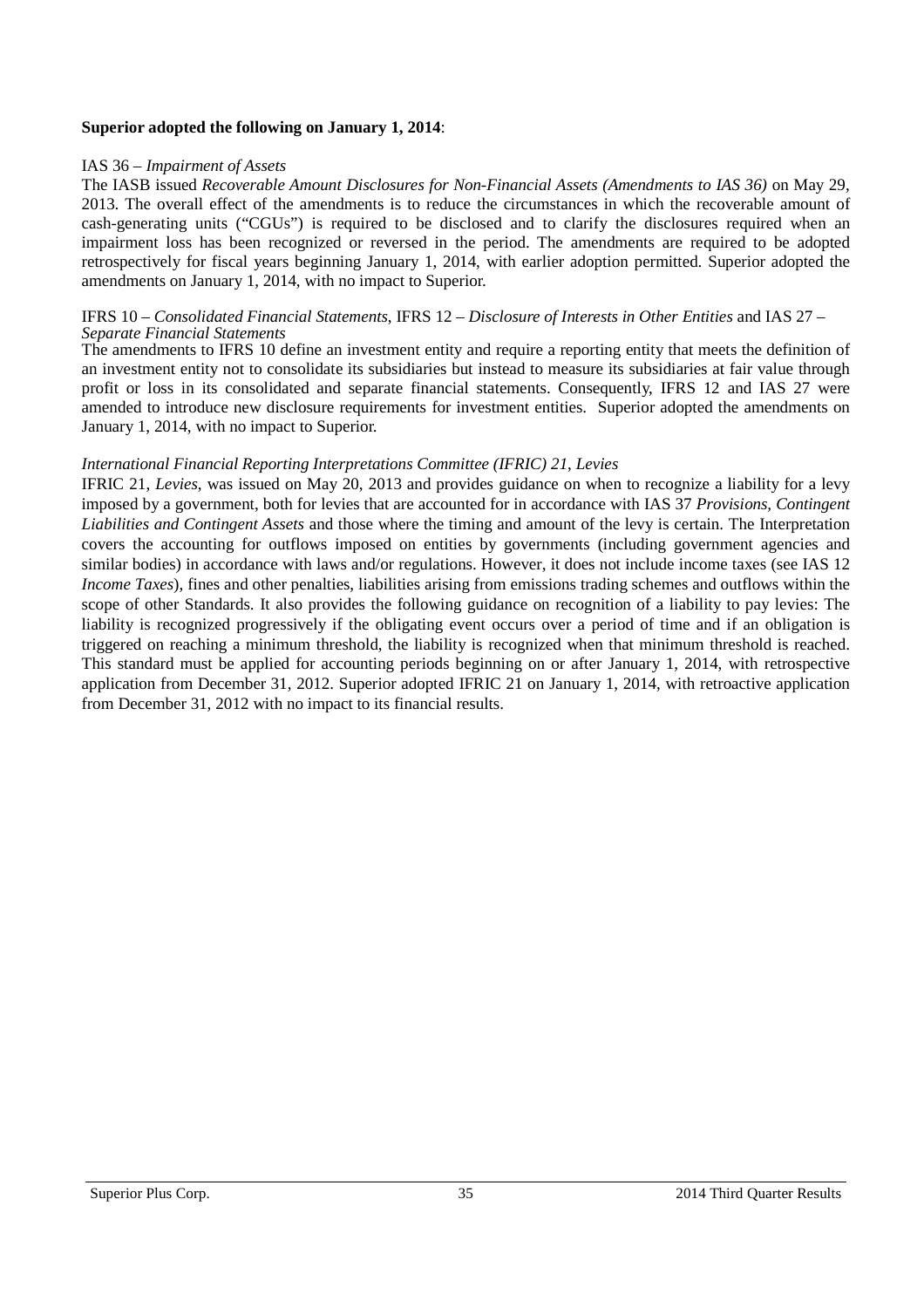**Superior adopted the following on January 1, 2014**:

IAS 36 – *Impairment of Assets*

The IASB issued *Recoverable Amount Disclosures for Non-Financial Assets (Amendments to IAS 36)* on May 29, 2013. The overall effect of the amendments is to reduce the circumstances in which the recoverable amount of cash-generating units ("CGUs") is required to be disclosed and to clarify the disclosures required when an impairment loss has been recognized or reversed in the period. The amendments are required to be adopted retrospectively for fiscal years beginning January 1, 2014, with earlier adoption permitted. Superior adopted the amendments on January 1, 2014, with no impact to Superior.

IFRS 10 – *Consolidated Financial Statements*, IFRS 12 – *Disclosure of Interests in Other Entities* and IAS 27 – *Separate Financial Statements*

The amendments to IFRS 10 define an investment entity and require a reporting entity that meets the definition of an investment entity not to consolidate its subsidiaries but instead to measure its subsidiaries at fair value through profit or loss in its consolidated and separate financial statements. Consequently, IFRS 12 and IAS 27 were amended to introduce new disclosure requirements for investment entities. Superior adopted the amendments on January 1, 2014, with no impact to Superior.

*International Financial Reporting Interpretations Committee (IFRIC) 21, Levies*

IFRIC 21, *Levies*, was issued on May 20, 2013 and provides guidance on when to recognize a liability for a levy imposed by a government, both for levies that are accounted for in accordance with IAS 37 *Provisions, Contingent Liabilities and Contingent Assets* and those where the timing and amount of the levy is certain. The Interpretation covers the accounting for outflows imposed on entities by governments (including government agencies and similar bodies) in accordance with laws and/or regulations. However, it does not include income taxes (see IAS 12 *Income Taxes*), fines and other penalties, liabilities arising from emissions trading schemes and outflows within the scope of other Standards. It also provides the following guidance on recognition of a liability to pay levies: The liability is recognized progressively if the obligating event occurs over a period of time and if an obligation is triggered on reaching a minimum threshold, the liability is recognized when that minimum threshold is reached. This standard must be applied for accounting periods beginning on or after January 1, 2014, with retrospective application from December 31, 2012. Superior adopted IFRIC 21 on January 1, 2014, with retroactive application from December 31, 2012 with no impact to its financial results.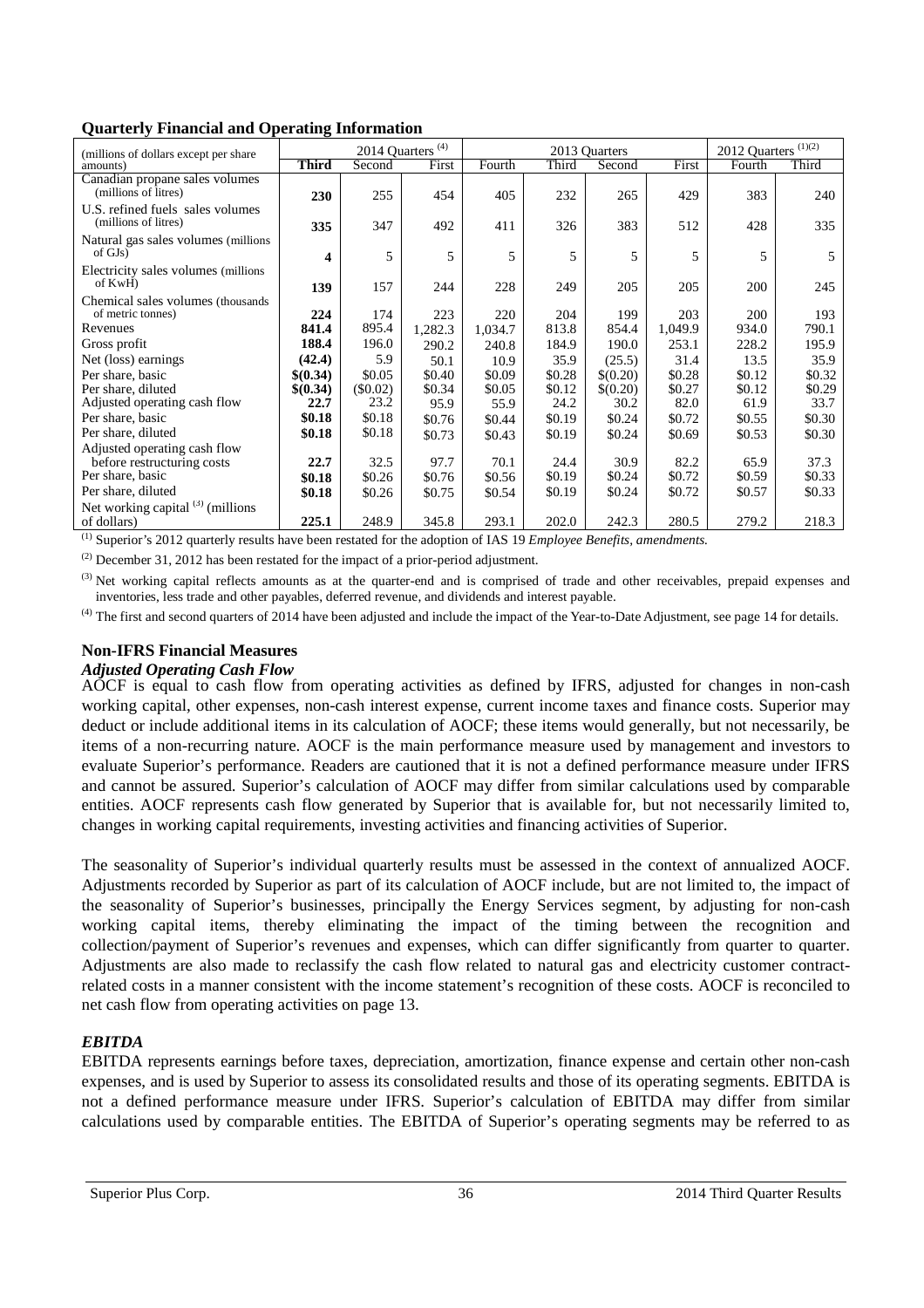## Quarterly Financial and Operating Information

| (millions of dollars except per share amounts) | 2014 Quarters [4] | | | 2013 Quarters | | | | 2012 Quarters [1][2] | |
|---|---|---|---|---|---|---|---|---|---|
| | **Third** | Second | First | Fourth | Third | Second | First | Fourth | Third |
| Canadian propane sales volumes (millions of litres) | **230** | 255 | 454 | 405 | 232 | 265 | 429 | 383 | 240 |
| U.S. refined fuels sales volumes (millions of litres) | **335** | 347 | 492 | 411 | 326 | 383 | 512 | 428 | 335 |
| Natural gas sales volumes (millions of GJs) | **4** | 5 | 5 | 5 | 5 | 5 | 5 | 5 | 5 |
| Electricity sales volumes (millions of KwH) | **139** | 157 | 244 | 228 | 249 | 205 | 205 | 200 | 245 |
| Chemical sales volumes (thousands of metric tonnes) | **224** | 174 | 223 | 220 | 204 | 199 | 203 | 200 | 193 |
| Revenues | **841.4** | 895.4 | 1,282.3 | 1,034.7 | 813.8 | 854.4 | 1,049.9 | 934.0 | 790.1 |
| Gross profit | **188.4** | 196.0 | 290.2 | 240.8 | 184.9 | 190.0 | 253.1 | 228.2 | 195.9 |
| Net (loss) earnings | **(42.4)** | 5.9 | 50.1 | 10.9 | 35.9 | (25.5) | 31.4 | 13.5 | 35.9 |
| Per share, basic | **$(0.34)** | $0.05 | $0.40 | $0.09 | $0.28 | $(0.20) | $0.28 | $0.12 | $0.32 |
| Per share, diluted | **$(0.34)** | ($0.02) | $0.34 | $0.05 | $0.12 | $(0.20) | $0.27 | $0.12 | $0.29 |
| Adjusted operating cash flow | **22.7** | 23.2 | 95.9 | 55.9 | 24.2 | 30.2 | 82.0 | 61.9 | 33.7 |
| Per share, basic | **$0.18** | $0.18 | $0.76 | $0.44 | $0.19 | $0.24 | $0.72 | $0.55 | $0.30 |
| Per share, diluted | **$0.18** | $0.18 | $0.73 | $0.43 | $0.19 | $0.24 | $0.69 | $0.53 | $0.30 |
| Adjusted operating cash flow before restructuring costs | **22.7** | 32.5 | 97.7 | 70.1 | 24.4 | 30.9 | 82.2 | 65.9 | 37.3 |
| Per share, basic | **$0.18** | $0.26 | $0.76 | $0.56 | $0.19 | $0.24 | $0.72 | $0.59 | $0.33 |
| Per share, diluted | **$0.18** | $0.26 | $0.75 | $0.54 | $0.19 | $0.24 | $0.72 | $0.57 | $0.33 |
| Net working capital [3] (millions of dollars) | **225.1** | 248.9 | 345.8 | 293.1 | 202.0 | 242.3 | 280.5 | 279.2 | 218.3 |

[1] Superior's 2012 quarterly results have been restated for the adoption of IAS 19 *Employee Benefits, amendments.*

[2] December 31, 2012 has been restated for the impact of a prior-period adjustment.

[3] Net working capital reflects amounts as at the quarter-end and is comprised of trade and other receivables, prepaid expenses and inventories, less trade and other payables, deferred revenue, and dividends and interest payable.

[4] The first and second quarters of 2014 have been adjusted and include the impact of the Year-to-Date Adjustment, see page 14 for details.

## Non-IFRS Financial Measures

### *Adjusted Operating Cash Flow*

AOCF is equal to cash flow from operating activities as defined by IFRS, adjusted for changes in non-cash working capital, other expenses, non-cash interest expense, current income taxes and finance costs. Superior may deduct or include additional items in its calculation of AOCF; these items would generally, but not necessarily, be items of a non-recurring nature. AOCF is the main performance measure used by management and investors to evaluate Superior's performance. Readers are cautioned that it is not a defined performance measure under IFRS and cannot be assured. Superior's calculation of AOCF may differ from similar calculations used by comparable entities. AOCF represents cash flow generated by Superior that is available for, but not necessarily limited to, changes in working capital requirements, investing activities and financing activities of Superior.

The seasonality of Superior's individual quarterly results must be assessed in the context of annualized AOCF. Adjustments recorded by Superior as part of its calculation of AOCF include, but are not limited to, the impact of the seasonality of Superior's businesses, principally the Energy Services segment, by adjusting for non-cash working capital items, thereby eliminating the impact of the timing between the recognition and collection/payment of Superior's revenues and expenses, which can differ significantly from quarter to quarter. Adjustments are also made to reclassify the cash flow related to natural gas and electricity customer contract-related costs in a manner consistent with the income statement's recognition of these costs. AOCF is reconciled to net cash flow from operating activities on page 13.

### *EBITDA*

EBITDA represents earnings before taxes, depreciation, amortization, finance expense and certain other non-cash expenses, and is used by Superior to assess its consolidated results and those of its operating segments. EBITDA is not a defined performance measure under IFRS. Superior's calculation of EBITDA may differ from similar calculations used by comparable entities. The EBITDA of Superior's operating segments may be referred to as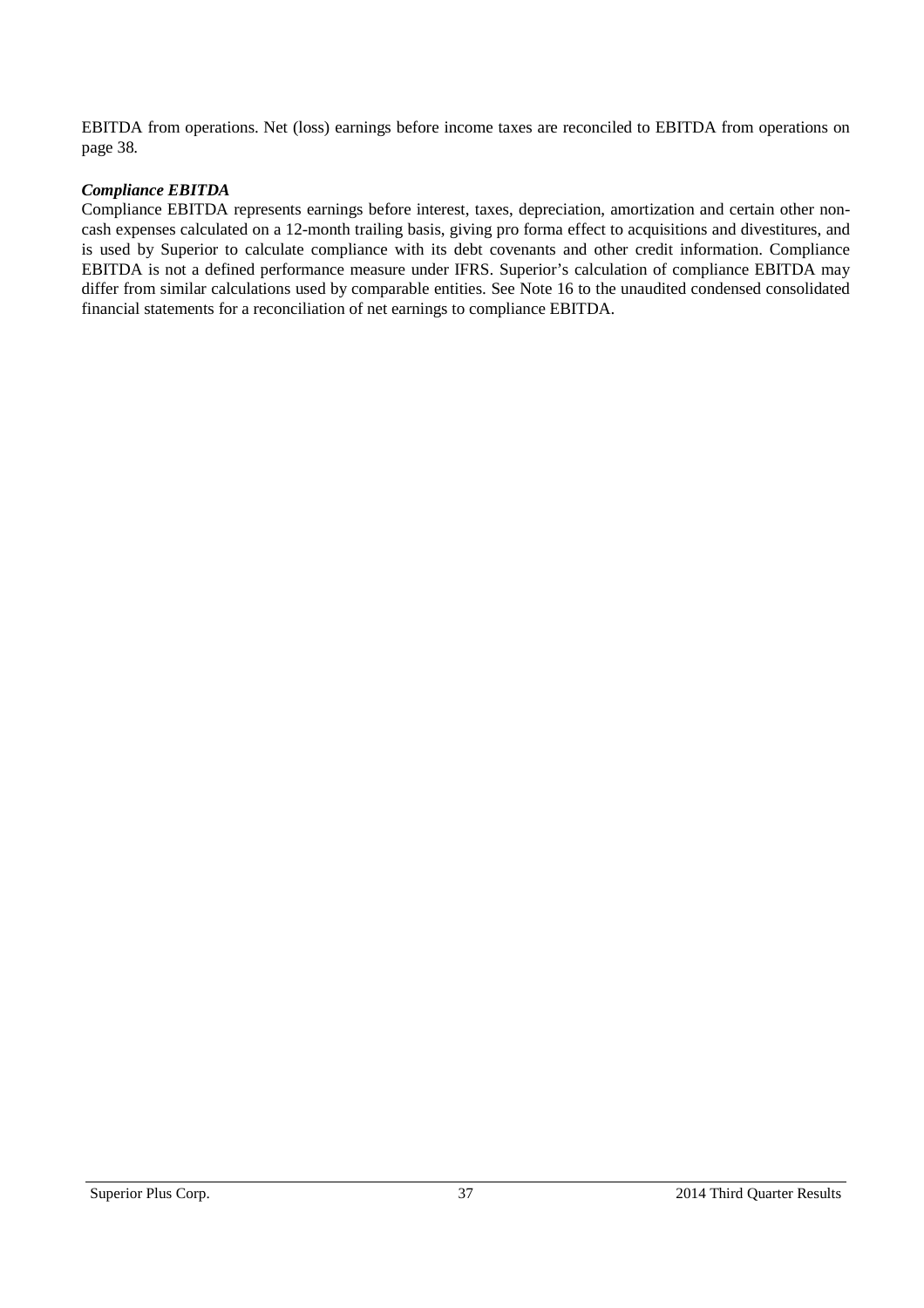EBITDA from operations. Net (loss) earnings before income taxes are reconciled to EBITDA from operations on page 38.

***Compliance EBITDA***

Compliance EBITDA represents earnings before interest, taxes, depreciation, amortization and certain other non-cash expenses calculated on a 12-month trailing basis, giving pro forma effect to acquisitions and divestitures, and is used by Superior to calculate compliance with its debt covenants and other credit information. Compliance EBITDA is not a defined performance measure under IFRS. Superior's calculation of compliance EBITDA may differ from similar calculations used by comparable entities. See Note 16 to the unaudited condensed consolidated financial statements for a reconciliation of net earnings to compliance EBITDA.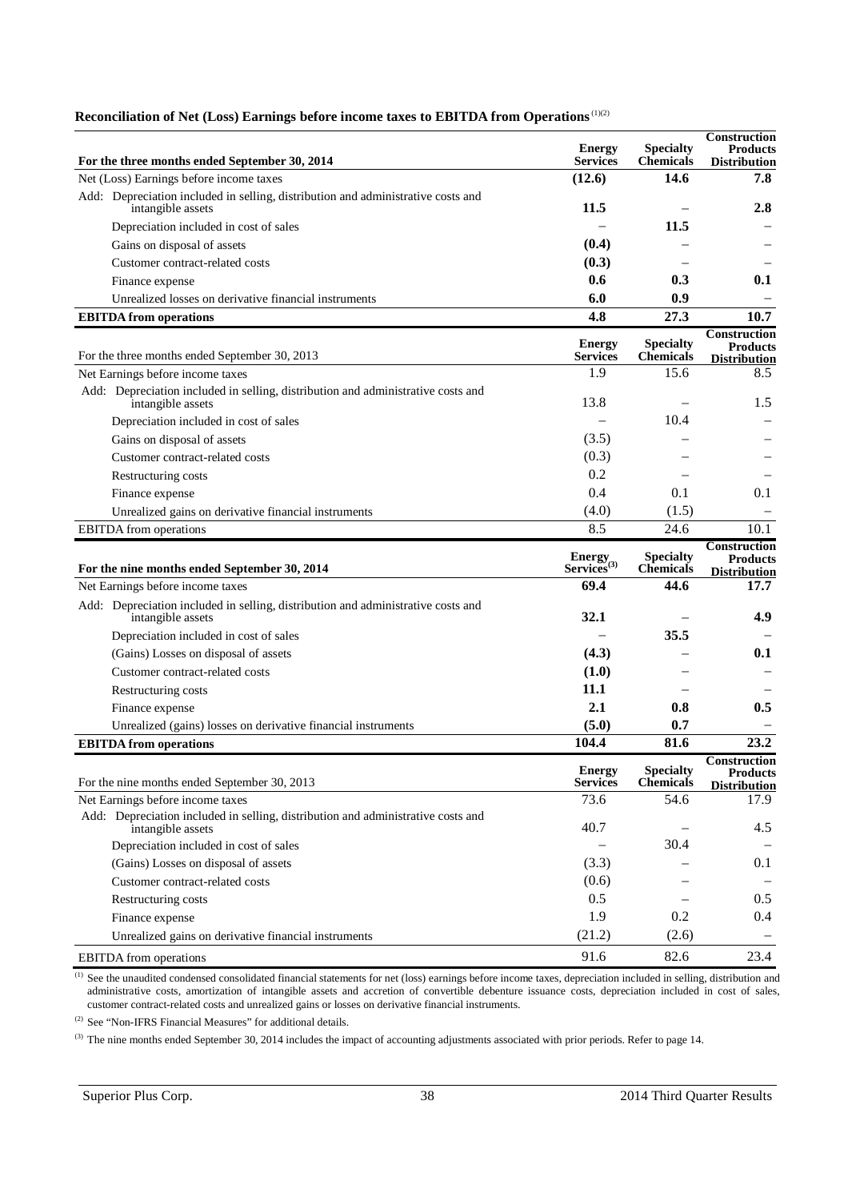**Reconciliation of Net (Loss) Earnings before income taxes to EBITDA from Operations** [(1)(2)]

| **For the three months ended September 30, 2014** | **Energy Services** | **Specialty Chemicals** | **Construction Products Distribution** |
|---|---|---|---|
| Net (Loss) Earnings before income taxes | **(12.6)** | **14.6** | **7.8** |
| Add: Depreciation included in selling, distribution and administrative costs and intangible assets | **11.5** | – | **2.8** |
| Depreciation included in cost of sales | – | **11.5** | – |
| Gains on disposal of assets | **(0.4)** | – | – |
| Customer contract-related costs | **(0.3)** | – | – |
| Finance expense | **0.6** | **0.3** | **0.1** |
| Unrealized losses on derivative financial instruments | **6.0** | **0.9** | – |
| **EBITDA from operations** | **4.8** | **27.3** | **10.7** |

| For the three months ended September 30, 2013 | **Energy Services** | **Specialty Chemicals** | **Construction Products Distribution** |
|---|---|---|---|
| Net Earnings before income taxes | 1.9 | 15.6 | 8.5 |
| Add: Depreciation included in selling, distribution and administrative costs and intangible assets | 13.8 | – | 1.5 |
| Depreciation included in cost of sales | – | 10.4 | – |
| Gains on disposal of assets | (3.5) | – | – |
| Customer contract-related costs | (0.3) | – | – |
| Restructuring costs | 0.2 | – | – |
| Finance expense | 0.4 | 0.1 | 0.1 |
| Unrealized gains on derivative financial instruments | (4.0) | (1.5) | – |
| EBITDA from operations | 8.5 | 24.6 | 10.1 |

| **For the nine months ended September 30, 2014** | **Energy Services**[(3)] | **Specialty Chemicals** | **Construction Products Distribution** |
|---|---|---|---|
| Net Earnings before income taxes | **69.4** | **44.6** | **17.7** |
| Add: Depreciation included in selling, distribution and administrative costs and intangible assets | **32.1** | – | **4.9** |
| Depreciation included in cost of sales | – | **35.5** | – |
| (Gains) Losses on disposal of assets | **(4.3)** | – | **0.1** |
| Customer contract-related costs | **(1.0)** | – | – |
| Restructuring costs | **11.1** | – | – |
| Finance expense | **2.1** | **0.8** | **0.5** |
| Unrealized (gains) losses on derivative financial instruments | **(5.0)** | **0.7** | – |
| **EBITDA from operations** | **104.4** | **81.6** | **23.2** |

| For the nine months ended September 30, 2013 | **Energy Services** | **Specialty Chemicals** | **Construction Products Distribution** |
|---|---|---|---|
| Net Earnings before income taxes | 73.6 | 54.6 | 17.9 |
| Add: Depreciation included in selling, distribution and administrative costs and intangible assets | 40.7 | – | 4.5 |
| Depreciation included in cost of sales | – | 30.4 | – |
| (Gains) Losses on disposal of assets | (3.3) | – | 0.1 |
| Customer contract-related costs | (0.6) | – | – |
| Restructuring costs | 0.5 | – | 0.5 |
| Finance expense | 1.9 | 0.2 | 0.4 |
| Unrealized gains on derivative financial instruments | (21.2) | (2.6) | – |
| EBITDA from operations | 91.6 | 82.6 | 23.4 |

(1) See the unaudited condensed consolidated financial statements for net (loss) earnings before income taxes, depreciation included in selling, distribution and administrative costs, amortization of intangible assets and accretion of convertible debenture issuance costs, depreciation included in cost of sales, customer contract-related costs and unrealized gains or losses on derivative financial instruments.

(2) See "Non-IFRS Financial Measures" for additional details.

(3) The nine months ended September 30, 2014 includes the impact of accounting adjustments associated with prior periods. Refer to page 14.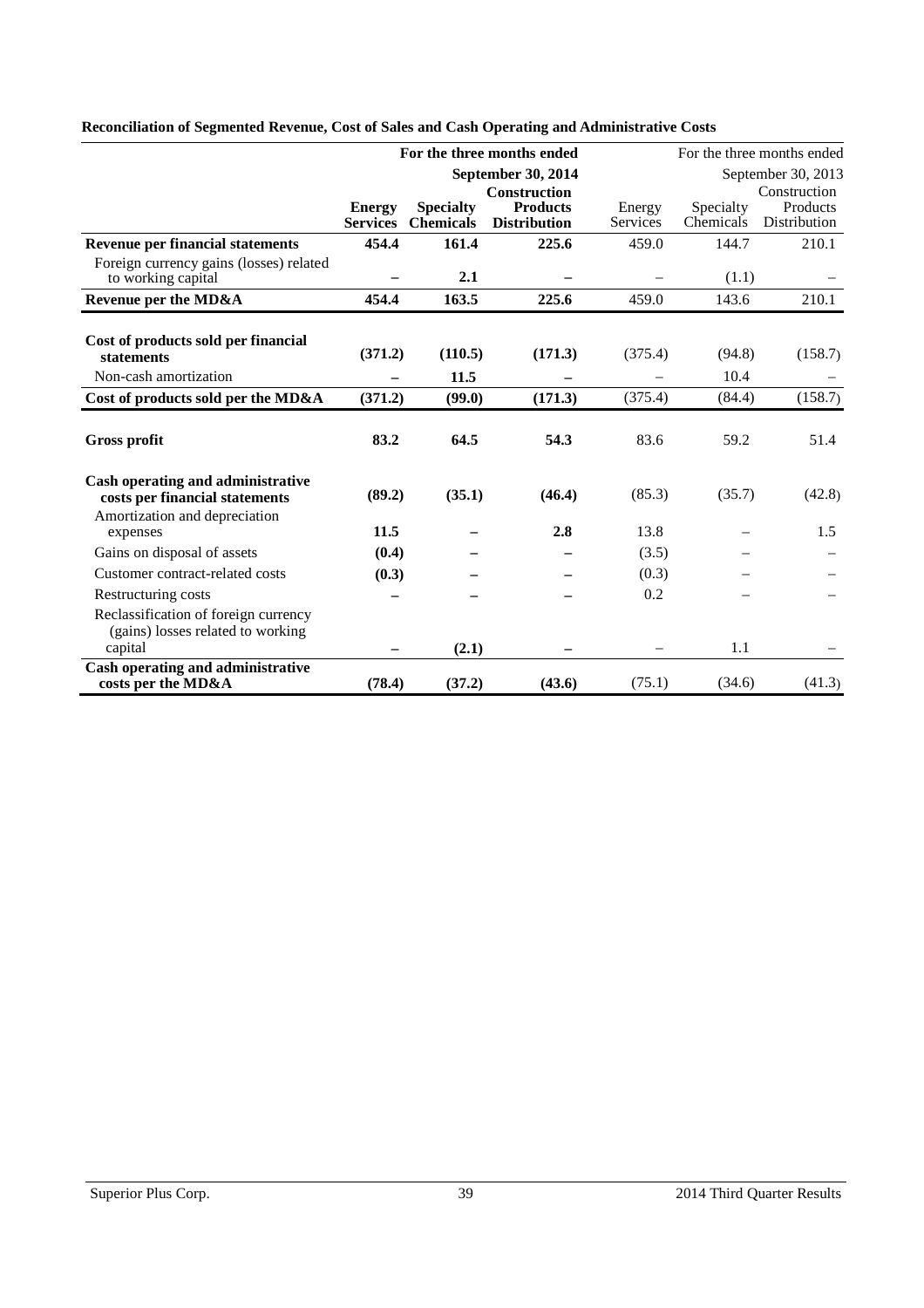**Reconciliation of Segmented Revenue, Cost of Sales and Cash Operating and Administrative Costs**

| | For the three months ended September 30, 2014 | | | For the three months ended September 30, 2013 | | |
|---|---|---|---|---|---|---|
| | **Energy Services** | **Specialty Chemicals** | **Construction Products Distribution** | Energy Services | Specialty Chemicals | Construction Products Distribution |
| **Revenue per financial statements** | **454.4** | **161.4** | **225.6** | 459.0 | 144.7 | 210.1 |
| Foreign currency gains (losses) related to working capital | **–** | **2.1** | **–** | – | (1.1) | – |
| **Revenue per the MD&A** | **454.4** | **163.5** | **225.6** | 459.0 | 143.6 | 210.1 |
| | | | | | | |
| **Cost of products sold per financial statements** | **(371.2)** | **(110.5)** | **(171.3)** | (375.4) | (94.8) | (158.7) |
| Non-cash amortization | **–** | **11.5** | **–** | – | 10.4 | – |
| **Cost of products sold per the MD&A** | **(371.2)** | **(99.0)** | **(171.3)** | (375.4) | (84.4) | (158.7) |
| | | | | | | |
| **Gross profit** | **83.2** | **64.5** | **54.3** | 83.6 | 59.2 | 51.4 |
| | | | | | | |
| **Cash operating and administrative costs per financial statements** | **(89.2)** | **(35.1)** | **(46.4)** | (85.3) | (35.7) | (42.8) |
| Amortization and depreciation expenses | **11.5** | **–** | **2.8** | 13.8 | – | 1.5 |
| Gains on disposal of assets | **(0.4)** | **–** | **–** | (3.5) | – | – |
| Customer contract-related costs | **(0.3)** | **–** | **–** | (0.3) | – | – |
| Restructuring costs | **–** | **–** | **–** | 0.2 | – | – |
| Reclassification of foreign currency (gains) losses related to working capital | **–** | **(2.1)** | **–** | – | 1.1 | – |
| **Cash operating and administrative costs per the MD&A** | **(78.4)** | **(37.2)** | **(43.6)** | (75.1) | (34.6) | (41.3) |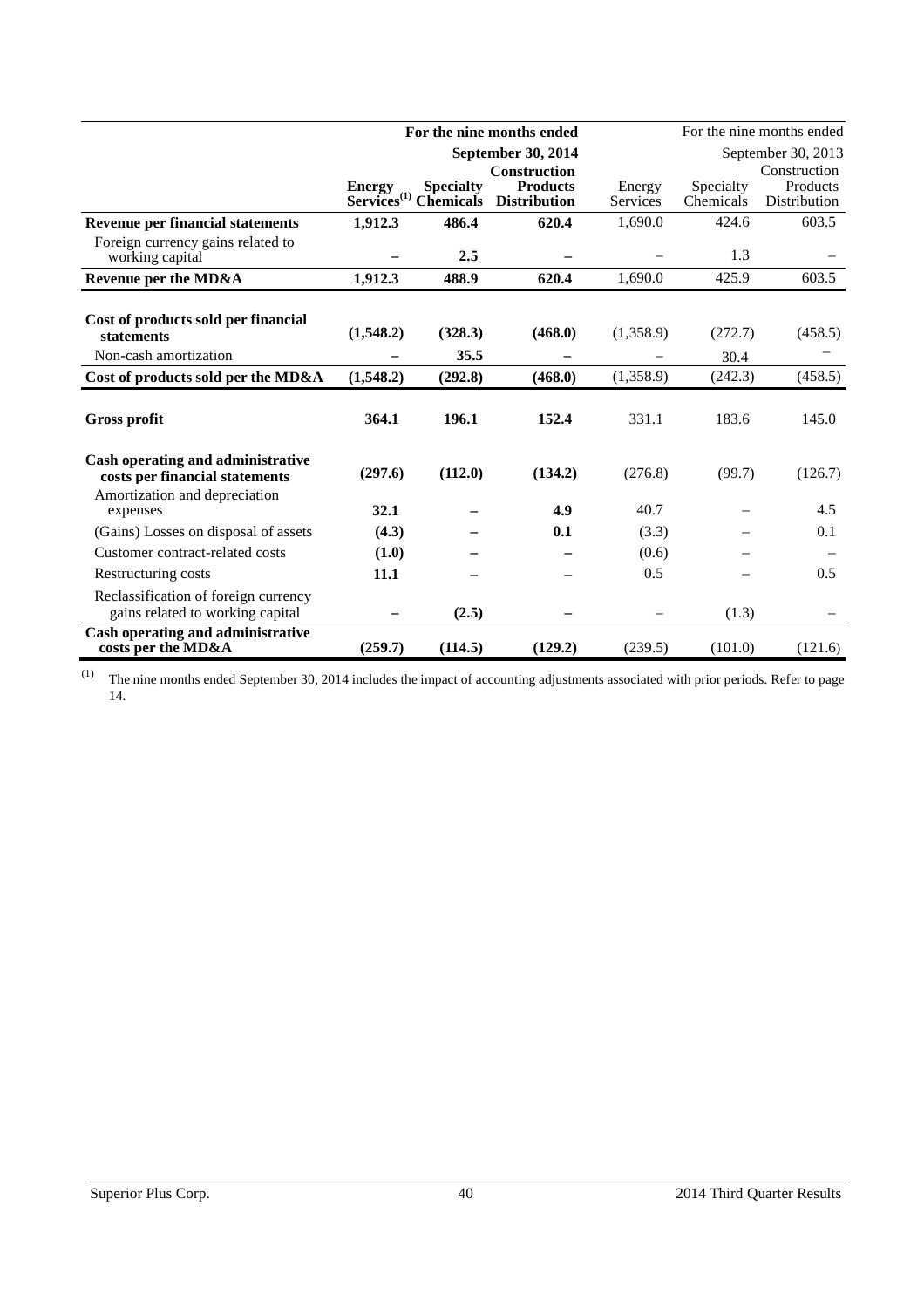| | For the nine months ended | | | For the nine months ended | | |
|---|---|---|---|---|---|---|
| | September 30, 2014 | | | September 30, 2013 | | |
| | **Energy Services[1]** | **Specialty Chemicals** | **Construction Products Distribution** | Energy Services | Specialty Chemicals | Construction Products Distribution |
| **Revenue per financial statements** | **1,912.3** | **486.4** | **620.4** | 1,690.0 | 424.6 | 603.5 |
| Foreign currency gains related to working capital | **–** | **2.5** | **–** | – | 1.3 | – |
| **Revenue per the MD&A** | **1,912.3** | **488.9** | **620.4** | 1,690.0 | 425.9 | 603.5 |
| | | | | | | |
| **Cost of products sold per financial statements** | **(1,548.2)** | **(328.3)** | **(468.0)** | (1,358.9) | (272.7) | (458.5) |
| Non-cash amortization | **–** | **35.5** | **–** | – | 30.4 | – |
| **Cost of products sold per the MD&A** | **(1,548.2)** | **(292.8)** | **(468.0)** | (1,358.9) | (242.3) | (458.5) |
| | | | | | | |
| **Gross profit** | **364.1** | **196.1** | **152.4** | 331.1 | 183.6 | 145.0 |
| | | | | | | |
| **Cash operating and administrative costs per financial statements** | **(297.6)** | **(112.0)** | **(134.2)** | (276.8) | (99.7) | (126.7) |
| Amortization and depreciation expenses | **32.1** | **–** | **4.9** | 40.7 | – | 4.5 |
| (Gains) Losses on disposal of assets | **(4.3)** | **–** | **0.1** | (3.3) | – | 0.1 |
| Customer contract-related costs | **(1.0)** | **–** | **–** | (0.6) | – | – |
| Restructuring costs | **11.1** | **–** | **–** | 0.5 | – | 0.5 |
| Reclassification of foreign currency gains related to working capital | **–** | **(2.5)** | **–** | – | (1.3) | – |
| **Cash operating and administrative costs per the MD&A** | **(259.7)** | **(114.5)** | **(129.2)** | (239.5) | (101.0) | (121.6) |

[1] The nine months ended September 30, 2014 includes the impact of accounting adjustments associated with prior periods. Refer to page 14.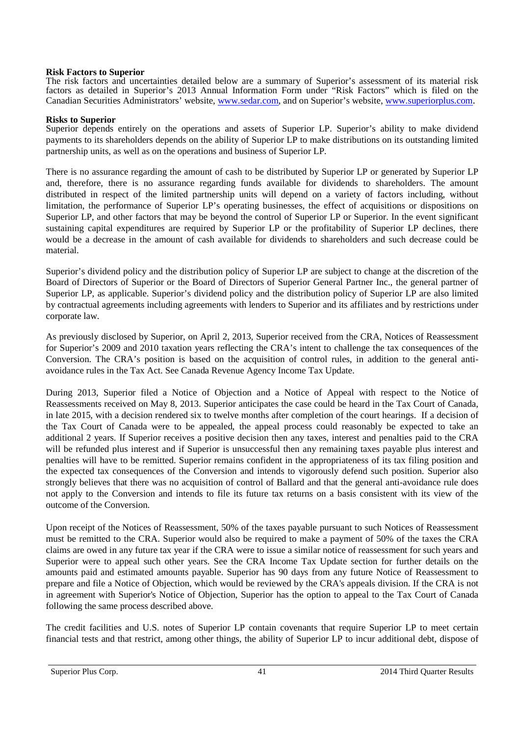**Risk Factors to Superior**

The risk factors and uncertainties detailed below are a summary of Superior's assessment of its material risk factors as detailed in Superior's 2013 Annual Information Form under "Risk Factors" which is filed on the Canadian Securities Administrators' website, www.sedar.com, and on Superior's website, www.superiorplus.com.

**Risks to Superior**

Superior depends entirely on the operations and assets of Superior LP. Superior's ability to make dividend payments to its shareholders depends on the ability of Superior LP to make distributions on its outstanding limited partnership units, as well as on the operations and business of Superior LP.

There is no assurance regarding the amount of cash to be distributed by Superior LP or generated by Superior LP and, therefore, there is no assurance regarding funds available for dividends to shareholders. The amount distributed in respect of the limited partnership units will depend on a variety of factors including, without limitation, the performance of Superior LP's operating businesses, the effect of acquisitions or dispositions on Superior LP, and other factors that may be beyond the control of Superior LP or Superior. In the event significant sustaining capital expenditures are required by Superior LP or the profitability of Superior LP declines, there would be a decrease in the amount of cash available for dividends to shareholders and such decrease could be material.

Superior's dividend policy and the distribution policy of Superior LP are subject to change at the discretion of the Board of Directors of Superior or the Board of Directors of Superior General Partner Inc., the general partner of Superior LP, as applicable. Superior's dividend policy and the distribution policy of Superior LP are also limited by contractual agreements including agreements with lenders to Superior and its affiliates and by restrictions under corporate law.

As previously disclosed by Superior, on April 2, 2013, Superior received from the CRA, Notices of Reassessment for Superior's 2009 and 2010 taxation years reflecting the CRA's intent to challenge the tax consequences of the Conversion. The CRA's position is based on the acquisition of control rules, in addition to the general anti-avoidance rules in the Tax Act. See Canada Revenue Agency Income Tax Update.

During 2013, Superior filed a Notice of Objection and a Notice of Appeal with respect to the Notice of Reassessments received on May 8, 2013. Superior anticipates the case could be heard in the Tax Court of Canada, in late 2015, with a decision rendered six to twelve months after completion of the court hearings. If a decision of the Tax Court of Canada were to be appealed, the appeal process could reasonably be expected to take an additional 2 years. If Superior receives a positive decision then any taxes, interest and penalties paid to the CRA will be refunded plus interest and if Superior is unsuccessful then any remaining taxes payable plus interest and penalties will have to be remitted. Superior remains confident in the appropriateness of its tax filing position and the expected tax consequences of the Conversion and intends to vigorously defend such position. Superior also strongly believes that there was no acquisition of control of Ballard and that the general anti-avoidance rule does not apply to the Conversion and intends to file its future tax returns on a basis consistent with its view of the outcome of the Conversion.

Upon receipt of the Notices of Reassessment, 50% of the taxes payable pursuant to such Notices of Reassessment must be remitted to the CRA. Superior would also be required to make a payment of 50% of the taxes the CRA claims are owed in any future tax year if the CRA were to issue a similar notice of reassessment for such years and Superior were to appeal such other years. See the CRA Income Tax Update section for further details on the amounts paid and estimated amounts payable. Superior has 90 days from any future Notice of Reassessment to prepare and file a Notice of Objection, which would be reviewed by the CRA's appeals division. If the CRA is not in agreement with Superior's Notice of Objection, Superior has the option to appeal to the Tax Court of Canada following the same process described above.

The credit facilities and U.S. notes of Superior LP contain covenants that require Superior LP to meet certain financial tests and that restrict, among other things, the ability of Superior LP to incur additional debt, dispose of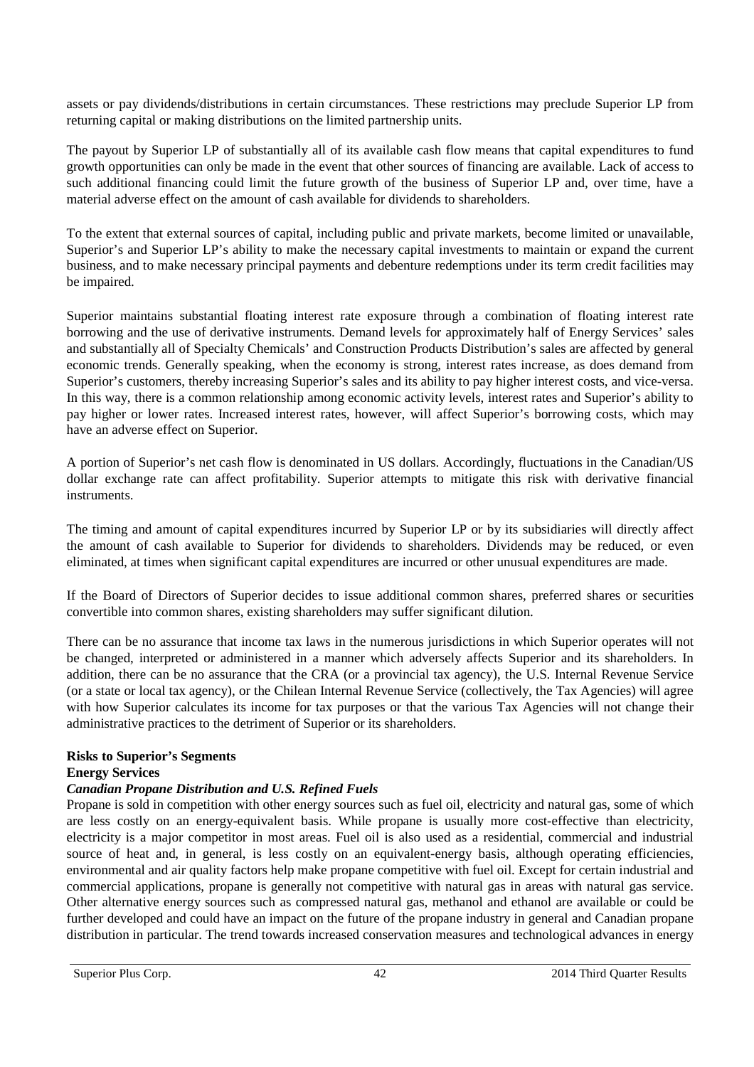assets or pay dividends/distributions in certain circumstances. These restrictions may preclude Superior LP from returning capital or making distributions on the limited partnership units.

The payout by Superior LP of substantially all of its available cash flow means that capital expenditures to fund growth opportunities can only be made in the event that other sources of financing are available. Lack of access to such additional financing could limit the future growth of the business of Superior LP and, over time, have a material adverse effect on the amount of cash available for dividends to shareholders.

To the extent that external sources of capital, including public and private markets, become limited or unavailable, Superior's and Superior LP's ability to make the necessary capital investments to maintain or expand the current business, and to make necessary principal payments and debenture redemptions under its term credit facilities may be impaired.

Superior maintains substantial floating interest rate exposure through a combination of floating interest rate borrowing and the use of derivative instruments. Demand levels for approximately half of Energy Services' sales and substantially all of Specialty Chemicals' and Construction Products Distribution's sales are affected by general economic trends. Generally speaking, when the economy is strong, interest rates increase, as does demand from Superior's customers, thereby increasing Superior's sales and its ability to pay higher interest costs, and vice-versa. In this way, there is a common relationship among economic activity levels, interest rates and Superior's ability to pay higher or lower rates. Increased interest rates, however, will affect Superior's borrowing costs, which may have an adverse effect on Superior.

A portion of Superior's net cash flow is denominated in US dollars. Accordingly, fluctuations in the Canadian/US dollar exchange rate can affect profitability. Superior attempts to mitigate this risk with derivative financial instruments.

The timing and amount of capital expenditures incurred by Superior LP or by its subsidiaries will directly affect the amount of cash available to Superior for dividends to shareholders. Dividends may be reduced, or even eliminated, at times when significant capital expenditures are incurred or other unusual expenditures are made.

If the Board of Directors of Superior decides to issue additional common shares, preferred shares or securities convertible into common shares, existing shareholders may suffer significant dilution.

There can be no assurance that income tax laws in the numerous jurisdictions in which Superior operates will not be changed, interpreted or administered in a manner which adversely affects Superior and its shareholders. In addition, there can be no assurance that the CRA (or a provincial tax agency), the U.S. Internal Revenue Service (or a state or local tax agency), or the Chilean Internal Revenue Service (collectively, the Tax Agencies) will agree with how Superior calculates its income for tax purposes or that the various Tax Agencies will not change their administrative practices to the detriment of Superior or its shareholders.

**Risks to Superior's Segments**

**Energy Services**

***Canadian Propane Distribution and U.S. Refined Fuels***

Propane is sold in competition with other energy sources such as fuel oil, electricity and natural gas, some of which are less costly on an energy-equivalent basis. While propane is usually more cost-effective than electricity, electricity is a major competitor in most areas. Fuel oil is also used as a residential, commercial and industrial source of heat and, in general, is less costly on an equivalent-energy basis, although operating efficiencies, environmental and air quality factors help make propane competitive with fuel oil. Except for certain industrial and commercial applications, propane is generally not competitive with natural gas in areas with natural gas service. Other alternative energy sources such as compressed natural gas, methanol and ethanol are available or could be further developed and could have an impact on the future of the propane industry in general and Canadian propane distribution in particular. The trend towards increased conservation measures and technological advances in energy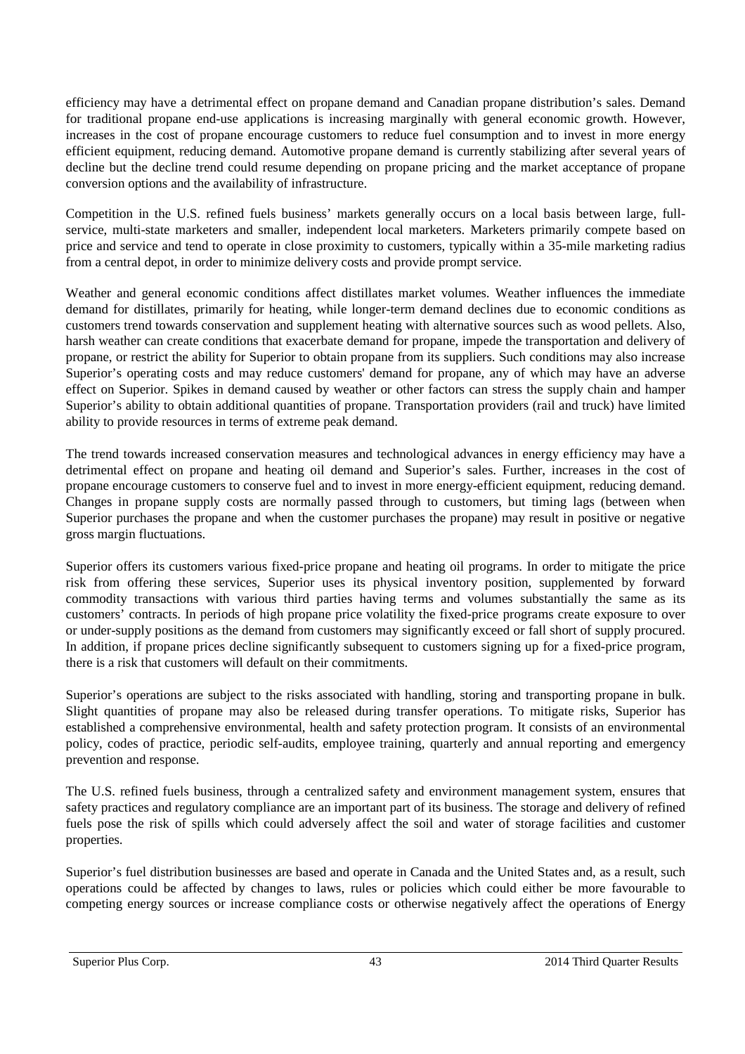efficiency may have a detrimental effect on propane demand and Canadian propane distribution's sales. Demand for traditional propane end-use applications is increasing marginally with general economic growth. However, increases in the cost of propane encourage customers to reduce fuel consumption and to invest in more energy efficient equipment, reducing demand. Automotive propane demand is currently stabilizing after several years of decline but the decline trend could resume depending on propane pricing and the market acceptance of propane conversion options and the availability of infrastructure.

Competition in the U.S. refined fuels business' markets generally occurs on a local basis between large, full-service, multi-state marketers and smaller, independent local marketers. Marketers primarily compete based on price and service and tend to operate in close proximity to customers, typically within a 35-mile marketing radius from a central depot, in order to minimize delivery costs and provide prompt service.

Weather and general economic conditions affect distillates market volumes. Weather influences the immediate demand for distillates, primarily for heating, while longer-term demand declines due to economic conditions as customers trend towards conservation and supplement heating with alternative sources such as wood pellets. Also, harsh weather can create conditions that exacerbate demand for propane, impede the transportation and delivery of propane, or restrict the ability for Superior to obtain propane from its suppliers. Such conditions may also increase Superior's operating costs and may reduce customers' demand for propane, any of which may have an adverse effect on Superior. Spikes in demand caused by weather or other factors can stress the supply chain and hamper Superior's ability to obtain additional quantities of propane. Transportation providers (rail and truck) have limited ability to provide resources in terms of extreme peak demand.

The trend towards increased conservation measures and technological advances in energy efficiency may have a detrimental effect on propane and heating oil demand and Superior's sales. Further, increases in the cost of propane encourage customers to conserve fuel and to invest in more energy-efficient equipment, reducing demand. Changes in propane supply costs are normally passed through to customers, but timing lags (between when Superior purchases the propane and when the customer purchases the propane) may result in positive or negative gross margin fluctuations.

Superior offers its customers various fixed-price propane and heating oil programs. In order to mitigate the price risk from offering these services, Superior uses its physical inventory position, supplemented by forward commodity transactions with various third parties having terms and volumes substantially the same as its customers' contracts. In periods of high propane price volatility the fixed-price programs create exposure to over or under-supply positions as the demand from customers may significantly exceed or fall short of supply procured. In addition, if propane prices decline significantly subsequent to customers signing up for a fixed-price program, there is a risk that customers will default on their commitments.

Superior's operations are subject to the risks associated with handling, storing and transporting propane in bulk. Slight quantities of propane may also be released during transfer operations. To mitigate risks, Superior has established a comprehensive environmental, health and safety protection program. It consists of an environmental policy, codes of practice, periodic self-audits, employee training, quarterly and annual reporting and emergency prevention and response.

The U.S. refined fuels business, through a centralized safety and environment management system, ensures that safety practices and regulatory compliance are an important part of its business. The storage and delivery of refined fuels pose the risk of spills which could adversely affect the soil and water of storage facilities and customer properties.

Superior's fuel distribution businesses are based and operate in Canada and the United States and, as a result, such operations could be affected by changes to laws, rules or policies which could either be more favourable to competing energy sources or increase compliance costs or otherwise negatively affect the operations of Energy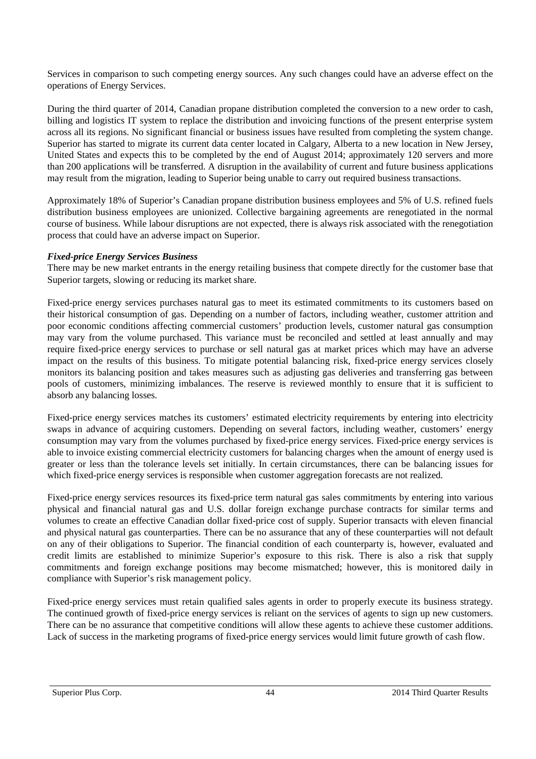Services in comparison to such competing energy sources. Any such changes could have an adverse effect on the operations of Energy Services.

During the third quarter of 2014, Canadian propane distribution completed the conversion to a new order to cash, billing and logistics IT system to replace the distribution and invoicing functions of the present enterprise system across all its regions. No significant financial or business issues have resulted from completing the system change. Superior has started to migrate its current data center located in Calgary, Alberta to a new location in New Jersey, United States and expects this to be completed by the end of August 2014; approximately 120 servers and more than 200 applications will be transferred. A disruption in the availability of current and future business applications may result from the migration, leading to Superior being unable to carry out required business transactions.

Approximately 18% of Superior's Canadian propane distribution business employees and 5% of U.S. refined fuels distribution business employees are unionized. Collective bargaining agreements are renegotiated in the normal course of business. While labour disruptions are not expected, there is always risk associated with the renegotiation process that could have an adverse impact on Superior.

***Fixed-price Energy Services Business***

There may be new market entrants in the energy retailing business that compete directly for the customer base that Superior targets, slowing or reducing its market share.

Fixed-price energy services purchases natural gas to meet its estimated commitments to its customers based on their historical consumption of gas. Depending on a number of factors, including weather, customer attrition and poor economic conditions affecting commercial customers' production levels, customer natural gas consumption may vary from the volume purchased. This variance must be reconciled and settled at least annually and may require fixed-price energy services to purchase or sell natural gas at market prices which may have an adverse impact on the results of this business. To mitigate potential balancing risk, fixed-price energy services closely monitors its balancing position and takes measures such as adjusting gas deliveries and transferring gas between pools of customers, minimizing imbalances. The reserve is reviewed monthly to ensure that it is sufficient to absorb any balancing losses.

Fixed-price energy services matches its customers' estimated electricity requirements by entering into electricity swaps in advance of acquiring customers. Depending on several factors, including weather, customers' energy consumption may vary from the volumes purchased by fixed-price energy services. Fixed-price energy services is able to invoice existing commercial electricity customers for balancing charges when the amount of energy used is greater or less than the tolerance levels set initially. In certain circumstances, there can be balancing issues for which fixed-price energy services is responsible when customer aggregation forecasts are not realized.

Fixed-price energy services resources its fixed-price term natural gas sales commitments by entering into various physical and financial natural gas and U.S. dollar foreign exchange purchase contracts for similar terms and volumes to create an effective Canadian dollar fixed-price cost of supply. Superior transacts with eleven financial and physical natural gas counterparties. There can be no assurance that any of these counterparties will not default on any of their obligations to Superior. The financial condition of each counterparty is, however, evaluated and credit limits are established to minimize Superior's exposure to this risk. There is also a risk that supply commitments and foreign exchange positions may become mismatched; however, this is monitored daily in compliance with Superior's risk management policy.

Fixed-price energy services must retain qualified sales agents in order to properly execute its business strategy. The continued growth of fixed-price energy services is reliant on the services of agents to sign up new customers. There can be no assurance that competitive conditions will allow these agents to achieve these customer additions. Lack of success in the marketing programs of fixed-price energy services would limit future growth of cash flow.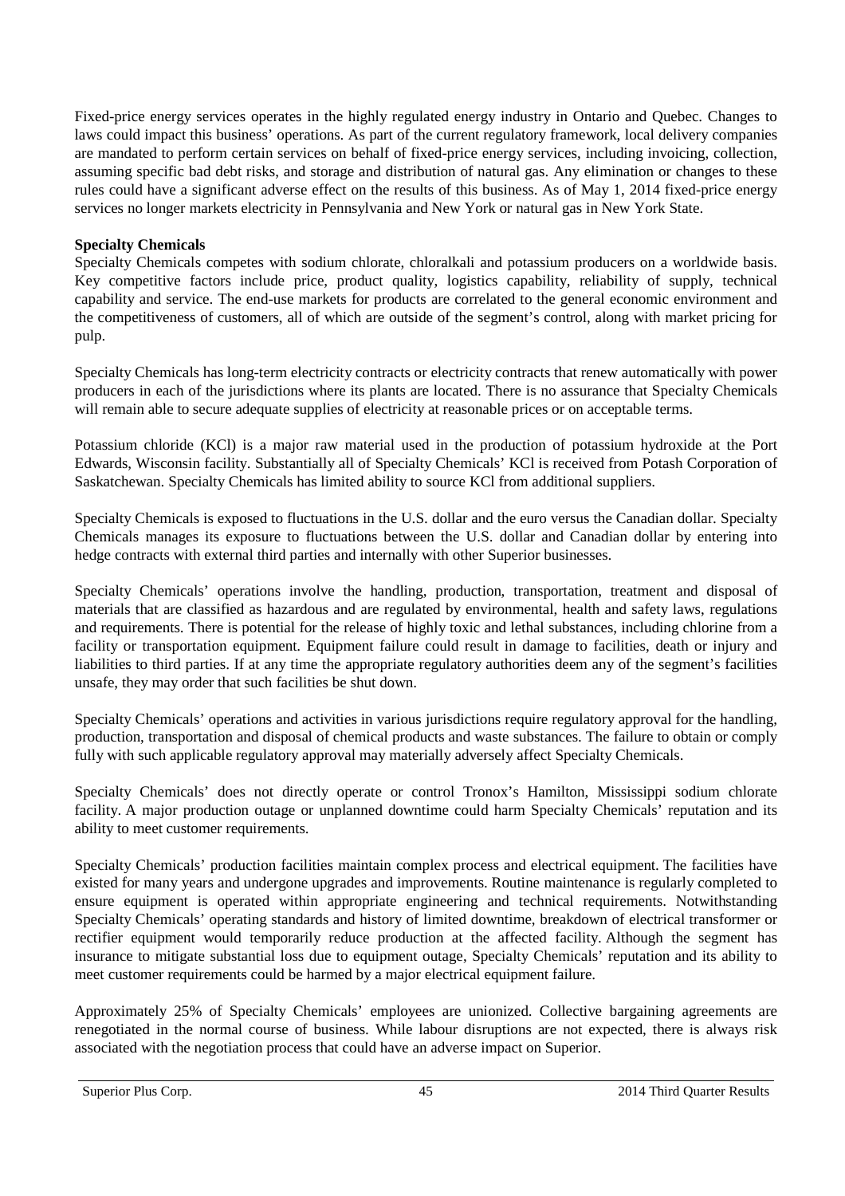Fixed-price energy services operates in the highly regulated energy industry in Ontario and Quebec. Changes to laws could impact this business' operations. As part of the current regulatory framework, local delivery companies are mandated to perform certain services on behalf of fixed-price energy services, including invoicing, collection, assuming specific bad debt risks, and storage and distribution of natural gas. Any elimination or changes to these rules could have a significant adverse effect on the results of this business. As of May 1, 2014 fixed-price energy services no longer markets electricity in Pennsylvania and New York or natural gas in New York State.

**Specialty Chemicals**

Specialty Chemicals competes with sodium chlorate, chloralkali and potassium producers on a worldwide basis. Key competitive factors include price, product quality, logistics capability, reliability of supply, technical capability and service. The end-use markets for products are correlated to the general economic environment and the competitiveness of customers, all of which are outside of the segment's control, along with market pricing for pulp.

Specialty Chemicals has long-term electricity contracts or electricity contracts that renew automatically with power producers in each of the jurisdictions where its plants are located. There is no assurance that Specialty Chemicals will remain able to secure adequate supplies of electricity at reasonable prices or on acceptable terms.

Potassium chloride (KCl) is a major raw material used in the production of potassium hydroxide at the Port Edwards, Wisconsin facility. Substantially all of Specialty Chemicals' KCl is received from Potash Corporation of Saskatchewan. Specialty Chemicals has limited ability to source KCl from additional suppliers.

Specialty Chemicals is exposed to fluctuations in the U.S. dollar and the euro versus the Canadian dollar. Specialty Chemicals manages its exposure to fluctuations between the U.S. dollar and Canadian dollar by entering into hedge contracts with external third parties and internally with other Superior businesses.

Specialty Chemicals' operations involve the handling, production, transportation, treatment and disposal of materials that are classified as hazardous and are regulated by environmental, health and safety laws, regulations and requirements. There is potential for the release of highly toxic and lethal substances, including chlorine from a facility or transportation equipment. Equipment failure could result in damage to facilities, death or injury and liabilities to third parties. If at any time the appropriate regulatory authorities deem any of the segment's facilities unsafe, they may order that such facilities be shut down.

Specialty Chemicals' operations and activities in various jurisdictions require regulatory approval for the handling, production, transportation and disposal of chemical products and waste substances. The failure to obtain or comply fully with such applicable regulatory approval may materially adversely affect Specialty Chemicals.

Specialty Chemicals' does not directly operate or control Tronox's Hamilton, Mississippi sodium chlorate facility. A major production outage or unplanned downtime could harm Specialty Chemicals' reputation and its ability to meet customer requirements.

Specialty Chemicals' production facilities maintain complex process and electrical equipment. The facilities have existed for many years and undergone upgrades and improvements. Routine maintenance is regularly completed to ensure equipment is operated within appropriate engineering and technical requirements. Notwithstanding Specialty Chemicals' operating standards and history of limited downtime, breakdown of electrical transformer or rectifier equipment would temporarily reduce production at the affected facility. Although the segment has insurance to mitigate substantial loss due to equipment outage, Specialty Chemicals' reputation and its ability to meet customer requirements could be harmed by a major electrical equipment failure.

Approximately 25% of Specialty Chemicals' employees are unionized. Collective bargaining agreements are renegotiated in the normal course of business. While labour disruptions are not expected, there is always risk associated with the negotiation process that could have an adverse impact on Superior.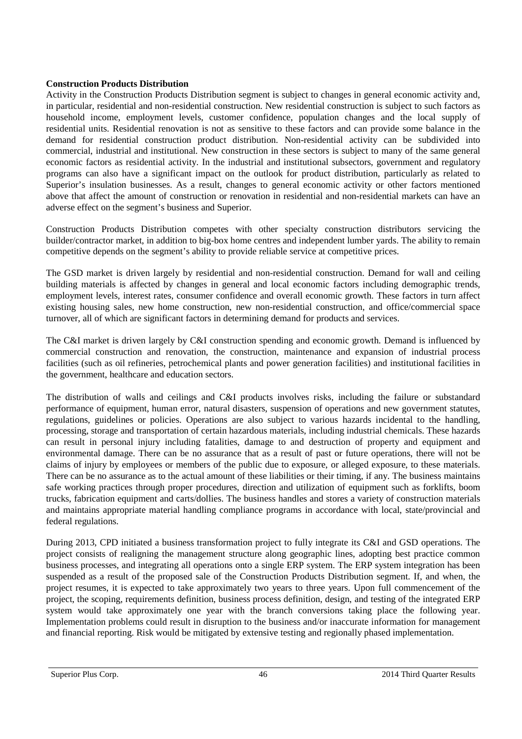**Construction Products Distribution**

Activity in the Construction Products Distribution segment is subject to changes in general economic activity and, in particular, residential and non-residential construction. New residential construction is subject to such factors as household income, employment levels, customer confidence, population changes and the local supply of residential units. Residential renovation is not as sensitive to these factors and can provide some balance in the demand for residential construction product distribution. Non-residential activity can be subdivided into commercial, industrial and institutional. New construction in these sectors is subject to many of the same general economic factors as residential activity. In the industrial and institutional subsectors, government and regulatory programs can also have a significant impact on the outlook for product distribution, particularly as related to Superior's insulation businesses. As a result, changes to general economic activity or other factors mentioned above that affect the amount of construction or renovation in residential and non-residential markets can have an adverse effect on the segment's business and Superior.

Construction Products Distribution competes with other specialty construction distributors servicing the builder/contractor market, in addition to big-box home centres and independent lumber yards. The ability to remain competitive depends on the segment's ability to provide reliable service at competitive prices.

The GSD market is driven largely by residential and non-residential construction. Demand for wall and ceiling building materials is affected by changes in general and local economic factors including demographic trends, employment levels, interest rates, consumer confidence and overall economic growth. These factors in turn affect existing housing sales, new home construction, new non-residential construction, and office/commercial space turnover, all of which are significant factors in determining demand for products and services.

The C&I market is driven largely by C&I construction spending and economic growth. Demand is influenced by commercial construction and renovation, the construction, maintenance and expansion of industrial process facilities (such as oil refineries, petrochemical plants and power generation facilities) and institutional facilities in the government, healthcare and education sectors.

The distribution of walls and ceilings and C&I products involves risks, including the failure or substandard performance of equipment, human error, natural disasters, suspension of operations and new government statutes, regulations, guidelines or policies. Operations are also subject to various hazards incidental to the handling, processing, storage and transportation of certain hazardous materials, including industrial chemicals. These hazards can result in personal injury including fatalities, damage to and destruction of property and equipment and environmental damage. There can be no assurance that as a result of past or future operations, there will not be claims of injury by employees or members of the public due to exposure, or alleged exposure, to these materials. There can be no assurance as to the actual amount of these liabilities or their timing, if any. The business maintains safe working practices through proper procedures, direction and utilization of equipment such as forklifts, boom trucks, fabrication equipment and carts/dollies. The business handles and stores a variety of construction materials and maintains appropriate material handling compliance programs in accordance with local, state/provincial and federal regulations.

During 2013, CPD initiated a business transformation project to fully integrate its C&I and GSD operations. The project consists of realigning the management structure along geographic lines, adopting best practice common business processes, and integrating all operations onto a single ERP system. The ERP system integration has been suspended as a result of the proposed sale of the Construction Products Distribution segment. If, and when, the project resumes, it is expected to take approximately two years to three years. Upon full commencement of the project, the scoping, requirements definition, business process definition, design, and testing of the integrated ERP system would take approximately one year with the branch conversions taking place the following year. Implementation problems could result in disruption to the business and/or inaccurate information for management and financial reporting. Risk would be mitigated by extensive testing and regionally phased implementation.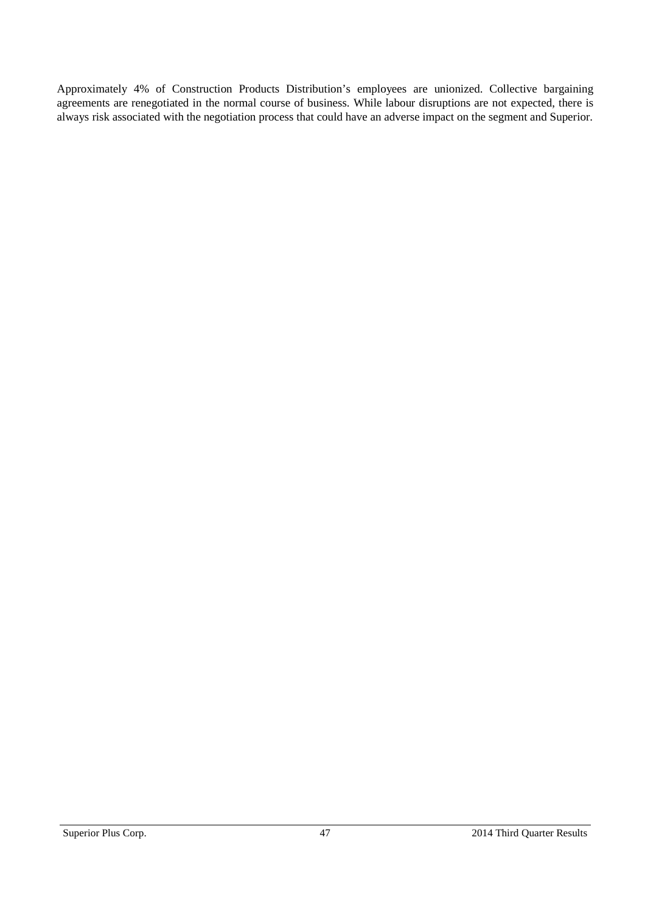Approximately 4% of Construction Products Distribution’s employees are unionized. Collective bargaining agreements are renegotiated in the normal course of business. While labour disruptions are not expected, there is always risk associated with the negotiation process that could have an adverse impact on the segment and Superior.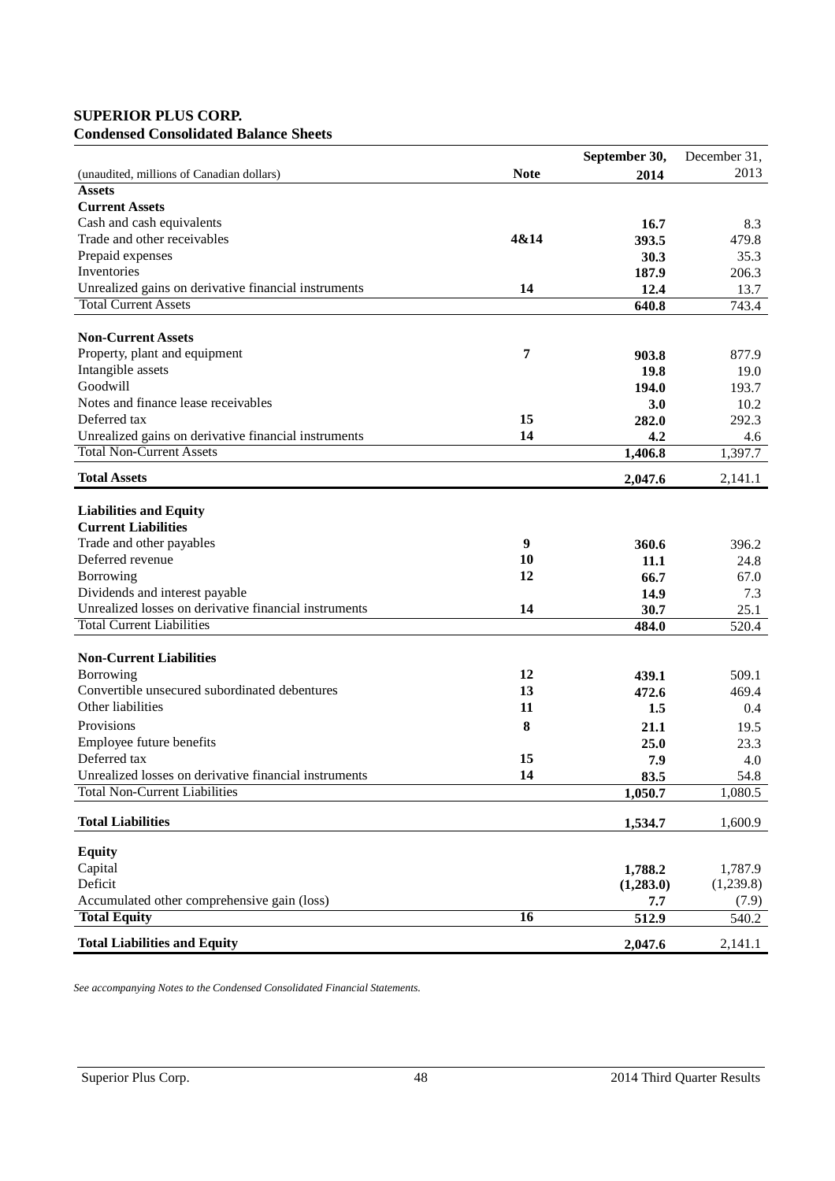**SUPERIOR PLUS CORP.**
**Condensed Consolidated Balance Sheets**

| (unaudited, millions of Canadian dollars) | Note | September 30, 2014 | December 31, 2013 |
|---|---|---|---|
| **Assets** | | | |
| **Current Assets** | | | |
| Cash and cash equivalents | | **16.7** | 8.3 |
| Trade and other receivables | **4&14** | **393.5** | 479.8 |
| Prepaid expenses | | **30.3** | 35.3 |
| Inventories | | **187.9** | 206.3 |
| Unrealized gains on derivative financial instruments | **14** | **12.4** | 13.7 |
| Total Current Assets | | **640.8** | 743.4 |
| | | | |
| **Non-Current Assets** | | | |
| Property, plant and equipment | **7** | **903.8** | 877.9 |
| Intangible assets | | **19.8** | 19.0 |
| Goodwill | | **194.0** | 193.7 |
| Notes and finance lease receivables | | **3.0** | 10.2 |
| Deferred tax | **15** | **282.0** | 292.3 |
| Unrealized gains on derivative financial instruments | **14** | **4.2** | 4.6 |
| Total Non-Current Assets | | **1,406.8** | 1,397.7 |
| **Total Assets** | | **2,047.6** | 2,141.1 |
| | | | |
| **Liabilities and Equity** | | | |
| **Current Liabilities** | | | |
| Trade and other payables | **9** | **360.6** | 396.2 |
| Deferred revenue | **10** | **11.1** | 24.8 |
| Borrowing | **12** | **66.7** | 67.0 |
| Dividends and interest payable | | **14.9** | 7.3 |
| Unrealized losses on derivative financial instruments | **14** | **30.7** | 25.1 |
| Total Current Liabilities | | **484.0** | 520.4 |
| | | | |
| **Non-Current Liabilities** | | | |
| Borrowing | **12** | **439.1** | 509.1 |
| Convertible unsecured subordinated debentures | **13** | **472.6** | 469.4 |
| Other liabilities | **11** | **1.5** | 0.4 |
| Provisions | **8** | **21.1** | 19.5 |
| Employee future benefits | | **25.0** | 23.3 |
| Deferred tax | **15** | **7.9** | 4.0 |
| Unrealized losses on derivative financial instruments | **14** | **83.5** | 54.8 |
| Total Non-Current Liabilities | | **1,050.7** | 1,080.5 |
| **Total Liabilities** | | **1,534.7** | 1,600.9 |
| | | | |
| **Equity** | | | |
| Capital | | **1,788.2** | 1,787.9 |
| Deficit | | **(1,283.0)** | (1,239.8) |
| Accumulated other comprehensive gain (loss) | | **7.7** | (7.9) |
| **Total Equity** | **16** | **512.9** | 540.2 |
| **Total Liabilities and Equity** | | **2,047.6** | 2,141.1 |

*See accompanying Notes to the Condensed Consolidated Financial Statements.*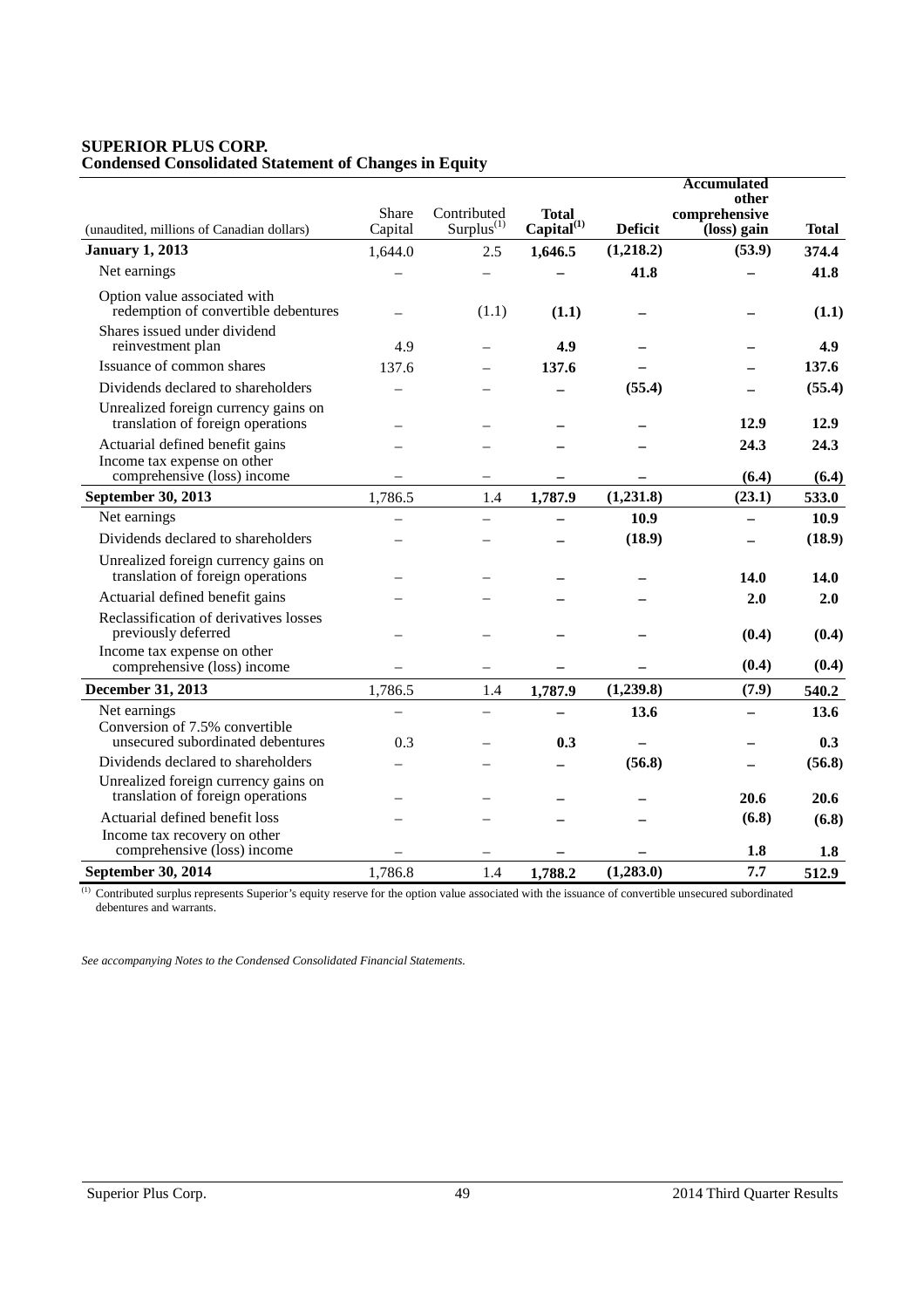**SUPERIOR PLUS CORP.**
**Condensed Consolidated Statement of Changes in Equity**

| (unaudited, millions of Canadian dollars) | Share Capital | Contributed Surplus[(1)] | **Total Capital[(1)]** | **Deficit** | **Accumulated other comprehensive (loss) gain** | **Total** |
|---|---|---|---|---|---|---|
| **January 1, 2013** | 1,644.0 | 2.5 | **1,646.5** | **(1,218.2)** | **(53.9)** | **374.4** |
| Net earnings | – | – | **–** | **41.8** | **–** | **41.8** |
| Option value associated with redemption of convertible debentures | – | (1.1) | **(1.1)** | **–** | **–** | **(1.1)** |
| Shares issued under dividend reinvestment plan | 4.9 | – | **4.9** | **–** | **–** | **4.9** |
| Issuance of common shares | 137.6 | – | **137.6** | **–** | **–** | **137.6** |
| Dividends declared to shareholders | – | – | **–** | **(55.4)** | **–** | **(55.4)** |
| Unrealized foreign currency gains on translation of foreign operations | – | – | **–** | **–** | **12.9** | **12.9** |
| Actuarial defined benefit gains | – | – | **–** | **–** | **24.3** | **24.3** |
| Income tax expense on other comprehensive (loss) income | – | – | **–** | **–** | **(6.4)** | **(6.4)** |
| **September 30, 2013** | 1,786.5 | 1.4 | **1,787.9** | **(1,231.8)** | **(23.1)** | **533.0** |
| Net earnings | – | – | **–** | **10.9** | **–** | **10.9** |
| Dividends declared to shareholders | – | – | **–** | **(18.9)** | **–** | **(18.9)** |
| Unrealized foreign currency gains on translation of foreign operations | – | – | **–** | **–** | **14.0** | **14.0** |
| Actuarial defined benefit gains | – | – | **–** | **–** | **2.0** | **2.0** |
| Reclassification of derivatives losses previously deferred | – | – | **–** | **–** | **(0.4)** | **(0.4)** |
| Income tax expense on other comprehensive (loss) income | – | – | **–** | **–** | **(0.4)** | **(0.4)** |
| **December 31, 2013** | 1,786.5 | 1.4 | **1,787.9** | **(1,239.8)** | **(7.9)** | **540.2** |
| Net earnings | – | – | **–** | **13.6** | **–** | **13.6** |
| Conversion of 7.5% convertible unsecured subordinated debentures | 0.3 | – | **0.3** | **–** | **–** | **0.3** |
| Dividends declared to shareholders | – | – | **–** | **(56.8)** | **–** | **(56.8)** |
| Unrealized foreign currency gains on translation of foreign operations | – | – | **–** | **–** | **20.6** | **20.6** |
| Actuarial defined benefit loss | – | – | **–** | **–** | **(6.8)** | **(6.8)** |
| Income tax recovery on other comprehensive (loss) income | – | – | **–** | **–** | **1.8** | **1.8** |
| **September 30, 2014** | 1,786.8 | 1.4 | **1,788.2** | **(1,283.0)** | **7.7** | **512.9** |

(1) Contributed surplus represents Superior's equity reserve for the option value associated with the issuance of convertible unsecured subordinated debentures and warrants.

*See accompanying Notes to the Condensed Consolidated Financial Statements.*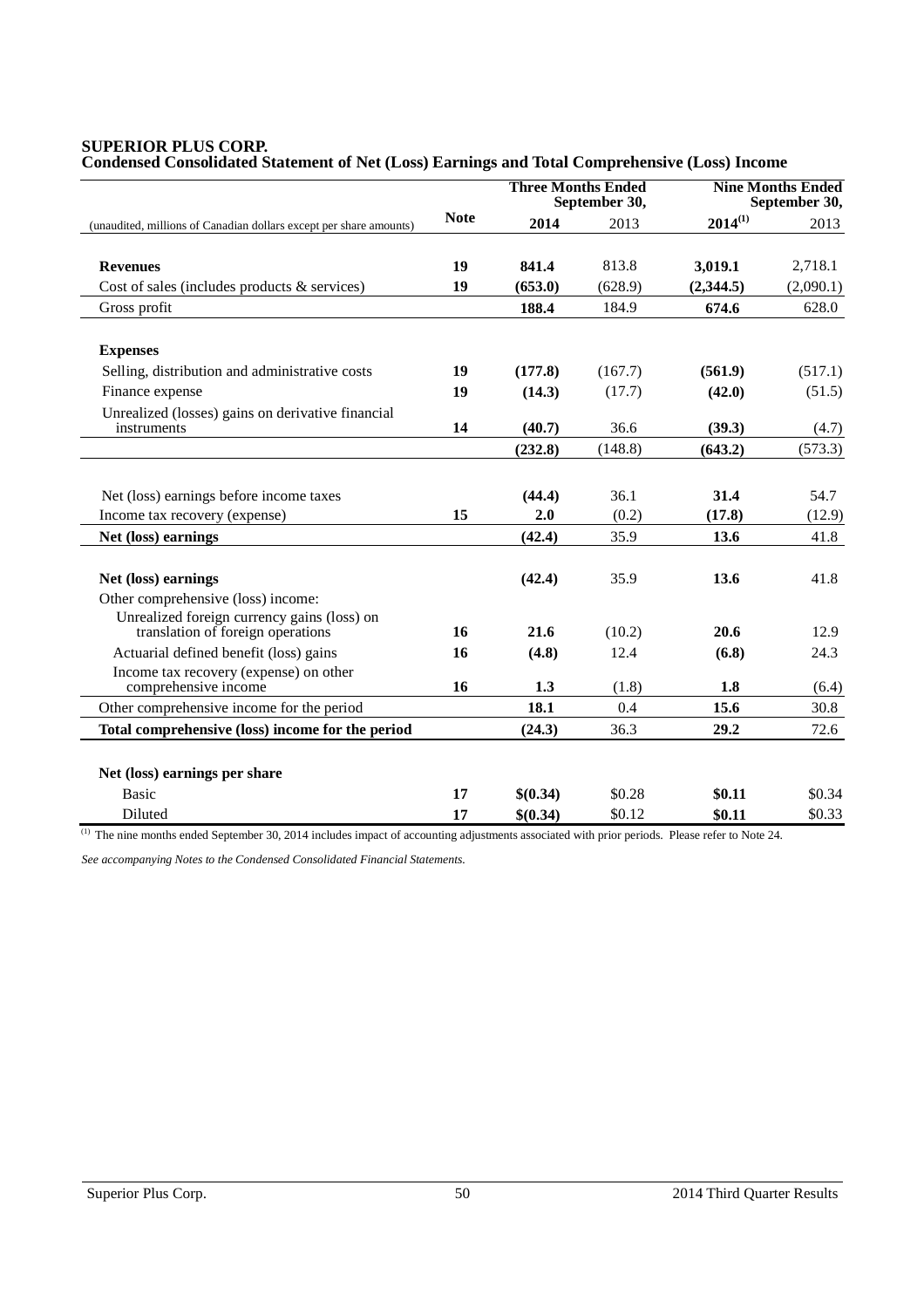**SUPERIOR PLUS CORP.**
**Condensed Consolidated Statement of Net (Loss) Earnings and Total Comprehensive (Loss) Income**

| (unaudited, millions of Canadian dollars except per share amounts) | Note | Three Months Ended September 30, 2014 | 2013 | Nine Months Ended September 30, 2014[(1)] | 2013 |
|---|---|---|---|---|---|
| **Revenues** | **19** | **841.4** | 813.8 | **3,019.1** | 2,718.1 |
| Cost of sales (includes products & services) | **19** | **(653.0)** | (628.9) | **(2,344.5)** | (2,090.1) |
| Gross profit | | **188.4** | 184.9 | **674.6** | 628.0 |
| **Expenses** | | | | | |
| Selling, distribution and administrative costs | **19** | **(177.8)** | (167.7) | **(561.9)** | (517.1) |
| Finance expense | **19** | **(14.3)** | (17.7) | **(42.0)** | (51.5) |
| Unrealized (losses) gains on derivative financial instruments | **14** | **(40.7)** | 36.6 | **(39.3)** | (4.7) |
| | | **(232.8)** | (148.8) | **(643.2)** | (573.3) |
| Net (loss) earnings before income taxes | | **(44.4)** | 36.1 | **31.4** | 54.7 |
| Income tax recovery (expense) | **15** | **2.0** | (0.2) | **(17.8)** | (12.9) |
| **Net (loss) earnings** | | **(42.4)** | 35.9 | **13.6** | 41.8 |
| **Net (loss) earnings** | | **(42.4)** | 35.9 | **13.6** | 41.8 |
| Other comprehensive (loss) income: | | | | | |
| Unrealized foreign currency gains (loss) on translation of foreign operations | **16** | **21.6** | (10.2) | **20.6** | 12.9 |
| Actuarial defined benefit (loss) gains | **16** | **(4.8)** | 12.4 | **(6.8)** | 24.3 |
| Income tax recovery (expense) on other comprehensive income | **16** | **1.3** | (1.8) | **1.8** | (6.4) |
| Other comprehensive income for the period | | **18.1** | 0.4 | **15.6** | 30.8 |
| **Total comprehensive (loss) income for the period** | | **(24.3)** | 36.3 | **29.2** | 72.6 |
| **Net (loss) earnings per share** | | | | | |
| Basic | **17** | **$(0.34)** | $0.28 | **$0.11** | $0.34 |
| Diluted | **17** | **$(0.34)** | $0.12 | **$0.11** | $0.33 |

(1) The nine months ended September 30, 2014 includes impact of accounting adjustments associated with prior periods. Please refer to Note 24.

*See accompanying Notes to the Condensed Consolidated Financial Statements.*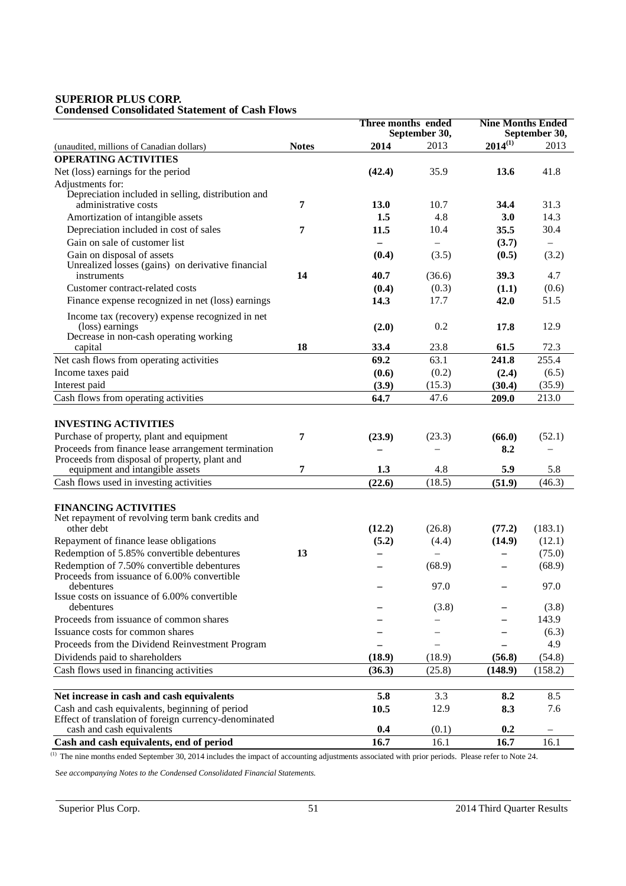**SUPERIOR PLUS CORP.**
**Condensed Consolidated Statement of Cash Flows**

| (unaudited, millions of Canadian dollars) | Notes | Three months ended September 30, 2014 | Three months ended September 30, 2013 | Nine Months Ended September 30, 2014[(1)] | Nine Months Ended September 30, 2013 |
|---|---|---|---|---|---|
| **OPERATING ACTIVITIES** | | | | | |
| Net (loss) earnings for the period | | **(42.4)** | 35.9 | **13.6** | 41.8 |
| Adjustments for: | | | | | |
| Depreciation included in selling, distribution and administrative costs | 7 | **13.0** | 10.7 | **34.4** | 31.3 |
| Amortization of intangible assets | | **1.5** | 4.8 | **3.0** | 14.3 |
| Depreciation included in cost of sales | 7 | **11.5** | 10.4 | **35.5** | 30.4 |
| Gain on sale of customer list | | **–** | – | **(3.7)** | – |
| Gain on disposal of assets | | **(0.4)** | (3.5) | **(0.5)** | (3.2) |
| Unrealized losses (gains) on derivative financial instruments | 14 | **40.7** | (36.6) | **39.3** | 4.7 |
| Customer contract-related costs | | **(0.4)** | (0.3) | **(1.1)** | (0.6) |
| Finance expense recognized in net (loss) earnings | | **14.3** | 17.7 | **42.0** | 51.5 |
| Income tax (recovery) expense recognized in net (loss) earnings | | **(2.0)** | 0.2 | **17.8** | 12.9 |
| Decrease in non-cash operating working capital | 18 | **33.4** | 23.8 | **61.5** | 72.3 |
| Net cash flows from operating activities | | **69.2** | 63.1 | **241.8** | 255.4 |
| Income taxes paid | | **(0.6)** | (0.2) | **(2.4)** | (6.5) |
| Interest paid | | **(3.9)** | (15.3) | **(30.4)** | (35.9) |
| Cash flows from operating activities | | **64.7** | 47.6 | **209.0** | 213.0 |
| | | | | | |
| **INVESTING ACTIVITIES** | | | | | |
| Purchase of property, plant and equipment | 7 | **(23.9)** | (23.3) | **(66.0)** | (52.1) |
| Proceeds from finance lease arrangement termination | | **–** | – | **8.2** | – |
| Proceeds from disposal of property, plant and equipment and intangible assets | 7 | **1.3** | 4.8 | **5.9** | 5.8 |
| Cash flows used in investing activities | | **(22.6)** | (18.5) | **(51.9)** | (46.3) |
| | | | | | |
| **FINANCING ACTIVITIES** | | | | | |
| Net repayment of revolving term bank credits and other debt | | **(12.2)** | (26.8) | **(77.2)** | (183.1) |
| Repayment of finance lease obligations | | **(5.2)** | (4.4) | **(14.9)** | (12.1) |
| Redemption of 5.85% convertible debentures | 13 | **–** | – | **–** | (75.0) |
| Redemption of 7.50% convertible debentures | | **–** | (68.9) | **–** | (68.9) |
| Proceeds from issuance of 6.00% convertible debentures | | **–** | 97.0 | **–** | 97.0 |
| Issue costs on issuance of 6.00% convertible debentures | | **–** | (3.8) | **–** | (3.8) |
| Proceeds from issuance of common shares | | **–** | – | **–** | 143.9 |
| Issuance costs for common shares | | **–** | – | **–** | (6.3) |
| Proceeds from the Dividend Reinvestment Program | | **–** | – | **–** | 4.9 |
| Dividends paid to shareholders | | **(18.9)** | (18.9) | **(56.8)** | (54.8) |
| Cash flows used in financing activities | | **(36.3)** | (25.8) | **(148.9)** | (158.2) |
| | | | | | |
| **Net increase in cash and cash equivalents** | | **5.8** | 3.3 | **8.2** | 8.5 |
| Cash and cash equivalents, beginning of period | | **10.5** | 12.9 | **8.3** | 7.6 |
| Effect of translation of foreign currency-denominated cash and cash equivalents | | **0.4** | (0.1) | **0.2** | – |
| **Cash and cash equivalents, end of period** | | **16.7** | 16.1 | **16.7** | 16.1 |

[(1)] The nine months ended September 30, 2014 includes the impact of accounting adjustments associated with prior periods. Please refer to Note 24.

*See accompanying Notes to the Condensed Consolidated Financial Statements.*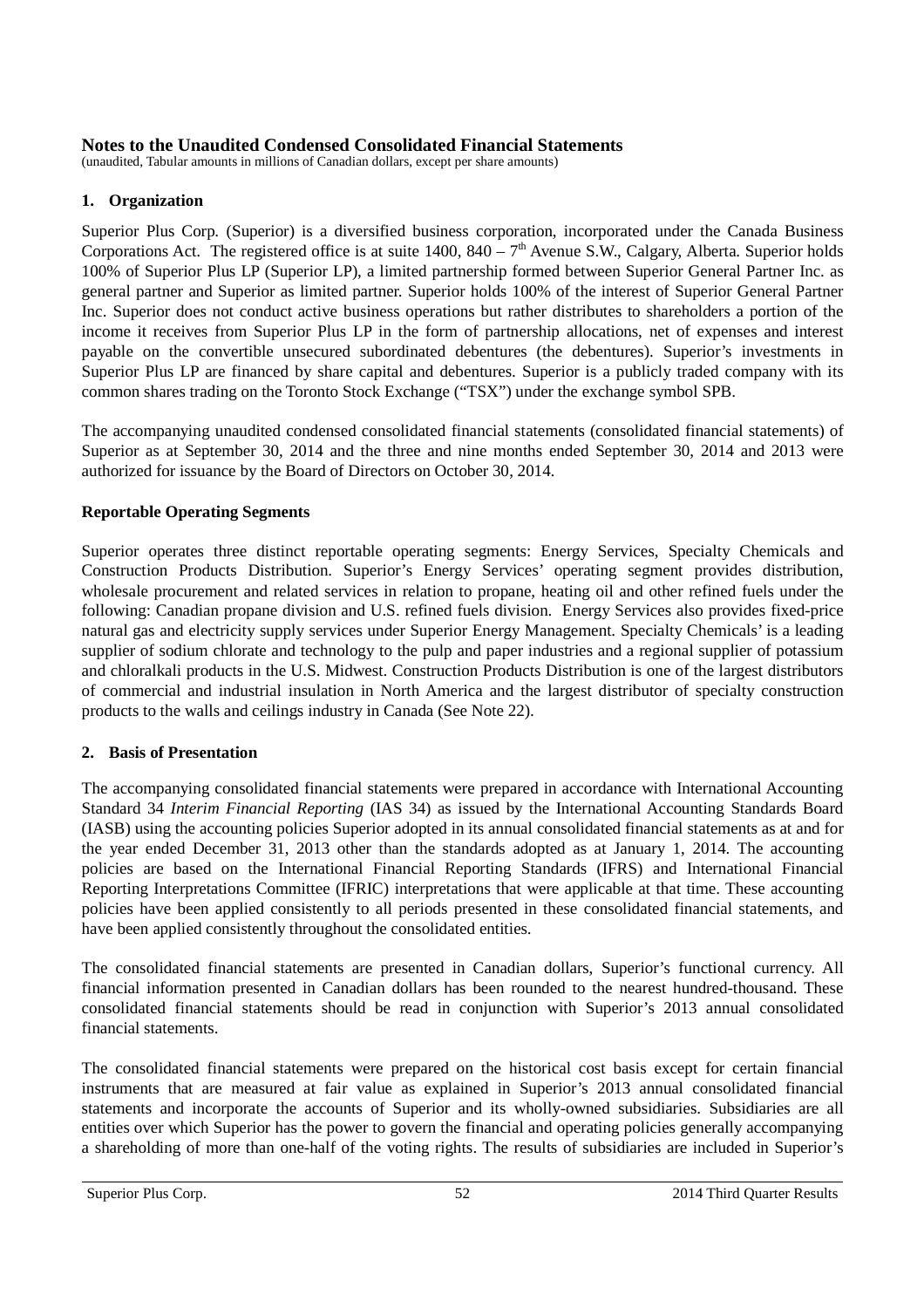# Notes to the Unaudited Condensed Consolidated Financial Statements

(unaudited, Tabular amounts in millions of Canadian dollars, except per share amounts)

## 1. Organization

Superior Plus Corp. (Superior) is a diversified business corporation, incorporated under the Canada Business Corporations Act. The registered office is at suite 1400, 840 – 7th Avenue S.W., Calgary, Alberta. Superior holds 100% of Superior Plus LP (Superior LP), a limited partnership formed between Superior General Partner Inc. as general partner and Superior as limited partner. Superior holds 100% of the interest of Superior General Partner Inc. Superior does not conduct active business operations but rather distributes to shareholders a portion of the income it receives from Superior Plus LP in the form of partnership allocations, net of expenses and interest payable on the convertible unsecured subordinated debentures (the debentures). Superior's investments in Superior Plus LP are financed by share capital and debentures. Superior is a publicly traded company with its common shares trading on the Toronto Stock Exchange ("TSX") under the exchange symbol SPB.

The accompanying unaudited condensed consolidated financial statements (consolidated financial statements) of Superior as at September 30, 2014 and the three and nine months ended September 30, 2014 and 2013 were authorized for issuance by the Board of Directors on October 30, 2014.

### Reportable Operating Segments

Superior operates three distinct reportable operating segments: Energy Services, Specialty Chemicals and Construction Products Distribution. Superior's Energy Services' operating segment provides distribution, wholesale procurement and related services in relation to propane, heating oil and other refined fuels under the following: Canadian propane division and U.S. refined fuels division. Energy Services also provides fixed-price natural gas and electricity supply services under Superior Energy Management. Specialty Chemicals' is a leading supplier of sodium chlorate and technology to the pulp and paper industries and a regional supplier of potassium and chloralkali products in the U.S. Midwest. Construction Products Distribution is one of the largest distributors of commercial and industrial insulation in North America and the largest distributor of specialty construction products to the walls and ceilings industry in Canada (See Note 22).

## 2. Basis of Presentation

The accompanying consolidated financial statements were prepared in accordance with International Accounting Standard 34 *Interim Financial Reporting* (IAS 34) as issued by the International Accounting Standards Board (IASB) using the accounting policies Superior adopted in its annual consolidated financial statements as at and for the year ended December 31, 2013 other than the standards adopted as at January 1, 2014. The accounting policies are based on the International Financial Reporting Standards (IFRS) and International Financial Reporting Interpretations Committee (IFRIC) interpretations that were applicable at that time. These accounting policies have been applied consistently to all periods presented in these consolidated financial statements, and have been applied consistently throughout the consolidated entities.

The consolidated financial statements are presented in Canadian dollars, Superior's functional currency. All financial information presented in Canadian dollars has been rounded to the nearest hundred-thousand. These consolidated financial statements should be read in conjunction with Superior's 2013 annual consolidated financial statements.

The consolidated financial statements were prepared on the historical cost basis except for certain financial instruments that are measured at fair value as explained in Superior's 2013 annual consolidated financial statements and incorporate the accounts of Superior and its wholly-owned subsidiaries. Subsidiaries are all entities over which Superior has the power to govern the financial and operating policies generally accompanying a shareholding of more than one-half of the voting rights. The results of subsidiaries are included in Superior's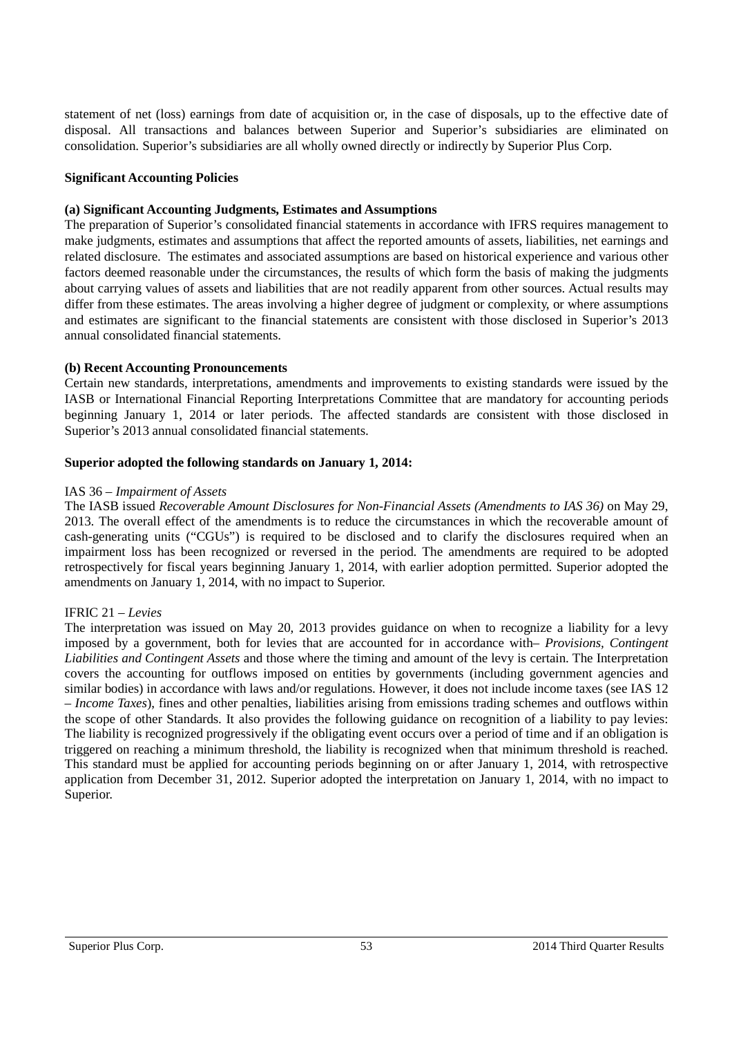statement of net (loss) earnings from date of acquisition or, in the case of disposals, up to the effective date of disposal. All transactions and balances between Superior and Superior's subsidiaries are eliminated on consolidation. Superior's subsidiaries are all wholly owned directly or indirectly by Superior Plus Corp.

**Significant Accounting Policies**

**(a) Significant Accounting Judgments, Estimates and Assumptions**

The preparation of Superior's consolidated financial statements in accordance with IFRS requires management to make judgments, estimates and assumptions that affect the reported amounts of assets, liabilities, net earnings and related disclosure. The estimates and associated assumptions are based on historical experience and various other factors deemed reasonable under the circumstances, the results of which form the basis of making the judgments about carrying values of assets and liabilities that are not readily apparent from other sources. Actual results may differ from these estimates. The areas involving a higher degree of judgment or complexity, or where assumptions and estimates are significant to the financial statements are consistent with those disclosed in Superior's 2013 annual consolidated financial statements.

**(b) Recent Accounting Pronouncements**

Certain new standards, interpretations, amendments and improvements to existing standards were issued by the IASB or International Financial Reporting Interpretations Committee that are mandatory for accounting periods beginning January 1, 2014 or later periods. The affected standards are consistent with those disclosed in Superior's 2013 annual consolidated financial statements.

**Superior adopted the following standards on January 1, 2014:**

IAS 36 – *Impairment of Assets*

The IASB issued *Recoverable Amount Disclosures for Non-Financial Assets (Amendments to IAS 36)* on May 29, 2013. The overall effect of the amendments is to reduce the circumstances in which the recoverable amount of cash-generating units ("CGUs") is required to be disclosed and to clarify the disclosures required when an impairment loss has been recognized or reversed in the period. The amendments are required to be adopted retrospectively for fiscal years beginning January 1, 2014, with earlier adoption permitted. Superior adopted the amendments on January 1, 2014, with no impact to Superior.

IFRIC 21 – *Levies*

The interpretation was issued on May 20, 2013 provides guidance on when to recognize a liability for a levy imposed by a government, both for levies that are accounted for in accordance with– *Provisions, Contingent Liabilities and Contingent Assets* and those where the timing and amount of the levy is certain. The Interpretation covers the accounting for outflows imposed on entities by governments (including government agencies and similar bodies) in accordance with laws and/or regulations. However, it does not include income taxes (see IAS 12 – *Income Taxes*), fines and other penalties, liabilities arising from emissions trading schemes and outflows within the scope of other Standards. It also provides the following guidance on recognition of a liability to pay levies: The liability is recognized progressively if the obligating event occurs over a period of time and if an obligation is triggered on reaching a minimum threshold, the liability is recognized when that minimum threshold is reached. This standard must be applied for accounting periods beginning on or after January 1, 2014, with retrospective application from December 31, 2012. Superior adopted the interpretation on January 1, 2014, with no impact to Superior.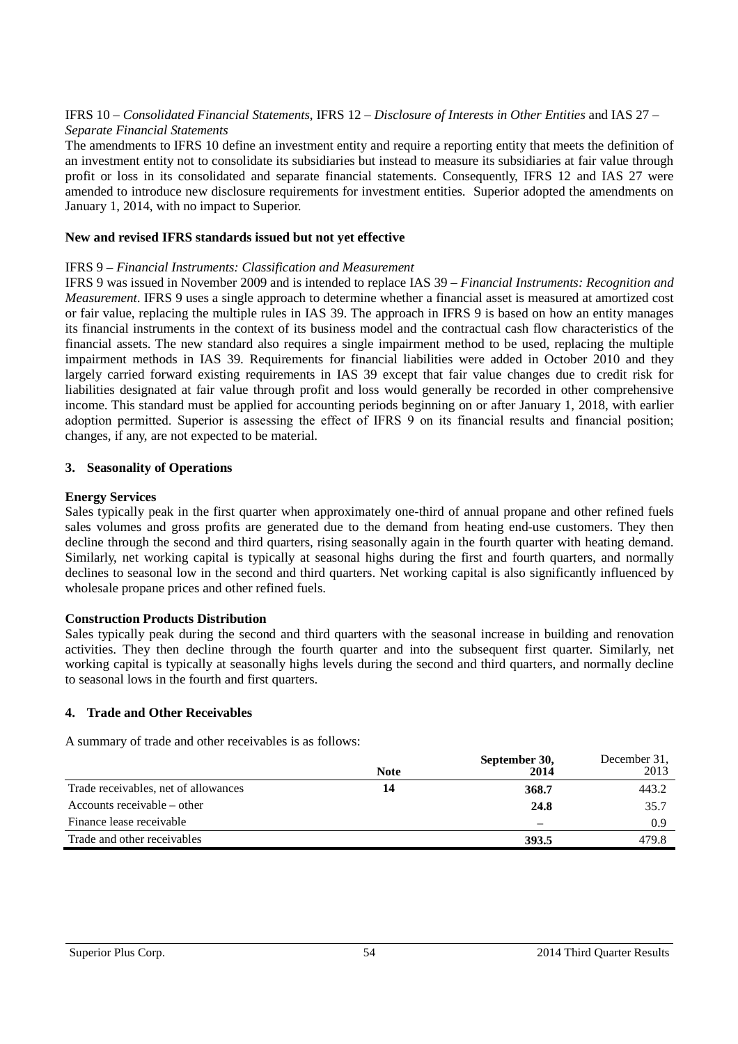IFRS 10 – *Consolidated Financial Statements*, IFRS 12 – *Disclosure of Interests in Other Entities* and IAS 27 – *Separate Financial Statements*

The amendments to IFRS 10 define an investment entity and require a reporting entity that meets the definition of an investment entity not to consolidate its subsidiaries but instead to measure its subsidiaries at fair value through profit or loss in its consolidated and separate financial statements. Consequently, IFRS 12 and IAS 27 were amended to introduce new disclosure requirements for investment entities. Superior adopted the amendments on January 1, 2014, with no impact to Superior.

**New and revised IFRS standards issued but not yet effective**

IFRS 9 – *Financial Instruments: Classification and Measurement*

IFRS 9 was issued in November 2009 and is intended to replace IAS 39 – *Financial Instruments: Recognition and Measurement*. IFRS 9 uses a single approach to determine whether a financial asset is measured at amortized cost or fair value, replacing the multiple rules in IAS 39. The approach in IFRS 9 is based on how an entity manages its financial instruments in the context of its business model and the contractual cash flow characteristics of the financial assets. The new standard also requires a single impairment method to be used, replacing the multiple impairment methods in IAS 39. Requirements for financial liabilities were added in October 2010 and they largely carried forward existing requirements in IAS 39 except that fair value changes due to credit risk for liabilities designated at fair value through profit and loss would generally be recorded in other comprehensive income. This standard must be applied for accounting periods beginning on or after January 1, 2018, with earlier adoption permitted. Superior is assessing the effect of IFRS 9 on its financial results and financial position; changes, if any, are not expected to be material.

## 3. Seasonality of Operations

**Energy Services**

Sales typically peak in the first quarter when approximately one-third of annual propane and other refined fuels sales volumes and gross profits are generated due to the demand from heating end-use customers. They then decline through the second and third quarters, rising seasonally again in the fourth quarter with heating demand. Similarly, net working capital is typically at seasonal highs during the first and fourth quarters, and normally declines to seasonal low in the second and third quarters. Net working capital is also significantly influenced by wholesale propane prices and other refined fuels.

**Construction Products Distribution**

Sales typically peak during the second and third quarters with the seasonal increase in building and renovation activities. They then decline through the fourth quarter and into the subsequent first quarter. Similarly, net working capital is typically at seasonally highs levels during the second and third quarters, and normally decline to seasonal lows in the fourth and first quarters.

## 4. Trade and Other Receivables

A summary of trade and other receivables is as follows:

| | Note | September 30, 2014 | December 31, 2013 |
|---|---|---|---|
| Trade receivables, net of allowances | 14 | **368.7** | 443.2 |
| Accounts receivable – other | | **24.8** | 35.7 |
| Finance lease receivable | | – | 0.9 |
| Trade and other receivables | | **393.5** | 479.8 |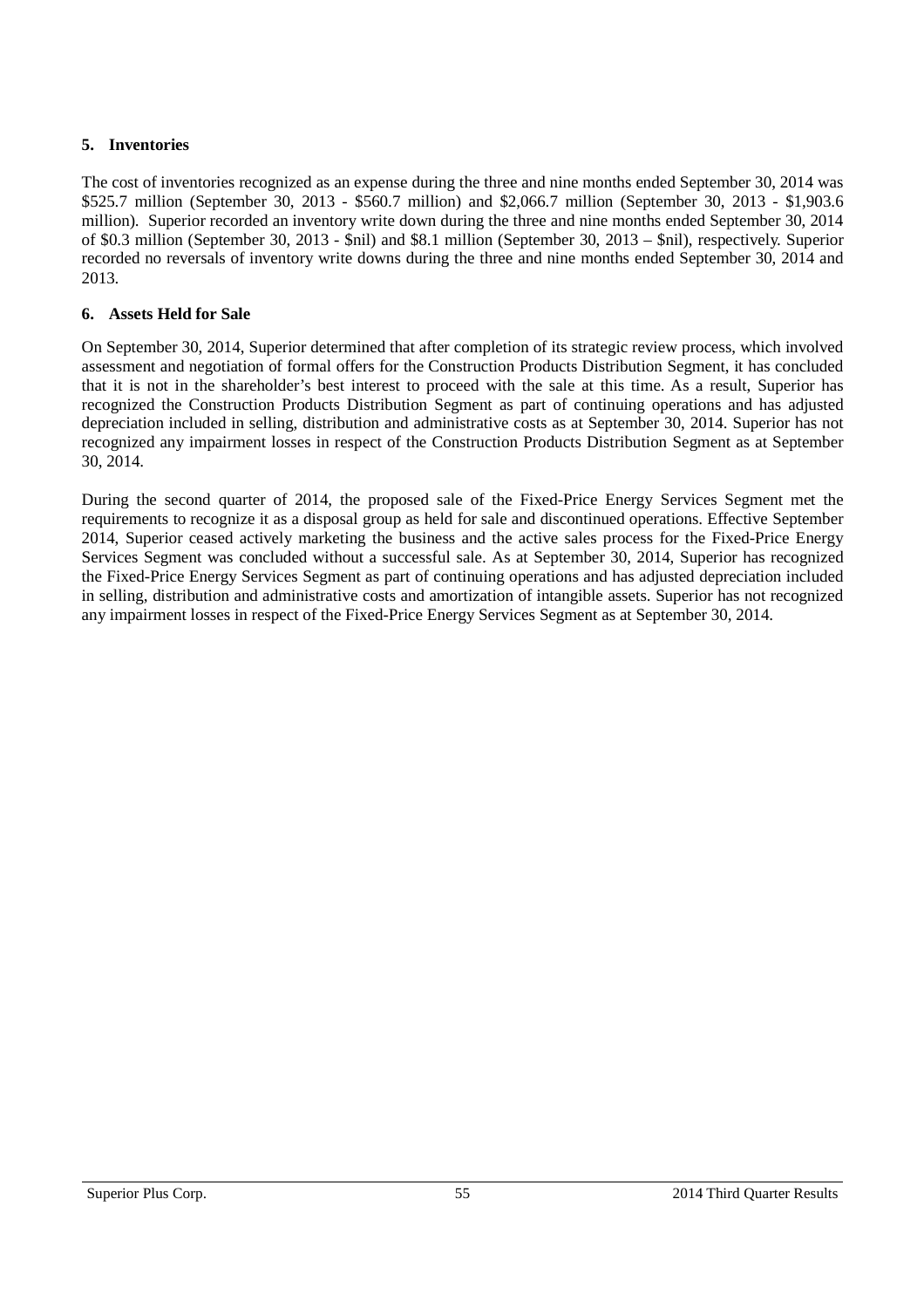**5. Inventories**

The cost of inventories recognized as an expense during the three and nine months ended September 30, 2014 was $525.7 million (September 30, 2013 - $560.7 million) and $2,066.7 million (September 30, 2013 - $1,903.6 million). Superior recorded an inventory write down during the three and nine months ended September 30, 2014 of $0.3 million (September 30, 2013 - $nil) and $8.1 million (September 30, 2013 – $nil), respectively. Superior recorded no reversals of inventory write downs during the three and nine months ended September 30, 2014 and 2013.

**6. Assets Held for Sale**

On September 30, 2014, Superior determined that after completion of its strategic review process, which involved assessment and negotiation of formal offers for the Construction Products Distribution Segment, it has concluded that it is not in the shareholder's best interest to proceed with the sale at this time. As a result, Superior has recognized the Construction Products Distribution Segment as part of continuing operations and has adjusted depreciation included in selling, distribution and administrative costs as at September 30, 2014. Superior has not recognized any impairment losses in respect of the Construction Products Distribution Segment as at September 30, 2014.

During the second quarter of 2014, the proposed sale of the Fixed-Price Energy Services Segment met the requirements to recognize it as a disposal group as held for sale and discontinued operations. Effective September 2014, Superior ceased actively marketing the business and the active sales process for the Fixed-Price Energy Services Segment was concluded without a successful sale. As at September 30, 2014, Superior has recognized the Fixed-Price Energy Services Segment as part of continuing operations and has adjusted depreciation included in selling, distribution and administrative costs and amortization of intangible assets. Superior has not recognized any impairment losses in respect of the Fixed-Price Energy Services Segment as at September 30, 2014.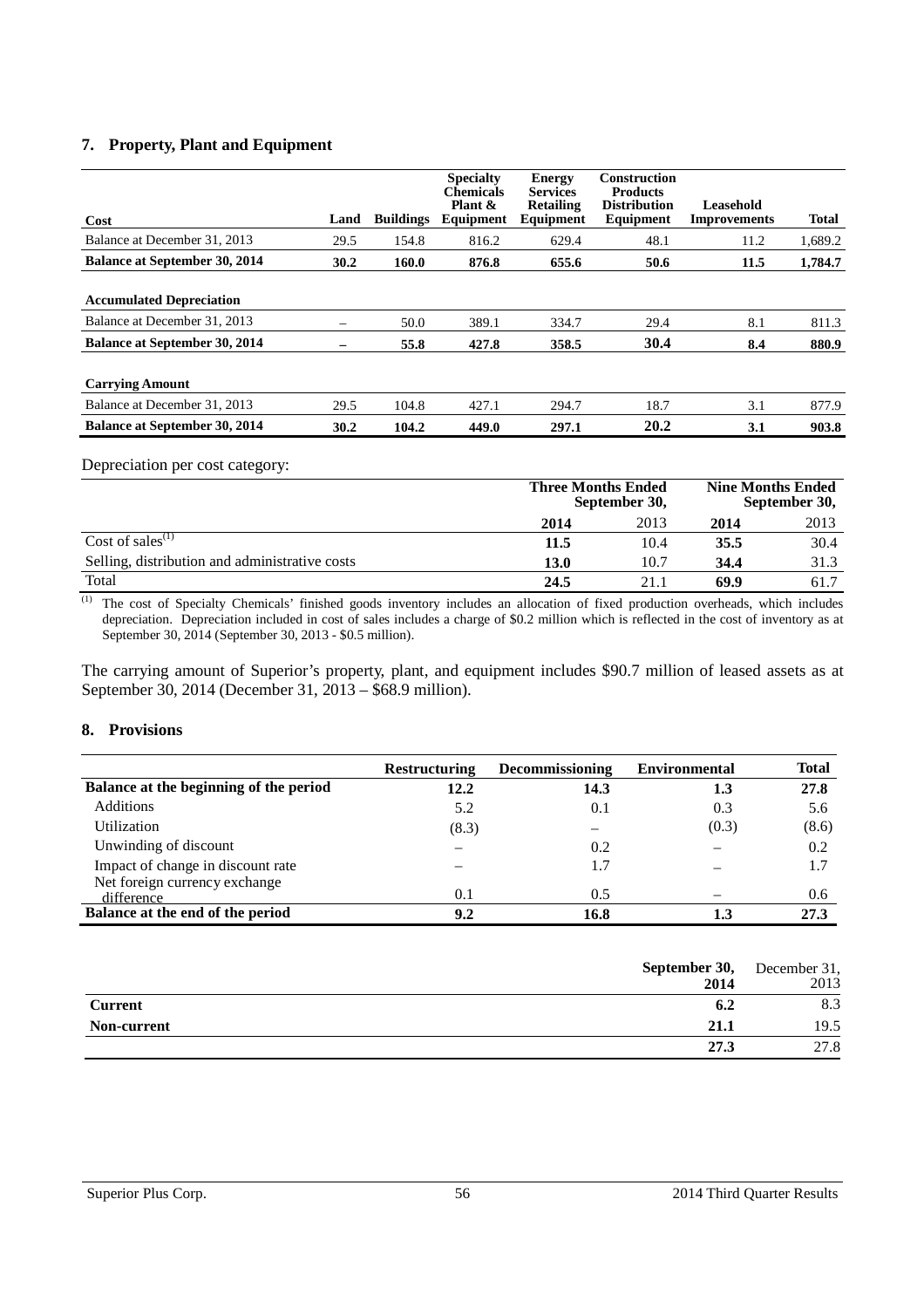## 7. Property, Plant and Equipment

| Cost | Land | Buildings | Specialty Chemicals Plant & Equipment | Energy Services Retailing Equipment | Construction Products Distribution Equipment | Leasehold Improvements | Total |
|---|---|---|---|---|---|---|---|
| Balance at December 31, 2013 | 29.5 | 154.8 | 816.2 | 629.4 | 48.1 | 11.2 | 1,689.2 |
| **Balance at September 30, 2014** | **30.2** | **160.0** | **876.8** | **655.6** | **50.6** | **11.5** | **1,784.7** |
| **Accumulated Depreciation** | | | | | | | |
| Balance at December 31, 2013 | – | 50.0 | 389.1 | 334.7 | 29.4 | 8.1 | 811.3 |
| **Balance at September 30, 2014** | **–** | **55.8** | **427.8** | **358.5** | **30.4** | **8.4** | **880.9** |
| **Carrying Amount** | | | | | | | |
| Balance at December 31, 2013 | 29.5 | 104.8 | 427.1 | 294.7 | 18.7 | 3.1 | 877.9 |
| **Balance at September 30, 2014** | **30.2** | **104.2** | **449.0** | **297.1** | **20.2** | **3.1** | **903.8** |

Depreciation per cost category:

| | Three Months Ended September 30, | | Nine Months Ended September 30, | |
|---|---|---|---|---|
| | **2014** | 2013 | **2014** | 2013 |
| Cost of sales[(1)] | **11.5** | 10.4 | **35.5** | 30.4 |
| Selling, distribution and administrative costs | **13.0** | 10.7 | **34.4** | 31.3 |
| Total | **24.5** | 21.1 | **69.9** | 61.7 |

(1) The cost of Specialty Chemicals' finished goods inventory includes an allocation of fixed production overheads, which includes depreciation. Depreciation included in cost of sales includes a charge of $0.2 million which is reflected in the cost of inventory as at September 30, 2014 (September 30, 2013 - $0.5 million).

The carrying amount of Superior's property, plant, and equipment includes $90.7 million of leased assets as at September 30, 2014 (December 31, 2013 – $68.9 million).

## 8. Provisions

| | Restructuring | Decommissioning | Environmental | Total |
|---|---|---|---|---|
| **Balance at the beginning of the period** | **12.2** | **14.3** | **1.3** | **27.8** |
| Additions | 5.2 | 0.1 | 0.3 | 5.6 |
| Utilization | (8.3) | – | (0.3) | (8.6) |
| Unwinding of discount | – | 0.2 | – | 0.2 |
| Impact of change in discount rate | – | 1.7 | – | 1.7 |
| Net foreign currency exchange difference | 0.1 | 0.5 | – | 0.6 |
| **Balance at the end of the period** | **9.2** | **16.8** | **1.3** | **27.3** |

| | **September 30, 2014** | December 31, 2013 |
|---|---|---|
| **Current** | **6.2** | 8.3 |
| **Non-current** | **21.1** | 19.5 |
| | **27.3** | 27.8 |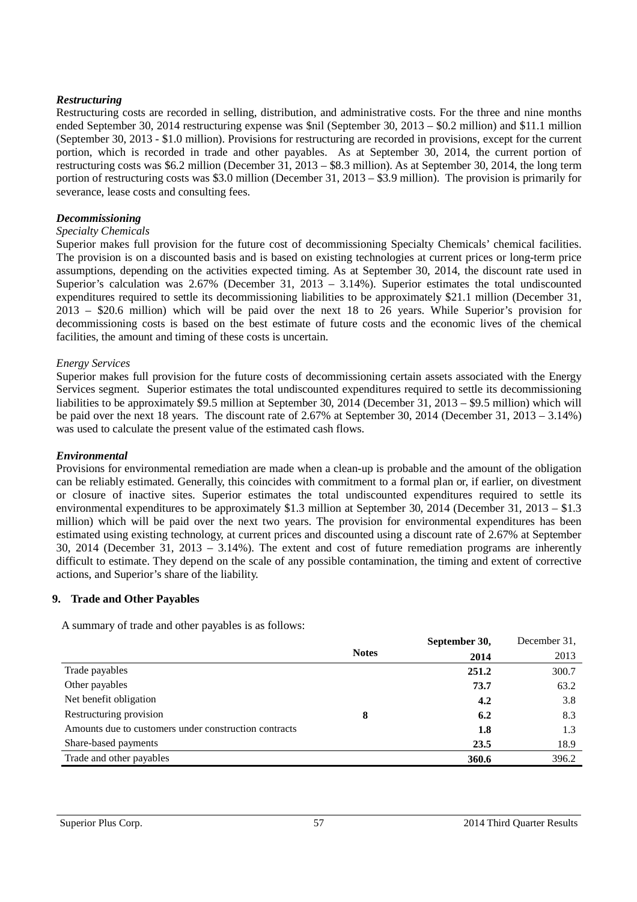***Restructuring***

Restructuring costs are recorded in selling, distribution, and administrative costs. For the three and nine months ended September 30, 2014 restructuring expense was $nil (September 30, 2013 – $0.2 million) and $11.1 million (September 30, 2013 - $1.0 million). Provisions for restructuring are recorded in provisions, except for the current portion, which is recorded in trade and other payables. As at September 30, 2014, the current portion of restructuring costs was $6.2 million (December 31, 2013 – $8.3 million). As at September 30, 2014, the long term portion of restructuring costs was $3.0 million (December 31, 2013 – $3.9 million). The provision is primarily for severance, lease costs and consulting fees.

***Decommissioning***

*Specialty Chemicals*

Superior makes full provision for the future cost of decommissioning Specialty Chemicals' chemical facilities. The provision is on a discounted basis and is based on existing technologies at current prices or long-term price assumptions, depending on the activities expected timing. As at September 30, 2014, the discount rate used in Superior's calculation was 2.67% (December 31, 2013 – 3.14%). Superior estimates the total undiscounted expenditures required to settle its decommissioning liabilities to be approximately $21.1 million (December 31, 2013 – $20.6 million) which will be paid over the next 18 to 26 years. While Superior's provision for decommissioning costs is based on the best estimate of future costs and the economic lives of the chemical facilities, the amount and timing of these costs is uncertain.

*Energy Services*

Superior makes full provision for the future costs of decommissioning certain assets associated with the Energy Services segment. Superior estimates the total undiscounted expenditures required to settle its decommissioning liabilities to be approximately $9.5 million at September 30, 2014 (December 31, 2013 – $9.5 million) which will be paid over the next 18 years. The discount rate of 2.67% at September 30, 2014 (December 31, 2013 – 3.14%) was used to calculate the present value of the estimated cash flows.

***Environmental***

Provisions for environmental remediation are made when a clean-up is probable and the amount of the obligation can be reliably estimated. Generally, this coincides with commitment to a formal plan or, if earlier, on divestment or closure of inactive sites. Superior estimates the total undiscounted expenditures required to settle its environmental expenditures to be approximately $1.3 million at September 30, 2014 (December 31, 2013 – $1.3 million) which will be paid over the next two years. The provision for environmental expenditures has been estimated using existing technology, at current prices and discounted using a discount rate of 2.67% at September 30, 2014 (December 31, 2013 – 3.14%). The extent and cost of future remediation programs are inherently difficult to estimate. They depend on the scale of any possible contamination, the timing and extent of corrective actions, and Superior's share of the liability.

## 9. Trade and Other Payables

A summary of trade and other payables is as follows:

| | Notes | September 30, 2014 | December 31, 2013 |
|---|---|---|---|
| Trade payables | | **251.2** | 300.7 |
| Other payables | | **73.7** | 63.2 |
| Net benefit obligation | | **4.2** | 3.8 |
| Restructuring provision | **8** | **6.2** | 8.3 |
| Amounts due to customers under construction contracts | | **1.8** | 1.3 |
| Shares-based payments | | **23.5** | 18.9 |
| Trade and other payables | | **360.6** | 396.2 |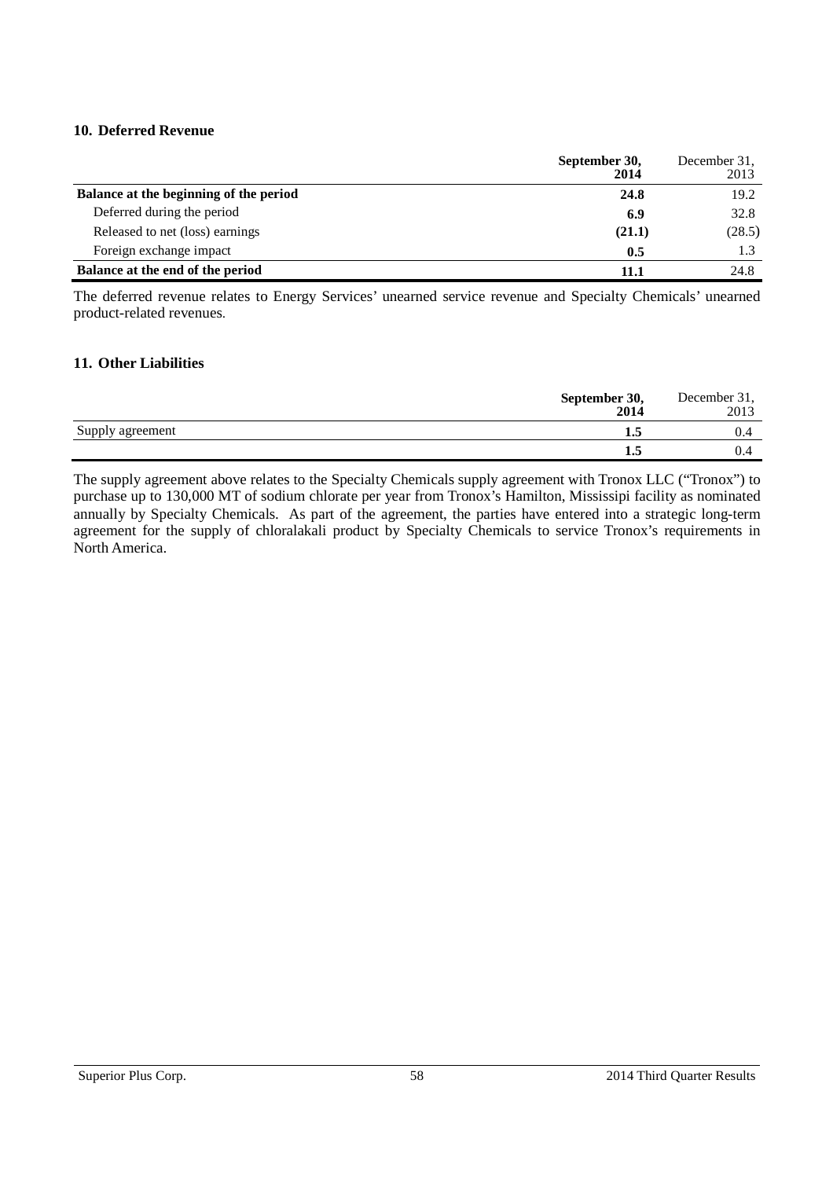## 10. Deferred Revenue

| | September 30, 2014 | December 31, 2013 |
|---|---|---|
| **Balance at the beginning of the period** | **24.8** | 19.2 |
| Deferred during the period | **6.9** | 32.8 |
| Released to net (loss) earnings | **(21.1)** | (28.5) |
| Foreign exchange impact | **0.5** | 1.3 |
| **Balance at the end of the period** | **11.1** | 24.8 |

The deferred revenue relates to Energy Services' unearned service revenue and Specialty Chemicals' unearned product-related revenues.

## 11. Other Liabilities

| | September 30, 2014 | December 31, 2013 |
|---|---|---|
| Supply agreement | **1.5** | 0.4 |
| | **1.5** | 0.4 |

The supply agreement above relates to the Specialty Chemicals supply agreement with Tronox LLC ("Tronox") to purchase up to 130,000 MT of sodium chlorate per year from Tronox's Hamilton, Mississipi facility as nominated annually by Specialty Chemicals. As part of the agreement, the parties have entered into a strategic long-term agreement for the supply of chloralakali product by Specialty Chemicals to service Tronox's requirements in North America.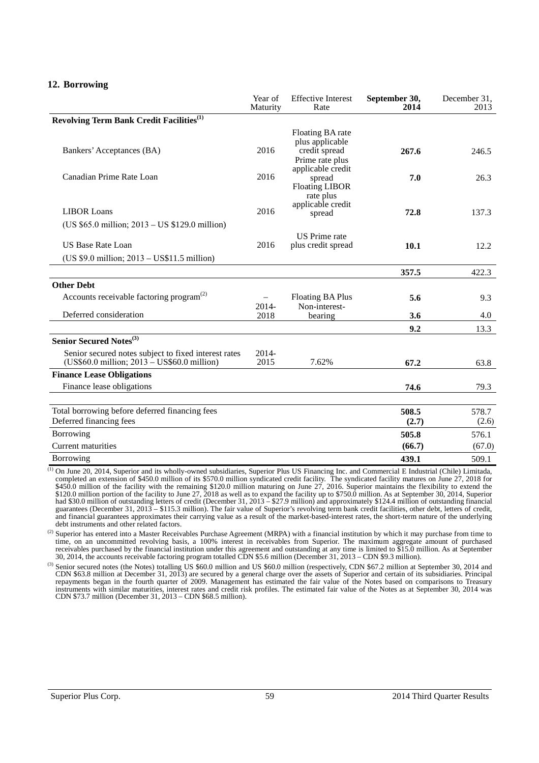## 12. Borrowing

| | Year of Maturity | Effective Interest Rate | September 30, 2014 | December 31, 2013 |
|---|---|---|---|---|
| **Revolving Term Bank Credit Facilities**[(1)] | | | | |
| Bankers' Acceptances (BA) | 2016 | Floating BA rate plus applicable credit spread | **267.6** | 246.5 |
| Canadian Prime Rate Loan | 2016 | Prime rate plus applicable credit spread | **7.0** | 26.3 |
| LIBOR Loans | 2016 | Floating LIBOR rate plus applicable credit spread | **72.8** | 137.3 |
| (US $65.0 million; 2013 – US $129.0 million) | | | | |
| US Base Rate Loan | 2016 | US Prime rate plus credit spread | **10.1** | 12.2 |
| (US $9.0 million; 2013 – US$11.5 million) | | | | |
| | | | **357.5** | 422.3 |
| **Other Debt** | | | | |
| Accounts receivable factoring program[(2)] | – | Floating BA Plus | **5.6** | 9.3 |
| Deferred consideration | 2014-2018 | Non-interest-bearing | **3.6** | 4.0 |
| | | | **9.2** | 13.3 |
| **Senior Secured Notes**[(3)] | | | | |
| Senior secured notes subject to fixed interest rates (US$60.0 million; 2013 – US$60.0 million) | 2014-2015 | 7.62% | **67.2** | 63.8 |
| **Finance Lease Obligations** | | | | |
| Finance lease obligations | | | **74.6** | 79.3 |
| | | | | |
| Total borrowing before deferred financing fees | | | **508.5** | 578.7 |
| Deferred financing fees | | | **(2.7)** | (2.6) |
| Borrowing | | | **505.8** | 576.1 |
| Current maturities | | | **(66.7)** | (67.0) |
| Borrowing | | | **439.1** | 509.1 |

(1) On June 20, 2014, Superior and its wholly-owned subsidiaries, Superior Plus US Financing Inc. and Commercial E Industrial (Chile) Limitada, completed an extension of $450.0 million of its $570.0 million syndicated credit facility. The syndicated facility matures on June 27, 2018 for $450.0 million of the facility with the remaining $120.0 million maturing on June 27, 2016. Superior maintains the flexibility to extend the $120.0 million portion of the facility to June 27, 2018 as well as to expand the facility up to $750.0 million. As at September 30, 2014, Superior had $30.0 million of outstanding letters of credit (December 31, 2013 – $27.9 million) and approximately $124.4 million of outstanding financial guarantees (December 31, 2013 – $115.3 million). The fair value of Superior's revolving term bank credit facilities, other debt, letters of credit, and financial guarantees approximates their carrying value as a result of the market-based-interest rates, the short-term nature of the underlying debt instruments and other related factors.

(2) Superior has entered into a Master Receivables Purchase Agreement (MRPA) with a financial institution by which it may purchase from time to time, on an uncommitted revolving basis, a 100% interest in receivables from Superior. The maximum aggregate amount of purchased receivables purchased by the financial institution under this agreement and outstanding at any time is limited to $15.0 million. As at September 30, 2014, the accounts receivable factoring program totalled CDN $5.6 million (December 31, 2013 – CDN $9.3 million).

(3) Senior secured notes (the Notes) totalling US $60.0 million and US $60.0 million (respectively, CDN $67.2 million at September 30, 2014 and CDN $63.8 million at December 31, 2013) are secured by a general charge over the assets of Superior and certain of its subsidiaries. Principal repayments began in the fourth quarter of 2009. Management has estimated the fair value of the Notes based on comparisons to Treasury instruments with similar maturities, interest rates and credit risk profiles. The estimated fair value of the Notes as at September 30, 2014 was CDN $73.7 million (December 31, 2013 – CDN $68.5 million).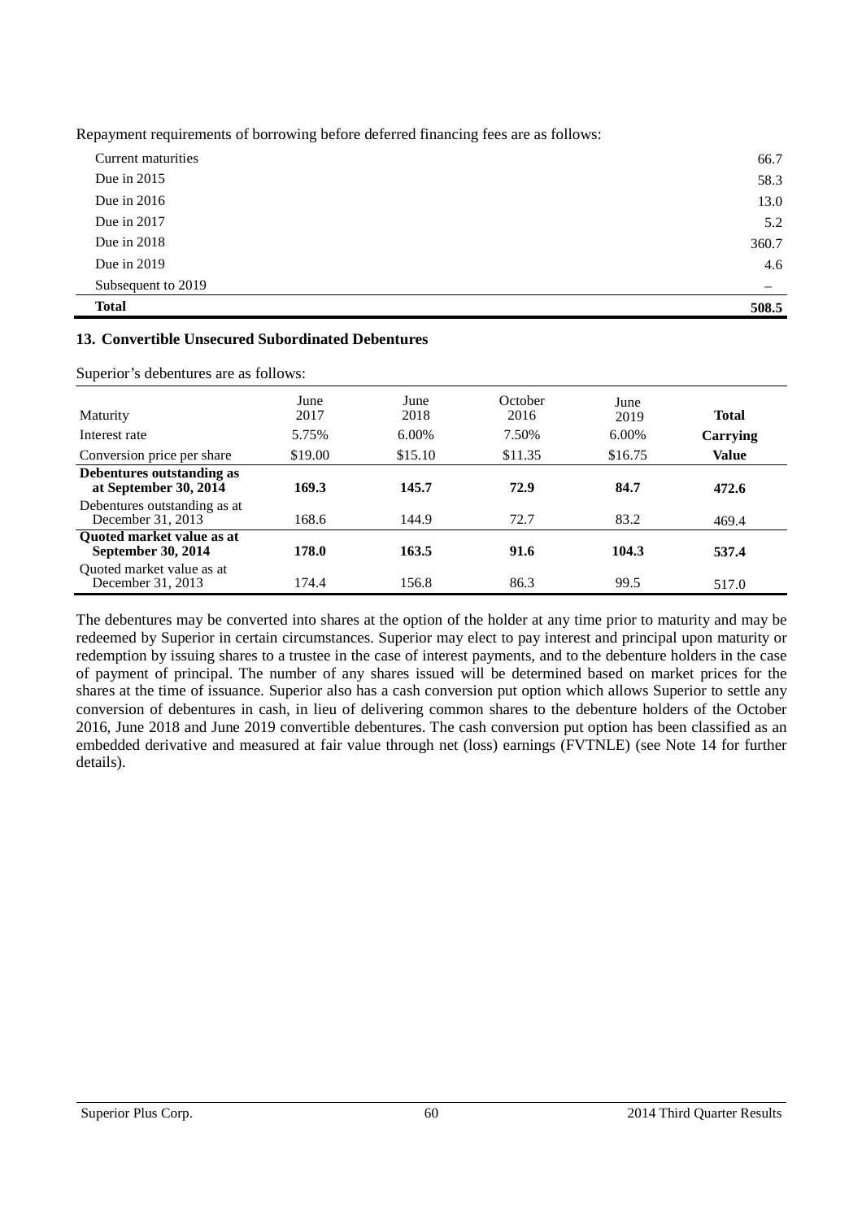Repayment requirements of borrowing before deferred financing fees are as follows:

| | |
|---|---|
| Current maturities | 66.7 |
| Due in 2015 | 58.3 |
| Due in 2016 | 13.0 |
| Due in 2017 | 5.2 |
| Due in 2018 | 360.7 |
| Due in 2019 | 4.6 |
| Subsequent to 2019 | – |
| **Total** | **508.5** |

### 13. Convertible Unsecured Subordinated Debentures

Superior's debentures are as follows:

| Maturity | June 2017 | June 2018 | October 2016 | June 2019 | Total |
|---|---|---|---|---|---|
| Interest rate | 5.75% | 6.00% | 7.50% | 6.00% | Carrying |
| Conversion price per share | \$19.00 | \$15.10 | \$11.35 | \$16.75 | Value |
| **Debentures outstanding as at September 30, 2014** | **169.3** | **145.7** | **72.9** | **84.7** | **472.6** |
| Debentures outstanding as at December 31, 2013 | 168.6 | 144.9 | 72.7 | 83.2 | 469.4 |
| **Quoted market value as at September 30, 2014** | **178.0** | **163.5** | **91.6** | **104.3** | **537.4** |
| Quoted market value as at December 31, 2013 | 174.4 | 156.8 | 86.3 | 99.5 | 517.0 |

The debentures may be converted into shares at the option of the holder at any time prior to maturity and may be redeemed by Superior in certain circumstances. Superior may elect to pay interest and principal upon maturity or redemption by issuing shares to a trustee in the case of interest payments, and to the debenture holders in the case of payment of principal. The number of any shares issued will be determined based on market prices for the shares at the time of issuance. Superior also has a cash conversion put option which allows Superior to settle any conversion of debentures in cash, in lieu of delivering common shares to the debenture holders of the October 2016, June 2018 and June 2019 convertible debentures. The cash conversion put option has been classified as an embedded derivative and measured at fair value through net (loss) earnings (FVTNLE) (see Note 14 for further details).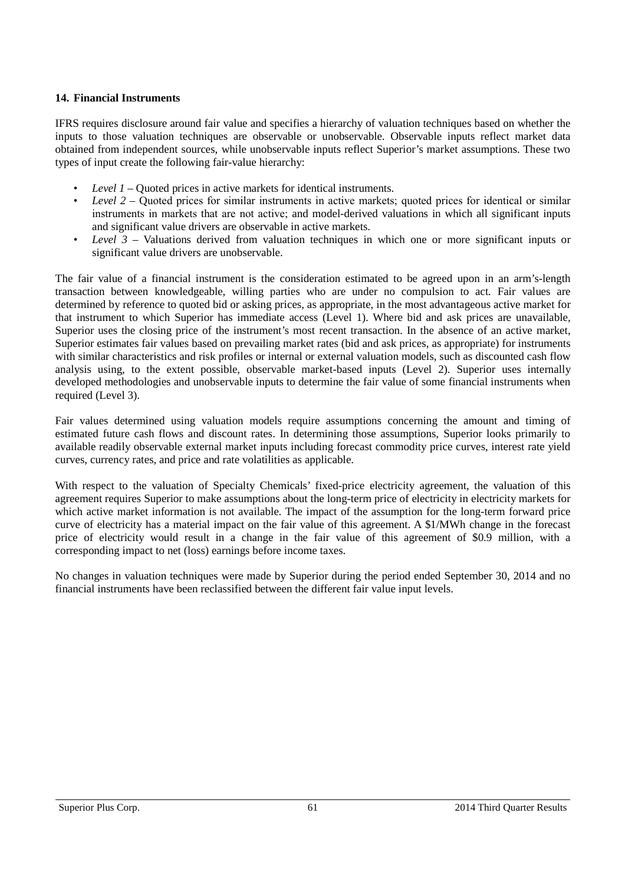## 14. Financial Instruments

IFRS requires disclosure around fair value and specifies a hierarchy of valuation techniques based on whether the inputs to those valuation techniques are observable or unobservable. Observable inputs reflect market data obtained from independent sources, while unobservable inputs reflect Superior's market assumptions. These two types of input create the following fair-value hierarchy:

- *Level 1* – Quoted prices in active markets for identical instruments.
- *Level 2* – Quoted prices for similar instruments in active markets; quoted prices for identical or similar instruments in markets that are not active; and model-derived valuations in which all significant inputs and significant value drivers are observable in active markets.
- *Level 3* – Valuations derived from valuation techniques in which one or more significant inputs or significant value drivers are unobservable.

The fair value of a financial instrument is the consideration estimated to be agreed upon in an arm's-length transaction between knowledgeable, willing parties who are under no compulsion to act. Fair values are determined by reference to quoted bid or asking prices, as appropriate, in the most advantageous active market for that instrument to which Superior has immediate access (Level 1). Where bid and ask prices are unavailable, Superior uses the closing price of the instrument's most recent transaction. In the absence of an active market, Superior estimates fair values based on prevailing market rates (bid and ask prices, as appropriate) for instruments with similar characteristics and risk profiles or internal or external valuation models, such as discounted cash flow analysis using, to the extent possible, observable market-based inputs (Level 2). Superior uses internally developed methodologies and unobservable inputs to determine the fair value of some financial instruments when required (Level 3).

Fair values determined using valuation models require assumptions concerning the amount and timing of estimated future cash flows and discount rates. In determining those assumptions, Superior looks primarily to available readily observable external market inputs including forecast commodity price curves, interest rate yield curves, currency rates, and price and rate volatilities as applicable.

With respect to the valuation of Specialty Chemicals' fixed-price electricity agreement, the valuation of this agreement requires Superior to make assumptions about the long-term price of electricity in electricity markets for which active market information is not available. The impact of the assumption for the long-term forward price curve of electricity has a material impact on the fair value of this agreement. A $1/MWh change in the forecast price of electricity would result in a change in the fair value of this agreement of $0.9 million, with a corresponding impact to net (loss) earnings before income taxes.

No changes in valuation techniques were made by Superior during the period ended September 30, 2014 and no financial instruments have been reclassified between the different fair value input levels.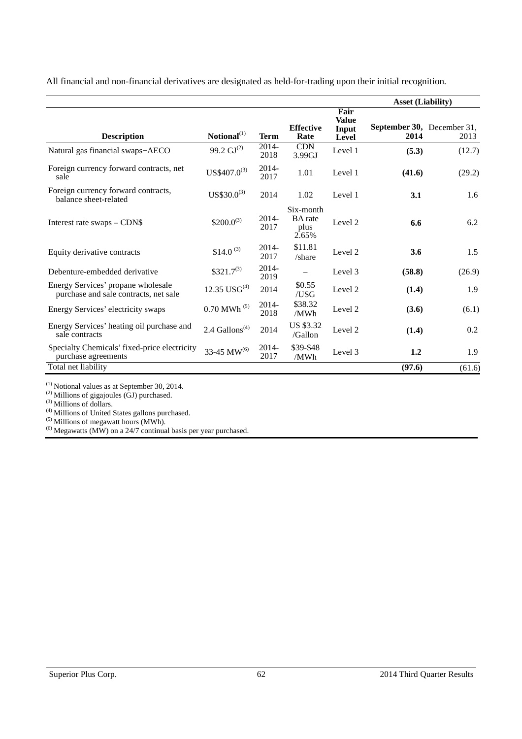All financial and non-financial derivatives are designated as held-for-trading upon their initial recognition.

| | | | | | Asset (Liability) | |
|---|---|---|---|---|---|---|
| **Description** | **Notional**[1] | **Term** | **Effective Rate** | **Fair Value Input Level** | **September 30, 2014** | December 31, 2013 |
| Natural gas financial swaps−AECO | 99.2 GJ[2] | 2014-2018 | CDN 3.99GJ | Level 1 | **(5.3)** | (12.7) |
| Foreign currency forward contracts, net sale | US$407.0[3] | 2014-2017 | 1.01 | Level 1 | **(41.6)** | (29.2) |
| Foreign currency forward contracts, balance sheet-related | US$30.0[3] | 2014 | 1.02 | Level 1 | **3.1** | 1.6 |
| Interest rate swaps – CDN$ | $200.0[3] | 2014-2017 | Six-month BA rate plus 2.65% | Level 2 | **6.6** | 6.2 |
| Equity derivative contracts | $14.0 [3] | 2014-2017 | $11.81 /share | Level 2 | **3.6** | 1.5 |
| Debenture-embedded derivative | $321.7[3] | 2014-2019 | – | Level 3 | **(58.8)** | (26.9) |
| Energy Services' propane wholesale purchase and sale contracts, net sale | 12.35 USG[4] | 2014 | $0.55 /USG | Level 2 | **(1.4)** | 1.9 |
| Energy Services' electricity swaps | 0.70 MWh [5] | 2014-2018 | $38.32 /MWh | Level 2 | **(3.6)** | (6.1) |
| Energy Services' heating oil purchase and sale contracts | 2.4 Gallons[4] | 2014 | US $3.32 /Gallon | Level 2 | **(1.4)** | 0.2 |
| Specialty Chemicals' fixed-price electricity purchase agreements | 33-45 MW[6] | 2014-2017 | $39-$48 /MWh | Level 3 | **1.2** | 1.9 |
| Total net liability | | | | | **(97.6)** | (61.6) |

[1] Notional values as at September 30, 2014.
[2] Millions of gigajoules (GJ) purchased.
[3] Millions of dollars.
[4] Millions of United States gallons purchased.
[5] Millions of megawatt hours (MWh).
[6] Megawatts (MW) on a 24/7 continual basis per year purchased.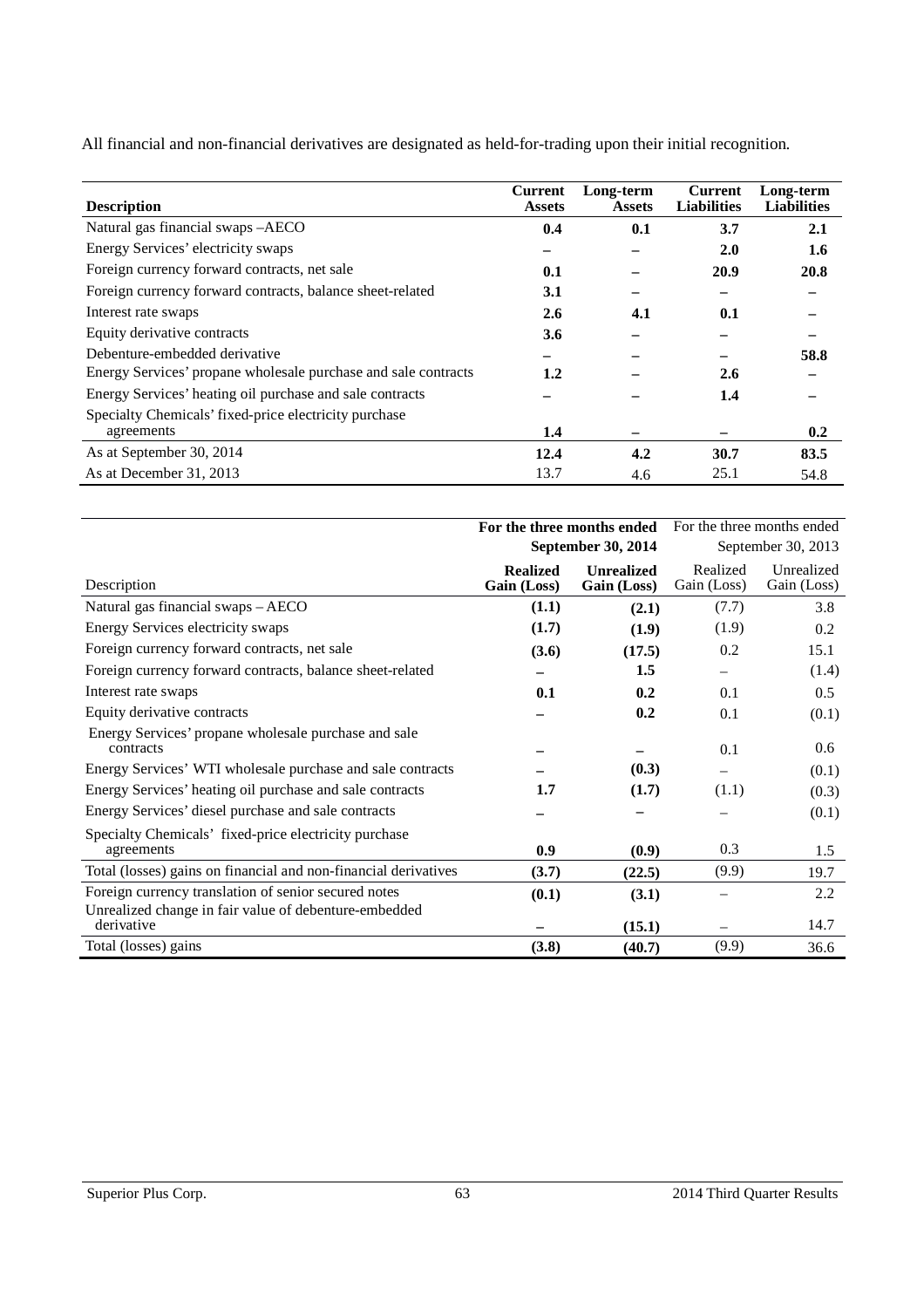All financial and non-financial derivatives are designated as held-for-trading upon their initial recognition.

| Description | Current Assets | Long-term Assets | Current Liabilities | Long-term Liabilities |
|---|---|---|---|---|
| Natural gas financial swaps –AECO | **0.4** | **0.1** | **3.7** | **2.1** |
| Energy Services' electricity swaps | **–** | **–** | **2.0** | **1.6** |
| Foreign currency forward contracts, net sale | **0.1** | **–** | **20.9** | **20.8** |
| Foreign currency forward contracts, balance sheet-related | **3.1** | **–** | **–** | **–** |
| Interest rate swaps | **2.6** | **4.1** | **0.1** | **–** |
| Equity derivative contracts | **3.6** | **–** | **–** | **–** |
| Debenture-embedded derivative | **–** | **–** | **–** | **58.8** |
| Energy Services' propane wholesale purchase and sale contracts | **1.2** | **–** | **2.6** | **–** |
| Energy Services' heating oil purchase and sale contracts | **–** | **–** | **1.4** | **–** |
| Specialty Chemicals' fixed-price electricity purchase agreements | **1.4** | **–** | **–** | **0.2** |
| As at September 30, 2014 | **12.4** | **4.2** | **30.7** | **83.5** |
| As at December 31, 2013 | 13.7 | 4.6 | 25.1 | 54.8 |

| | **For the three months ended September 30, 2014** | | For the three months ended September 30, 2013 | |
|---|---|---|---|---|
| Description | **Realized Gain (Loss)** | **Unrealized Gain (Loss)** | Realized Gain (Loss) | Unrealized Gain (Loss) |
| Natural gas financial swaps – AECO | **(1.1)** | **(2.1)** | (7.7) | 3.8 |
| Energy Services electricity swaps | **(1.7)** | **(1.9)** | (1.9) | 0.2 |
| Foreign currency forward contracts, net sale | **(3.6)** | **(17.5)** | 0.2 | 15.1 |
| Foreign currency forward contracts, balance sheet-related | **–** | **1.5** | – | (1.4) |
| Interest rate swaps | **0.1** | **0.2** | 0.1 | 0.5 |
| Equity derivative contracts | **–** | **0.2** | 0.1 | (0.1) |
| Energy Services' propane wholesale purchase and sale contracts | **–** | **–** | 0.1 | 0.6 |
| Energy Services' WTI wholesale purchase and sale contracts | **–** | **(0.3)** | – | (0.1) |
| Energy Services' heating oil purchase and sale contracts | **1.7** | **(1.7)** | (1.1) | (0.3) |
| Energy Services' diesel purchase and sale contracts | **–** | **–** | – | (0.1) |
| Specialty Chemicals' fixed-price electricity purchase agreements | **0.9** | **(0.9)** | 0.3 | 1.5 |
| Total (losses) gains on financial and non-financial derivatives | **(3.7)** | **(22.5)** | (9.9) | 19.7 |
| Foreign currency translation of senior secured notes | **(0.1)** | **(3.1)** | – | 2.2 |
| Unrealized change in fair value of debenture-embedded derivative | **–** | **(15.1)** | – | 14.7 |
| Total (losses) gains | **(3.8)** | **(40.7)** | (9.9) | 36.6 |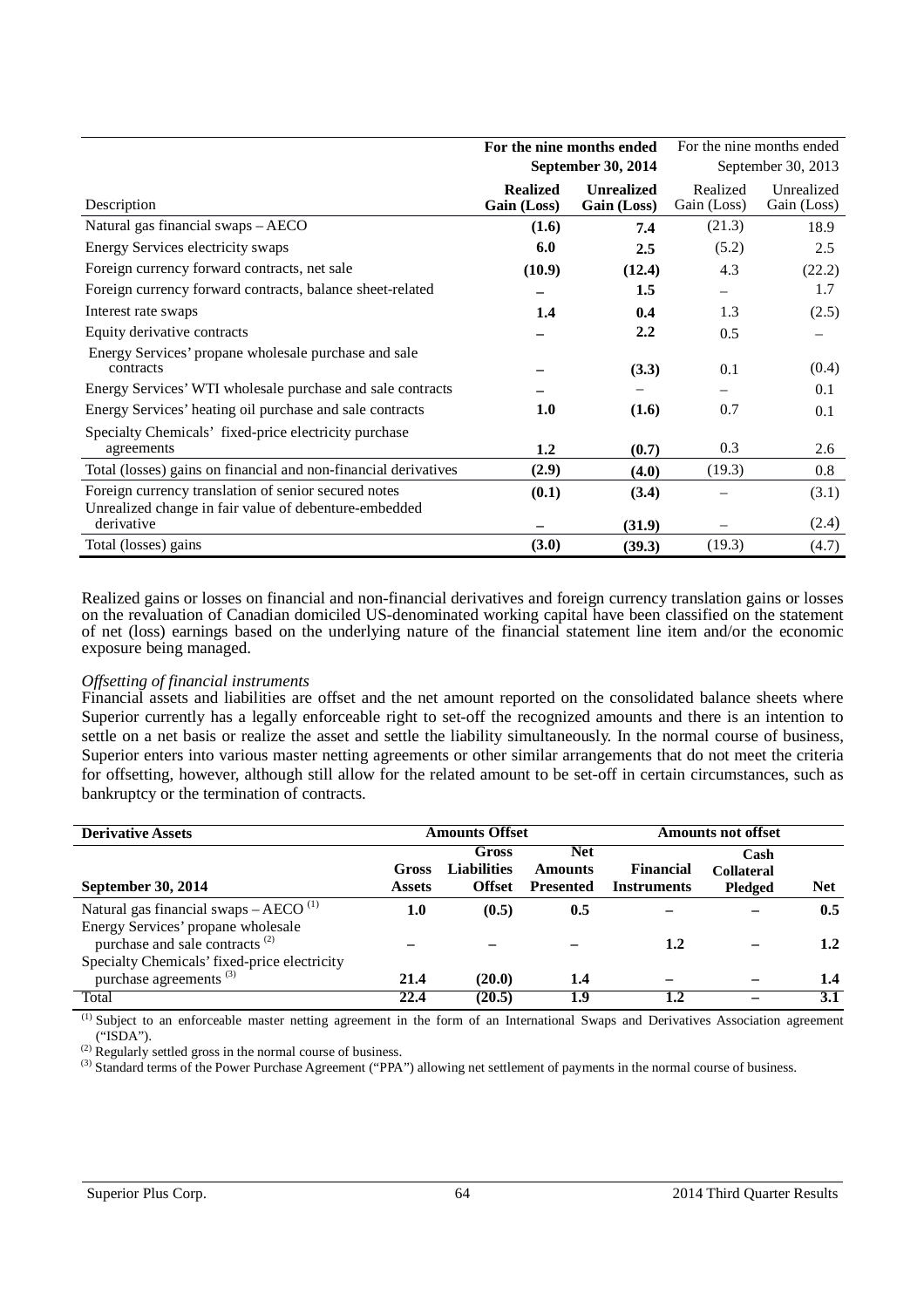| Description | For the nine months ended September 30, 2014 | | For the nine months ended September 30, 2013 | |
|---|---|---|---|---|
| | **Realized Gain (Loss)** | **Unrealized Gain (Loss)** | Realized Gain (Loss) | Unrealized Gain (Loss) |
| Natural gas financial swaps – AECO | **(1.6)** | **7.4** | (21.3) | 18.9 |
| Energy Services electricity swaps | **6.0** | **2.5** | (5.2) | 2.5 |
| Foreign currency forward contracts, net sale | **(10.9)** | **(12.4)** | 4.3 | (22.2) |
| Foreign currency forward contracts, balance sheet-related | **–** | **1.5** | – | 1.7 |
| Interest rate swaps | **1.4** | **0.4** | 1.3 | (2.5) |
| Equity derivative contracts | **–** | **2.2** | 0.5 | – |
| Energy Services' propane wholesale purchase and sale contracts | **–** | **(3.3)** | 0.1 | (0.4) |
| Energy Services' WTI wholesale purchase and sale contracts | **–** | – | – | 0.1 |
| Energy Services' heating oil purchase and sale contracts | **1.0** | **(1.6)** | 0.7 | 0.1 |
| Specialty Chemicals' fixed-price electricity purchase agreements | **1.2** | **(0.7)** | 0.3 | 2.6 |
| Total (losses) gains on financial and non-financial derivatives | **(2.9)** | **(4.0)** | (19.3) | 0.8 |
| Foreign currency translation of senior secured notes | **(0.1)** | **(3.4)** | – | (3.1) |
| Unrealized change in fair value of debenture-embedded derivative | **–** | **(31.9)** | – | (2.4) |
| Total (losses) gains | **(3.0)** | **(39.3)** | (19.3) | (4.7) |

Realized gains or losses on financial and non-financial derivatives and foreign currency translation gains or losses on the revaluation of Canadian domiciled US-denominated working capital have been classified on the statement of net (loss) earnings based on the underlying nature of the financial statement line item and/or the economic exposure being managed.

*Offsetting of financial instruments*

Financial assets and liabilities are offset and the net amount reported on the consolidated balance sheets where Superior currently has a legally enforceable right to set-off the recognized amounts and there is an intention to settle on a net basis or realize the asset and settle the liability simultaneously. In the normal course of business, Superior enters into various master netting agreements or other similar arrangements that do not meet the criteria for offsetting, however, although still allow for the related amount to be set-off in certain circumstances, such as bankruptcy or the termination of contracts.

| **Derivative Assets** | **Amounts Offset** | | | **Amounts not offset** | | |
|---|---|---|---|---|---|---|
| **September 30, 2014** | **Gross Assets** | **Gross Liabilities Offset** | **Net Amounts Presented** | **Financial Instruments** | **Cash Collateral Pledged** | **Net** |
| Natural gas financial swaps – AECO [(1)] | **1.0** | **(0.5)** | **0.5** | **–** | **–** | **0.5** |
| Energy Services' propane wholesale purchase and sale contracts [(2)] | **–** | **–** | **–** | **1.2** | **–** | **1.2** |
| Specialty Chemicals' fixed-price electricity purchase agreements [(3)] | **21.4** | **(20.0)** | **1.4** | **–** | **–** | **1.4** |
| Total | **22.4** | **(20.5)** | **1.9** | **1.2** | **–** | **3.1** |

[(1)] Subject to an enforceable master netting agreement in the form of an International Swaps and Derivatives Association agreement ("ISDA").

[(2)] Regularly settled gross in the normal course of business.

[(3)] Standard terms of the Power Purchase Agreement ("PPA") allowing net settlement of payments in the normal course of business.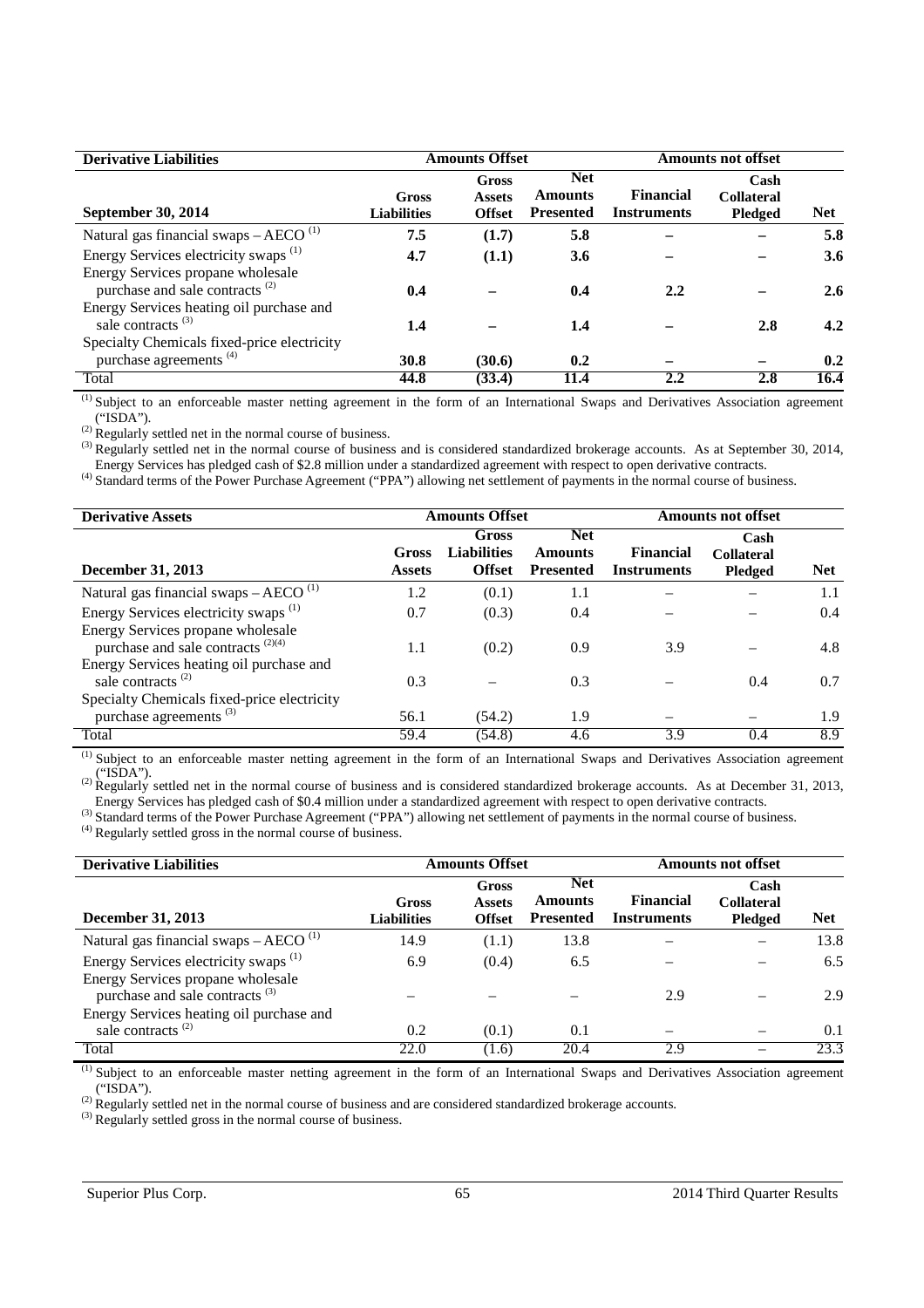| Derivative Liabilities | Amounts Offset | | | Amounts not offset | | |
|---|---|---|---|---|---|---|
| **September 30, 2014** | **Gross Liabilities** | **Gross Assets Offset** | **Net Amounts Presented** | **Financial Instruments** | **Cash Collateral Pledged** | **Net** |
| Natural gas financial swaps – AECO [(1)] | **7.5** | **(1.7)** | **5.8** | **–** | **–** | **5.8** |
| Energy Services electricity swaps [(1)] | **4.7** | **(1.1)** | **3.6** | **–** | **–** | **3.6** |
| Energy Services propane wholesale purchase and sale contracts [(2)] | **0.4** | **–** | **0.4** | **2.2** | **–** | **2.6** |
| Energy Services heating oil purchase and sale contracts [(3)] | **1.4** | **–** | **1.4** | **–** | **2.8** | **4.2** |
| Specialty Chemicals fixed-price electricity purchase agreements [(4)] | **30.8** | **(30.6)** | **0.2** | **–** | **–** | **0.2** |
| Total | **44.8** | **(33.4)** | **11.4** | **2.2** | **2.8** | **16.4** |

[(1)] Subject to an enforceable master netting agreement in the form of an International Swaps and Derivatives Association agreement ("ISDA").
[(2)] Regularly settled net in the normal course of business.
[(3)] Regularly settled net in the normal course of business and is considered standardized brokerage accounts. As at September 30, 2014, Energy Services has pledged cash of $2.8 million under a standardized agreement with respect to open derivative contracts.
[(4)] Standard terms of the Power Purchase Agreement ("PPA") allowing net settlement of payments in the normal course of business.

| Derivative Assets | Amounts Offset | | | Amounts not offset | | |
|---|---|---|---|---|---|---|
| **December 31, 2013** | **Gross Assets** | **Gross Liabilities Offset** | **Net Amounts Presented** | **Financial Instruments** | **Cash Collateral Pledged** | **Net** |
| Natural gas financial swaps – AECO [(1)] | 1.2 | (0.1) | 1.1 | – | – | 1.1 |
| Energy Services electricity swaps [(1)] | 0.7 | (0.3) | 0.4 | – | – | 0.4 |
| Energy Services propane wholesale purchase and sale contracts [(2)(4)] | 1.1 | (0.2) | 0.9 | 3.9 | – | 4.8 |
| Energy Services heating oil purchase and sale contracts [(2)] | 0.3 | – | 0.3 | – | 0.4 | 0.7 |
| Specialty Chemicals fixed-price electricity purchase agreements [(3)] | 56.1 | (54.2) | 1.9 | – | – | 1.9 |
| Total | 59.4 | (54.8) | 4.6 | 3.9 | 0.4 | 8.9 |

[(1)] Subject to an enforceable master netting agreement in the form of an International Swaps and Derivatives Association agreement ("ISDA").
[(2)] Regularly settled net in the normal course of business and is considered standardized brokerage accounts. As at December 31, 2013, Energy Services has pledged cash of $0.4 million under a standardized agreement with respect to open derivative contracts.
[(3)] Standard terms of the Power Purchase Agreement ("PPA") allowing net settlement of payments in the normal course of business.
[(4)] Regularly settled gross in the normal course of business.

| Derivative Liabilities | Amounts Offset | | | Amounts not offset | | |
|---|---|---|---|---|---|---|
| **December 31, 2013** | **Gross Liabilities** | **Gross Assets Offset** | **Net Amounts Presented** | **Financial Instruments** | **Cash Collateral Pledged** | **Net** |
| Natural gas financial swaps – AECO [(1)] | 14.9 | (1.1) | 13.8 | – | – | 13.8 |
| Energy Services electricity swaps [(1)] | 6.9 | (0.4) | 6.5 | – | – | 6.5 |
| Energy Services propane wholesale purchase and sale contracts [(3)] | – | – | – | 2.9 | – | 2.9 |
| Energy Services heating oil purchase and sale contracts [(2)] | 0.2 | (0.1) | 0.1 | – | – | 0.1 |
| Total | 22.0 | (1.6) | 20.4 | 2.9 | – | 23.3 |

[(1)] Subject to an enforceable master netting agreement in the form of an International Swaps and Derivatives Association agreement ("ISDA").
[(2)] Regularly settled net in the normal course of business and are considered standardized brokerage accounts.
[(3)] Regularly settled gross in the normal course of business.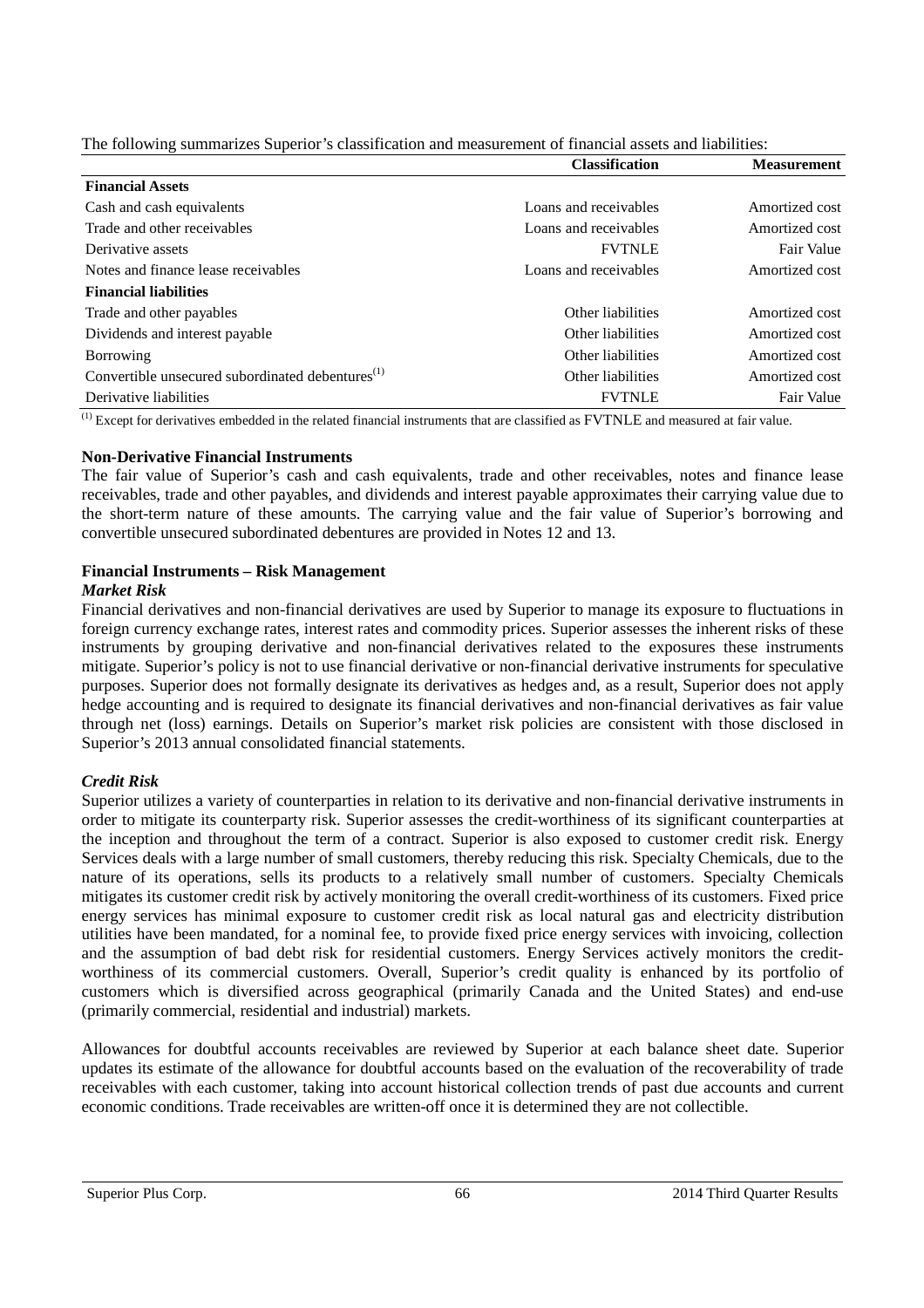The following summarizes Superior's classification and measurement of financial assets and liabilities:

| | Classification | Measurement |
|---|---|---|
| **Financial Assets** | | |
| Cash and cash equivalents | Loans and receivables | Amortized cost |
| Trade and other receivables | Loans and receivables | Amortized cost |
| Derivative assets | FVTNLE | Fair Value |
| Notes and finance lease receivables | Loans and receivables | Amortized cost |
| **Financial liabilities** | | |
| Trade and other payables | Other liabilities | Amortized cost |
| Dividends and interest payable | Other liabilities | Amortized cost |
| Borrowing | Other liabilities | Amortized cost |
| Convertible unsecured subordinated debentures[(1)] | Other liabilities | Amortized cost |
| Derivative liabilities | FVTNLE | Fair Value |

[(1)] Except for derivatives embedded in the related financial instruments that are classified as FVTNLE and measured at fair value.

**Non-Derivative Financial Instruments**

The fair value of Superior's cash and cash equivalents, trade and other receivables, notes and finance lease receivables, trade and other payables, and dividends and interest payable approximates their carrying value due to the short-term nature of these amounts. The carrying value and the fair value of Superior's borrowing and convertible unsecured subordinated debentures are provided in Notes 12 and 13.

**Financial Instruments – Risk Management**

***Market Risk***

Financial derivatives and non-financial derivatives are used by Superior to manage its exposure to fluctuations in foreign currency exchange rates, interest rates and commodity prices. Superior assesses the inherent risks of these instruments by grouping derivative and non-financial derivatives related to the exposures these instruments mitigate. Superior's policy is not to use financial derivative or non-financial derivative instruments for speculative purposes. Superior does not formally designate its derivatives as hedges and, as a result, Superior does not apply hedge accounting and is required to designate its financial derivatives and non-financial derivatives as fair value through net (loss) earnings. Details on Superior's market risk policies are consistent with those disclosed in Superior's 2013 annual consolidated financial statements.

***Credit Risk***

Superior utilizes a variety of counterparties in relation to its derivative and non-financial derivative instruments in order to mitigate its counterparty risk. Superior assesses the credit-worthiness of its significant counterparties at the inception and throughout the term of a contract. Superior is also exposed to customer credit risk. Energy Services deals with a large number of small customers, thereby reducing this risk. Specialty Chemicals, due to the nature of its operations, sells its products to a relatively small number of customers. Specialty Chemicals mitigates its customer credit risk by actively monitoring the overall credit-worthiness of its customers. Fixed price energy services has minimal exposure to customer credit risk as local natural gas and electricity distribution utilities have been mandated, for a nominal fee, to provide fixed price energy services with invoicing, collection and the assumption of bad debt risk for residential customers. Energy Services actively monitors the credit-worthiness of its commercial customers. Overall, Superior's credit quality is enhanced by its portfolio of customers which is diversified across geographical (primarily Canada and the United States) and end-use (primarily commercial, residential and industrial) markets.

Allowances for doubtful accounts receivables are reviewed by Superior at each balance sheet date. Superior updates its estimate of the allowance for doubtful accounts based on the evaluation of the recoverability of trade receivables with each customer, taking into account historical collection trends of past due accounts and current economic conditions. Trade receivables are written-off once it is determined they are not collectible.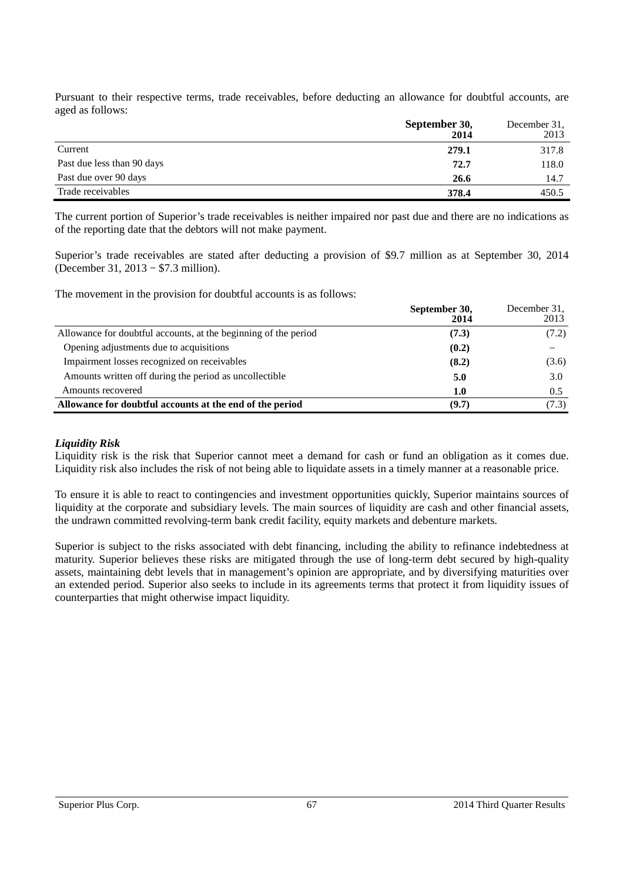Pursuant to their respective terms, trade receivables, before deducting an allowance for doubtful accounts, are aged as follows:

| | **September 30, 2014** | December 31, 2013 |
|---|---|---|
| Current | **279.1** | 317.8 |
| Past due less than 90 days | **72.7** | 118.0 |
| Past due over 90 days | **26.6** | 14.7 |
| Trade receivables | **378.4** | 450.5 |

The current portion of Superior's trade receivables is neither impaired nor past due and there are no indications as of the reporting date that the debtors will not make payment.

Superior's trade receivables are stated after deducting a provision of \$9.7 million as at September 30, 2014 (December 31, 2013 − \$7.3 million).

The movement in the provision for doubtful accounts is as follows:

| | **September 30, 2014** | December 31, 2013 |
|---|---|---|
| Allowance for doubtful accounts, at the beginning of the period | **(7.3)** | (7.2) |
| Opening adjustments due to acquisitions | **(0.2)** | – |
| Impairment losses recognized on receivables | **(8.2)** | (3.6) |
| Amounts written off during the period as uncollectible | **5.0** | 3.0 |
| Amounts recovered | **1.0** | 0.5 |
| **Allowance for doubtful accounts at the end of the period** | **(9.7)** | (7.3) |

***Liquidity Risk***

Liquidity risk is the risk that Superior cannot meet a demand for cash or fund an obligation as it comes due. Liquidity risk also includes the risk of not being able to liquidate assets in a timely manner at a reasonable price.

To ensure it is able to react to contingencies and investment opportunities quickly, Superior maintains sources of liquidity at the corporate and subsidiary levels. The main sources of liquidity are cash and other financial assets, the undrawn committed revolving-term bank credit facility, equity markets and debenture markets.

Superior is subject to the risks associated with debt financing, including the ability to refinance indebtedness at maturity. Superior believes these risks are mitigated through the use of long-term debt secured by high-quality assets, maintaining debt levels that in management's opinion are appropriate, and by diversifying maturities over an extended period. Superior also seeks to include in its agreements terms that protect it from liquidity issues of counterparties that might otherwise impact liquidity.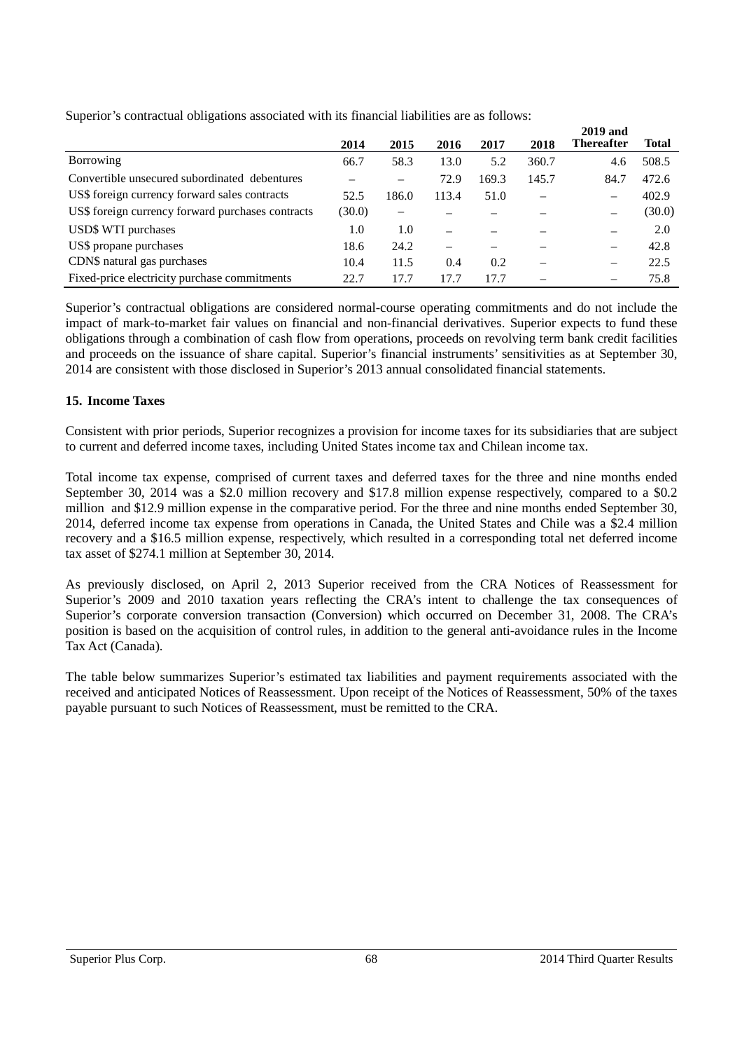Superior's contractual obligations associated with its financial liabilities are as follows:

| | 2014 | 2015 | 2016 | 2017 | 2018 | 2019 and Thereafter | Total |
|---|---|---|---|---|---|---|---|
| Borrowing | 66.7 | 58.3 | 13.0 | 5.2 | 360.7 | 4.6 | 508.5 |
| Convertible unsecured subordinated debentures | – | – | 72.9 | 169.3 | 145.7 | 84.7 | 472.6 |
| US$ foreign currency forward sales contracts | 52.5 | 186.0 | 113.4 | 51.0 | – | – | 402.9 |
| US$ foreign currency forward purchases contracts | (30.0) | – | – | – | – | – | (30.0) |
| USD$ WTI purchases | 1.0 | 1.0 | – | – | – | – | 2.0 |
| US$ propane purchases | 18.6 | 24.2 | – | – | – | – | 42.8 |
| CDN$ natural gas purchases | 10.4 | 11.5 | 0.4 | 0.2 | – | – | 22.5 |
| Fixed-price electricity purchase commitments | 22.7 | 17.7 | 17.7 | 17.7 | – | – | 75.8 |

Superior's contractual obligations are considered normal-course operating commitments and do not include the impact of mark-to-market fair values on financial and non-financial derivatives. Superior expects to fund these obligations through a combination of cash flow from operations, proceeds on revolving term bank credit facilities and proceeds on the issuance of share capital. Superior's financial instruments' sensitivities as at September 30, 2014 are consistent with those disclosed in Superior's 2013 annual consolidated financial statements.

## 15. Income Taxes

Consistent with prior periods, Superior recognizes a provision for income taxes for its subsidiaries that are subject to current and deferred income taxes, including United States income tax and Chilean income tax.

Total income tax expense, comprised of current taxes and deferred taxes for the three and nine months ended September 30, 2014 was a $2.0 million recovery and $17.8 million expense respectively, compared to a $0.2 million and $12.9 million expense in the comparative period. For the three and nine months ended September 30, 2014, deferred income tax expense from operations in Canada, the United States and Chile was a $2.4 million recovery and a $16.5 million expense, respectively, which resulted in a corresponding total net deferred income tax asset of $274.1 million at September 30, 2014.

As previously disclosed, on April 2, 2013 Superior received from the CRA Notices of Reassessment for Superior's 2009 and 2010 taxation years reflecting the CRA's intent to challenge the tax consequences of Superior's corporate conversion transaction (Conversion) which occurred on December 31, 2008. The CRA's position is based on the acquisition of control rules, in addition to the general anti-avoidance rules in the Income Tax Act (Canada).

The table below summarizes Superior's estimated tax liabilities and payment requirements associated with the received and anticipated Notices of Reassessment. Upon receipt of the Notices of Reassessment, 50% of the taxes payable pursuant to such Notices of Reassessment, must be remitted to the CRA.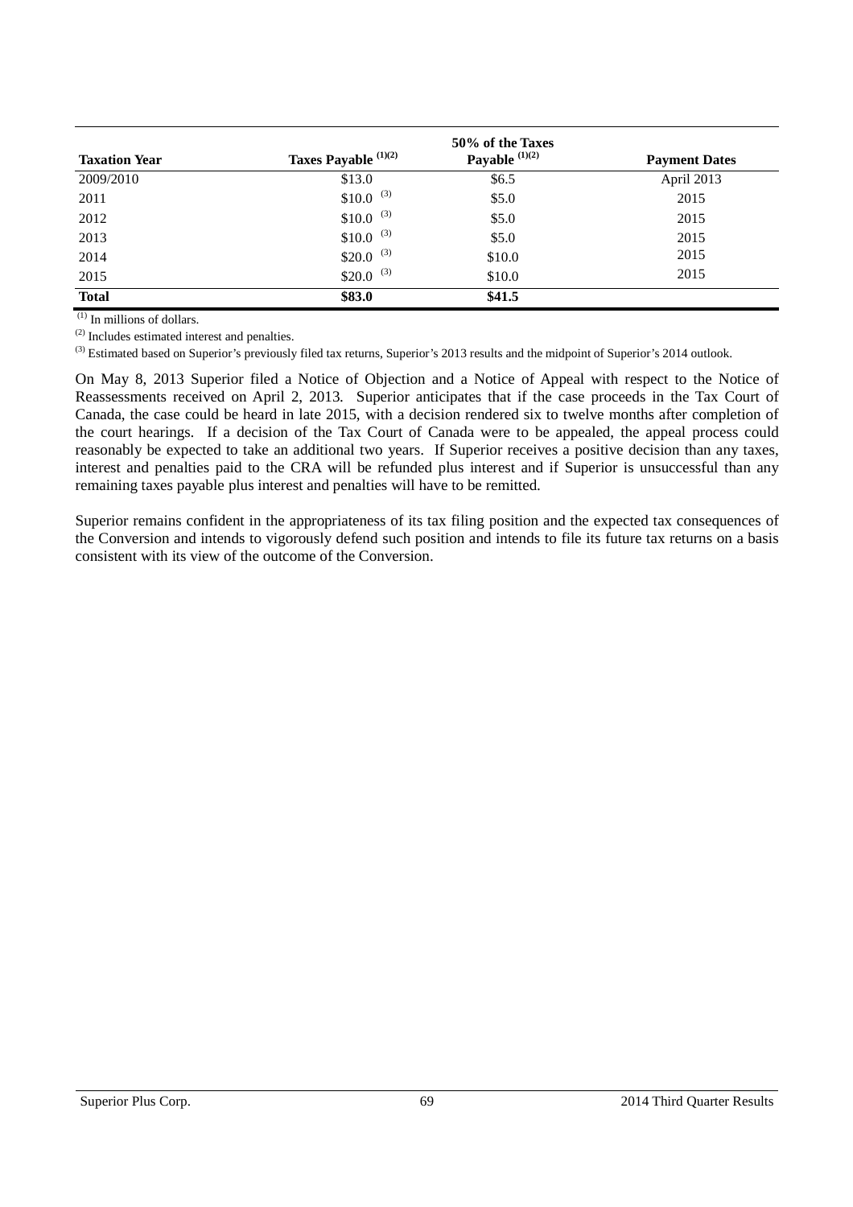| **Taxation Year** | **Taxes Payable [(1)(2)]** | **50% of the Taxes Payable [(1)(2)]** | **Payment Dates** |
|---|---|---|---|
| 2009/2010 | $13.0 | $6.5 | April 2013 |
| 2011 | $10.0 [(3)] | $5.0 | 2015 |
| 2012 | $10.0 [(3)] | $5.0 | 2015 |
| 2013 | $10.0 [(3)] | $5.0 | 2015 |
| 2014 | $20.0 [(3)] | $10.0 | 2015 |
| 2015 | $20.0 [(3)] | $10.0 | 2015 |
| **Total** | **$83.0** | **$41.5** | |

[(1)] In millions of dollars.

[(2)] Includes estimated interest and penalties.

[(3)] Estimated based on Superior's previously filed tax returns, Superior's 2013 results and the midpoint of Superior's 2014 outlook.

On May 8, 2013 Superior filed a Notice of Objection and a Notice of Appeal with respect to the Notice of Reassessments received on April 2, 2013. Superior anticipates that if the case proceeds in the Tax Court of Canada, the case could be heard in late 2015, with a decision rendered six to twelve months after completion of the court hearings. If a decision of the Tax Court of Canada were to be appealed, the appeal process could reasonably be expected to take an additional two years. If Superior receives a positive decision than any taxes, interest and penalties paid to the CRA will be refunded plus interest and if Superior is unsuccessful than any remaining taxes payable plus interest and penalties will have to be remitted.

Superior remains confident in the appropriateness of its tax filing position and the expected tax consequences of the Conversion and intends to vigorously defend such position and intends to file its future tax returns on a basis consistent with its view of the outcome of the Conversion.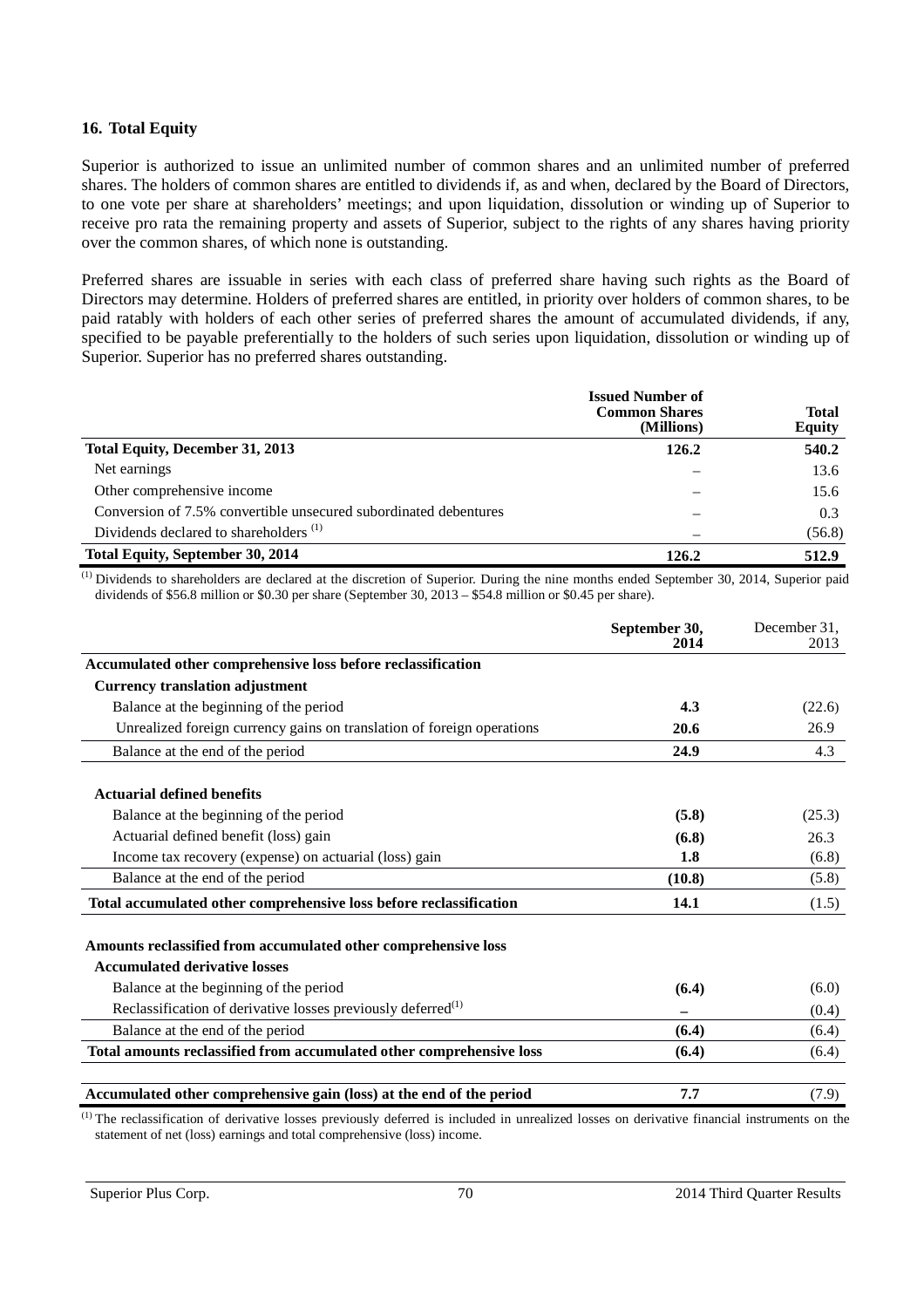## 16. Total Equity

Superior is authorized to issue an unlimited number of common shares and an unlimited number of preferred shares. The holders of common shares are entitled to dividends if, as and when, declared by the Board of Directors, to one vote per share at shareholders' meetings; and upon liquidation, dissolution or winding up of Superior to receive pro rata the remaining property and assets of Superior, subject to the rights of any shares having priority over the common shares, of which none is outstanding.

Preferred shares are issuable in series with each class of preferred share having such rights as the Board of Directors may determine. Holders of preferred shares are entitled, in priority over holders of common shares, to be paid ratably with holders of each other series of preferred shares the amount of accumulated dividends, if any, specified to be payable preferentially to the holders of such series upon liquidation, dissolution or winding up of Superior. Superior has no preferred shares outstanding.

| | Issued Number of Common Shares (Millions) | Total Equity |
|---|---|---|
| **Total Equity, December 31, 2013** | **126.2** | **540.2** |
| Net earnings | – | 13.6 |
| Other comprehensive income | – | 15.6 |
| Conversion of 7.5% convertible unsecured subordinated debentures | – | 0.3 |
| Dividends declared to shareholders [(1)] | – | (56.8) |
| **Total Equity, September 30, 2014** | **126.2** | **512.9** |

[(1)] Dividends to shareholders are declared at the discretion of Superior. During the nine months ended September 30, 2014, Superior paid dividends of $56.8 million or $0.30 per share (September 30, 2013 – $54.8 million or $0.45 per share).

| | September 30, 2014 | December 31, 2013 |
|---|---|---|
| **Accumulated other comprehensive loss before reclassification** | | |
| **Currency translation adjustment** | | |
| Balance at the beginning of the period | **4.3** | (22.6) |
| Unrealized foreign currency gains on translation of foreign operations | **20.6** | 26.9 |
| Balance at the end of the period | **24.9** | 4.3 |
| | | |
| **Actuarial defined benefits** | | |
| Balance at the beginning of the period | **(5.8)** | (25.3) |
| Actuarial defined benefit (loss) gain | **(6.8)** | 26.3 |
| Income tax recovery (expense) on actuarial (loss) gain | **1.8** | (6.8) |
| Balance at the end of the period | **(10.8)** | (5.8) |
| **Total accumulated other comprehensive loss before reclassification** | **14.1** | (1.5) |
| | | |
| **Amounts reclassified from accumulated other comprehensive loss** | | |
| **Accumulated derivative losses** | | |
| Balance at the beginning of the period | **(6.4)** | (6.0) |
| Reclassification of derivative losses previously deferred[(1)] | **–** | (0.4) |
| Balance at the end of the period | **(6.4)** | (6.4) |
| **Total amounts reclassified from accumulated other comprehensive loss** | **(6.4)** | (6.4) |
| | | |
| **Accumulated other comprehensive gain (loss) at the end of the period** | **7.7** | (7.9) |

[(1)] The reclassification of derivative losses previously deferred is included in unrealized losses on derivative financial instruments on the statement of net (loss) earnings and total comprehensive (loss) income.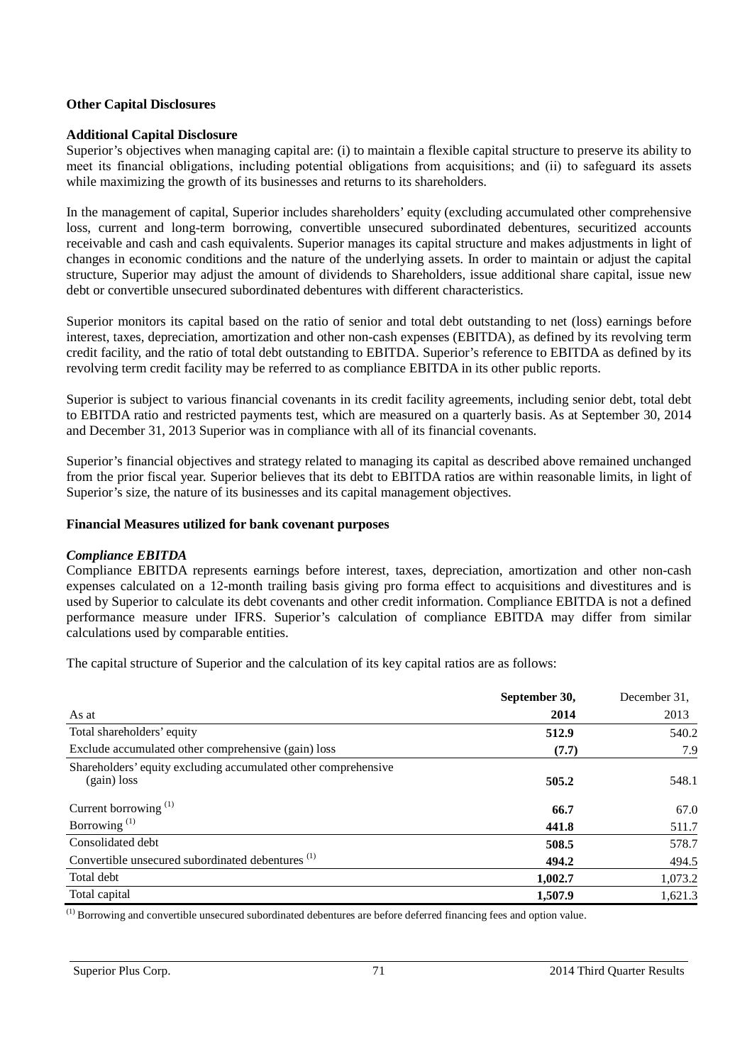### Other Capital Disclosures

**Additional Capital Disclosure**

Superior's objectives when managing capital are: (i) to maintain a flexible capital structure to preserve its ability to meet its financial obligations, including potential obligations from acquisitions; and (ii) to safeguard its assets while maximizing the growth of its businesses and returns to its shareholders.

In the management of capital, Superior includes shareholders' equity (excluding accumulated other comprehensive loss, current and long-term borrowing, convertible unsecured subordinated debentures, securitized accounts receivable and cash and cash equivalents. Superior manages its capital structure and makes adjustments in light of changes in economic conditions and the nature of the underlying assets. In order to maintain or adjust the capital structure, Superior may adjust the amount of dividends to Shareholders, issue additional share capital, issue new debt or convertible unsecured subordinated debentures with different characteristics.

Superior monitors its capital based on the ratio of senior and total debt outstanding to net (loss) earnings before interest, taxes, depreciation, amortization and other non-cash expenses (EBITDA), as defined by its revolving term credit facility, and the ratio of total debt outstanding to EBITDA. Superior's reference to EBITDA as defined by its revolving term credit facility may be referred to as compliance EBITDA in its other public reports.

Superior is subject to various financial covenants in its credit facility agreements, including senior debt, total debt to EBITDA ratio and restricted payments test, which are measured on a quarterly basis. As at September 30, 2014 and December 31, 2013 Superior was in compliance with all of its financial covenants.

Superior's financial objectives and strategy related to managing its capital as described above remained unchanged from the prior fiscal year. Superior believes that its debt to EBITDA ratios are within reasonable limits, in light of Superior's size, the nature of its businesses and its capital management objectives.

### Financial Measures utilized for bank covenant purposes

***Compliance EBITDA***

Compliance EBITDA represents earnings before interest, taxes, depreciation, amortization and other non-cash expenses calculated on a 12-month trailing basis giving pro forma effect to acquisitions and divestitures and is used by Superior to calculate its debt covenants and other credit information. Compliance EBITDA is not a defined performance measure under IFRS. Superior's calculation of compliance EBITDA may differ from similar calculations used by comparable entities.

The capital structure of Superior and the calculation of its key capital ratios are as follows:

| As at | **September 30, 2014** | December 31, 2013 |
|---|---|---|
| Total shareholders' equity | **512.9** | 540.2 |
| Exclude accumulated other comprehensive (gain) loss | **(7.7)** | 7.9 |
| Shareholders' equity excluding accumulated other comprehensive (gain) loss | **505.2** | 548.1 |
| Current borrowing [(1)] | **66.7** | 67.0 |
| Borrowing [(1)] | **441.8** | 511.7 |
| Consolidated debt | **508.5** | 578.7 |
| Convertible unsecured subordinated debentures [(1)] | **494.2** | 494.5 |
| Total debt | **1,002.7** | 1,073.2 |
| Total capital | **1,507.9** | 1,621.3 |

[(1)] Borrowing and convertible unsecured subordinated debentures are before deferred financing fees and option value.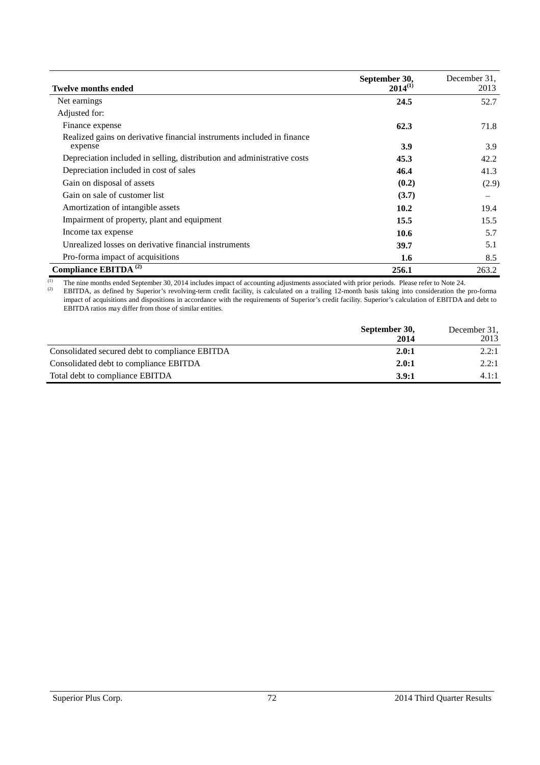| Twelve months ended | September 30, 2014[(1)] | December 31, 2013 |
|---|---|---|
| Net earnings | **24.5** | 52.7 |
| Adjusted for: | | |
| Finance expense | **62.3** | 71.8 |
| Realized gains on derivative financial instruments included in finance expense | **3.9** | 3.9 |
| Depreciation included in selling, distribution and administrative costs | **45.3** | 42.2 |
| Depreciation included in cost of sales | **46.4** | 41.3 |
| Gain on disposal of assets | **(0.2)** | (2.9) |
| Gain on sale of customer list | **(3.7)** | – |
| Amortization of intangible assets | **10.2** | 19.4 |
| Impairment of property, plant and equipment | **15.5** | 15.5 |
| Income tax expense | **10.6** | 5.7 |
| Unrealized losses on derivative financial instruments | **39.7** | 5.1 |
| Pro-forma impact of acquisitions | **1.6** | 8.5 |
| **Compliance EBITDA** [(2)] | **256.1** | 263.2 |

(1) The nine months ended September 30, 2014 includes impact of accounting adjustments associated with prior periods. Please refer to Note 24.

(2) EBITDA, as defined by Superior's revolving-term credit facility, is calculated on a trailing 12-month basis taking into consideration the pro-forma impact of acquisitions and dispositions in accordance with the requirements of Superior's credit facility. Superior's calculation of EBITDA and debt to EBITDA ratios may differ from those of similar entities.

| | September 30, 2014 | December 31, 2013 |
|---|---|---|
| Consolidated secured debt to compliance EBITDA | **2.0:1** | 2.2:1 |
| Consolidated debt to compliance EBITDA | **2.0:1** | 2.2:1 |
| Total debt to compliance EBITDA | **3.9:1** | 4.1:1 |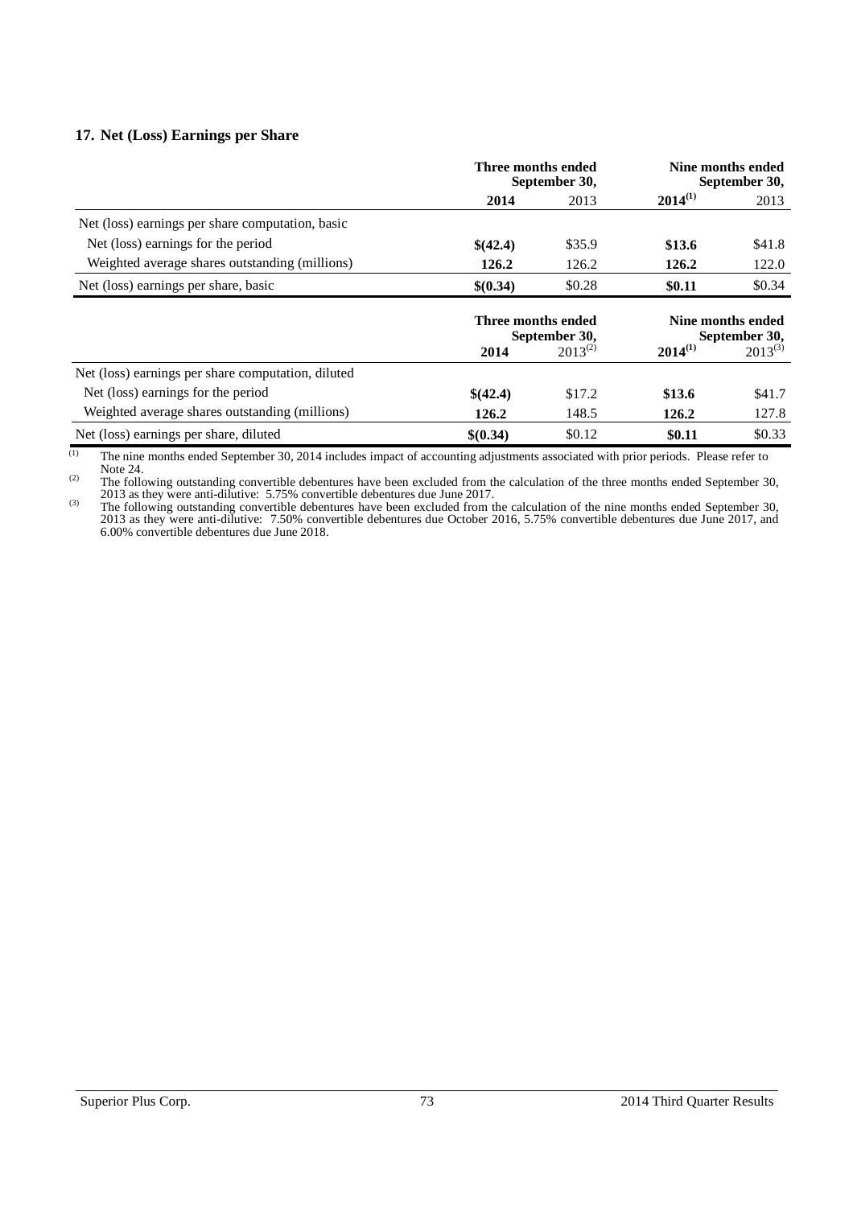### 17. Net (Loss) Earnings per Share

| | Three months ended September 30, | | Nine months ended September 30, | |
|---|---|---|---|---|
| | **2014** | 2013 | **2014[(1)]** | 2013 |
| Net (loss) earnings per share computation, basic | | | | |
| Net (loss) earnings for the period | **$(42.4)** | $35.9 | **$13.6** | $41.8 |
| Weighted average shares outstanding (millions) | **126.2** | 126.2 | **126.2** | 122.0 |
| Net (loss) earnings per share, basic | **$(0.34)** | $0.28 | **$0.11** | $0.34 |

| | Three months ended September 30, | | Nine months ended September 30, | |
|---|---|---|---|---|
| | **2014** | 2013[(2)] | **2014[(1)]** | 2013[(3)] |
| Net (loss) earnings per share computation, diluted | | | | |
| Net (loss) earnings for the period | **$(42.4)** | $17.2 | **$13.6** | $41.7 |
| Weighted average shares outstanding (millions) | **126.2** | 148.5 | **126.2** | 127.8 |
| Net (loss) earnings per share, diluted | **$(0.34)** | $0.12 | **$0.11** | $0.33 |

(1) The nine months ended September 30, 2014 includes impact of accounting adjustments associated with prior periods. Please refer to Note 24.

(2) The following outstanding convertible debentures have been excluded from the calculation of the three months ended September 30, 2013 as they were anti-dilutive: 5.75% convertible debentures due June 2017.

(3) The following outstanding convertible debentures have been excluded from the calculation of the nine months ended September 30, 2013 as they were anti-dilutive: 7.50% convertible debentures due October 2016, 5.75% convertible debentures due June 2017, and 6.00% convertible debentures due June 2018.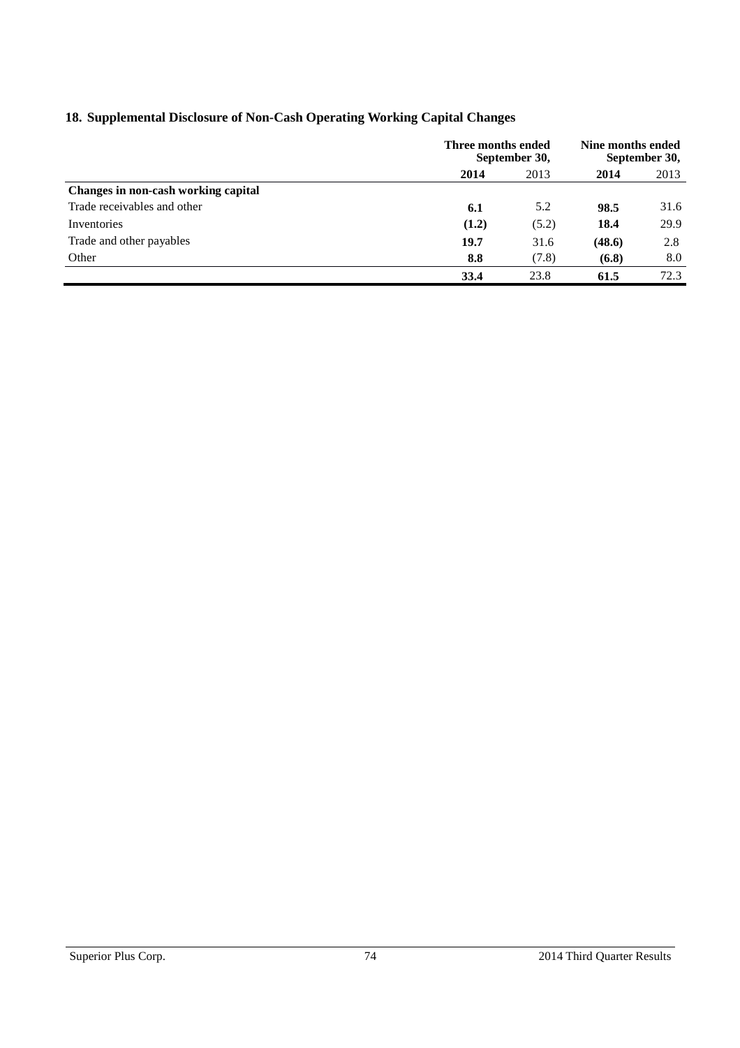## 18. Supplemental Disclosure of Non-Cash Operating Working Capital Changes

| | Three months ended September 30, | | Nine months ended September 30, | |
|---|---|---|---|---|
| | **2014** | 2013 | **2014** | 2013 |
| **Changes in non-cash working capital** | | | | |
| Trade receivables and other | **6.1** | 5.2 | **98.5** | 31.6 |
| Inventories | **(1.2)** | (5.2) | **18.4** | 29.9 |
| Trade and other payables | **19.7** | 31.6 | **(48.6)** | 2.8 |
| Other | **8.8** | (7.8) | **(6.8)** | 8.0 |
| | **33.4** | 23.8 | **61.5** | 72.3 |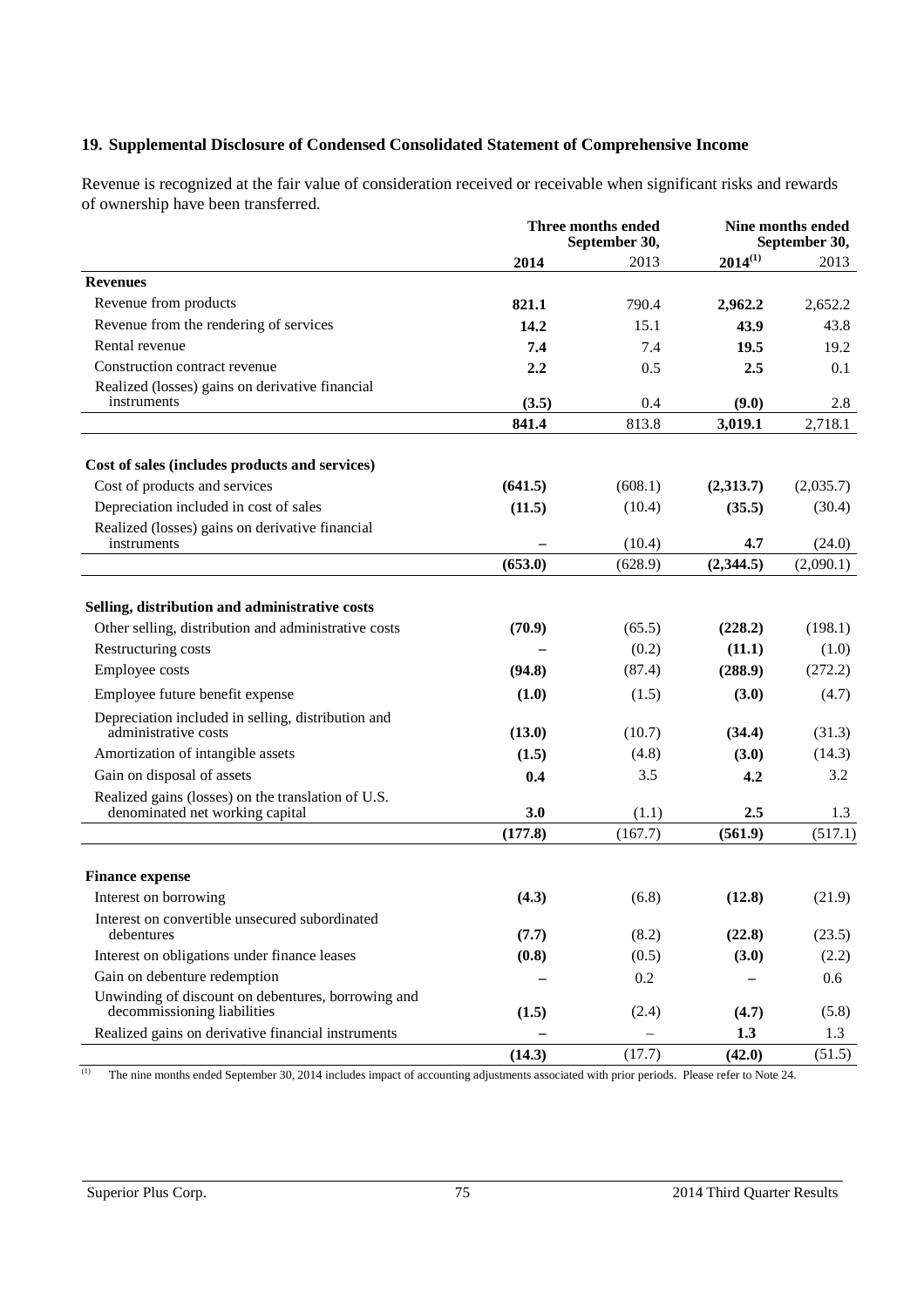## 19. Supplemental Disclosure of Condensed Consolidated Statement of Comprehensive Income

Revenue is recognized at the fair value of consideration received or receivable when significant risks and rewards of ownership have been transferred.

| | Three months ended September 30, | | Nine months ended September 30, | |
|---|---|---|---|---|
| | **2014** | 2013 | **2014[(1)]** | 2013 |
| **Revenues** | | | | |
| Revenue from products | **821.1** | 790.4 | **2,962.2** | 2,652.2 |
| Revenue from the rendering of services | **14.2** | 15.1 | **43.9** | 43.8 |
| Rental revenue | **7.4** | 7.4 | **19.5** | 19.2 |
| Construction contract revenue | **2.2** | 0.5 | **2.5** | 0.1 |
| Realized (losses) gains on derivative financial instruments | **(3.5)** | 0.4 | **(9.0)** | 2.8 |
| | **841.4** | 813.8 | **3,019.1** | 2,718.1 |
| **Cost of sales (includes products and services)** | | | | |
| Cost of products and services | **(641.5)** | (608.1) | **(2,313.7)** | (2,035.7) |
| Depreciation included in cost of sales | **(11.5)** | (10.4) | **(35.5)** | (30.4) |
| Realized (losses) gains on derivative financial instruments | **–** | (10.4) | **4.7** | (24.0) |
| | **(653.0)** | (628.9) | **(2,344.5)** | (2,090.1) |
| **Selling, distribution and administrative costs** | | | | |
| Other selling, distribution and administrative costs | **(70.9)** | (65.5) | **(228.2)** | (198.1) |
| Restructuring costs | **–** | (0.2) | **(11.1)** | (1.0) |
| Employee costs | **(94.8)** | (87.4) | **(288.9)** | (272.2) |
| Employee future benefit expense | **(1.0)** | (1.5) | **(3.0)** | (4.7) |
| Depreciation included in selling, distribution and administrative costs | **(13.0)** | (10.7) | **(34.4)** | (31.3) |
| Amortization of intangible assets | **(1.5)** | (4.8) | **(3.0)** | (14.3) |
| Gain on disposal of assets | **0.4** | 3.5 | **4.2** | 3.2 |
| Realized gains (losses) on the translation of U.S. denominated net working capital | **3.0** | (1.1) | **2.5** | 1.3 |
| | **(177.8)** | (167.7) | **(561.9)** | (517.1) |
| **Finance expense** | | | | |
| Interest on borrowing | **(4.3)** | (6.8) | **(12.8)** | (21.9) |
| Interest on convertible unsecured subordinated debentures | **(7.7)** | (8.2) | **(22.8)** | (23.5) |
| Interest on obligations under finance leases | **(0.8)** | (0.5) | **(3.0)** | (2.2) |
| Gain on debenture redemption | **–** | 0.2 | **–** | 0.6 |
| Unwinding of discount on debentures, borrowing and decommissioning liabilities | **(1.5)** | (2.4) | **(4.7)** | (5.8) |
| Realized gains on derivative financial instruments | **–** | – | **1.3** | 1.3 |
| | **(14.3)** | (17.7) | **(42.0)** | (51.5) |

(1) The nine months ended September 30, 2014 includes impact of accounting adjustments associated with prior periods. Please refer to Note 24.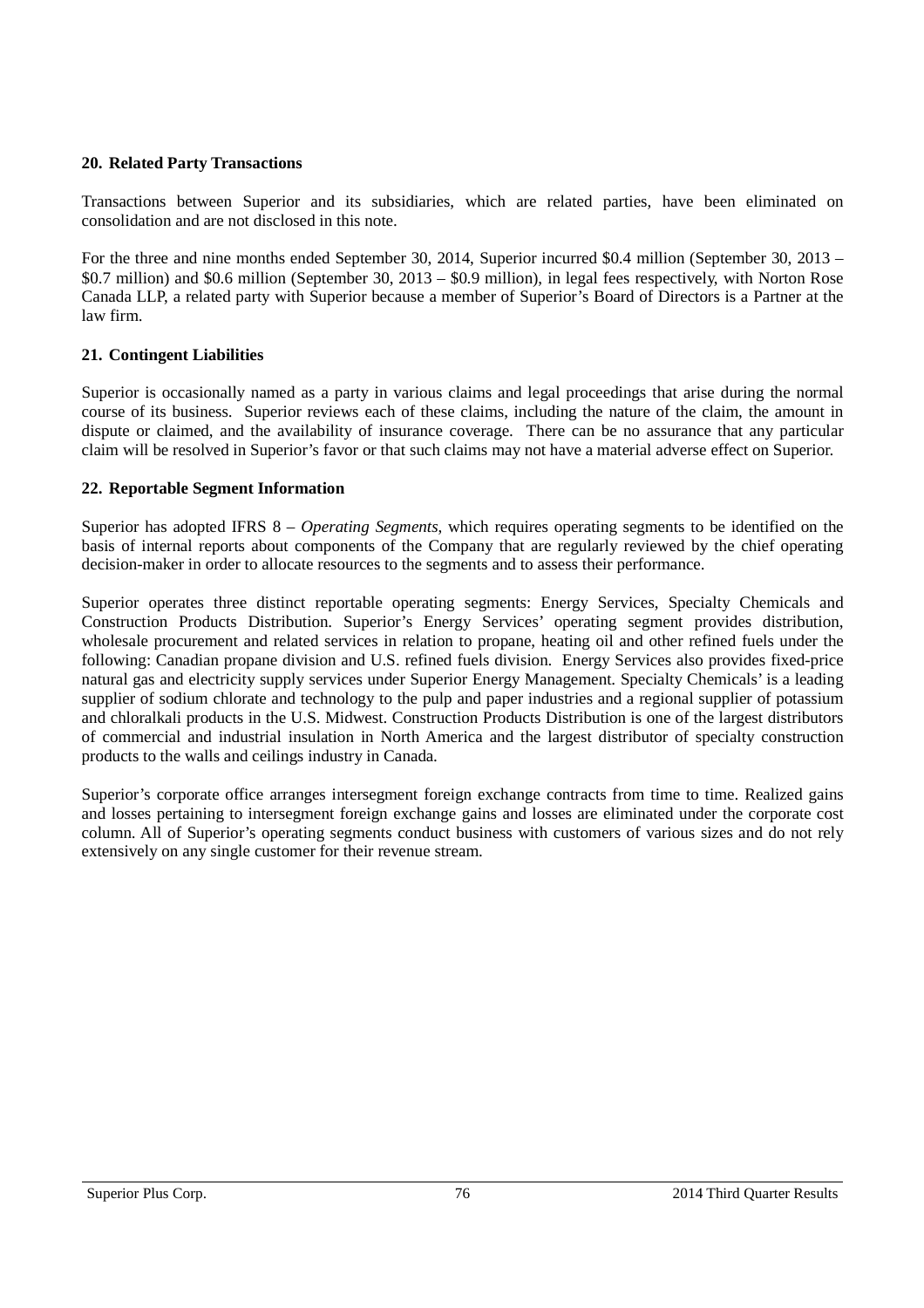## 20. Related Party Transactions

Transactions between Superior and its subsidiaries, which are related parties, have been eliminated on consolidation and are not disclosed in this note.

For the three and nine months ended September 30, 2014, Superior incurred $0.4 million (September 30, 2013 – $0.7 million) and $0.6 million (September 30, 2013 – $0.9 million), in legal fees respectively, with Norton Rose Canada LLP, a related party with Superior because a member of Superior's Board of Directors is a Partner at the law firm.

## 21. Contingent Liabilities

Superior is occasionally named as a party in various claims and legal proceedings that arise during the normal course of its business. Superior reviews each of these claims, including the nature of the claim, the amount in dispute or claimed, and the availability of insurance coverage. There can be no assurance that any particular claim will be resolved in Superior's favor or that such claims may not have a material adverse effect on Superior.

## 22. Reportable Segment Information

Superior has adopted IFRS 8 – *Operating Segments*, which requires operating segments to be identified on the basis of internal reports about components of the Company that are regularly reviewed by the chief operating decision-maker in order to allocate resources to the segments and to assess their performance.

Superior operates three distinct reportable operating segments: Energy Services, Specialty Chemicals and Construction Products Distribution. Superior's Energy Services' operating segment provides distribution, wholesale procurement and related services in relation to propane, heating oil and other refined fuels under the following: Canadian propane division and U.S. refined fuels division. Energy Services also provides fixed-price natural gas and electricity supply services under Superior Energy Management. Specialty Chemicals' is a leading supplier of sodium chlorate and technology to the pulp and paper industries and a regional supplier of potassium and chloralkali products in the U.S. Midwest. Construction Products Distribution is one of the largest distributors of commercial and industrial insulation in North America and the largest distributor of specialty construction products to the walls and ceilings industry in Canada.

Superior's corporate office arranges intersegment foreign exchange contracts from time to time. Realized gains and losses pertaining to intersegment foreign exchange gains and losses are eliminated under the corporate cost column. All of Superior's operating segments conduct business with customers of various sizes and do not rely extensively on any single customer for their revenue stream.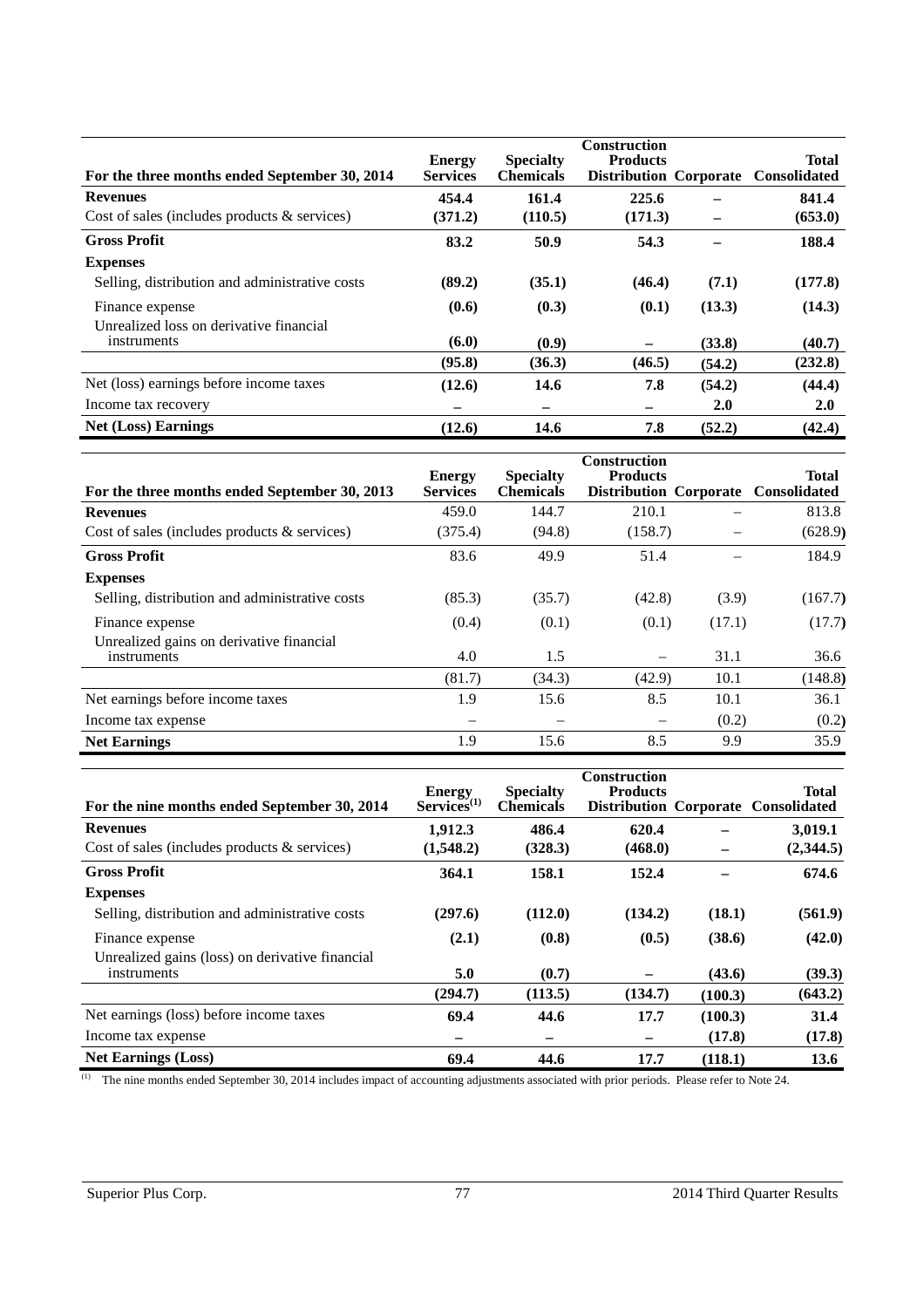| For the three months ended September 30, 2014 | Energy Services | Specialty Chemicals | Construction Products Distribution | Corporate | Total Consolidated |
|---|---|---|---|---|---|
| **Revenues** | **454.4** | **161.4** | **225.6** | **–** | **841.4** |
| Cost of sales (includes products & services) | **(371.2)** | **(110.5)** | **(171.3)** | **–** | **(653.0)** |
| **Gross Profit** | **83.2** | **50.9** | **54.3** | **–** | **188.4** |
| **Expenses** | | | | | |
| Selling, distribution and administrative costs | **(89.2)** | **(35.1)** | **(46.4)** | **(7.1)** | **(177.8)** |
| Finance expense | **(0.6)** | **(0.3)** | **(0.1)** | **(13.3)** | **(14.3)** |
| Unrealized loss on derivative financial instruments | **(6.0)** | **(0.9)** | **–** | **(33.8)** | **(40.7)** |
| | **(95.8)** | **(36.3)** | **(46.5)** | **(54.2)** | **(232.8)** |
| Net (loss) earnings before income taxes | **(12.6)** | **14.6** | **7.8** | **(54.2)** | **(44.4)** |
| Income tax recovery | **–** | **–** | **–** | **2.0** | **2.0** |
| **Net (Loss) Earnings** | **(12.6)** | **14.6** | **7.8** | **(52.2)** | **(42.4)** |

| For the three months ended September 30, 2013 | Energy Services | Specialty Chemicals | Construction Products Distribution | Corporate | Total Consolidated |
|---|---|---|---|---|---|
| **Revenues** | 459.0 | 144.7 | 210.1 | – | 813.8 |
| Cost of sales (includes products & services) | (375.4) | (94.8) | (158.7) | – | (628.9) |
| **Gross Profit** | 83.6 | 49.9 | 51.4 | – | 184.9 |
| **Expenses** | | | | | |
| Selling, distribution and administrative costs | (85.3) | (35.7) | (42.8) | (3.9) | (167.7) |
| Finance expense | (0.4) | (0.1) | (0.1) | (17.1) | (17.7) |
| Unrealized gains on derivative financial instruments | 4.0 | 1.5 | – | 31.1 | 36.6 |
| | (81.7) | (34.3) | (42.9) | 10.1 | (148.8) |
| Net earnings before income taxes | 1.9 | 15.6 | 8.5 | 10.1 | 36.1 |
| Income tax expense | – | – | – | (0.2) | (0.2) |
| **Net Earnings** | 1.9 | 15.6 | 8.5 | 9.9 | 35.9 |

| For the nine months ended September 30, 2014 | Energy Services[(1)] | Specialty Chemicals | Construction Products Distribution | Corporate | Total Consolidated |
|---|---|---|---|---|---|
| **Revenues** | **1,912.3** | **486.4** | **620.4** | **–** | **3,019.1** |
| Cost of sales (includes products & services) | **(1,548.2)** | **(328.3)** | **(468.0)** | **–** | **(2,344.5)** |
| **Gross Profit** | **364.1** | **158.1** | **152.4** | **–** | **674.6** |
| **Expenses** | | | | | |
| Selling, distribution and administrative costs | **(297.6)** | **(112.0)** | **(134.2)** | **(18.1)** | **(561.9)** |
| Finance expense | **(2.1)** | **(0.8)** | **(0.5)** | **(38.6)** | **(42.0)** |
| Unrealized gains (loss) on derivative financial instruments | **5.0** | **(0.7)** | **–** | **(43.6)** | **(39.3)** |
| | **(294.7)** | **(113.5)** | **(134.7)** | **(100.3)** | **(643.2)** |
| Net earnings (loss) before income taxes | **69.4** | **44.6** | **17.7** | **(100.3)** | **31.4** |
| Income tax expense | **–** | **–** | **–** | **(17.8)** | **(17.8)** |
| **Net Earnings (Loss)** | **69.4** | **44.6** | **17.7** | **(118.1)** | **13.6** |

(1) The nine months ended September 30, 2014 includes impact of accounting adjustments associated with prior periods. Please refer to Note 24.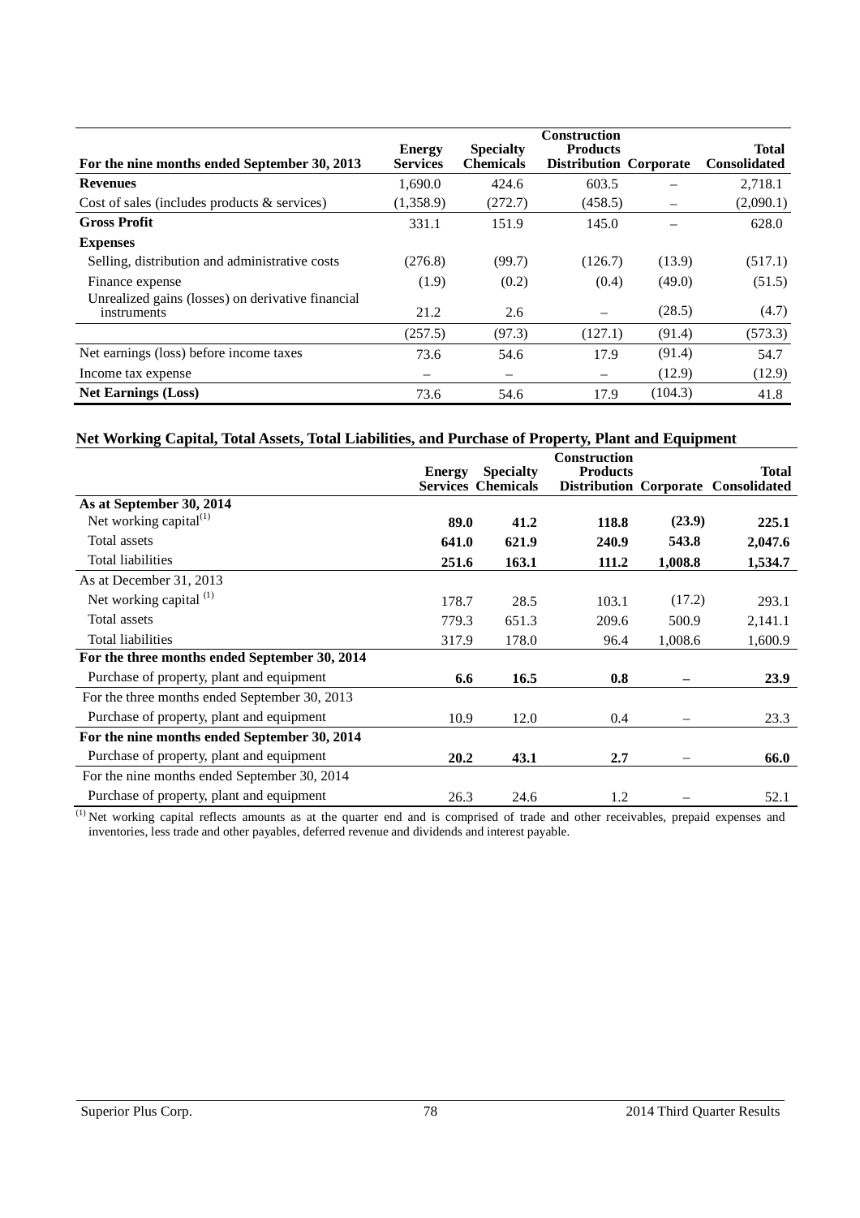| For the nine months ended September 30, 2013 | Energy Services | Specialty Chemicals | Construction Products Distribution | Corporate | Total Consolidated |
|---|---|---|---|---|---|
| **Revenues** | 1,690.0 | 424.6 | 603.5 | – | 2,718.1 |
| Cost of sales (includes products & services) | (1,358.9) | (272.7) | (458.5) | – | (2,090.1) |
| **Gross Profit** | 331.1 | 151.9 | 145.0 | – | 628.0 |
| **Expenses** | | | | | |
| Selling, distribution and administrative costs | (276.8) | (99.7) | (126.7) | (13.9) | (517.1) |
| Finance expense | (1.9) | (0.2) | (0.4) | (49.0) | (51.5) |
| Unrealized gains (losses) on derivative financial instruments | 21.2 | 2.6 | – | (28.5) | (4.7) |
| | (257.5) | (97.3) | (127.1) | (91.4) | (573.3) |
| Net earnings (loss) before income taxes | 73.6 | 54.6 | 17.9 | (91.4) | 54.7 |
| Income tax expense | – | – | – | (12.9) | (12.9) |
| **Net Earnings (Loss)** | 73.6 | 54.6 | 17.9 | (104.3) | 41.8 |

## Net Working Capital, Total Assets, Total Liabilities, and Purchase of Property, Plant and Equipment

| | Energy Services | Specialty Chemicals | Construction Products Distribution | Corporate | Total Consolidated |
|---|---|---|---|---|---|
| **As at September 30, 2014** | | | | | |
| Net working capital[(1)] | **89.0** | **41.2** | **118.8** | **(23.9)** | **225.1** |
| Total assets | **641.0** | **621.9** | **240.9** | **543.8** | **2,047.6** |
| Total liabilities | **251.6** | **163.1** | **111.2** | **1,008.8** | **1,534.7** |
| As at December 31, 2013 | | | | | |
| Net working capital [(1)] | 178.7 | 28.5 | 103.1 | (17.2) | 293.1 |
| Total assets | 779.3 | 651.3 | 209.6 | 500.9 | 2,141.1 |
| Total liabilities | 317.9 | 178.0 | 96.4 | 1,008.6 | 1,600.9 |
| **For the three months ended September 30, 2014** | | | | | |
| Purchase of property, plant and equipment | **6.6** | **16.5** | **0.8** | **–** | **23.9** |
| For the three months ended September 30, 2013 | | | | | |
| Purchase of property, plant and equipment | 10.9 | 12.0 | 0.4 | – | 23.3 |
| **For the nine months ended September 30, 2014** | | | | | |
| Purchase of property, plant and equipment | **20.2** | **43.1** | **2.7** | – | **66.0** |
| For the nine months ended September 30, 2014 | | | | | |
| Purchase of property, plant and equipment | 26.3 | 24.6 | 1.2 | – | 52.1 |

[(1)] Net working capital reflects amounts as at the quarter end and is comprised of trade and other receivables, prepaid expenses and inventories, less trade and other payables, deferred revenue and dividends and interest payable.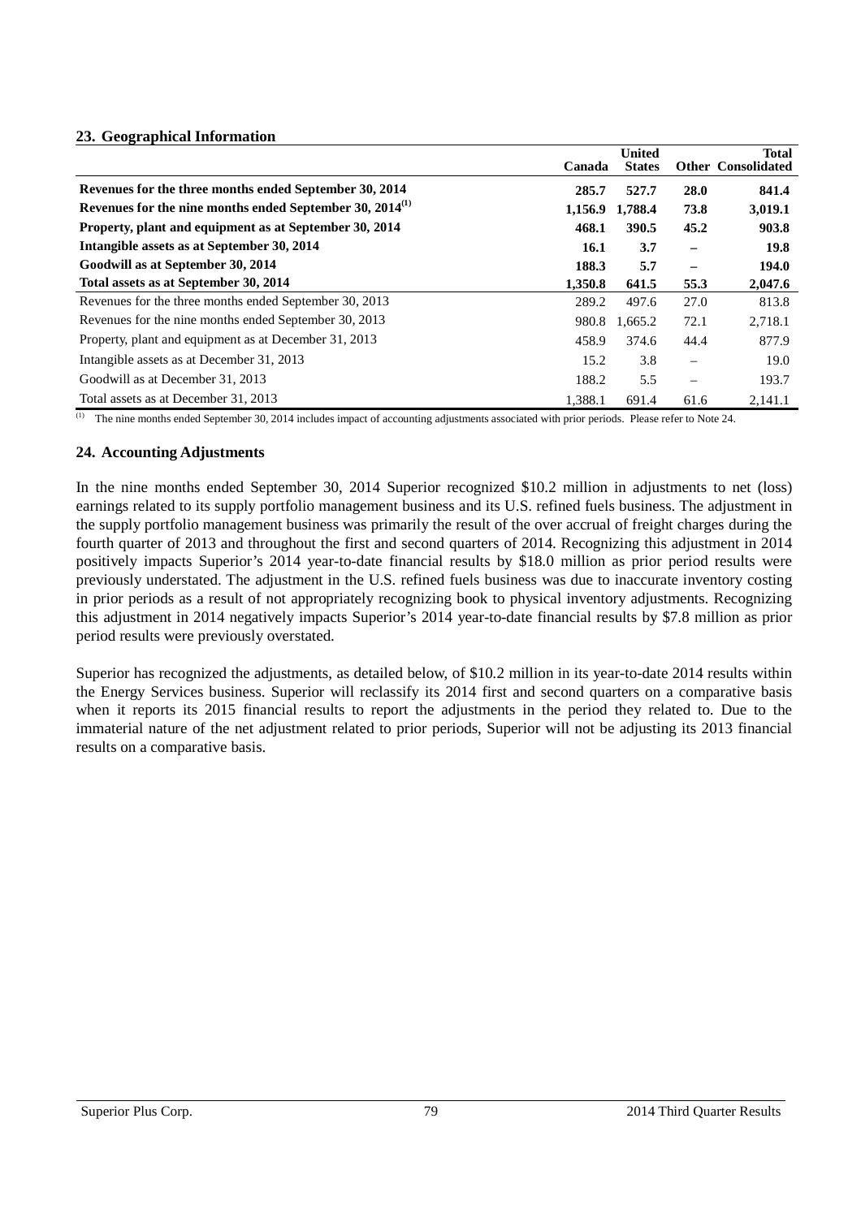## 23. Geographical Information

| | Canada | United States | Other | Total Consolidated |
|---|---|---|---|---|
| **Revenues for the three months ended September 30, 2014** | **285.7** | **527.7** | **28.0** | **841.4** |
| **Revenues for the nine months ended September 30, 2014[(1)]** | **1,156.9** | **1,788.4** | **73.8** | **3,019.1** |
| **Property, plant and equipment as at September 30, 2014** | **468.1** | **390.5** | **45.2** | **903.8** |
| **Intangible assets as at September 30, 2014** | **16.1** | **3.7** | **–** | **19.8** |
| **Goodwill as at September 30, 2014** | **188.3** | **5.7** | **–** | **194.0** |
| **Total assets as at September 30, 2014** | **1,350.8** | **641.5** | **55.3** | **2,047.6** |
| Revenues for the three months ended September 30, 2013 | 289.2 | 497.6 | 27.0 | 813.8 |
| Revenues for the nine months ended September 30, 2013 | 980.8 | 1,665.2 | 72.1 | 2,718.1 |
| Property, plant and equipment as at December 31, 2013 | 458.9 | 374.6 | 44.4 | 877.9 |
| Intangible assets as at December 31, 2013 | 15.2 | 3.8 | – | 19.0 |
| Goodwill as at December 31, 2013 | 188.2 | 5.5 | – | 193.7 |
| Total assets as at December 31, 2013 | 1,388.1 | 691.4 | 61.6 | 2,141.1 |

(1) The nine months ended September 30, 2014 includes impact of accounting adjustments associated with prior periods. Please refer to Note 24.

## 24. Accounting Adjustments

In the nine months ended September 30, 2014 Superior recognized $10.2 million in adjustments to net (loss) earnings related to its supply portfolio management business and its U.S. refined fuels business. The adjustment in the supply portfolio management business was primarily the result of the over accrual of freight charges during the fourth quarter of 2013 and throughout the first and second quarters of 2014. Recognizing this adjustment in 2014 positively impacts Superior's 2014 year-to-date financial results by $18.0 million as prior period results were previously understated. The adjustment in the U.S. refined fuels business was due to inaccurate inventory costing in prior periods as a result of not appropriately recognizing book to physical inventory adjustments. Recognizing this adjustment in 2014 negatively impacts Superior's 2014 year-to-date financial results by $7.8 million as prior period results were previously overstated.

Superior has recognized the adjustments, as detailed below, of $10.2 million in its year-to-date 2014 results within the Energy Services business. Superior will reclassify its 2014 first and second quarters on a comparative basis when it reports its 2015 financial results to report the adjustments in the period they related to. Due to the immaterial nature of the net adjustment related to prior periods, Superior will not be adjusting its 2013 financial results on a comparative basis.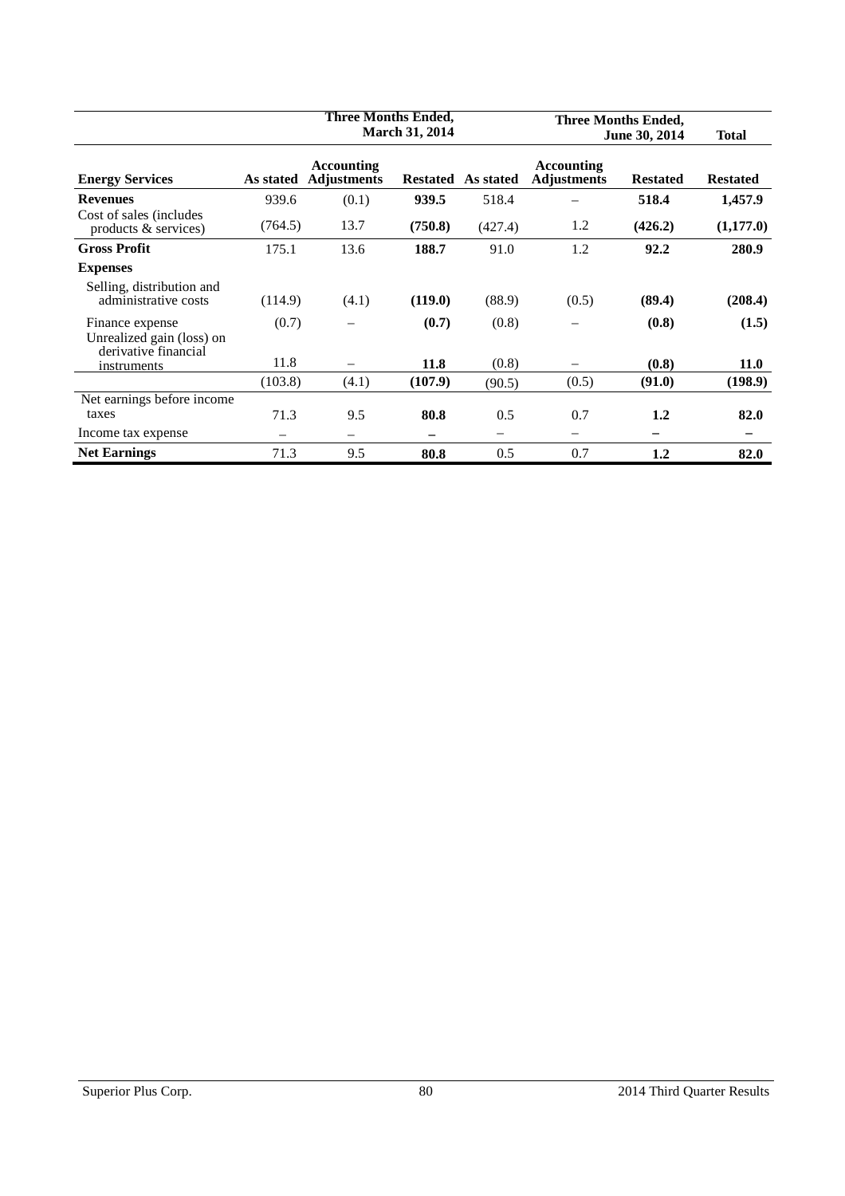| | Three Months Ended, March 31, 2014 | | | Three Months Ended, June 30, 2014 | | | Total |
|---|---|---|---|---|---|---|---|
| **Energy Services** | **As stated** | **Accounting Adjustments** | **Restated** | **As stated** | **Accounting Adjustments** | **Restated** | **Restated** |
| **Revenues** | 939.6 | (0.1) | **939.5** | 518.4 | – | **518.4** | **1,457.9** |
| Cost of sales (includes products & services) | (764.5) | 13.7 | **(750.8)** | (427.4) | 1.2 | **(426.2)** | **(1,177.0)** |
| **Gross Profit** | 175.1 | 13.6 | **188.7** | 91.0 | 1.2 | **92.2** | **280.9** |
| **Expenses** | | | | | | | |
| Selling, distribution and administrative costs | (114.9) | (4.1) | **(119.0)** | (88.9) | (0.5) | **(89.4)** | **(208.4)** |
| Finance expense | (0.7) | – | **(0.7)** | (0.8) | – | **(0.8)** | **(1.5)** |
| Unrealized gain (loss) on derivative financial instruments | 11.8 | – | **11.8** | (0.8) | – | **(0.8)** | **11.0** |
| | (103.8) | (4.1) | **(107.9)** | (90.5) | (0.5) | **(91.0)** | **(198.9)** |
| Net earnings before income taxes | 71.3 | 9.5 | **80.8** | 0.5 | 0.7 | **1.2** | **82.0** |
| Income tax expense | – | – | **–** | – | – | **–** | **–** |
| **Net Earnings** | 71.3 | 9.5 | **80.8** | 0.5 | 0.7 | **1.2** | **82.0** |